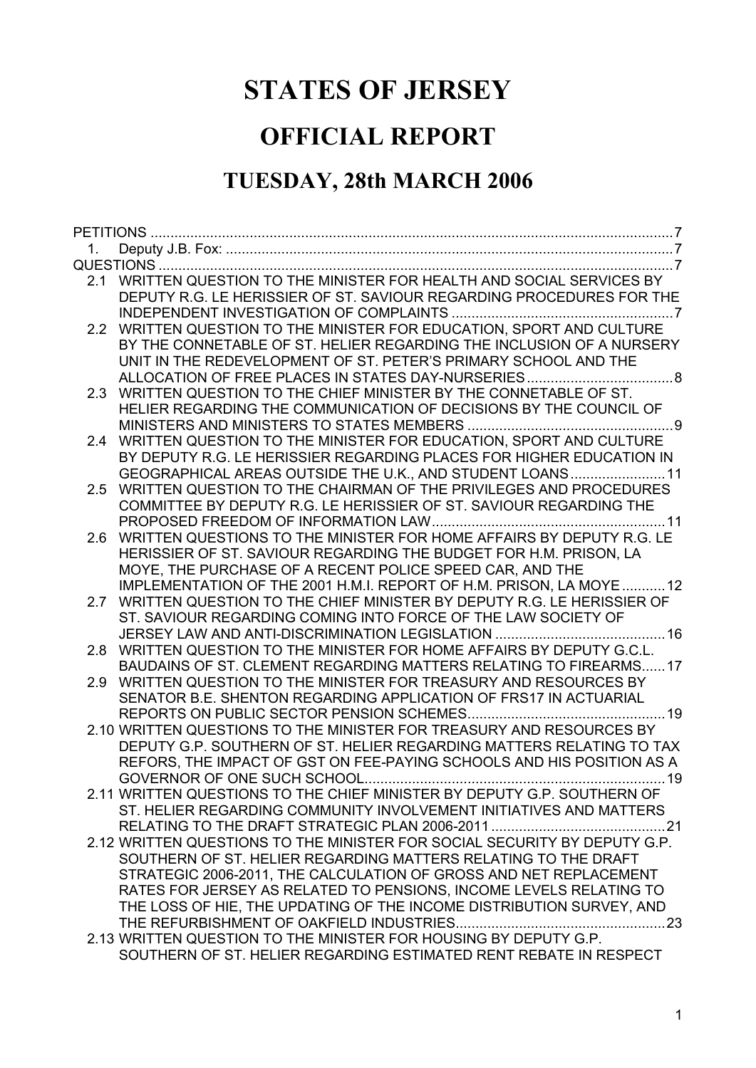# STATES OF JERSEY

## OFFICIAL REPORT

## TUESDAY, 28th MARCH 2006

PETITIONS .......................................................................................................................................7

1. Deputy J.B. Fox: .....................................................................................................................7

QUESTIONS .....................................................................................................................................7

2.1 WRITTEN QUESTION TO THE MINISTER FOR HEALTH AND SOCIAL SERVICES BY DEPUTY R.G. LE HERISSIER OF ST. SAVIOUR REGARDING PROCEDURES FOR THE INDEPENDENT INVESTIGATION OF COMPLAINTS .........................................................7

2.2 WRITTEN QUESTION TO THE MINISTER FOR EDUCATION, SPORT AND CULTURE BY THE CONNETABLE OF ST. HELIER REGARDING THE INCLUSION OF A NURSERY UNIT IN THE REDEVELOPMENT OF ST. PETER'S PRIMARY SCHOOL AND THE ALLOCATION OF FREE PLACES IN STATES DAY-NURSERIES......................................8

2.3 WRITTEN QUESTION TO THE CHIEF MINISTER BY THE CONNETABLE OF ST. HELIER REGARDING THE COMMUNICATION OF DECISIONS BY THE COUNCIL OF MINISTERS AND MINISTERS TO STATES MEMBERS .....................................................9

2.4 WRITTEN QUESTION TO THE MINISTER FOR EDUCATION, SPORT AND CULTURE BY DEPUTY R.G. LE HERISSIER REGARDING PLACES FOR HIGHER EDUCATION IN GEOGRAPHICAL AREAS OUTSIDE THE U.K., AND STUDENT LOANS ........................11

2.5 WRITTEN QUESTION TO THE CHAIRMAN OF THE PRIVILEGES AND PROCEDURES COMMITTEE BY DEPUTY R.G. LE HERISSIER OF ST. SAVIOUR REGARDING THE PROPOSED FREEDOM OF INFORMATION LAW...........................................................11

2.6 WRITTEN QUESTIONS TO THE MINISTER FOR HOME AFFAIRS BY DEPUTY R.G. LE HERISSIER OF ST. SAVIOUR REGARDING THE BUDGET FOR H.M. PRISON, LA MOYE, THE PURCHASE OF A RECENT POLICE SPEED CAR, AND THE IMPLEMENTATION OF THE 2001 H.M.I. REPORT OF H.M. PRISON, LA MOYE...........12

2.7 WRITTEN QUESTION TO THE CHIEF MINISTER BY DEPUTY R.G. LE HERISSIER OF ST. SAVIOUR REGARDING COMING INTO FORCE OF THE LAW SOCIETY OF JERSEY LAW AND ANTI-DISCRIMINATION LEGISLATION ...........................................16

2.8 WRITTEN QUESTION TO THE MINISTER FOR HOME AFFAIRS BY DEPUTY G.C.L. BAUDAINS OF ST. CLEMENT REGARDING MATTERS RELATING TO FIREARMS......17

2.9 WRITTEN QUESTION TO THE MINISTER FOR TREASURY AND RESOURCES BY SENATOR B.E. SHENTON REGARDING APPLICATION OF FRS17 IN ACTUARIAL REPORTS ON PUBLIC SECTOR PENSION SCHEMES..................................................19

2.10 WRITTEN QUESTIONS TO THE MINISTER FOR TREASURY AND RESOURCES BY DEPUTY G.P. SOUTHERN OF ST. HELIER REGARDING MATTERS RELATING TO TAX REFORS, THE IMPACT OF GST ON FEE-PAYING SCHOOLS AND HIS POSITION AS A GOVERNOR OF ONE SUCH SCHOOL............................................................................19

2.11 WRITTEN QUESTIONS TO THE CHIEF MINISTER BY DEPUTY G.P. SOUTHERN OF ST. HELIER REGARDING COMMUNITY INVOLVEMENT INITIATIVES AND MATTERS RELATING TO THE DRAFT STRATEGIC PLAN 2006-2011............................................21

2.12 WRITTEN QUESTIONS TO THE MINISTER FOR SOCIAL SECURITY BY DEPUTY G.P. SOUTHERN OF ST. HELIER REGARDING MATTERS RELATING TO THE DRAFT STRATEGIC 2006-2011, THE CALCULATION OF GROSS AND NET REPLACEMENT RATES FOR JERSEY AS RELATED TO PENSIONS, INCOME LEVELS RELATING TO THE LOSS OF HIE, THE UPDATING OF THE INCOME DISTRIBUTION SURVEY, AND THE REFURBISHMENT OF OAKFIELD INDUSTRIES......................................................23

2.13 WRITTEN QUESTION TO THE MINISTER FOR HOUSING BY DEPUTY G.P. SOUTHERN OF ST. HELIER REGARDING ESTIMATED RENT REBATE IN RESPECT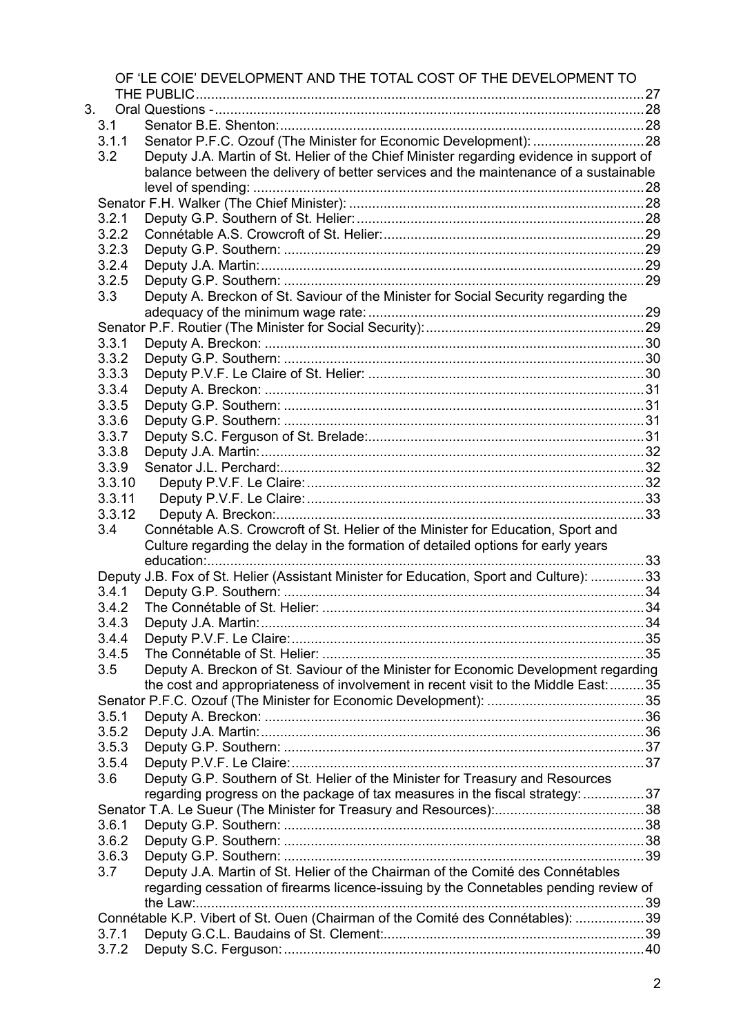OF 'LE COIE' DEVELOPMENT AND THE TOTAL COST OF THE DEVELOPMENT TO THE PUBLIC.....27

3. Oral Questions - .....28
   - 3.1 Senator B.E. Shenton: .....28
   - 3.1.1 Senator P.F.C. Ozouf (The Minister for Economic Development): .....28
   - 3.2 Deputy J.A. Martin of St. Helier of the Chief Minister regarding evidence in support of balance between the delivery of better services and the maintenance of a sustainable level of spending: .....28
   - Senator F.H. Walker (The Chief Minister): .....28
   - 3.2.1 Deputy G.P. Southern of St. Helier: .....28
   - 3.2.2 Connétable A.S. Crowcroft of St. Helier: .....29
   - 3.2.3 Deputy G.P. Southern: .....29
   - 3.2.4 Deputy J.A. Martin: .....29
   - 3.2.5 Deputy G.P. Southern: .....29
   - 3.3 Deputy A. Breckon of St. Saviour of the Minister for Social Security regarding the adequacy of the minimum wage rate: .....29
   - Senator P.F. Routier (The Minister for Social Security): .....29
   - 3.3.1 Deputy A. Breckon: .....30
   - 3.3.2 Deputy G.P. Southern: .....30
   - 3.3.3 Deputy P.V.F. Le Claire of St. Helier: .....30
   - 3.3.4 Deputy A. Breckon: .....31
   - 3.3.5 Deputy G.P. Southern: .....31
   - 3.3.6 Deputy G.P. Southern: .....31
   - 3.3.7 Deputy S.C. Ferguson of St. Brelade: .....31
   - 3.3.8 Deputy J.A. Martin: .....32
   - 3.3.9 Senator J.L. Perchard: .....32
   - 3.3.10 Deputy P.V.F. Le Claire: .....32
   - 3.3.11 Deputy P.V.F. Le Claire: .....33
   - 3.3.12 Deputy A. Breckon: .....33
   - 3.4 Connétable A.S. Crowcroft of St. Helier of the Minister for Education, Sport and Culture regarding the delay in the formation of detailed options for early years education: .....33
   - Deputy J.B. Fox of St. Helier (Assistant Minister for Education, Sport and Culture): .....33
   - 3.4.1 Deputy G.P. Southern: .....34
   - 3.4.2 The Connétable of St. Helier: .....34
   - 3.4.3 Deputy J.A. Martin: .....34
   - 3.4.4 Deputy P.V.F. Le Claire: .....35
   - 3.4.5 The Connétable of St. Helier: .....35
   - 3.5 Deputy A. Breckon of St. Saviour of the Minister for Economic Development regarding the cost and appropriateness of involvement in recent visit to the Middle East: .....35
   - Senator P.F.C. Ozouf (The Minister for Economic Development): .....35
   - 3.5.1 Deputy A. Breckon: .....36
   - 3.5.2 Deputy J.A. Martin: .....36
   - 3.5.3 Deputy G.P. Southern: .....37
   - 3.5.4 Deputy P.V.F. Le Claire: .....37
   - 3.6 Deputy G.P. Southern of St. Helier of the Minister for Treasury and Resources regarding progress on the package of tax measures in the fiscal strategy: .....37
   - Senator T.A. Le Sueur (The Minister for Treasury and Resources): .....38
   - 3.6.1 Deputy G.P. Southern: .....38
   - 3.6.2 Deputy G.P. Southern: .....38
   - 3.6.3 Deputy G.P. Southern: .....39
   - 3.7 Deputy J.A. Martin of St. Helier of the Chairman of the Comité des Connétables regarding cessation of firearms licence-issuing by the Connetables pending review of the Law: .....39
   - Connétable K.P. Vibert of St. Ouen (Chairman of the Comité des Connétables): .....39
   - 3.7.1 Deputy G.C.L. Baudains of St. Clement: .....39
   - 3.7.2 Deputy S.C. Ferguson: .....40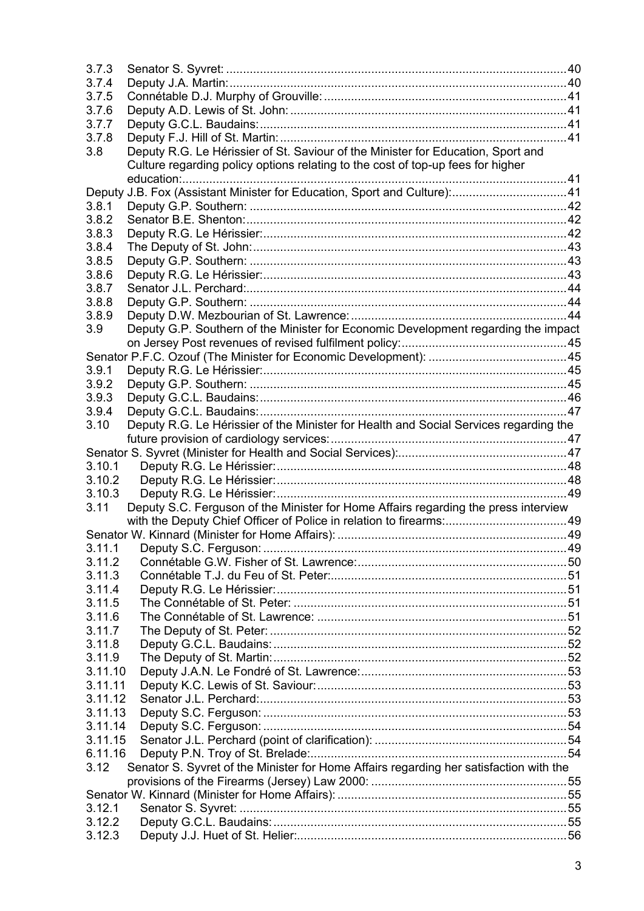3.7.3 Senator S. Syvret: ........................................................................................................40
3.7.4 Deputy J.A. Martin:........................................................................................................40
3.7.5 Connétable D.J. Murphy of Grouville:...........................................................................41
3.7.6 Deputy A.D. Lewis of St. John:.....................................................................................41
3.7.7 Deputy G.C.L. Baudains:..............................................................................................41
3.7.8 Deputy F.J. Hill of St. Martin:........................................................................................41
3.8 Deputy R.G. Le Hérissier of St. Saviour of the Minister for Education, Sport and Culture regarding policy options relating to the cost of top-up fees for higher education:....................................................................................................................41
Deputy J.B. Fox (Assistant Minister for Education, Sport and Culture):...................................41
3.8.1 Deputy G.P. Southern: .................................................................................................42
3.8.2 Senator B.E. Shenton:..................................................................................................42
3.8.3 Deputy R.G. Le Hérissier:.............................................................................................42
3.8.4 The Deputy of St. John:................................................................................................43
3.8.5 Deputy G.P. Southern: .................................................................................................43
3.8.6 Deputy R.G. Le Hérissier:.............................................................................................43
3.8.7 Senator J.L. Perchard:..................................................................................................44
3.8.8 Deputy G.P. Southern: .................................................................................................44
3.8.9 Deputy D.W. Mezbourian of St. Lawrence:...................................................................44
3.9 Deputy G.P. Southern of the Minister for Economic Development regarding the impact on Jersey Post revenues of revised fulfilment policy:...................................................45
Senator P.F.C. Ozouf (The Minister for Economic Development): ..........................................45
3.9.1 Deputy R.G. Le Hérissier:.............................................................................................45
3.9.2 Deputy G.P. Southern: .................................................................................................45
3.9.3 Deputy G.C.L. Baudains:..............................................................................................46
3.9.4 Deputy G.C.L. Baudains:..............................................................................................47
3.10 Deputy R.G. Le Hérissier of the Minister for Health and Social Services regarding the future provision of cardiology services:........................................................................47
Senator S. Syvret (Minister for Health and Social Services):...................................................47
3.10.1 Deputy R.G. Le Hérissier:.........................................................................................48
3.10.2 Deputy R.G. Le Hérissier:.........................................................................................48
3.10.3 Deputy R.G. Le Hérissier:.........................................................................................49
3.11 Deputy S.C. Ferguson of the Minister for Home Affairs regarding the press interview with the Deputy Chief Officer of Police in relation to firearms:.....................................49
Senator W. Kinnard (Minister for Home Affairs): .....................................................................49
3.11.1 Deputy S.C. Ferguson:.............................................................................................49
3.11.2 Connétable G.W. Fisher of St. Lawrence:.................................................................50
3.11.3 Connétable T.J. du Feu of St. Peter:.........................................................................51
3.11.4 Deputy R.G. Le Hérissier:.........................................................................................51
3.11.5 The Connétable of St. Peter: ....................................................................................51
3.11.6 The Connétable of St. Lawrence: .............................................................................51
3.11.7 The Deputy of St. Peter: ...........................................................................................52
3.11.8 Deputy G.C.L. Baudains:..........................................................................................52
3.11.9 The Deputy of St. Martin:..........................................................................................52
3.11.10 Deputy J.A.N. Le Fondré of St. Lawrence:................................................................53
3.11.11 Deputy K.C. Lewis of St. Saviour:.............................................................................53
3.11.12 Senator J.L. Perchard:..............................................................................................53
3.11.13 Deputy S.C. Ferguson:.............................................................................................53
3.11.14 Deputy S.C. Ferguson:.............................................................................................54
3.11.15 Senator J.L. Perchard (point of clarification): ............................................................54
6.11.16 Deputy P.N. Troy of St. Brelade:...............................................................................54
3.12 Senator S. Syvret of the Minister for Home Affairs regarding her satisfaction with the provisions of the Firearms (Jersey) Law 2000: .............................................................55
Senator W. Kinnard (Minister for Home Affairs): .....................................................................55
3.12.1 Senator S. Syvret: ....................................................................................................55
3.12.2 Deputy G.C.L. Baudains:..........................................................................................55
3.12.3 Deputy J.J. Huet of St. Helier:...................................................................................56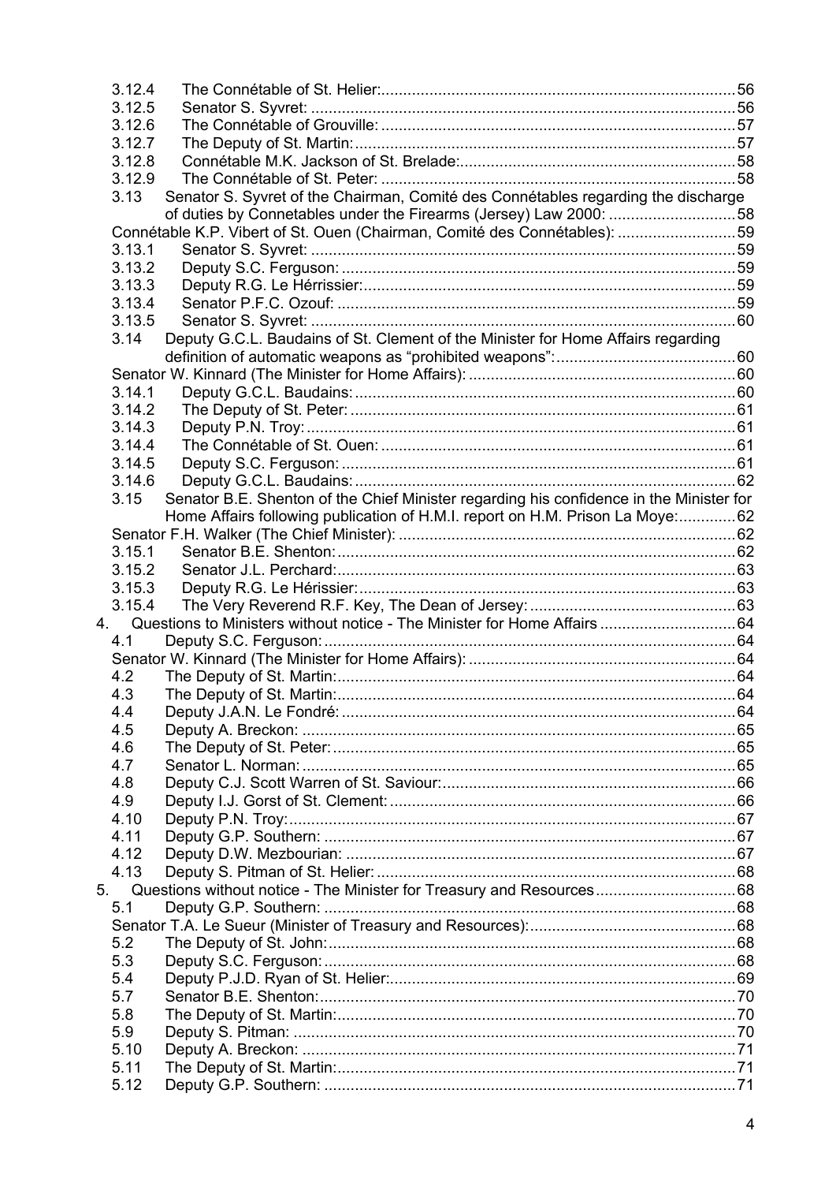3.12.4 The Connétable of St. Helier: ... 56
3.12.5 Senator S. Syvret: ... 56
3.12.6 The Connétable of Grouville: ... 57
3.12.7 The Deputy of St. Martin: ... 57
3.12.8 Connétable M.K. Jackson of St. Brelade: ... 58
3.12.9 The Connétable of St. Peter: ... 58

3.13 Senator S. Syvret of the Chairman, Comité des Connétables regarding the discharge of duties by Connetables under the Firearms (Jersey) Law 2000: ... 58

Connétable K.P. Vibert of St. Ouen (Chairman, Comité des Connétables): ... 59
3.13.1 Senator S. Syvret: ... 59
3.13.2 Deputy S.C. Ferguson: ... 59
3.13.3 Deputy R.G. Le Hérrissier: ... 59
3.13.4 Senator P.F.C. Ozouf: ... 59
3.13.5 Senator S. Syvret: ... 60

3.14 Deputy G.C.L. Baudains of St. Clement of the Minister for Home Affairs regarding definition of automatic weapons as "prohibited weapons": ... 60

Senator W. Kinnard (The Minister for Home Affairs): ... 60
3.14.1 Deputy G.C.L. Baudains: ... 60
3.14.2 The Deputy of St. Peter: ... 61
3.14.3 Deputy P.N. Troy: ... 61
3.14.4 The Connétable of St. Ouen: ... 61
3.14.5 Deputy S.C. Ferguson: ... 61
3.14.6 Deputy G.C.L. Baudains: ... 62

3.15 Senator B.E. Shenton of the Chief Minister regarding his confidence in the Minister for Home Affairs following publication of H.M.I. report on H.M. Prison La Moye: ... 62

Senator F.H. Walker (The Chief Minister): ... 62
3.15.1 Senator B.E. Shenton: ... 62
3.15.2 Senator J.L. Perchard: ... 63
3.15.3 Deputy R.G. Le Hérissier: ... 63
3.15.4 The Very Reverend R.F. Key, The Dean of Jersey: ... 63

4. Questions to Ministers without notice - The Minister for Home Affairs ... 64
4.1 Deputy S.C. Ferguson: ... 64
Senator W. Kinnard (The Minister for Home Affairs): ... 64
4.2 The Deputy of St. Martin: ... 64
4.3 The Deputy of St. Martin: ... 64
4.4 Deputy J.A.N. Le Fondré: ... 64
4.5 Deputy A. Breckon: ... 65
4.6 The Deputy of St. Peter: ... 65
4.7 Senator L. Norman: ... 65
4.8 Deputy C.J. Scott Warren of St. Saviour: ... 66
4.9 Deputy I.J. Gorst of St. Clement: ... 66
4.10 Deputy P.N. Troy: ... 67
4.11 Deputy G.P. Southern: ... 67
4.12 Deputy D.W. Mezbourian: ... 67
4.13 Deputy S. Pitman of St. Helier: ... 68

5. Questions without notice - The Minister for Treasury and Resources ... 68
5.1 Deputy G.P. Southern: ... 68
Senator T.A. Le Sueur (Minister of Treasury and Resources): ... 68
5.2 The Deputy of St. John: ... 68
5.3 Deputy S.C. Ferguson: ... 68
5.4 Deputy P.J.D. Ryan of St. Helier: ... 69
5.7 Senator B.E. Shenton: ... 70
5.8 The Deputy of St. Martin: ... 70
5.9 Deputy S. Pitman: ... 70
5.10 Deputy A. Breckon: ... 71
5.11 The Deputy of St. Martin: ... 71
5.12 Deputy G.P. Southern: ... 71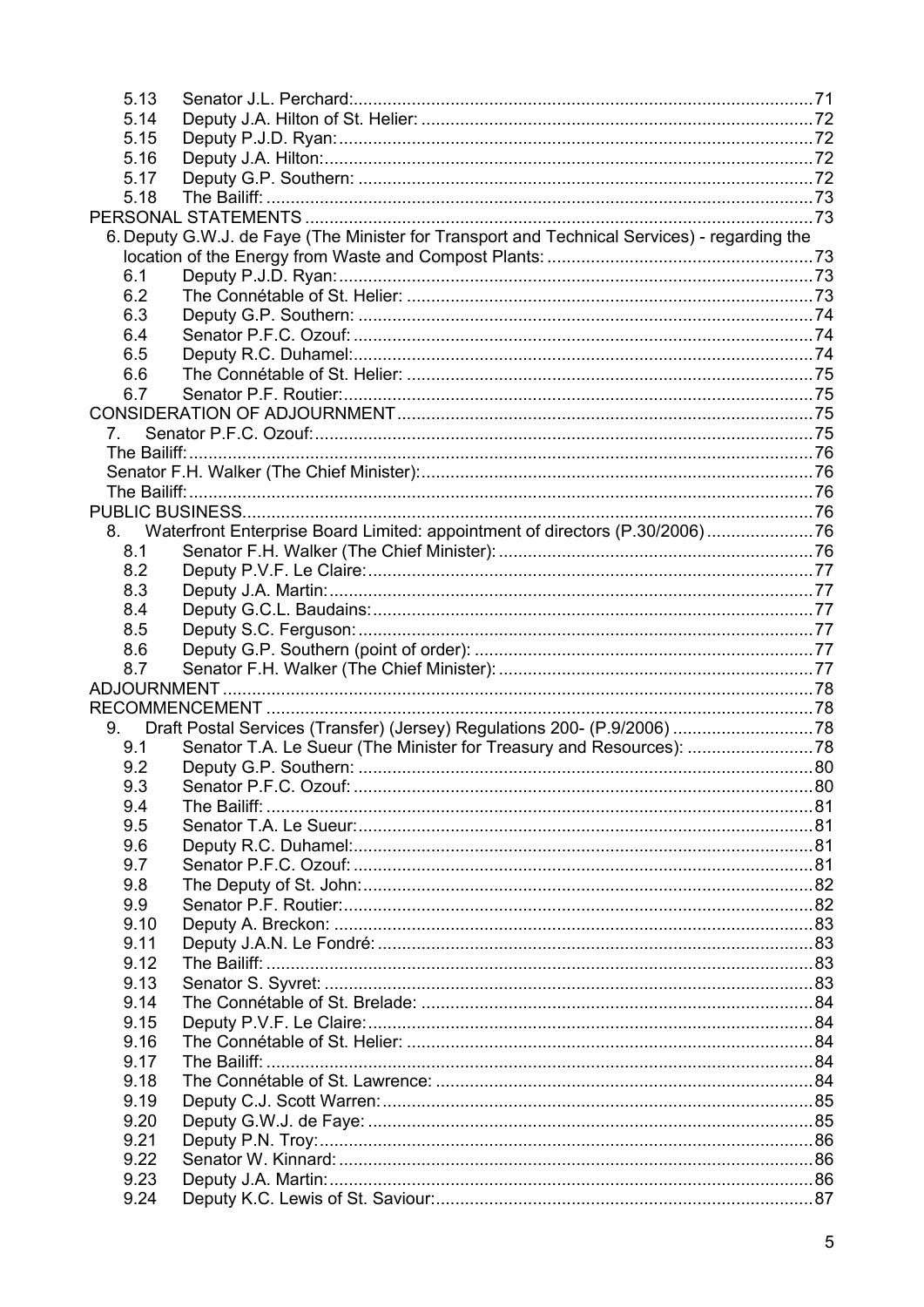5.13 Senator J.L. Perchard: 71
5.14 Deputy J.A. Hilton of St. Helier: 72
5.15 Deputy P.J.D. Ryan: 72
5.16 Deputy J.A. Hilton: 72
5.17 Deputy G.P. Southern: 72
5.18 The Bailiff: 73

PERSONAL STATEMENTS 73

6. Deputy G.W.J. de Faye (The Minister for Transport and Technical Services) - regarding the location of the Energy from Waste and Compost Plants: 73
6.1 Deputy P.J.D. Ryan: 73
6.2 The Connétable of St. Helier: 73
6.3 Deputy G.P. Southern: 74
6.4 Senator P.F.C. Ozouf: 74
6.5 Deputy R.C. Duhamel: 74
6.6 The Connétable of St. Helier: 75
6.7 Senator P.F. Routier: 75

CONSIDERATION OF ADJOURNMENT 75

7. Senator P.F.C. Ozouf: 75

The Bailiff: 76

Senator F.H. Walker (The Chief Minister): 76

The Bailiff: 76

PUBLIC BUSINESS 76

8. Waterfront Enterprise Board Limited: appointment of directors (P.30/2006) 76
8.1 Senator F.H. Walker (The Chief Minister): 76
8.2 Deputy P.V.F. Le Claire: 77
8.3 Deputy J.A. Martin: 77
8.4 Deputy G.C.L. Baudains: 77
8.5 Deputy S.C. Ferguson: 77
8.6 Deputy G.P. Southern (point of order): 77
8.7 Senator F.H. Walker (The Chief Minister): 77

ADJOURNMENT 78

RECOMMENCEMENT 78

9. Draft Postal Services (Transfer) (Jersey) Regulations 200- (P.9/2006) 78
9.1 Senator T.A. Le Sueur (The Minister for Treasury and Resources): 78
9.2 Deputy G.P. Southern: 80
9.3 Senator P.F.C. Ozouf: 80
9.4 The Bailiff: 81
9.5 Senator T.A. Le Sueur: 81
9.6 Deputy R.C. Duhamel: 81
9.7 Senator P.F.C. Ozouf: 81
9.8 The Deputy of St. John: 82
9.9 Senator P.F. Routier: 82
9.10 Deputy A. Breckon: 83
9.11 Deputy J.A.N. Le Fondré: 83
9.12 The Bailiff: 83
9.13 Senator S. Syvret: 83
9.14 The Connétable of St. Brelade: 84
9.15 Deputy P.V.F. Le Claire: 84
9.16 The Connétable of St. Helier: 84
9.17 The Bailiff: 84
9.18 The Connétable of St. Lawrence: 84
9.19 Deputy C.J. Scott Warren: 85
9.20 Deputy G.W.J. de Faye: 85
9.21 Deputy P.N. Troy: 86
9.22 Senator W. Kinnard: 86
9.23 Deputy J.A. Martin: 86
9.24 Deputy K.C. Lewis of St. Saviour: 87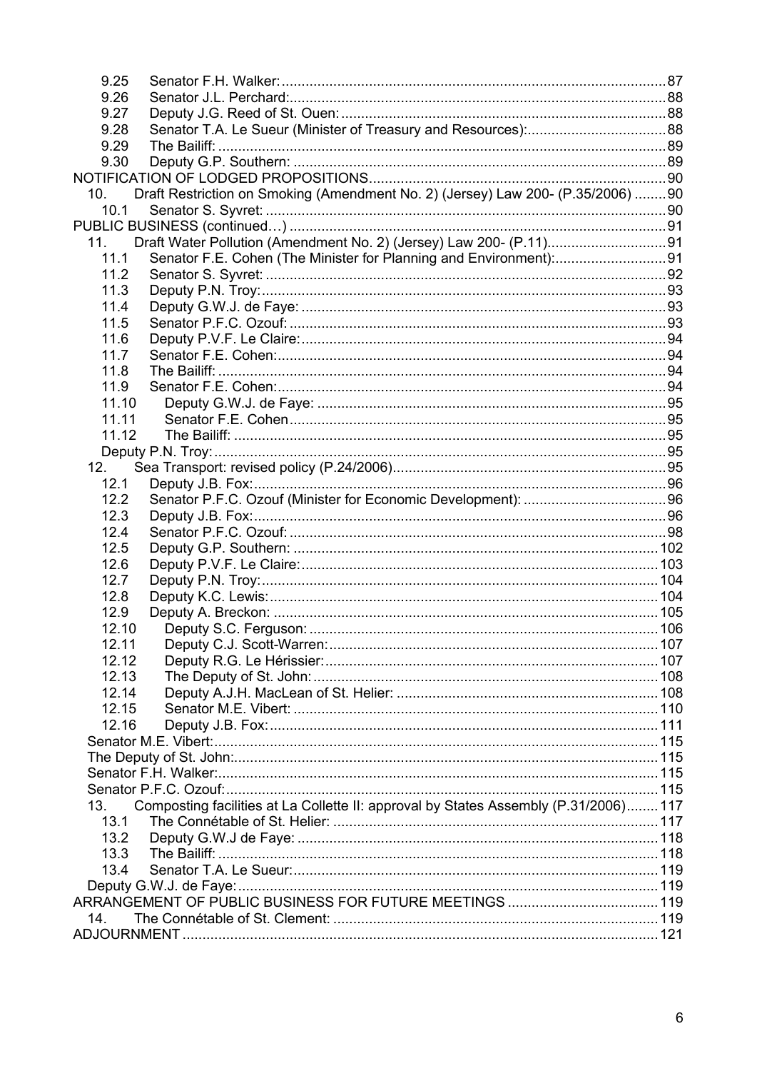9.25 Senator F.H. Walker: 87
9.26 Senator J.L. Perchard: 88
9.27 Deputy J.G. Reed of St. Ouen: 88
9.28 Senator T.A. Le Sueur (Minister of Treasury and Resources): 88
9.29 The Bailiff: 89
9.30 Deputy G.P. Southern: 89

NOTIFICATION OF LODGED PROPOSITIONS 90

10. Draft Restriction on Smoking (Amendment No. 2) (Jersey) Law 200- (P.35/2006) 90
10.1 Senator S. Syvret: 90

PUBLIC BUSINESS (continued…) 91

11. Draft Water Pollution (Amendment No. 2) (Jersey) Law 200- (P.11) 91
11.1 Senator F.E. Cohen (The Minister for Planning and Environment): 91
11.2 Senator S. Syvret: 92
11.3 Deputy P.N. Troy: 93
11.4 Deputy G.W.J. de Faye: 93
11.5 Senator P.F.C. Ozouf: 93
11.6 Deputy P.V.F. Le Claire: 94
11.7 Senator F.E. Cohen: 94
11.8 The Bailiff: 94
11.9 Senator F.E. Cohen: 94
11.10 Deputy G.W.J. de Faye: 95
11.11 Senator F.E. Cohen 95
11.12 The Bailiff: 95
Deputy P.N. Troy: 95

12. Sea Transport: revised policy (P.24/2006) 95
12.1 Deputy J.B. Fox: 96
12.2 Senator P.F.C. Ozouf (Minister for Economic Development): 96
12.3 Deputy J.B. Fox: 96
12.4 Senator P.F.C. Ozouf: 98
12.5 Deputy G.P. Southern: 102
12.6 Deputy P.V.F. Le Claire: 103
12.7 Deputy P.N. Troy: 104
12.8 Deputy K.C. Lewis: 104
12.9 Deputy A. Breckon: 105
12.10 Deputy S.C. Ferguson: 106
12.11 Deputy C.J. Scott-Warren: 107
12.12 Deputy R.G. Le Hérissier: 107
12.13 The Deputy of St. John: 108
12.14 Deputy A.J.H. MacLean of St. Helier: 108
12.15 Senator M.E. Vibert: 110
12.16 Deputy J.B. Fox: 111
Senator M.E. Vibert: 115
The Deputy of St. John: 115
Senator F.H. Walker: 115
Senator P.F.C. Ozouf: 115

13. Composting facilities at La Collette II: approval by States Assembly (P.31/2006) 117
13.1 The Connétable of St. Helier: 117
13.2 Deputy G.W.J de Faye: 118
13.3 The Bailiff: 118
13.4 Senator T.A. Le Sueur: 119
Deputy G.W.J. de Faye: 119

ARRANGEMENT OF PUBLIC BUSINESS FOR FUTURE MEETINGS 119

14. The Connétable of St. Clement: 119

ADJOURNMENT 121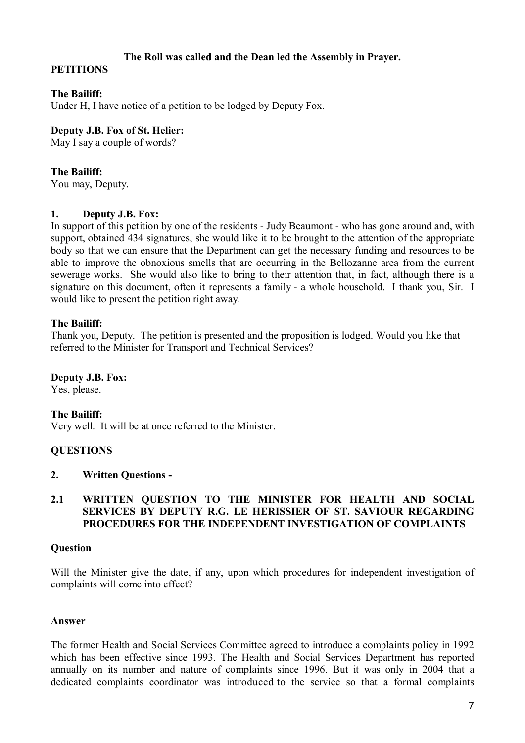**The Roll was called and the Dean led the Assembly in Prayer.**

## PETITIONS

**The Bailiff:**

Under H, I have notice of a petition to be lodged by Deputy Fox.

**Deputy J.B. Fox of St. Helier:**

May I say a couple of words?

**The Bailiff:**

You may, Deputy.

### 1. Deputy J.B. Fox:

In support of this petition by one of the residents - Judy Beaumont - who has gone around and, with support, obtained 434 signatures, she would like it to be brought to the attention of the appropriate body so that we can ensure that the Department can get the necessary funding and resources to be able to improve the obnoxious smells that are occurring in the Bellozanne area from the current sewerage works. She would also like to bring to their attention that, in fact, although there is a signature on this document, often it represents a family - a whole household. I thank you, Sir. I would like to present the petition right away.

**The Bailiff:**

Thank you, Deputy. The petition is presented and the proposition is lodged. Would you like that referred to the Minister for Transport and Technical Services?

**Deputy J.B. Fox:**

Yes, please.

**The Bailiff:**

Very well. It will be at once referred to the Minister.

## QUESTIONS

### 2. Written Questions -

### 2.1 WRITTEN QUESTION TO THE MINISTER FOR HEALTH AND SOCIAL SERVICES BY DEPUTY R.G. LE HERISSIER OF ST. SAVIOUR REGARDING PROCEDURES FOR THE INDEPENDENT INVESTIGATION OF COMPLAINTS

**Question**

Will the Minister give the date, if any, upon which procedures for independent investigation of complaints will come into effect?

**Answer**

The former Health and Social Services Committee agreed to introduce a complaints policy in 1992 which has been effective since 1993. The Health and Social Services Department has reported annually on its number and nature of complaints since 1996. But it was only in 2004 that a dedicated complaints coordinator was introduced to the service so that a formal complaints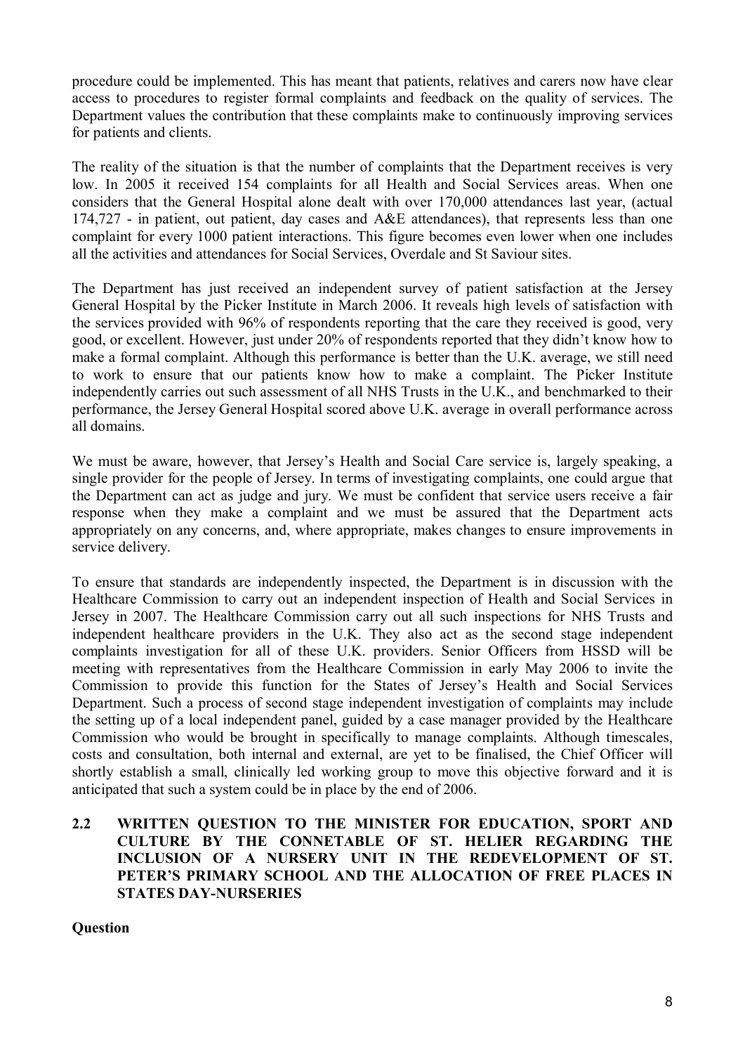procedure could be implemented. This has meant that patients, relatives and carers now have clear access to procedures to register formal complaints and feedback on the quality of services. The Department values the contribution that these complaints make to continuously improving services for patients and clients.

The reality of the situation is that the number of complaints that the Department receives is very low. In 2005 it received 154 complaints for all Health and Social Services areas. When one considers that the General Hospital alone dealt with over 170,000 attendances last year, (actual 174,727 - in patient, out patient, day cases and A&E attendances), that represents less than one complaint for every 1000 patient interactions. This figure becomes even lower when one includes all the activities and attendances for Social Services, Overdale and St Saviour sites.

The Department has just received an independent survey of patient satisfaction at the Jersey General Hospital by the Picker Institute in March 2006. It reveals high levels of satisfaction with the services provided with 96% of respondents reporting that the care they received is good, very good, or excellent. However, just under 20% of respondents reported that they didn't know how to make a formal complaint. Although this performance is better than the U.K. average, we still need to work to ensure that our patients know how to make a complaint. The Picker Institute independently carries out such assessment of all NHS Trusts in the U.K., and benchmarked to their performance, the Jersey General Hospital scored above U.K. average in overall performance across all domains.

We must be aware, however, that Jersey's Health and Social Care service is, largely speaking, a single provider for the people of Jersey. In terms of investigating complaints, one could argue that the Department can act as judge and jury. We must be confident that service users receive a fair response when they make a complaint and we must be assured that the Department acts appropriately on any concerns, and, where appropriate, makes changes to ensure improvements in service delivery.

To ensure that standards are independently inspected, the Department is in discussion with the Healthcare Commission to carry out an independent inspection of Health and Social Services in Jersey in 2007. The Healthcare Commission carry out all such inspections for NHS Trusts and independent healthcare providers in the U.K. They also act as the second stage independent complaints investigation for all of these U.K. providers. Senior Officers from HSSD will be meeting with representatives from the Healthcare Commission in early May 2006 to invite the Commission to provide this function for the States of Jersey's Health and Social Services Department. Such a process of second stage independent investigation of complaints may include the setting up of a local independent panel, guided by a case manager provided by the Healthcare Commission who would be brought in specifically to manage complaints. Although timescales, costs and consultation, both internal and external, are yet to be finalised, the Chief Officer will shortly establish a small, clinically led working group to move this objective forward and it is anticipated that such a system could be in place by the end of 2006.

## 2.2 WRITTEN QUESTION TO THE MINISTER FOR EDUCATION, SPORT AND CULTURE BY THE CONNETABLE OF ST. HELIER REGARDING THE INCLUSION OF A NURSERY UNIT IN THE REDEVELOPMENT OF ST. PETER'S PRIMARY SCHOOL AND THE ALLOCATION OF FREE PLACES IN STATES DAY-NURSERIES

**Question**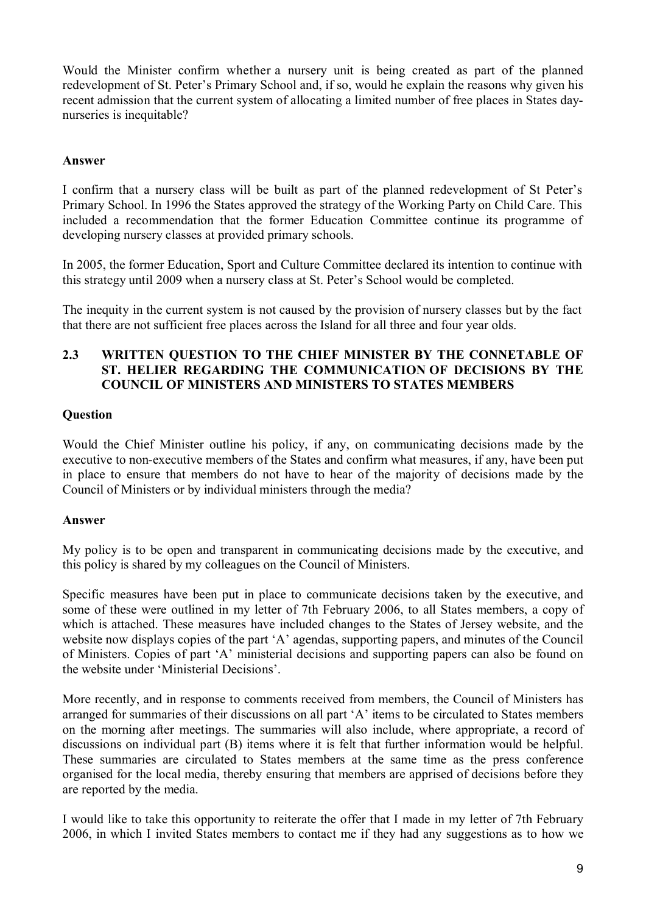Would the Minister confirm whether a nursery unit is being created as part of the planned redevelopment of St. Peter's Primary School and, if so, would he explain the reasons why given his recent admission that the current system of allocating a limited number of free places in States day-nurseries is inequitable?

**Answer**

I confirm that a nursery class will be built as part of the planned redevelopment of St Peter's Primary School. In 1996 the States approved the strategy of the Working Party on Child Care. This included a recommendation that the former Education Committee continue its programme of developing nursery classes at provided primary schools.

In 2005, the former Education, Sport and Culture Committee declared its intention to continue with this strategy until 2009 when a nursery class at St. Peter's School would be completed.

The inequity in the current system is not caused by the provision of nursery classes but by the fact that there are not sufficient free places across the Island for all three and four year olds.

## 2.3 WRITTEN QUESTION TO THE CHIEF MINISTER BY THE CONNETABLE OF ST. HELIER REGARDING THE COMMUNICATION OF DECISIONS BY THE COUNCIL OF MINISTERS AND MINISTERS TO STATES MEMBERS

**Question**

Would the Chief Minister outline his policy, if any, on communicating decisions made by the executive to non-executive members of the States and confirm what measures, if any, have been put in place to ensure that members do not have to hear of the majority of decisions made by the Council of Ministers or by individual ministers through the media?

**Answer**

My policy is to be open and transparent in communicating decisions made by the executive, and this policy is shared by my colleagues on the Council of Ministers.

Specific measures have been put in place to communicate decisions taken by the executive, and some of these were outlined in my letter of 7th February 2006, to all States members, a copy of which is attached. These measures have included changes to the States of Jersey website, and the website now displays copies of the part 'A' agendas, supporting papers, and minutes of the Council of Ministers. Copies of part 'A' ministerial decisions and supporting papers can also be found on the website under 'Ministerial Decisions'.

More recently, and in response to comments received from members, the Council of Ministers has arranged for summaries of their discussions on all part 'A' items to be circulated to States members on the morning after meetings. The summaries will also include, where appropriate, a record of discussions on individual part (B) items where it is felt that further information would be helpful. These summaries are circulated to States members at the same time as the press conference organised for the local media, thereby ensuring that members are apprised of decisions before they are reported by the media.

I would like to take this opportunity to reiterate the offer that I made in my letter of 7th February 2006, in which I invited States members to contact me if they had any suggestions as to how we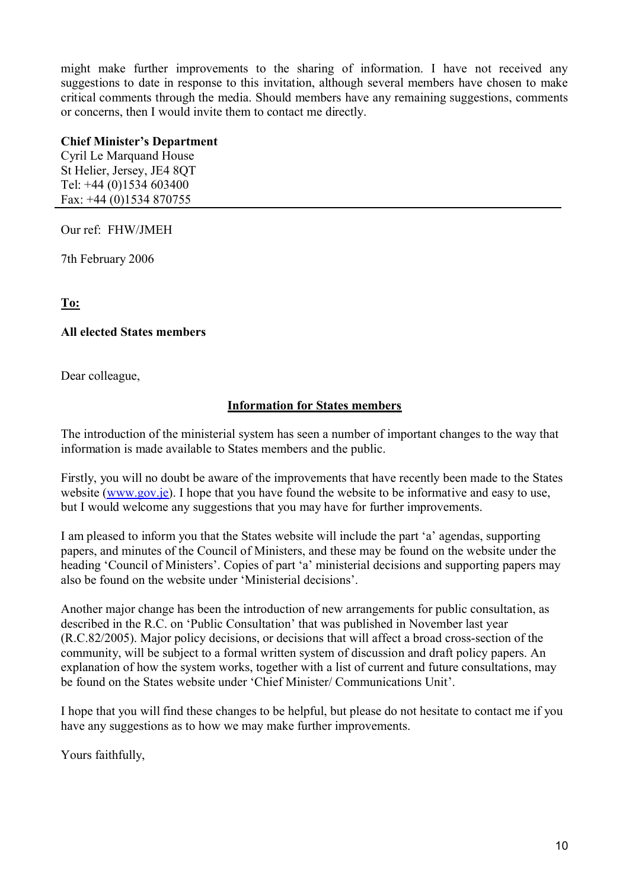might make further improvements to the sharing of information. I have not received any suggestions to date in response to this invitation, although several members have chosen to make critical comments through the media. Should members have any remaining suggestions, comments or concerns, then I would invite them to contact me directly.

**Chief Minister's Department**
Cyril Le Marquand House
St Helier, Jersey, JE4 8QT
Tel: +44 (0)1534 603400
Fax: +44 (0)1534 870755

---

Our ref: FHW/JMEH

7th February 2006

**To:**

**All elected States members**

Dear colleague,

**Information for States members**

The introduction of the ministerial system has seen a number of important changes to the way that information is made available to States members and the public.

Firstly, you will no doubt be aware of the improvements that have recently been made to the States website (www.gov.je). I hope that you have found the website to be informative and easy to use, but I would welcome any suggestions that you may have for further improvements.

I am pleased to inform you that the States website will include the part 'a' agendas, supporting papers, and minutes of the Council of Ministers, and these may be found on the website under the heading 'Council of Ministers'. Copies of part 'a' ministerial decisions and supporting papers may also be found on the website under 'Ministerial decisions'.

Another major change has been the introduction of new arrangements for public consultation, as described in the R.C. on 'Public Consultation' that was published in November last year (R.C.82/2005). Major policy decisions, or decisions that will affect a broad cross-section of the community, will be subject to a formal written system of discussion and draft policy papers. An explanation of how the system works, together with a list of current and future consultations, may be found on the States website under 'Chief Minister/ Communications Unit'.

I hope that you will find these changes to be helpful, but please do not hesitate to contact me if you have any suggestions as to how we may make further improvements.

Yours faithfully,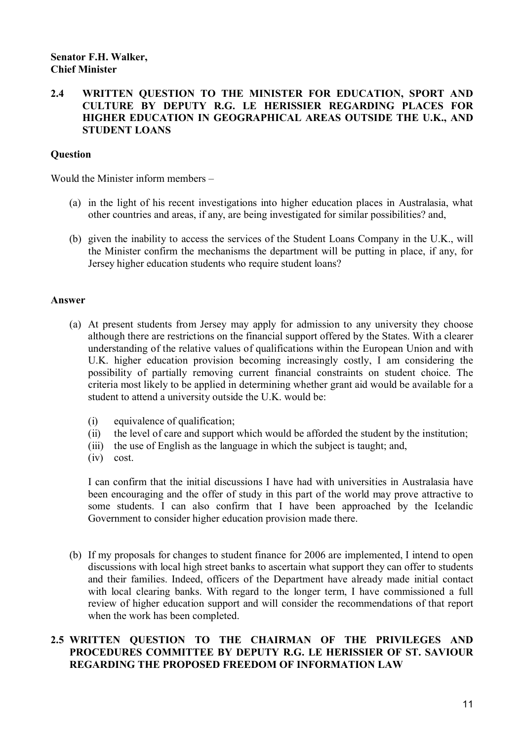**Senator F.H. Walker,**
**Chief Minister**

### 2.4 WRITTEN QUESTION TO THE MINISTER FOR EDUCATION, SPORT AND CULTURE BY DEPUTY R.G. LE HERISSIER REGARDING PLACES FOR HIGHER EDUCATION IN GEOGRAPHICAL AREAS OUTSIDE THE U.K., AND STUDENT LOANS

**Question**

Would the Minister inform members –

(a) in the light of his recent investigations into higher education places in Australasia, what other countries and areas, if any, are being investigated for similar possibilities? and,

(b) given the inability to access the services of the Student Loans Company in the U.K., will the Minister confirm the mechanisms the department will be putting in place, if any, for Jersey higher education students who require student loans?

**Answer**

(a) At present students from Jersey may apply for admission to any university they choose although there are restrictions on the financial support offered by the States. With a clearer understanding of the relative values of qualifications within the European Union and with U.K. higher education provision becoming increasingly costly, I am considering the possibility of partially removing current financial constraints on student choice. The criteria most likely to be applied in determining whether grant aid would be available for a student to attend a university outside the U.K. would be:

   (i) equivalence of qualification;
   (ii) the level of care and support which would be afforded the student by the institution;
   (iii) the use of English as the language in which the subject is taught; and,
   (iv) cost.

   I can confirm that the initial discussions I have had with universities in Australasia have been encouraging and the offer of study in this part of the world may prove attractive to some students. I can also confirm that I have been approached by the Icelandic Government to consider higher education provision made there.

(b) If my proposals for changes to student finance for 2006 are implemented, I intend to open discussions with local high street banks to ascertain what support they can offer to students and their families. Indeed, officers of the Department have already made initial contact with local clearing banks. With regard to the longer term, I have commissioned a full review of higher education support and will consider the recommendations of that report when the work has been completed.

### 2.5 WRITTEN QUESTION TO THE CHAIRMAN OF THE PRIVILEGES AND PROCEDURES COMMITTEE BY DEPUTY R.G. LE HERISSIER OF ST. SAVIOUR REGARDING THE PROPOSED FREEDOM OF INFORMATION LAW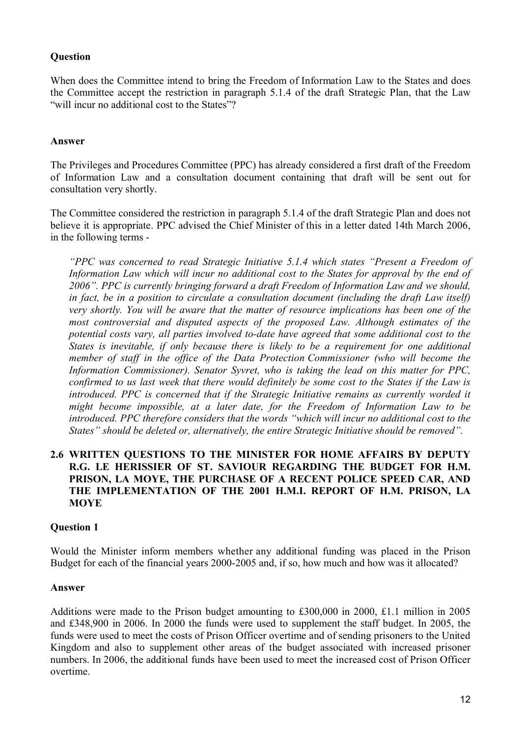**Question**

When does the Committee intend to bring the Freedom of Information Law to the States and does the Committee accept the restriction in paragraph 5.1.4 of the draft Strategic Plan, that the Law "will incur no additional cost to the States"?

**Answer**

The Privileges and Procedures Committee (PPC) has already considered a first draft of the Freedom of Information Law and a consultation document containing that draft will be sent out for consultation very shortly.

The Committee considered the restriction in paragraph 5.1.4 of the draft Strategic Plan and does not believe it is appropriate. PPC advised the Chief Minister of this in a letter dated 14th March 2006, in the following terms -

> *"PPC was concerned to read Strategic Initiative 5.1.4 which states "Present a Freedom of Information Law which will incur no additional cost to the States for approval by the end of 2006". PPC is currently bringing forward a draft Freedom of Information Law and we should, in fact, be in a position to circulate a consultation document (including the draft Law itself) very shortly. You will be aware that the matter of resource implications has been one of the most controversial and disputed aspects of the proposed Law. Although estimates of the potential costs vary, all parties involved to-date have agreed that some additional cost to the States is inevitable, if only because there is likely to be a requirement for one additional member of staff in the office of the Data Protection Commissioner (who will become the Information Commissioner). Senator Syvret, who is taking the lead on this matter for PPC, confirmed to us last week that there would definitely be some cost to the States if the Law is introduced. PPC is concerned that if the Strategic Initiative remains as currently worded it might become impossible, at a later date, for the Freedom of Information Law to be introduced. PPC therefore considers that the words "which will incur no additional cost to the States" should be deleted or, alternatively, the entire Strategic Initiative should be removed".*

### 2.6 WRITTEN QUESTIONS TO THE MINISTER FOR HOME AFFAIRS BY DEPUTY R.G. LE HERISSIER OF ST. SAVIOUR REGARDING THE BUDGET FOR H.M. PRISON, LA MOYE, THE PURCHASE OF A RECENT POLICE SPEED CAR, AND THE IMPLEMENTATION OF THE 2001 H.M.I. REPORT OF H.M. PRISON, LA MOYE

**Question 1**

Would the Minister inform members whether any additional funding was placed in the Prison Budget for each of the financial years 2000-2005 and, if so, how much and how was it allocated?

**Answer**

Additions were made to the Prison budget amounting to £300,000 in 2000, £1.1 million in 2005 and £348,900 in 2006. In 2000 the funds were used to supplement the staff budget. In 2005, the funds were used to meet the costs of Prison Officer overtime and of sending prisoners to the United Kingdom and also to supplement other areas of the budget associated with increased prisoner numbers. In 2006, the additional funds have been used to meet the increased cost of Prison Officer overtime.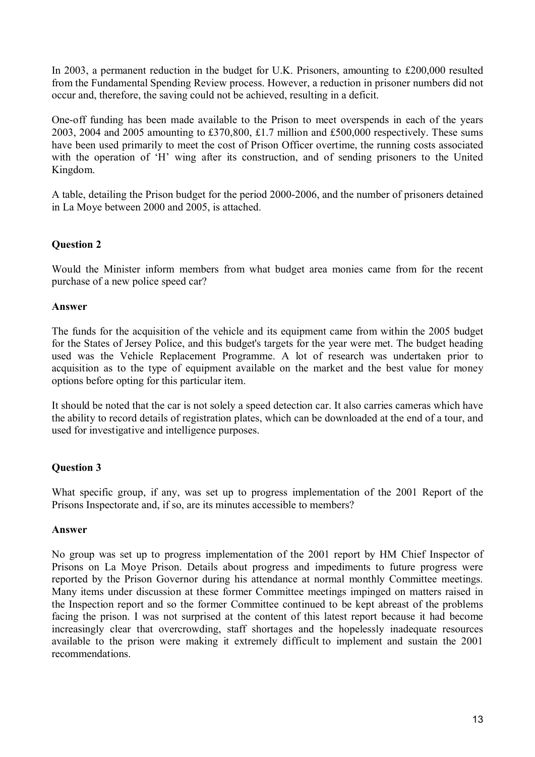In 2003, a permanent reduction in the budget for U.K. Prisoners, amounting to £200,000 resulted from the Fundamental Spending Review process. However, a reduction in prisoner numbers did not occur and, therefore, the saving could not be achieved, resulting in a deficit.

One-off funding has been made available to the Prison to meet overspends in each of the years 2003, 2004 and 2005 amounting to £370,800, £1.7 million and £500,000 respectively. These sums have been used primarily to meet the cost of Prison Officer overtime, the running costs associated with the operation of 'H' wing after its construction, and of sending prisoners to the United Kingdom.

A table, detailing the Prison budget for the period 2000-2006, and the number of prisoners detained in La Moye between 2000 and 2005, is attached.

**Question 2**

Would the Minister inform members from what budget area monies came from for the recent purchase of a new police speed car?

**Answer**

The funds for the acquisition of the vehicle and its equipment came from within the 2005 budget for the States of Jersey Police, and this budget's targets for the year were met. The budget heading used was the Vehicle Replacement Programme. A lot of research was undertaken prior to acquisition as to the type of equipment available on the market and the best value for money options before opting for this particular item.

It should be noted that the car is not solely a speed detection car. It also carries cameras which have the ability to record details of registration plates, which can be downloaded at the end of a tour, and used for investigative and intelligence purposes.

**Question 3**

What specific group, if any, was set up to progress implementation of the 2001 Report of the Prisons Inspectorate and, if so, are its minutes accessible to members?

**Answer**

No group was set up to progress implementation of the 2001 report by HM Chief Inspector of Prisons on La Moye Prison. Details about progress and impediments to future progress were reported by the Prison Governor during his attendance at normal monthly Committee meetings. Many items under discussion at these former Committee meetings impinged on matters raised in the Inspection report and so the former Committee continued to be kept abreast of the problems facing the prison. I was not surprised at the content of this latest report because it had become increasingly clear that overcrowding, staff shortages and the hopelessly inadequate resources available to the prison were making it extremely difficult to implement and sustain the 2001 recommendations.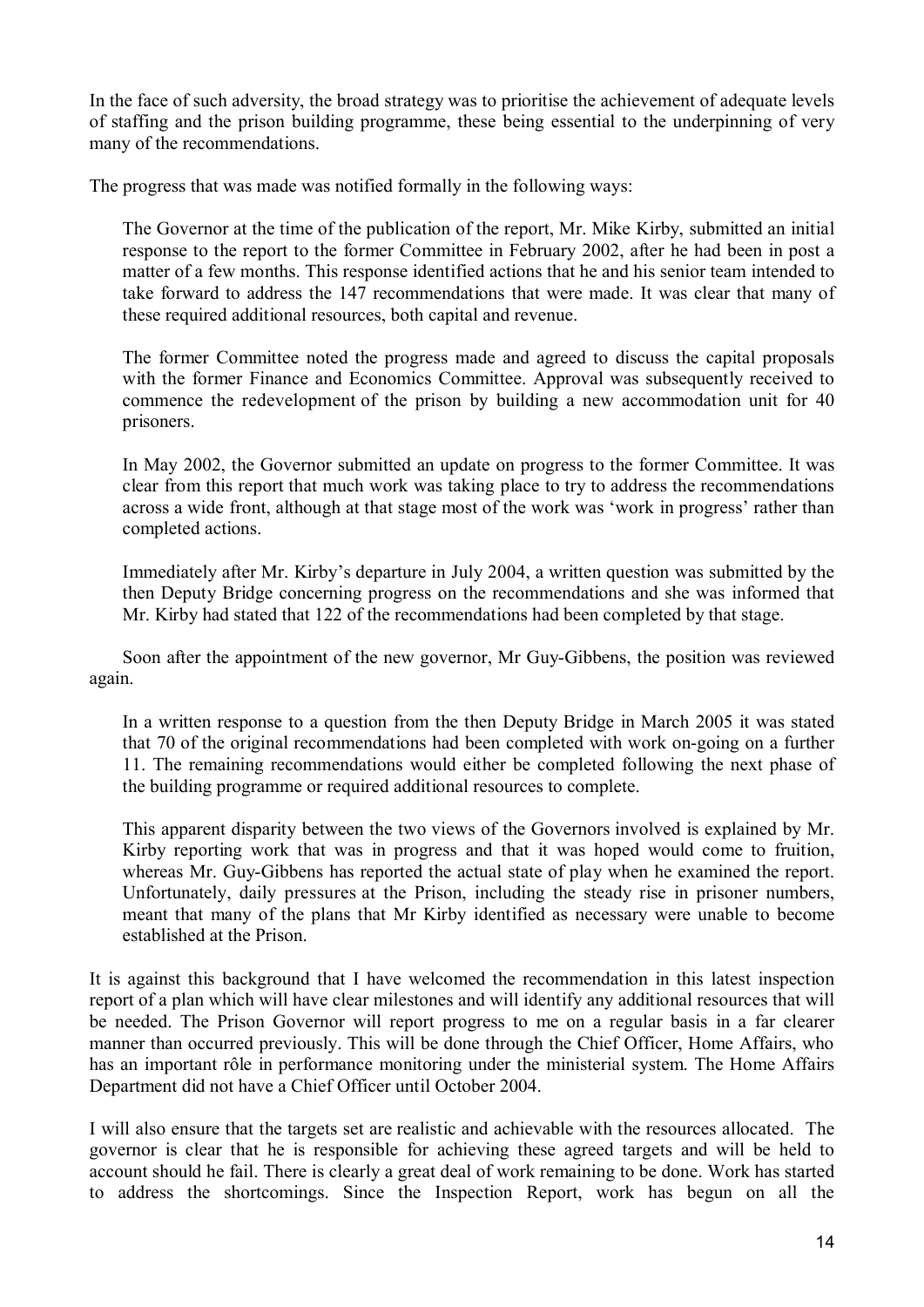In the face of such adversity, the broad strategy was to prioritise the achievement of adequate levels of staffing and the prison building programme, these being essential to the underpinning of very many of the recommendations.

The progress that was made was notified formally in the following ways:

> The Governor at the time of the publication of the report, Mr. Mike Kirby, submitted an initial response to the report to the former Committee in February 2002, after he had been in post a matter of a few months. This response identified actions that he and his senior team intended to take forward to address the 147 recommendations that were made. It was clear that many of these required additional resources, both capital and revenue.
>
> The former Committee noted the progress made and agreed to discuss the capital proposals with the former Finance and Economics Committee. Approval was subsequently received to commence the redevelopment of the prison by building a new accommodation unit for 40 prisoners.
>
> In May 2002, the Governor submitted an update on progress to the former Committee. It was clear from this report that much work was taking place to try to address the recommendations across a wide front, although at that stage most of the work was 'work in progress' rather than completed actions.
>
> Immediately after Mr. Kirby's departure in July 2004, a written question was submitted by the then Deputy Bridge concerning progress on the recommendations and she was informed that Mr. Kirby had stated that 122 of the recommendations had been completed by that stage.
>
> Soon after the appointment of the new governor, Mr Guy-Gibbens, the position was reviewed again.
>
> In a written response to a question from the then Deputy Bridge in March 2005 it was stated that 70 of the original recommendations had been completed with work on-going on a further 11. The remaining recommendations would either be completed following the next phase of the building programme or required additional resources to complete.
>
> This apparent disparity between the two views of the Governors involved is explained by Mr. Kirby reporting work that was in progress and that it was hoped would come to fruition, whereas Mr. Guy-Gibbens has reported the actual state of play when he examined the report. Unfortunately, daily pressures at the Prison, including the steady rise in prisoner numbers, meant that many of the plans that Mr Kirby identified as necessary were unable to become established at the Prison.

It is against this background that I have welcomed the recommendation in this latest inspection report of a plan which will have clear milestones and will identify any additional resources that will be needed. The Prison Governor will report progress to me on a regular basis in a far clearer manner than occurred previously. This will be done through the Chief Officer, Home Affairs, who has an important rôle in performance monitoring under the ministerial system. The Home Affairs Department did not have a Chief Officer until October 2004.

I will also ensure that the targets set are realistic and achievable with the resources allocated. The governor is clear that he is responsible for achieving these agreed targets and will be held to account should he fail. There is clearly a great deal of work remaining to be done. Work has started to address the shortcomings. Since the Inspection Report, work has begun on all the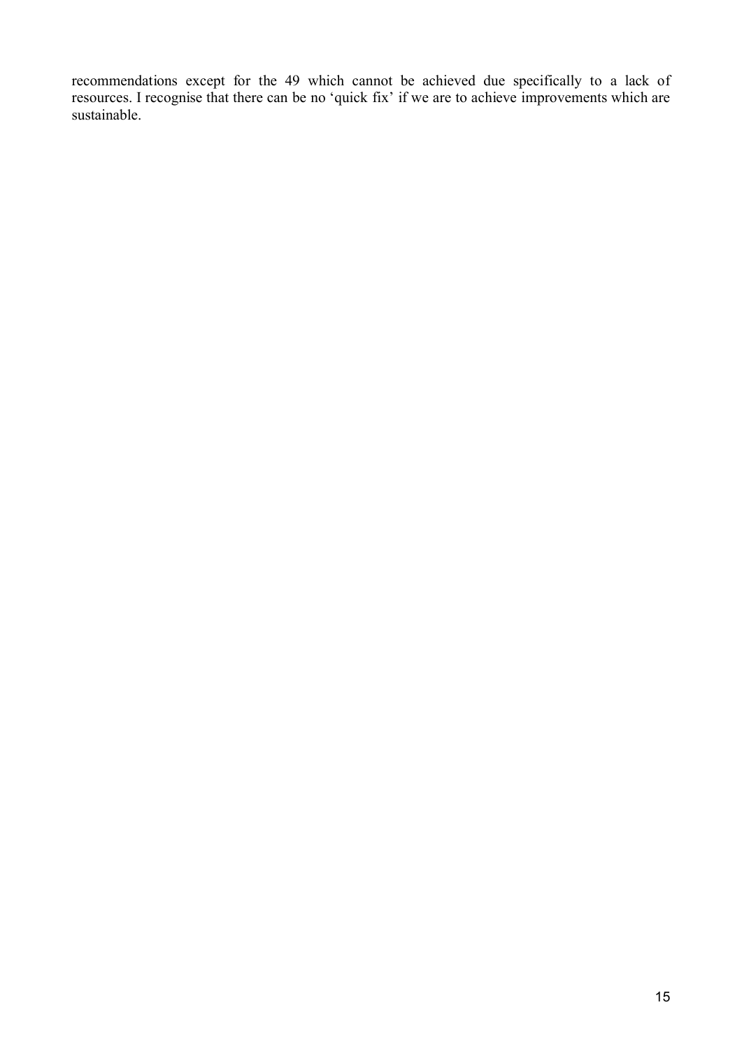recommendations except for the 49 which cannot be achieved due specifically to a lack of resources. I recognise that there can be no 'quick fix' if we are to achieve improvements which are sustainable.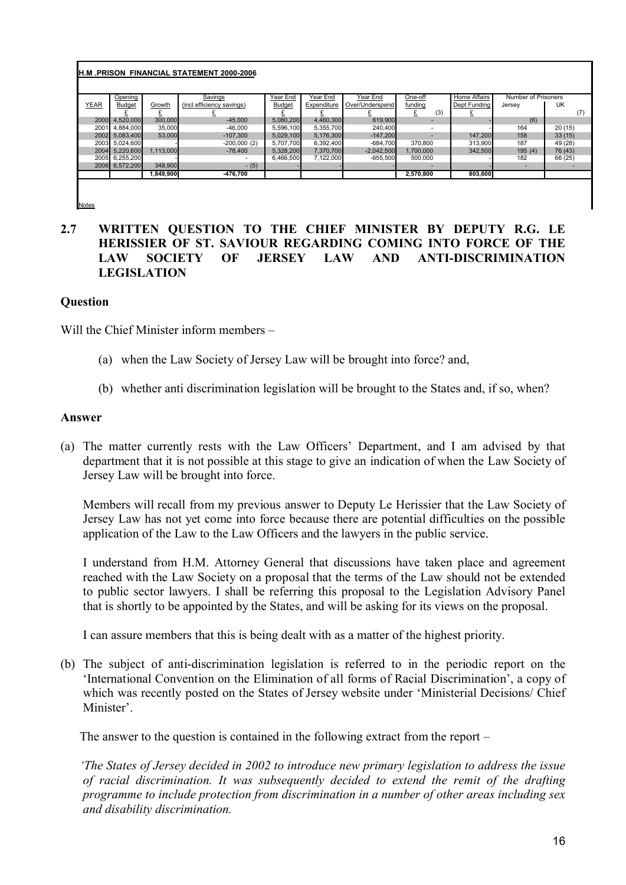**H.M .PRISON FINANCIAL STATEMENT 2000-2006**

| YEAR | Opening Budget £ | Growth £ | Savings (incl efficiency savings) £ | Year End Budget £ | Year End Expenditure £ | Year End Over/Underspend £ | One-off funding £ (3) | Home Affairs Dept Funding £ | Number of Prisoners Jersey | UK (7) |
|---|---|---|---|---|---|---|---|---|---|---|
| 2000 | 4,520,000 | 300,000 | -45,000 | 5,080,200 | 4,460,300 | 619,900 | - | - | (6) | |
| 2001 | 4,884,000 | 35,000 | -46,000 | 5,596,100 | 5,355,700 | 240,400 | - | - | 164 | 20 (15) |
| 2002 | 5,083,400 | 53,000 | -107,300 | 5,029,100 | 5,176,300 | -147,200 | - | 147,200 | 158 | 33 (15) |
| 2003 | 5,024,600 | - | -200,000 (2) | 5,707,700 | 6,392,400 | -684,700 | 370,800 | 313,900 | 187 | 49 (28) |
| 2004 | 5,220,600 | 1,113,000 | -78,400 | 5,328,200 | 7,370,700 | -2,042,500 | 1,700,000 | 342,500 | 195 (4) | 76 (43) |
| 2005 | 6,255,200 | - | - | 6,466,500 | 7,122,000 | -655,500 | 500,000 | - | 182 | 66 (25) |
| 2006 | 6,572,200 | 348,900 | - (5) | - | - | - | - | - | - | - |
| | | 1,849,900 | -476,700 | | | | 2,570,800 | 803,600 | | |

Notes

## 2.7 WRITTEN QUESTION TO THE CHIEF MINISTER BY DEPUTY R.G. LE HERISSIER OF ST. SAVIOUR REGARDING COMING INTO FORCE OF THE LAW SOCIETY OF JERSEY LAW AND ANTI-DISCRIMINATION LEGISLATION

### Question

Will the Chief Minister inform members –

(a) when the Law Society of Jersey Law will be brought into force? and,

(b) whether anti discrimination legislation will be brought to the States and, if so, when?

### Answer

(a) The matter currently rests with the Law Officers' Department, and I am advised by that department that it is not possible at this stage to give an indication of when the Law Society of Jersey Law will be brought into force.

Members will recall from my previous answer to Deputy Le Herissier that the Law Society of Jersey Law has not yet come into force because there are potential difficulties on the possible application of the Law to the Law Officers and the lawyers in the public service.

I understand from H.M. Attorney General that discussions have taken place and agreement reached with the Law Society on a proposal that the terms of the Law should not be extended to public sector lawyers. I shall be referring this proposal to the Legislation Advisory Panel that is shortly to be appointed by the States, and will be asking for its views on the proposal.

I can assure members that this is being dealt with as a matter of the highest priority.

(b) The subject of anti-discrimination legislation is referred to in the periodic report on the 'International Convention on the Elimination of all forms of Racial Discrimination', a copy of which was recently posted on the States of Jersey website under 'Ministerial Decisions/ Chief Minister'.

The answer to the question is contained in the following extract from the report –

*'The States of Jersey decided in 2002 to introduce new primary legislation to address the issue of racial discrimination. It was subsequently decided to extend the remit of the drafting programme to include protection from discrimination in a number of other areas including sex and disability discrimination.*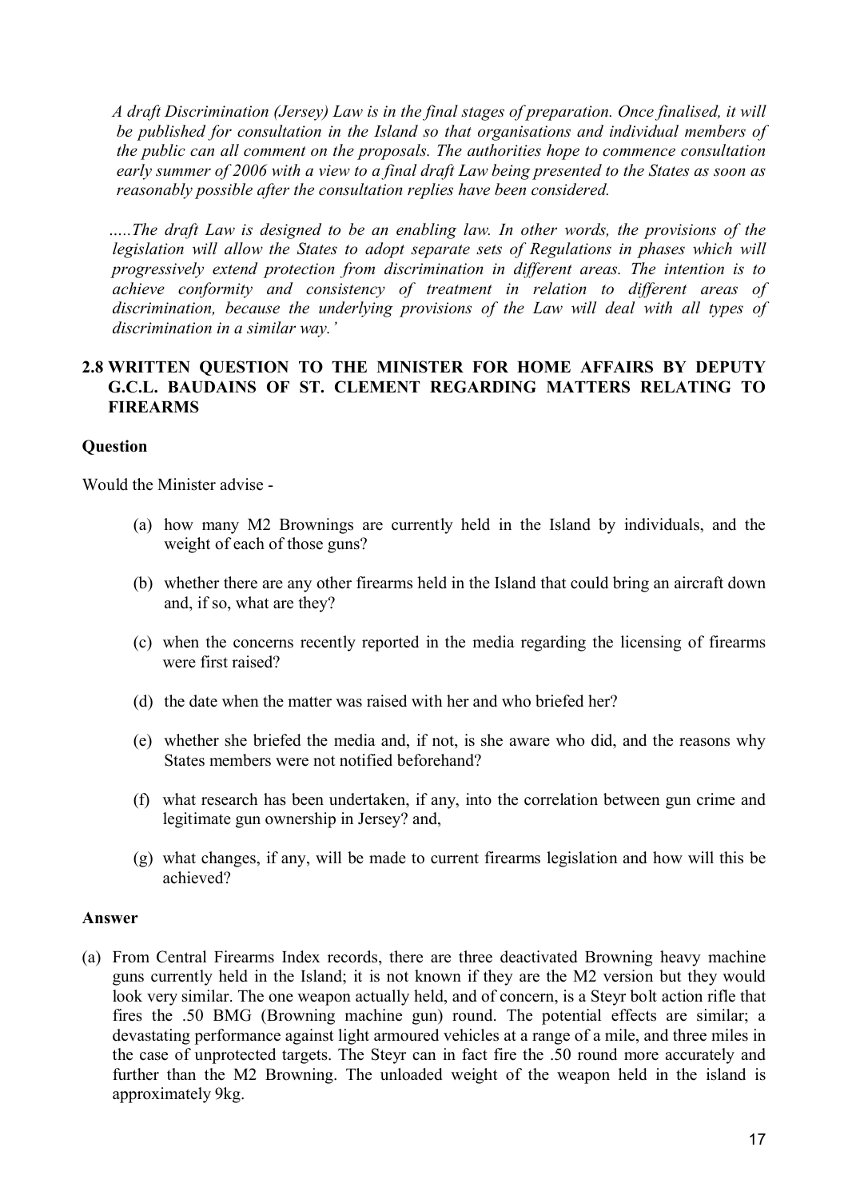*A draft Discrimination (Jersey) Law is in the final stages of preparation. Once finalised, it will be published for consultation in the Island so that organisations and individual members of the public can all comment on the proposals. The authorities hope to commence consultation early summer of 2006 with a view to a final draft Law being presented to the States as soon as reasonably possible after the consultation replies have been considered.*

*.....The draft Law is designed to be an enabling law. In other words, the provisions of the legislation will allow the States to adopt separate sets of Regulations in phases which will progressively extend protection from discrimination in different areas. The intention is to achieve conformity and consistency of treatment in relation to different areas of discrimination, because the underlying provisions of the Law will deal with all types of discrimination in a similar way.'*

## 2.8 WRITTEN QUESTION TO THE MINISTER FOR HOME AFFAIRS BY DEPUTY G.C.L. BAUDAINS OF ST. CLEMENT REGARDING MATTERS RELATING TO FIREARMS

**Question**

Would the Minister advise -

(a) how many M2 Brownings are currently held in the Island by individuals, and the weight of each of those guns?

(b) whether there are any other firearms held in the Island that could bring an aircraft down and, if so, what are they?

(c) when the concerns recently reported in the media regarding the licensing of firearms were first raised?

(d) the date when the matter was raised with her and who briefed her?

(e) whether she briefed the media and, if not, is she aware who did, and the reasons why States members were not notified beforehand?

(f) what research has been undertaken, if any, into the correlation between gun crime and legitimate gun ownership in Jersey? and,

(g) what changes, if any, will be made to current firearms legislation and how will this be achieved?

**Answer**

(a) From Central Firearms Index records, there are three deactivated Browning heavy machine guns currently held in the Island; it is not known if they are the M2 version but they would look very similar. The one weapon actually held, and of concern, is a Steyr bolt action rifle that fires the .50 BMG (Browning machine gun) round. The potential effects are similar; a devastating performance against light armoured vehicles at a range of a mile, and three miles in the case of unprotected targets. The Steyr can in fact fire the .50 round more accurately and further than the M2 Browning. The unloaded weight of the weapon held in the island is approximately 9kg.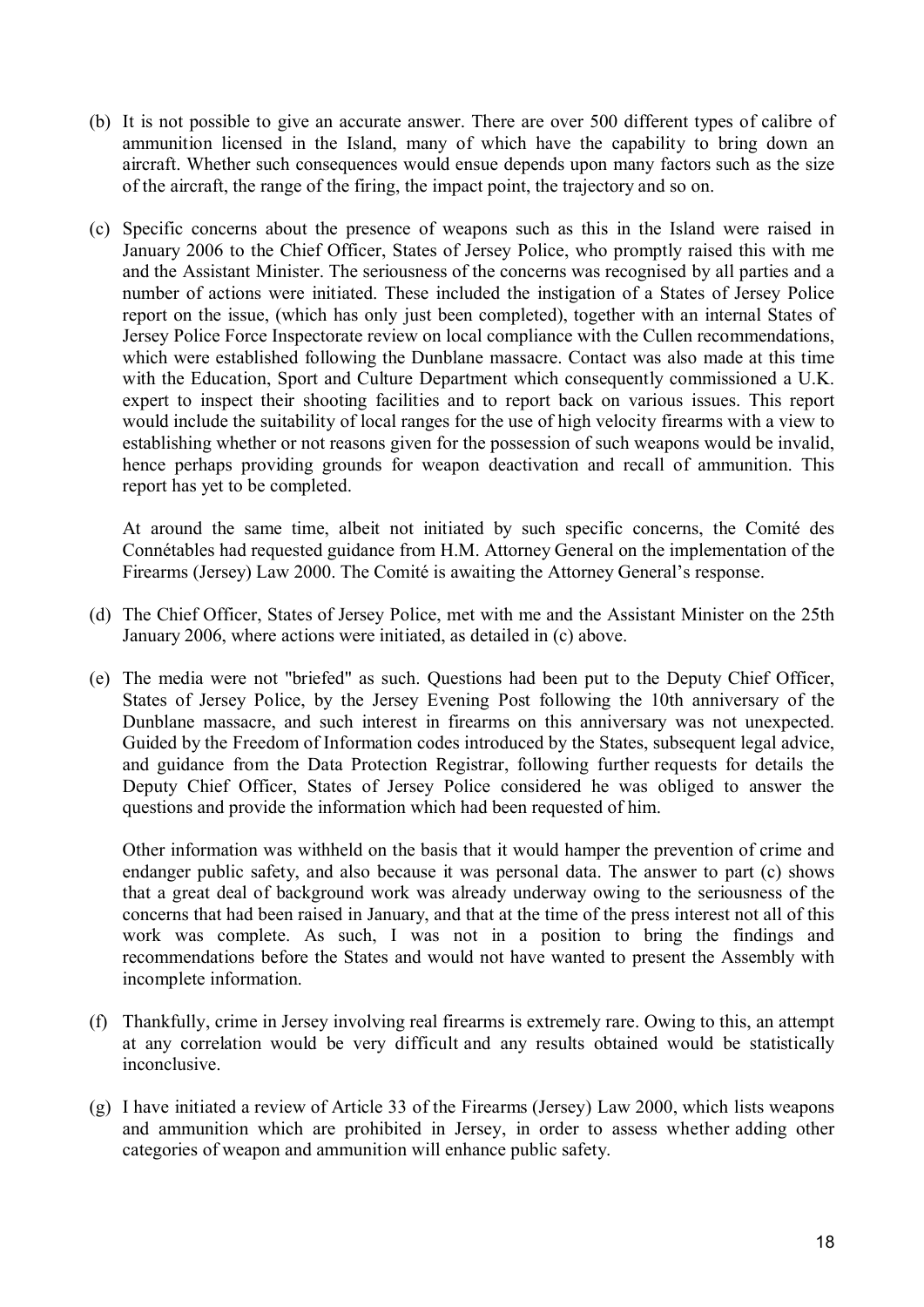(b) It is not possible to give an accurate answer. There are over 500 different types of calibre of ammunition licensed in the Island, many of which have the capability to bring down an aircraft. Whether such consequences would ensue depends upon many factors such as the size of the aircraft, the range of the firing, the impact point, the trajectory and so on.

(c) Specific concerns about the presence of weapons such as this in the Island were raised in January 2006 to the Chief Officer, States of Jersey Police, who promptly raised this with me and the Assistant Minister. The seriousness of the concerns was recognised by all parties and a number of actions were initiated. These included the instigation of a States of Jersey Police report on the issue, (which has only just been completed), together with an internal States of Jersey Police Force Inspectorate review on local compliance with the Cullen recommendations, which were established following the Dunblane massacre. Contact was also made at this time with the Education, Sport and Culture Department which consequently commissioned a U.K. expert to inspect their shooting facilities and to report back on various issues. This report would include the suitability of local ranges for the use of high velocity firearms with a view to establishing whether or not reasons given for the possession of such weapons would be invalid, hence perhaps providing grounds for weapon deactivation and recall of ammunition. This report has yet to be completed.

At around the same time, albeit not initiated by such specific concerns, the Comité des Connétables had requested guidance from H.M. Attorney General on the implementation of the Firearms (Jersey) Law 2000. The Comité is awaiting the Attorney General's response.

(d) The Chief Officer, States of Jersey Police, met with me and the Assistant Minister on the 25th January 2006, where actions were initiated, as detailed in (c) above.

(e) The media were not "briefed" as such. Questions had been put to the Deputy Chief Officer, States of Jersey Police, by the Jersey Evening Post following the 10th anniversary of the Dunblane massacre, and such interest in firearms on this anniversary was not unexpected. Guided by the Freedom of Information codes introduced by the States, subsequent legal advice, and guidance from the Data Protection Registrar, following further requests for details the Deputy Chief Officer, States of Jersey Police considered he was obliged to answer the questions and provide the information which had been requested of him.

Other information was withheld on the basis that it would hamper the prevention of crime and endanger public safety, and also because it was personal data. The answer to part (c) shows that a great deal of background work was already underway owing to the seriousness of the concerns that had been raised in January, and that at the time of the press interest not all of this work was complete. As such, I was not in a position to bring the findings and recommendations before the States and would not have wanted to present the Assembly with incomplete information.

(f) Thankfully, crime in Jersey involving real firearms is extremely rare. Owing to this, an attempt at any correlation would be very difficult and any results obtained would be statistically inconclusive.

(g) I have initiated a review of Article 33 of the Firearms (Jersey) Law 2000, which lists weapons and ammunition which are prohibited in Jersey, in order to assess whether adding other categories of weapon and ammunition will enhance public safety.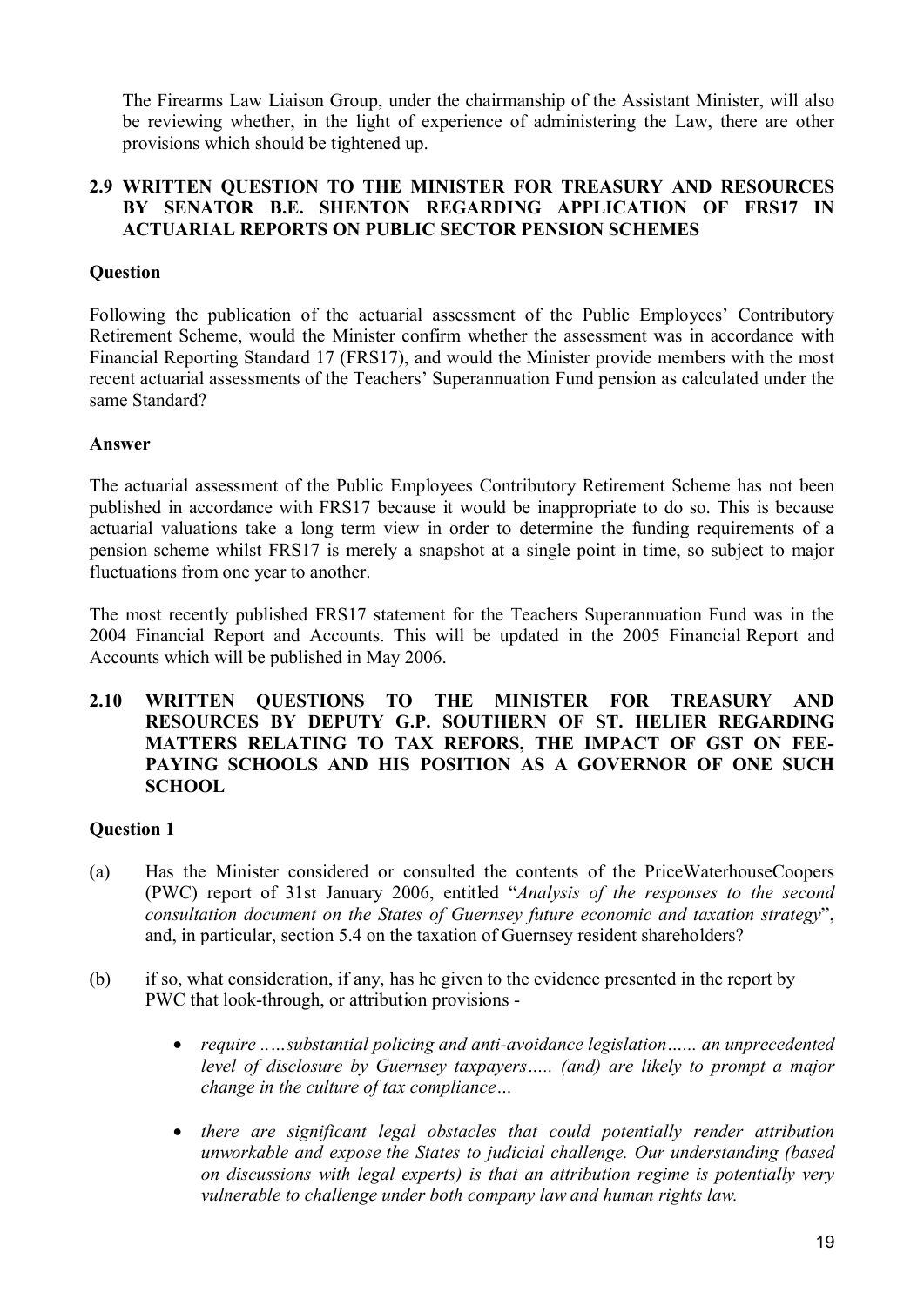The Firearms Law Liaison Group, under the chairmanship of the Assistant Minister, will also be reviewing whether, in the light of experience of administering the Law, there are other provisions which should be tightened up.

### 2.9 WRITTEN QUESTION TO THE MINISTER FOR TREASURY AND RESOURCES BY SENATOR B.E. SHENTON REGARDING APPLICATION OF FRS17 IN ACTUARIAL REPORTS ON PUBLIC SECTOR PENSION SCHEMES

**Question**

Following the publication of the actuarial assessment of the Public Employees' Contributory Retirement Scheme, would the Minister confirm whether the assessment was in accordance with Financial Reporting Standard 17 (FRS17), and would the Minister provide members with the most recent actuarial assessments of the Teachers' Superannuation Fund pension as calculated under the same Standard?

**Answer**

The actuarial assessment of the Public Employees Contributory Retirement Scheme has not been published in accordance with FRS17 because it would be inappropriate to do so. This is because actuarial valuations take a long term view in order to determine the funding requirements of a pension scheme whilst FRS17 is merely a snapshot at a single point in time, so subject to major fluctuations from one year to another.

The most recently published FRS17 statement for the Teachers Superannuation Fund was in the 2004 Financial Report and Accounts. This will be updated in the 2005 Financial Report and Accounts which will be published in May 2006.

### 2.10 WRITTEN QUESTIONS TO THE MINISTER FOR TREASURY AND RESOURCES BY DEPUTY G.P. SOUTHERN OF ST. HELIER REGARDING MATTERS RELATING TO TAX REFORS, THE IMPACT OF GST ON FEE-PAYING SCHOOLS AND HIS POSITION AS A GOVERNOR OF ONE SUCH SCHOOL

**Question 1**

(a) Has the Minister considered or consulted the contents of the PriceWaterhouseCoopers (PWC) report of 31st January 2006, entitled "*Analysis of the responses to the second consultation document on the States of Guernsey future economic and taxation strategy*", and, in particular, section 5.4 on the taxation of Guernsey resident shareholders?

(b) if so, what consideration, if any, has he given to the evidence presented in the report by PWC that look-through, or attribution provisions -

- *require …..substantial policing and anti-avoidance legislation…… an unprecedented level of disclosure by Guernsey taxpayers….. (and) are likely to prompt a major change in the culture of tax compliance…*
- *there are significant legal obstacles that could potentially render attribution unworkable and expose the States to judicial challenge. Our understanding (based on discussions with legal experts) is that an attribution regime is potentially very vulnerable to challenge under both company law and human rights law.*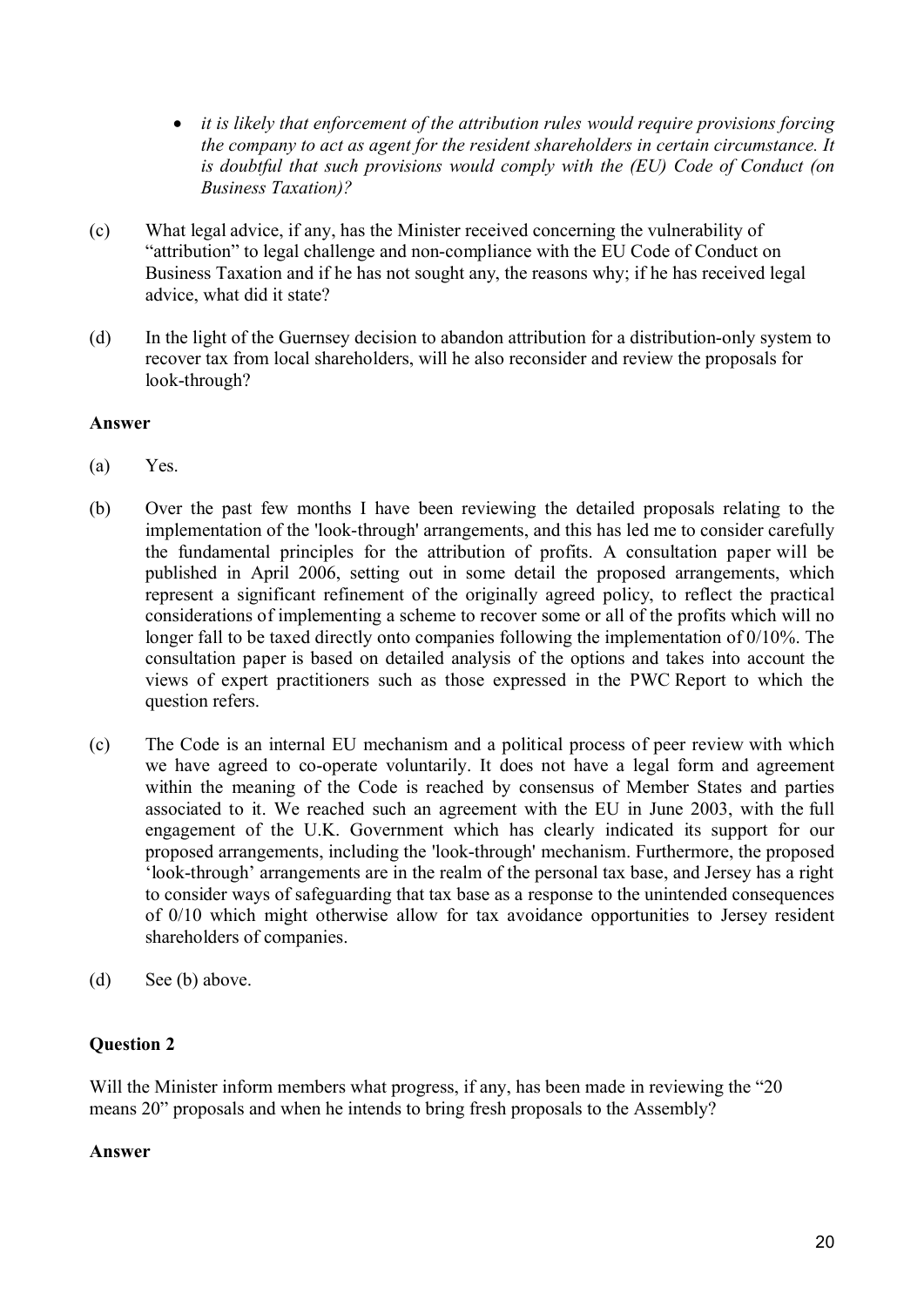- *it is likely that enforcement of the attribution rules would require provisions forcing the company to act as agent for the resident shareholders in certain circumstance. It is doubtful that such provisions would comply with the (EU) Code of Conduct (on Business Taxation)?*

(c) What legal advice, if any, has the Minister received concerning the vulnerability of "attribution" to legal challenge and non-compliance with the EU Code of Conduct on Business Taxation and if he has not sought any, the reasons why; if he has received legal advice, what did it state?

(d) In the light of the Guernsey decision to abandon attribution for a distribution-only system to recover tax from local shareholders, will he also reconsider and review the proposals for look-through?

**Answer**

(a) Yes.

(b) Over the past few months I have been reviewing the detailed proposals relating to the implementation of the 'look-through' arrangements, and this has led me to consider carefully the fundamental principles for the attribution of profits. A consultation paper will be published in April 2006, setting out in some detail the proposed arrangements, which represent a significant refinement of the originally agreed policy, to reflect the practical considerations of implementing a scheme to recover some or all of the profits which will no longer fall to be taxed directly onto companies following the implementation of 0/10%. The consultation paper is based on detailed analysis of the options and takes into account the views of expert practitioners such as those expressed in the PWC Report to which the question refers.

(c) The Code is an internal EU mechanism and a political process of peer review with which we have agreed to co-operate voluntarily. It does not have a legal form and agreement within the meaning of the Code is reached by consensus of Member States and parties associated to it. We reached such an agreement with the EU in June 2003, with the full engagement of the U.K. Government which has clearly indicated its support for our proposed arrangements, including the 'look-through' mechanism. Furthermore, the proposed 'look-through' arrangements are in the realm of the personal tax base, and Jersey has a right to consider ways of safeguarding that tax base as a response to the unintended consequences of 0/10 which might otherwise allow for tax avoidance opportunities to Jersey resident shareholders of companies.

(d) See (b) above.

**Question 2**

Will the Minister inform members what progress, if any, has been made in reviewing the "20 means 20" proposals and when he intends to bring fresh proposals to the Assembly?

**Answer**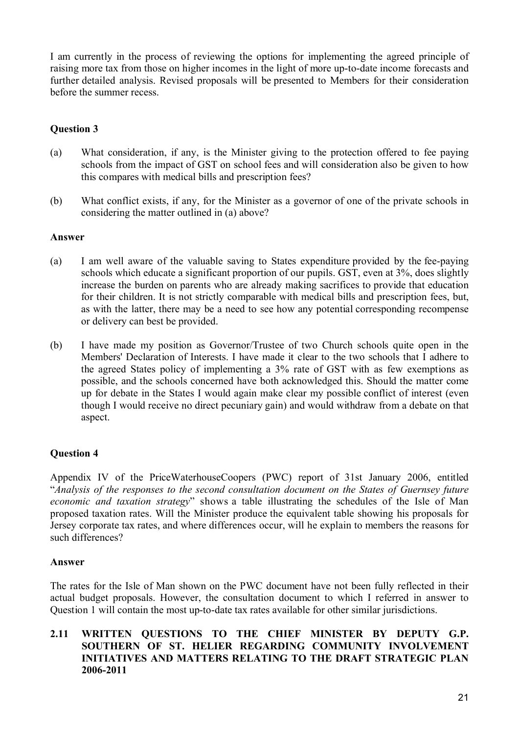I am currently in the process of reviewing the options for implementing the agreed principle of raising more tax from those on higher incomes in the light of more up-to-date income forecasts and further detailed analysis. Revised proposals will be presented to Members for their consideration before the summer recess.

**Question 3**

(a) What consideration, if any, is the Minister giving to the protection offered to fee paying schools from the impact of GST on school fees and will consideration also be given to how this compares with medical bills and prescription fees?

(b) What conflict exists, if any, for the Minister as a governor of one of the private schools in considering the matter outlined in (a) above?

**Answer**

(a) I am well aware of the valuable saving to States expenditure provided by the fee-paying schools which educate a significant proportion of our pupils. GST, even at 3%, does slightly increase the burden on parents who are already making sacrifices to provide that education for their children. It is not strictly comparable with medical bills and prescription fees, but, as with the latter, there may be a need to see how any potential corresponding recompense or delivery can best be provided.

(b) I have made my position as Governor/Trustee of two Church schools quite open in the Members' Declaration of Interests. I have made it clear to the two schools that I adhere to the agreed States policy of implementing a 3% rate of GST with as few exemptions as possible, and the schools concerned have both acknowledged this. Should the matter come up for debate in the States I would again make clear my possible conflict of interest (even though I would receive no direct pecuniary gain) and would withdraw from a debate on that aspect.

**Question 4**

Appendix IV of the PriceWaterhouseCoopers (PWC) report of 31st January 2006, entitled "*Analysis of the responses to the second consultation document on the States of Guernsey future economic and taxation strategy*" shows a table illustrating the schedules of the Isle of Man proposed taxation rates. Will the Minister produce the equivalent table showing his proposals for Jersey corporate tax rates, and where differences occur, will he explain to members the reasons for such differences?

**Answer**

The rates for the Isle of Man shown on the PWC document have not been fully reflected in their actual budget proposals. However, the consultation document to which I referred in answer to Question 1 will contain the most up-to-date tax rates available for other similar jurisdictions.

## 2.11 WRITTEN QUESTIONS TO THE CHIEF MINISTER BY DEPUTY G.P. SOUTHERN OF ST. HELIER REGARDING COMMUNITY INVOLVEMENT INITIATIVES AND MATTERS RELATING TO THE DRAFT STRATEGIC PLAN 2006-2011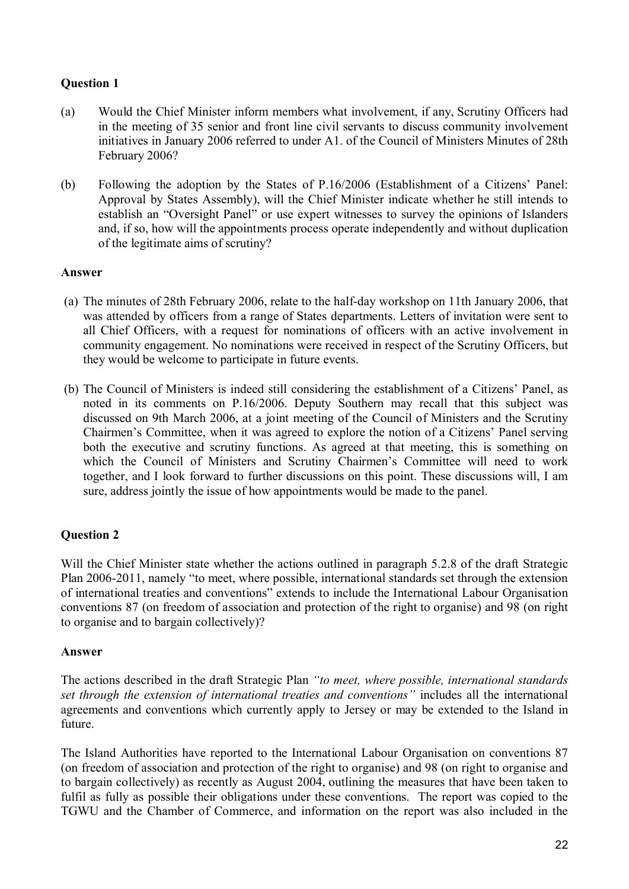**Question 1**

(a) Would the Chief Minister inform members what involvement, if any, Scrutiny Officers had in the meeting of 35 senior and front line civil servants to discuss community involvement initiatives in January 2006 referred to under A1. of the Council of Ministers Minutes of 28th February 2006?

(b) Following the adoption by the States of P.16/2006 (Establishment of a Citizens' Panel: Approval by States Assembly), will the Chief Minister indicate whether he still intends to establish an "Oversight Panel" or use expert witnesses to survey the opinions of Islanders and, if so, how will the appointments process operate independently and without duplication of the legitimate aims of scrutiny?

**Answer**

(a) The minutes of 28th February 2006, relate to the half-day workshop on 11th January 2006, that was attended by officers from a range of States departments. Letters of invitation were sent to all Chief Officers, with a request for nominations of officers with an active involvement in community engagement. No nominations were received in respect of the Scrutiny Officers, but they would be welcome to participate in future events.

(b) The Council of Ministers is indeed still considering the establishment of a Citizens' Panel, as noted in its comments on P.16/2006. Deputy Southern may recall that this subject was discussed on 9th March 2006, at a joint meeting of the Council of Ministers and the Scrutiny Chairmen's Committee, when it was agreed to explore the notion of a Citizens' Panel serving both the executive and scrutiny functions. As agreed at that meeting, this is something on which the Council of Ministers and Scrutiny Chairmen's Committee will need to work together, and I look forward to further discussions on this point. These discussions will, I am sure, address jointly the issue of how appointments would be made to the panel.

**Question 2**

Will the Chief Minister state whether the actions outlined in paragraph 5.2.8 of the draft Strategic Plan 2006-2011, namely "to meet, where possible, international standards set through the extension of international treaties and conventions" extends to include the International Labour Organisation conventions 87 (on freedom of association and protection of the right to organise) and 98 (on right to organise and to bargain collectively)?

**Answer**

The actions described in the draft Strategic Plan *"to meet, where possible, international standards set through the extension of international treaties and conventions"* includes all the international agreements and conventions which currently apply to Jersey or may be extended to the Island in future.

The Island Authorities have reported to the International Labour Organisation on conventions 87 (on freedom of association and protection of the right to organise) and 98 (on right to organise and to bargain collectively) as recently as August 2004, outlining the measures that have been taken to fulfil as fully as possible their obligations under these conventions. The report was copied to the TGWU and the Chamber of Commerce, and information on the report was also included in the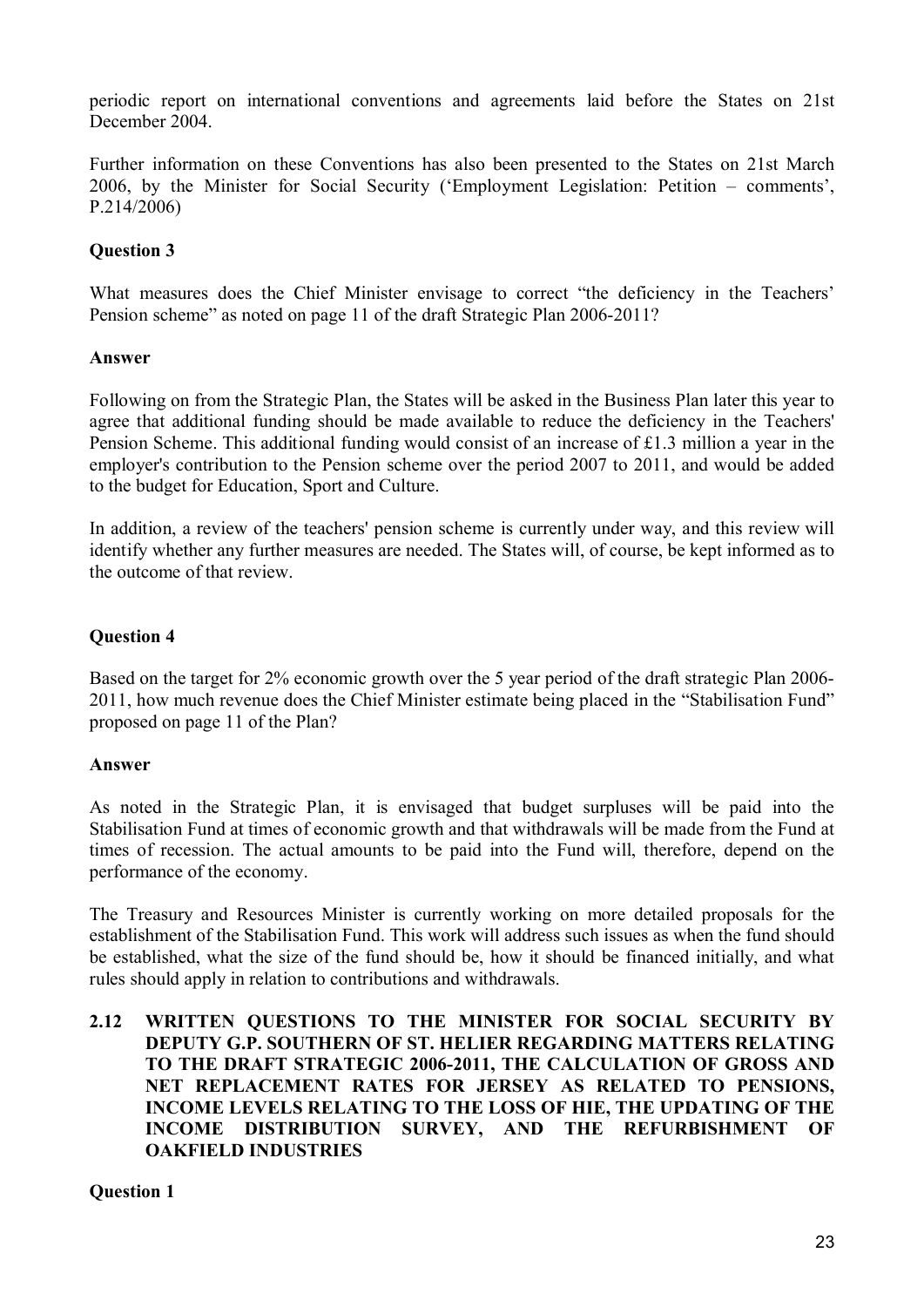periodic report on international conventions and agreements laid before the States on 21st December 2004.

Further information on these Conventions has also been presented to the States on 21st March 2006, by the Minister for Social Security ('Employment Legislation: Petition – comments', P.214/2006)

**Question 3**

What measures does the Chief Minister envisage to correct "the deficiency in the Teachers' Pension scheme" as noted on page 11 of the draft Strategic Plan 2006-2011?

**Answer**

Following on from the Strategic Plan, the States will be asked in the Business Plan later this year to agree that additional funding should be made available to reduce the deficiency in the Teachers' Pension Scheme. This additional funding would consist of an increase of £1.3 million a year in the employer's contribution to the Pension scheme over the period 2007 to 2011, and would be added to the budget for Education, Sport and Culture.

In addition, a review of the teachers' pension scheme is currently under way, and this review will identify whether any further measures are needed. The States will, of course, be kept informed as to the outcome of that review.

**Question 4**

Based on the target for 2% economic growth over the 5 year period of the draft strategic Plan 2006-2011, how much revenue does the Chief Minister estimate being placed in the "Stabilisation Fund" proposed on page 11 of the Plan?

**Answer**

As noted in the Strategic Plan, it is envisaged that budget surpluses will be paid into the Stabilisation Fund at times of economic growth and that withdrawals will be made from the Fund at times of recession. The actual amounts to be paid into the Fund will, therefore, depend on the performance of the economy.

The Treasury and Resources Minister is currently working on more detailed proposals for the establishment of the Stabilisation Fund. This work will address such issues as when the fund should be established, what the size of the fund should be, how it should be financed initially, and what rules should apply in relation to contributions and withdrawals.

## 2.12 WRITTEN QUESTIONS TO THE MINISTER FOR SOCIAL SECURITY BY DEPUTY G.P. SOUTHERN OF ST. HELIER REGARDING MATTERS RELATING TO THE DRAFT STRATEGIC 2006-2011, THE CALCULATION OF GROSS AND NET REPLACEMENT RATES FOR JERSEY AS RELATED TO PENSIONS, INCOME LEVELS RELATING TO THE LOSS OF HIE, THE UPDATING OF THE INCOME DISTRIBUTION SURVEY, AND THE REFURBISHMENT OF OAKFIELD INDUSTRIES

**Question 1**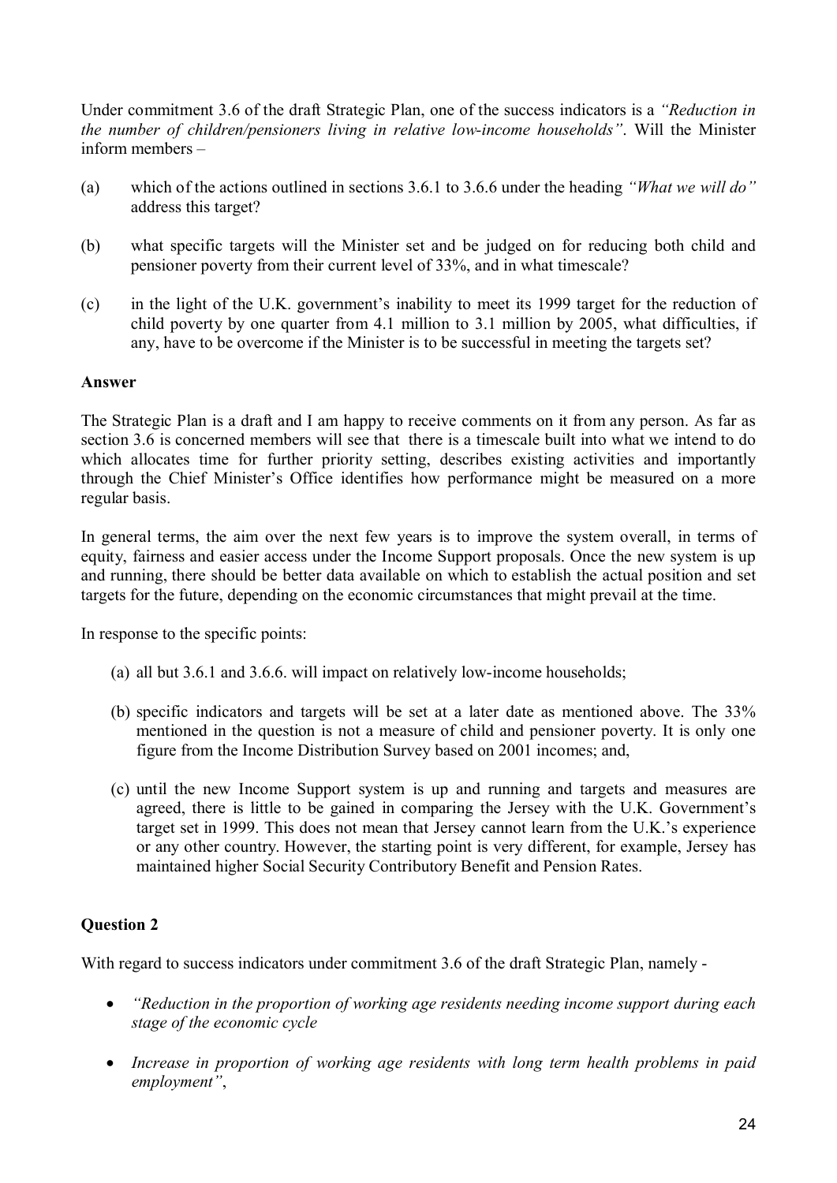Under commitment 3.6 of the draft Strategic Plan, one of the success indicators is a *"Reduction in the number of children/pensioners living in relative low-income households"*. Will the Minister inform members –

(a) which of the actions outlined in sections 3.6.1 to 3.6.6 under the heading *"What we will do"* address this target?

(b) what specific targets will the Minister set and be judged on for reducing both child and pensioner poverty from their current level of 33%, and in what timescale?

(c) in the light of the U.K. government's inability to meet its 1999 target for the reduction of child poverty by one quarter from 4.1 million to 3.1 million by 2005, what difficulties, if any, have to be overcome if the Minister is to be successful in meeting the targets set?

**Answer**

The Strategic Plan is a draft and I am happy to receive comments on it from any person. As far as section 3.6 is concerned members will see that there is a timescale built into what we intend to do which allocates time for further priority setting, describes existing activities and importantly through the Chief Minister's Office identifies how performance might be measured on a more regular basis.

In general terms, the aim over the next few years is to improve the system overall, in terms of equity, fairness and easier access under the Income Support proposals. Once the new system is up and running, there should be better data available on which to establish the actual position and set targets for the future, depending on the economic circumstances that might prevail at the time.

In response to the specific points:

(a) all but 3.6.1 and 3.6.6. will impact on relatively low-income households;

(b) specific indicators and targets will be set at a later date as mentioned above. The 33% mentioned in the question is not a measure of child and pensioner poverty. It is only one figure from the Income Distribution Survey based on 2001 incomes; and,

(c) until the new Income Support system is up and running and targets and measures are agreed, there is little to be gained in comparing the Jersey with the U.K. Government's target set in 1999. This does not mean that Jersey cannot learn from the U.K.'s experience or any other country. However, the starting point is very different, for example, Jersey has maintained higher Social Security Contributory Benefit and Pension Rates.

**Question 2**

With regard to success indicators under commitment 3.6 of the draft Strategic Plan, namely -

- *"Reduction in the proportion of working age residents needing income support during each stage of the economic cycle*
- *Increase in proportion of working age residents with long term health problems in paid employment"*,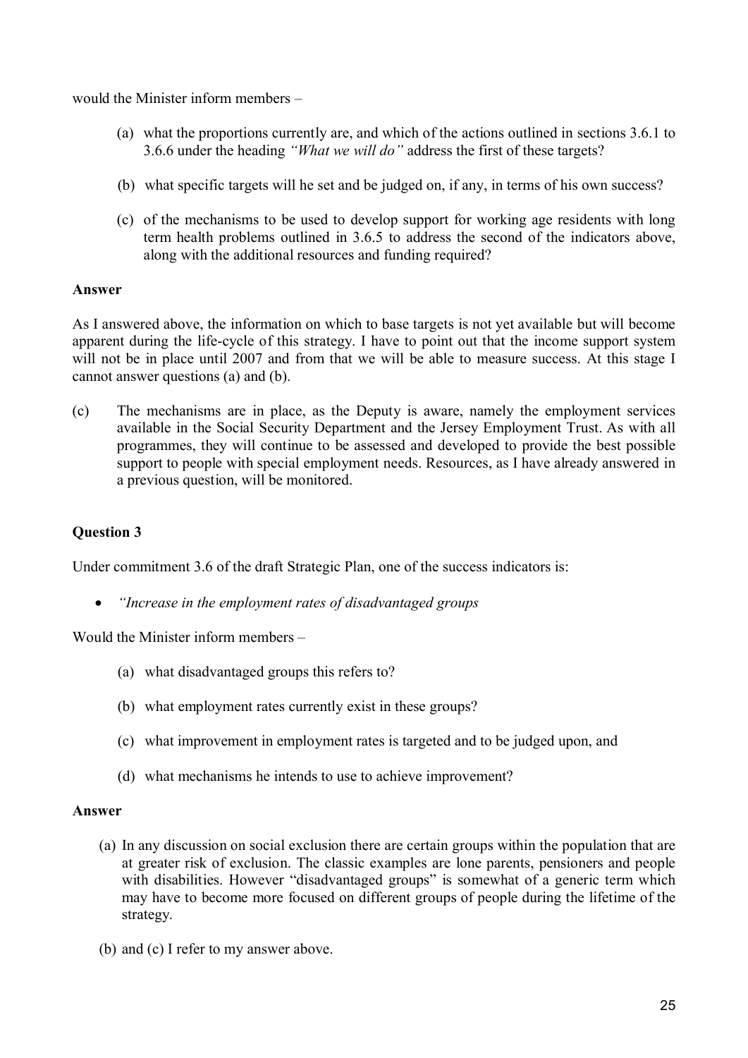would the Minister inform members –

(a) what the proportions currently are, and which of the actions outlined in sections 3.6.1 to 3.6.6 under the heading *"What we will do"* address the first of these targets?

(b) what specific targets will he set and be judged on, if any, in terms of his own success?

(c) of the mechanisms to be used to develop support for working age residents with long term health problems outlined in 3.6.5 to address the second of the indicators above, along with the additional resources and funding required?

**Answer**

As I answered above, the information on which to base targets is not yet available but will become apparent during the life-cycle of this strategy. I have to point out that the income support system will not be in place until 2007 and from that we will be able to measure success. At this stage I cannot answer questions (a) and (b).

(c) The mechanisms are in place, as the Deputy is aware, namely the employment services available in the Social Security Department and the Jersey Employment Trust. As with all programmes, they will continue to be assessed and developed to provide the best possible support to people with special employment needs. Resources, as I have already answered in a previous question, will be monitored.

**Question 3**

Under commitment 3.6 of the draft Strategic Plan, one of the success indicators is:

- *"Increase in the employment rates of disadvantaged groups*

Would the Minister inform members –

(a) what disadvantaged groups this refers to?

(b) what employment rates currently exist in these groups?

(c) what improvement in employment rates is targeted and to be judged upon, and

(d) what mechanisms he intends to use to achieve improvement?

**Answer**

(a) In any discussion on social exclusion there are certain groups within the population that are at greater risk of exclusion. The classic examples are lone parents, pensioners and people with disabilities. However "disadvantaged groups" is somewhat of a generic term which may have to become more focused on different groups of people during the lifetime of the strategy.

(b) and (c) I refer to my answer above.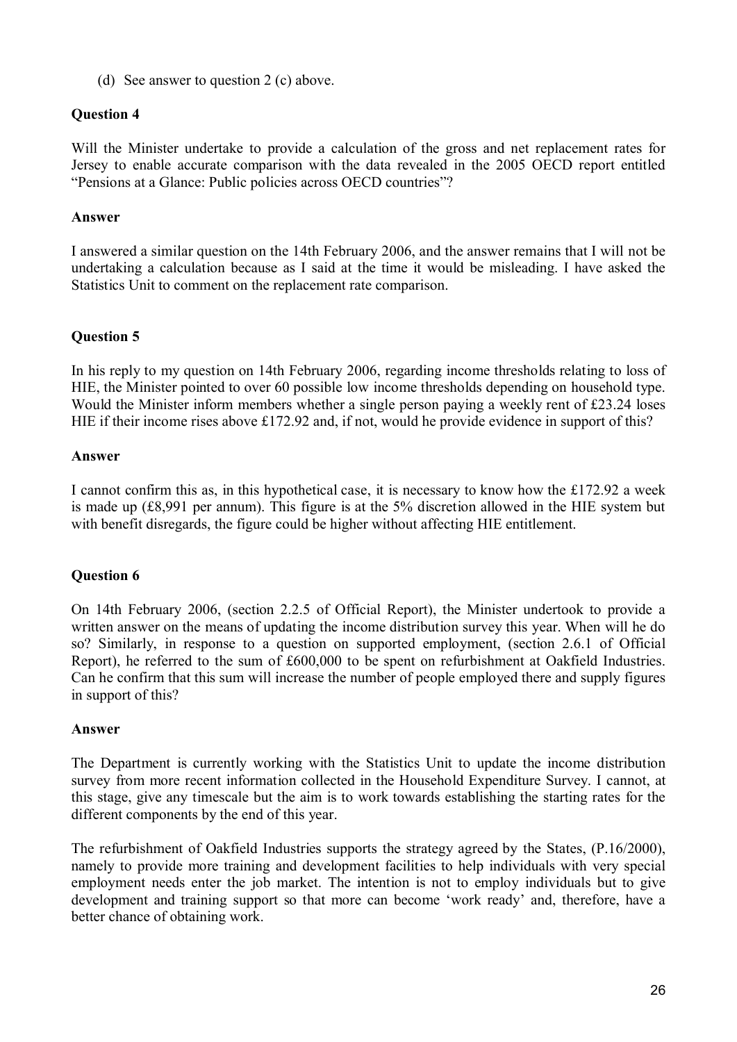(d) See answer to question 2 (c) above.

**Question 4**

Will the Minister undertake to provide a calculation of the gross and net replacement rates for Jersey to enable accurate comparison with the data revealed in the 2005 OECD report entitled "Pensions at a Glance: Public policies across OECD countries"?

**Answer**

I answered a similar question on the 14th February 2006, and the answer remains that I will not be undertaking a calculation because as I said at the time it would be misleading. I have asked the Statistics Unit to comment on the replacement rate comparison.

**Question 5**

In his reply to my question on 14th February 2006, regarding income thresholds relating to loss of HIE, the Minister pointed to over 60 possible low income thresholds depending on household type. Would the Minister inform members whether a single person paying a weekly rent of £23.24 loses HIE if their income rises above £172.92 and, if not, would he provide evidence in support of this?

**Answer**

I cannot confirm this as, in this hypothetical case, it is necessary to know how the £172.92 a week is made up (£8,991 per annum). This figure is at the 5% discretion allowed in the HIE system but with benefit disregards, the figure could be higher without affecting HIE entitlement.

**Question 6**

On 14th February 2006, (section 2.2.5 of Official Report), the Minister undertook to provide a written answer on the means of updating the income distribution survey this year. When will he do so? Similarly, in response to a question on supported employment, (section 2.6.1 of Official Report), he referred to the sum of £600,000 to be spent on refurbishment at Oakfield Industries. Can he confirm that this sum will increase the number of people employed there and supply figures in support of this?

**Answer**

The Department is currently working with the Statistics Unit to update the income distribution survey from more recent information collected in the Household Expenditure Survey. I cannot, at this stage, give any timescale but the aim is to work towards establishing the starting rates for the different components by the end of this year.

The refurbishment of Oakfield Industries supports the strategy agreed by the States, (P.16/2000), namely to provide more training and development facilities to help individuals with very special employment needs enter the job market. The intention is not to employ individuals but to give development and training support so that more can become 'work ready' and, therefore, have a better chance of obtaining work.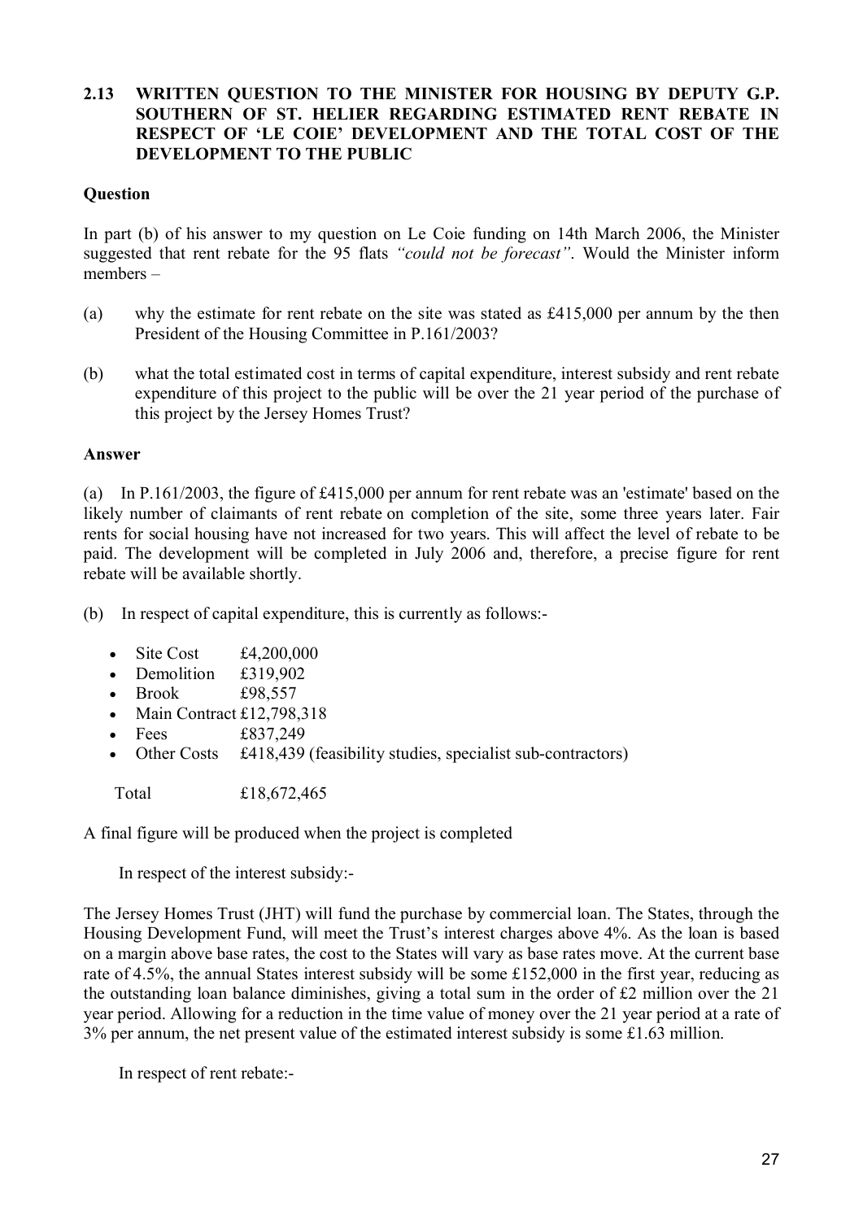### 2.13 WRITTEN QUESTION TO THE MINISTER FOR HOUSING BY DEPUTY G.P. SOUTHERN OF ST. HELIER REGARDING ESTIMATED RENT REBATE IN RESPECT OF 'LE COIE' DEVELOPMENT AND THE TOTAL COST OF THE DEVELOPMENT TO THE PUBLIC

**Question**

In part (b) of his answer to my question on Le Coie funding on 14th March 2006, the Minister suggested that rent rebate for the 95 flats *"could not be forecast"*. Would the Minister inform members –

(a) why the estimate for rent rebate on the site was stated as £415,000 per annum by the then President of the Housing Committee in P.161/2003?

(b) what the total estimated cost in terms of capital expenditure, interest subsidy and rent rebate expenditure of this project to the public will be over the 21 year period of the purchase of this project by the Jersey Homes Trust?

**Answer**

(a) In P.161/2003, the figure of £415,000 per annum for rent rebate was an 'estimate' based on the likely number of claimants of rent rebate on completion of the site, some three years later. Fair rents for social housing have not increased for two years. This will affect the level of rebate to be paid. The development will be completed in July 2006 and, therefore, a precise figure for rent rebate will be available shortly.

(b) In respect of capital expenditure, this is currently as follows:-

- Site Cost £4,200,000
- Demolition £319,902
- Brook £98,557
- Main Contract £12,798,318
- Fees £837,249
- Other Costs £418,439 (feasibility studies, specialist sub-contractors)

Total £18,672,465

A final figure will be produced when the project is completed

In respect of the interest subsidy:-

The Jersey Homes Trust (JHT) will fund the purchase by commercial loan. The States, through the Housing Development Fund, will meet the Trust's interest charges above 4%. As the loan is based on a margin above base rates, the cost to the States will vary as base rates move. At the current base rate of 4.5%, the annual States interest subsidy will be some £152,000 in the first year, reducing as the outstanding loan balance diminishes, giving a total sum in the order of £2 million over the 21 year period. Allowing for a reduction in the time value of money over the 21 year period at a rate of 3% per annum, the net present value of the estimated interest subsidy is some £1.63 million.

In respect of rent rebate:-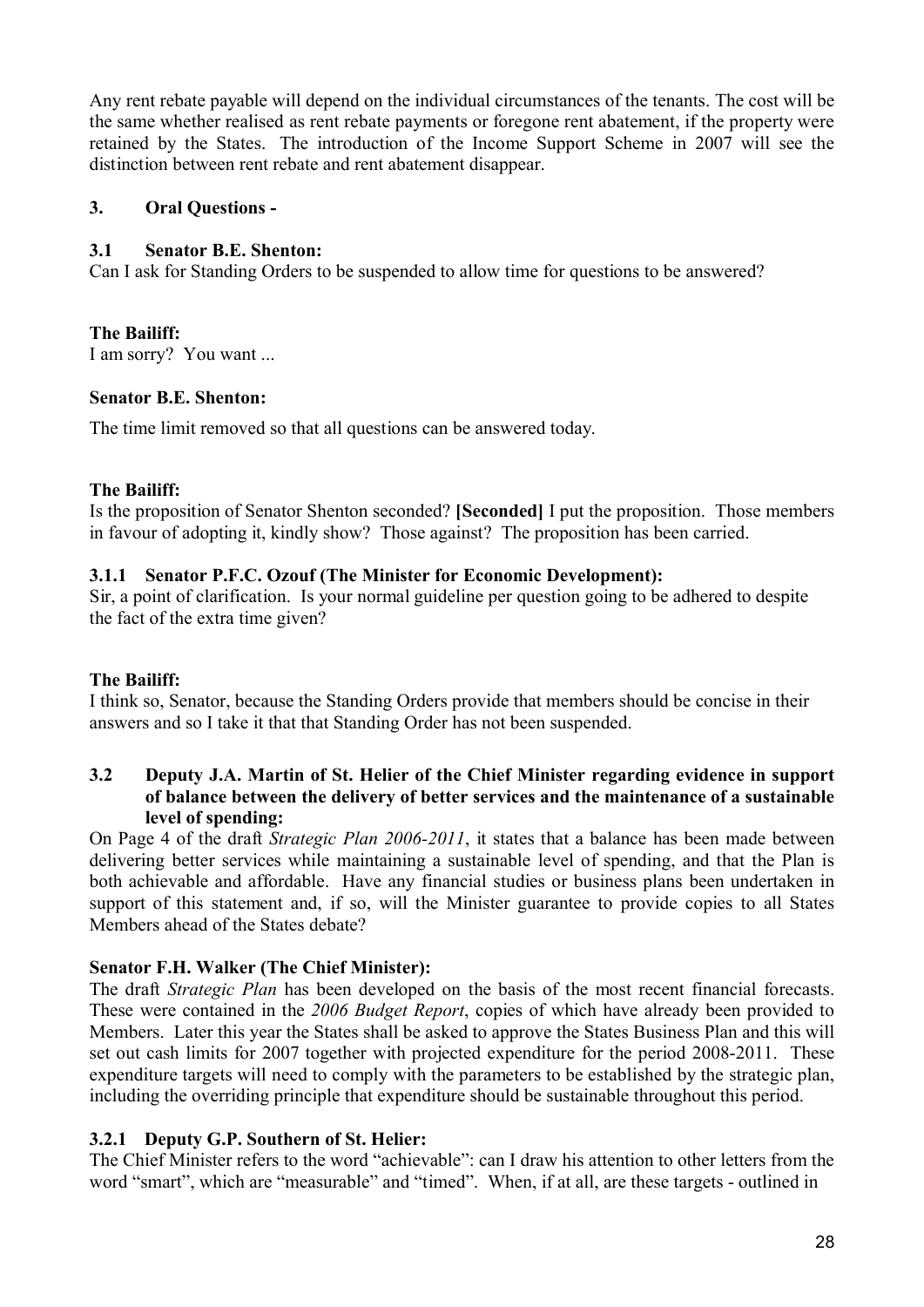Any rent rebate payable will depend on the individual circumstances of the tenants. The cost will be the same whether realised as rent rebate payments or foregone rent abatement, if the property were retained by the States. The introduction of the Income Support Scheme in 2007 will see the distinction between rent rebate and rent abatement disappear.

## 3. Oral Questions -

### 3.1 Senator B.E. Shenton:

Can I ask for Standing Orders to be suspended to allow time for questions to be answered?

**The Bailiff:**

I am sorry? You want ...

**Senator B.E. Shenton:**

The time limit removed so that all questions can be answered today.

**The Bailiff:**

Is the proposition of Senator Shenton seconded? **[Seconded]** I put the proposition. Those members in favour of adopting it, kindly show? Those against? The proposition has been carried.

### 3.1.1 Senator P.F.C. Ozouf (The Minister for Economic Development):

Sir, a point of clarification. Is your normal guideline per question going to be adhered to despite the fact of the extra time given?

**The Bailiff:**

I think so, Senator, because the Standing Orders provide that members should be concise in their answers and so I take it that that Standing Order has not been suspended.

### 3.2 Deputy J.A. Martin of St. Helier of the Chief Minister regarding evidence in support of balance between the delivery of better services and the maintenance of a sustainable level of spending:

On Page 4 of the draft *Strategic Plan 2006-2011*, it states that a balance has been made between delivering better services while maintaining a sustainable level of spending, and that the Plan is both achievable and affordable. Have any financial studies or business plans been undertaken in support of this statement and, if so, will the Minister guarantee to provide copies to all States Members ahead of the States debate?

**Senator F.H. Walker (The Chief Minister):**

The draft *Strategic Plan* has been developed on the basis of the most recent financial forecasts. These were contained in the *2006 Budget Report*, copies of which have already been provided to Members. Later this year the States shall be asked to approve the States Business Plan and this will set out cash limits for 2007 together with projected expenditure for the period 2008-2011. These expenditure targets will need to comply with the parameters to be established by the strategic plan, including the overriding principle that expenditure should be sustainable throughout this period.

### 3.2.1 Deputy G.P. Southern of St. Helier:

The Chief Minister refers to the word "achievable": can I draw his attention to other letters from the word "smart", which are "measurable" and "timed". When, if at all, are these targets - outlined in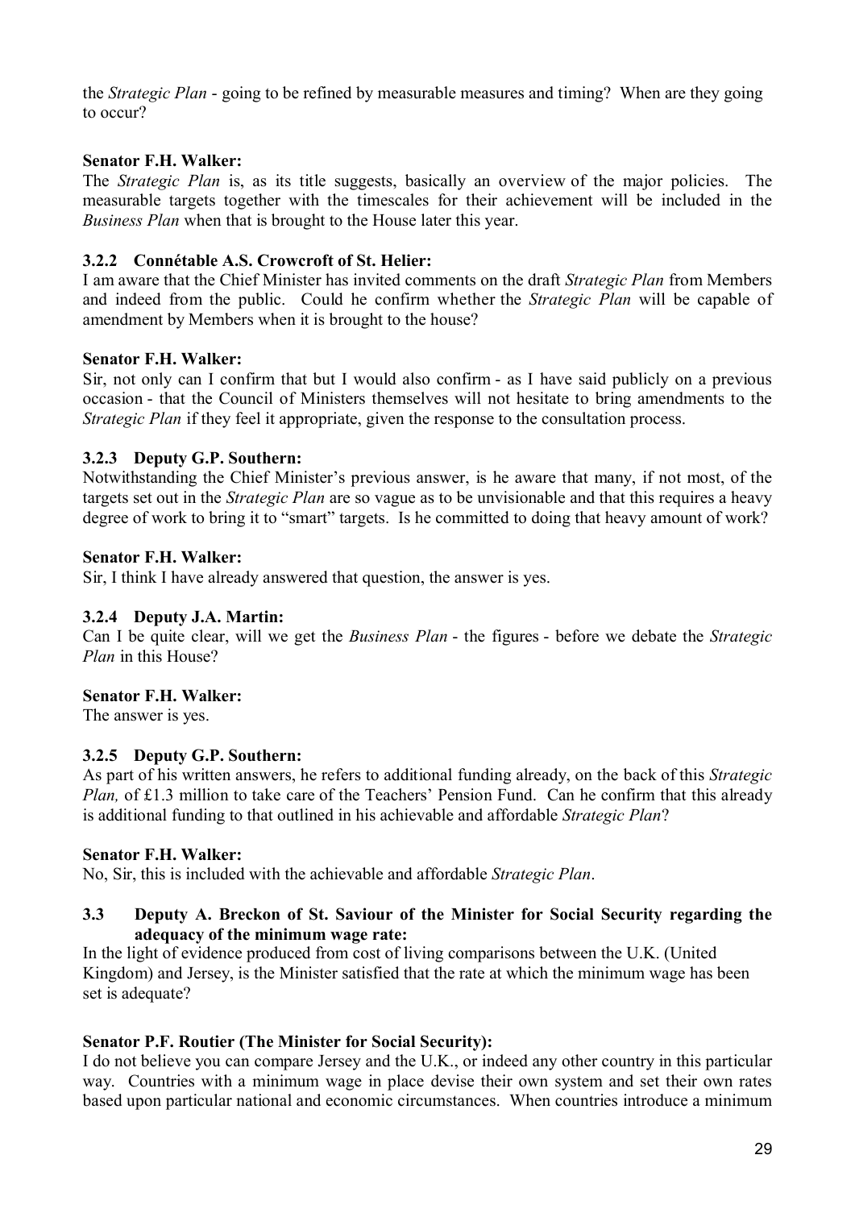the *Strategic Plan* - going to be refined by measurable measures and timing? When are they going to occur?

**Senator F.H. Walker:**
The *Strategic Plan* is, as its title suggests, basically an overview of the major policies. The measurable targets together with the timescales for their achievement will be included in the *Business Plan* when that is brought to the House later this year.

### 3.2.2 Connétable A.S. Crowcroft of St. Helier:

I am aware that the Chief Minister has invited comments on the draft *Strategic Plan* from Members and indeed from the public. Could he confirm whether the *Strategic Plan* will be capable of amendment by Members when it is brought to the house?

**Senator F.H. Walker:**
Sir, not only can I confirm that but I would also confirm - as I have said publicly on a previous occasion - that the Council of Ministers themselves will not hesitate to bring amendments to the *Strategic Plan* if they feel it appropriate, given the response to the consultation process.

### 3.2.3 Deputy G.P. Southern:

Notwithstanding the Chief Minister's previous answer, is he aware that many, if not most, of the targets set out in the *Strategic Plan* are so vague as to be unvisionable and that this requires a heavy degree of work to bring it to "smart" targets. Is he committed to doing that heavy amount of work?

**Senator F.H. Walker:**
Sir, I think I have already answered that question, the answer is yes.

### 3.2.4 Deputy J.A. Martin:

Can I be quite clear, will we get the *Business Plan* - the figures - before we debate the *Strategic Plan* in this House?

**Senator F.H. Walker:**
The answer is yes.

### 3.2.5 Deputy G.P. Southern:

As part of his written answers, he refers to additional funding already, on the back of this *Strategic Plan,* of £1.3 million to take care of the Teachers' Pension Fund. Can he confirm that this already is additional funding to that outlined in his achievable and affordable *Strategic Plan*?

**Senator F.H. Walker:**
No, Sir, this is included with the achievable and affordable *Strategic Plan*.

## 3.3 Deputy A. Breckon of St. Saviour of the Minister for Social Security regarding the adequacy of the minimum wage rate:

In the light of evidence produced from cost of living comparisons between the U.K. (United Kingdom) and Jersey, is the Minister satisfied that the rate at which the minimum wage has been set is adequate?

**Senator P.F. Routier (The Minister for Social Security):**
I do not believe you can compare Jersey and the U.K., or indeed any other country in this particular way. Countries with a minimum wage in place devise their own system and set their own rates based upon particular national and economic circumstances. When countries introduce a minimum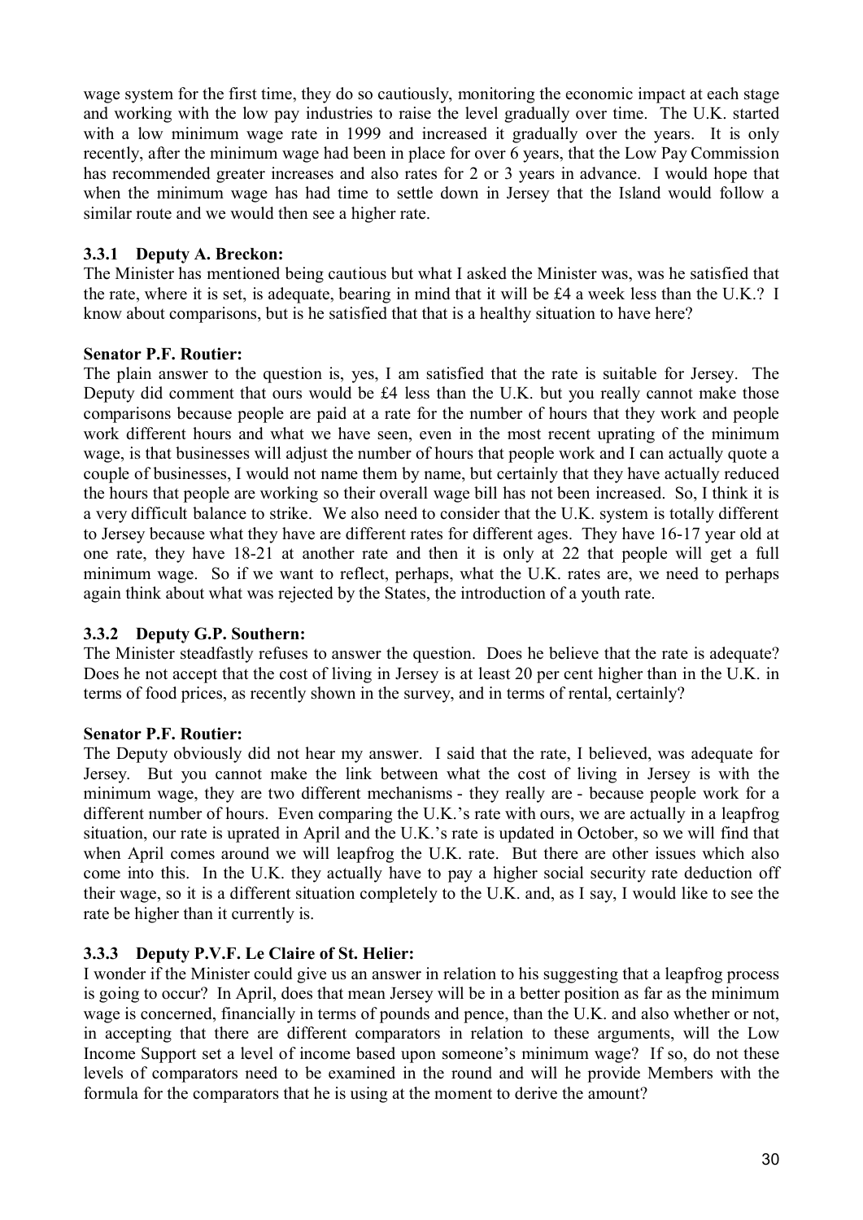wage system for the first time, they do so cautiously, monitoring the economic impact at each stage and working with the low pay industries to raise the level gradually over time. The U.K. started with a low minimum wage rate in 1999 and increased it gradually over the years. It is only recently, after the minimum wage had been in place for over 6 years, that the Low Pay Commission has recommended greater increases and also rates for 2 or 3 years in advance. I would hope that when the minimum wage has had time to settle down in Jersey that the Island would follow a similar route and we would then see a higher rate.

### 3.3.1 Deputy A. Breckon:

The Minister has mentioned being cautious but what I asked the Minister was, was he satisfied that the rate, where it is set, is adequate, bearing in mind that it will be £4 a week less than the U.K.? I know about comparisons, but is he satisfied that that is a healthy situation to have here?

**Senator P.F. Routier:**

The plain answer to the question is, yes, I am satisfied that the rate is suitable for Jersey. The Deputy did comment that ours would be £4 less than the U.K. but you really cannot make those comparisons because people are paid at a rate for the number of hours that they work and people work different hours and what we have seen, even in the most recent uprating of the minimum wage, is that businesses will adjust the number of hours that people work and I can actually quote a couple of businesses, I would not name them by name, but certainly that they have actually reduced the hours that people are working so their overall wage bill has not been increased. So, I think it is a very difficult balance to strike. We also need to consider that the U.K. system is totally different to Jersey because what they have are different rates for different ages. They have 16-17 year old at one rate, they have 18-21 at another rate and then it is only at 22 that people will get a full minimum wage. So if we want to reflect, perhaps, what the U.K. rates are, we need to perhaps again think about what was rejected by the States, the introduction of a youth rate.

### 3.3.2 Deputy G.P. Southern:

The Minister steadfastly refuses to answer the question. Does he believe that the rate is adequate? Does he not accept that the cost of living in Jersey is at least 20 per cent higher than in the U.K. in terms of food prices, as recently shown in the survey, and in terms of rental, certainly?

**Senator P.F. Routier:**

The Deputy obviously did not hear my answer. I said that the rate, I believed, was adequate for Jersey. But you cannot make the link between what the cost of living in Jersey is with the minimum wage, they are two different mechanisms - they really are - because people work for a different number of hours. Even comparing the U.K.'s rate with ours, we are actually in a leapfrog situation, our rate is uprated in April and the U.K.'s rate is updated in October, so we will find that when April comes around we will leapfrog the U.K. rate. But there are other issues which also come into this. In the U.K. they actually have to pay a higher social security rate deduction off their wage, so it is a different situation completely to the U.K. and, as I say, I would like to see the rate be higher than it currently is.

### 3.3.3 Deputy P.V.F. Le Claire of St. Helier:

I wonder if the Minister could give us an answer in relation to his suggesting that a leapfrog process is going to occur? In April, does that mean Jersey will be in a better position as far as the minimum wage is concerned, financially in terms of pounds and pence, than the U.K. and also whether or not, in accepting that there are different comparators in relation to these arguments, will the Low Income Support set a level of income based upon someone's minimum wage? If so, do not these levels of comparators need to be examined in the round and will he provide Members with the formula for the comparators that he is using at the moment to derive the amount?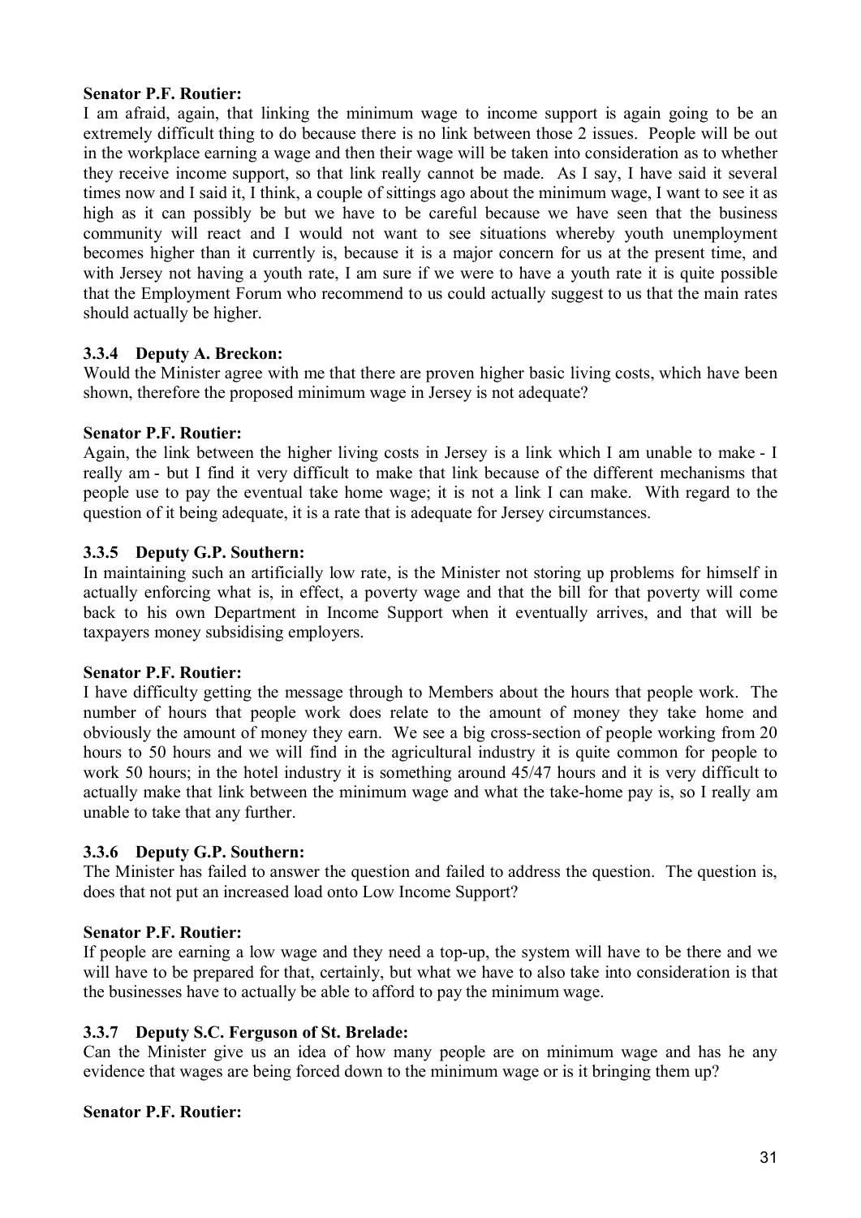**Senator P.F. Routier:**

I am afraid, again, that linking the minimum wage to income support is again going to be an extremely difficult thing to do because there is no link between those 2 issues. People will be out in the workplace earning a wage and then their wage will be taken into consideration as to whether they receive income support, so that link really cannot be made. As I say, I have said it several times now and I said it, I think, a couple of sittings ago about the minimum wage, I want to see it as high as it can possibly be but we have to be careful because we have seen that the business community will react and I would not want to see situations whereby youth unemployment becomes higher than it currently is, because it is a major concern for us at the present time, and with Jersey not having a youth rate, I am sure if we were to have a youth rate it is quite possible that the Employment Forum who recommend to us could actually suggest to us that the main rates should actually be higher.

### 3.3.4 Deputy A. Breckon:

Would the Minister agree with me that there are proven higher basic living costs, which have been shown, therefore the proposed minimum wage in Jersey is not adequate?

**Senator P.F. Routier:**

Again, the link between the higher living costs in Jersey is a link which I am unable to make - I really am - but I find it very difficult to make that link because of the different mechanisms that people use to pay the eventual take home wage; it is not a link I can make. With regard to the question of it being adequate, it is a rate that is adequate for Jersey circumstances.

### 3.3.5 Deputy G.P. Southern:

In maintaining such an artificially low rate, is the Minister not storing up problems for himself in actually enforcing what is, in effect, a poverty wage and that the bill for that poverty will come back to his own Department in Income Support when it eventually arrives, and that will be taxpayers money subsidising employers.

**Senator P.F. Routier:**

I have difficulty getting the message through to Members about the hours that people work. The number of hours that people work does relate to the amount of money they take home and obviously the amount of money they earn. We see a big cross-section of people working from 20 hours to 50 hours and we will find in the agricultural industry it is quite common for people to work 50 hours; in the hotel industry it is something around 45/47 hours and it is very difficult to actually make that link between the minimum wage and what the take-home pay is, so I really am unable to take that any further.

### 3.3.6 Deputy G.P. Southern:

The Minister has failed to answer the question and failed to address the question. The question is, does that not put an increased load onto Low Income Support?

**Senator P.F. Routier:**

If people are earning a low wage and they need a top-up, the system will have to be there and we will have to be prepared for that, certainly, but what we have to also take into consideration is that the businesses have to actually be able to afford to pay the minimum wage.

### 3.3.7 Deputy S.C. Ferguson of St. Brelade:

Can the Minister give us an idea of how many people are on minimum wage and has he any evidence that wages are being forced down to the minimum wage or is it bringing them up?

**Senator P.F. Routier:**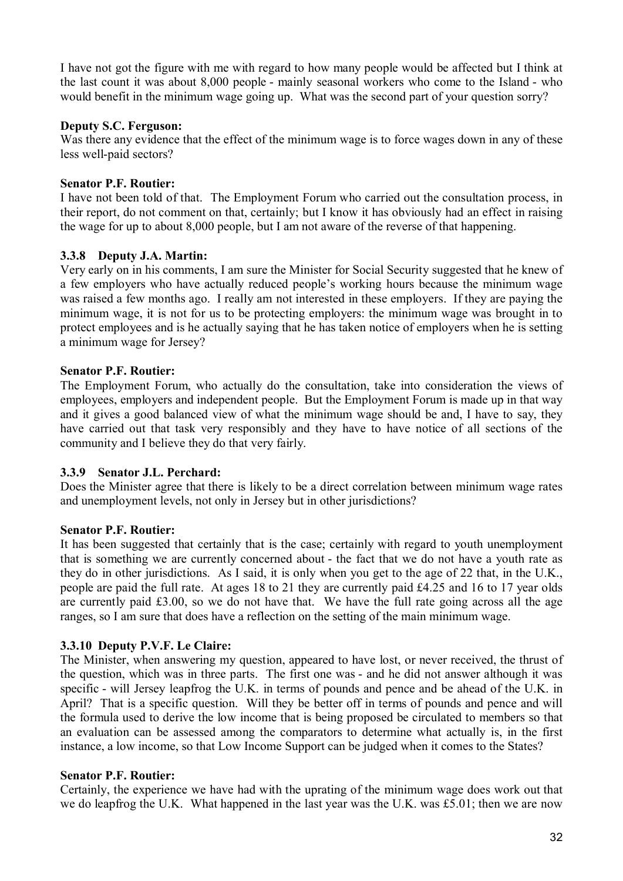I have not got the figure with me with regard to how many people would be affected but I think at the last count it was about 8,000 people - mainly seasonal workers who come to the Island - who would benefit in the minimum wage going up. What was the second part of your question sorry?

**Deputy S.C. Ferguson:**

Was there any evidence that the effect of the minimum wage is to force wages down in any of these less well-paid sectors?

**Senator P.F. Routier:**

I have not been told of that. The Employment Forum who carried out the consultation process, in their report, do not comment on that, certainly; but I know it has obviously had an effect in raising the wage for up to about 8,000 people, but I am not aware of the reverse of that happening.

### 3.3.8 Deputy J.A. Martin:

Very early on in his comments, I am sure the Minister for Social Security suggested that he knew of a few employers who have actually reduced people's working hours because the minimum wage was raised a few months ago. I really am not interested in these employers. If they are paying the minimum wage, it is not for us to be protecting employers: the minimum wage was brought in to protect employees and is he actually saying that he has taken notice of employers when he is setting a minimum wage for Jersey?

**Senator P.F. Routier:**

The Employment Forum, who actually do the consultation, take into consideration the views of employees, employers and independent people. But the Employment Forum is made up in that way and it gives a good balanced view of what the minimum wage should be and, I have to say, they have carried out that task very responsibly and they have to have notice of all sections of the community and I believe they do that very fairly.

### 3.3.9 Senator J.L. Perchard:

Does the Minister agree that there is likely to be a direct correlation between minimum wage rates and unemployment levels, not only in Jersey but in other jurisdictions?

**Senator P.F. Routier:**

It has been suggested that certainly that is the case; certainly with regard to youth unemployment that is something we are currently concerned about - the fact that we do not have a youth rate as they do in other jurisdictions. As I said, it is only when you get to the age of 22 that, in the U.K., people are paid the full rate. At ages 18 to 21 they are currently paid £4.25 and 16 to 17 year olds are currently paid £3.00, so we do not have that. We have the full rate going across all the age ranges, so I am sure that does have a reflection on the setting of the main minimum wage.

### 3.3.10 Deputy P.V.F. Le Claire:

The Minister, when answering my question, appeared to have lost, or never received, the thrust of the question, which was in three parts. The first one was - and he did not answer although it was specific - will Jersey leapfrog the U.K. in terms of pounds and pence and be ahead of the U.K. in April? That is a specific question. Will they be better off in terms of pounds and pence and will the formula used to derive the low income that is being proposed be circulated to members so that an evaluation can be assessed among the comparators to determine what actually is, in the first instance, a low income, so that Low Income Support can be judged when it comes to the States?

**Senator P.F. Routier:**

Certainly, the experience we have had with the uprating of the minimum wage does work out that we do leapfrog the U.K. What happened in the last year was the U.K. was £5.01; then we are now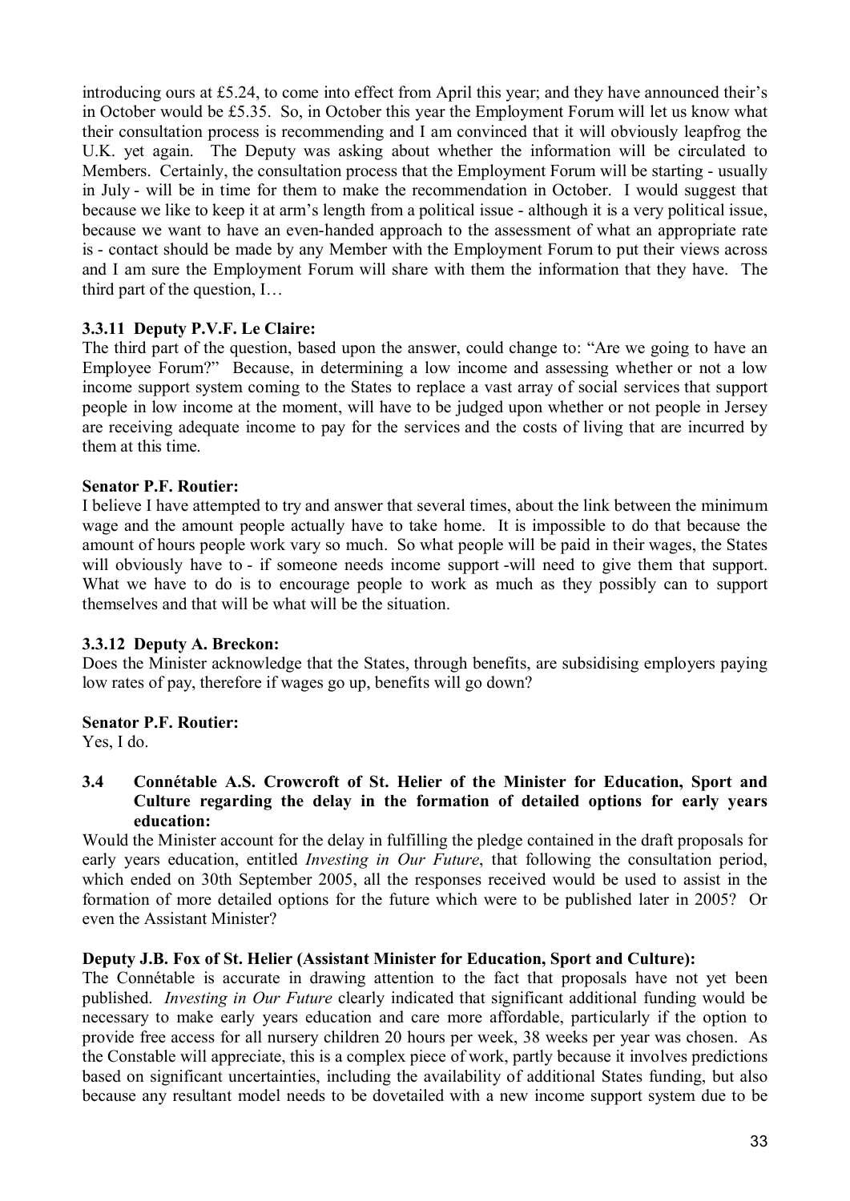introducing ours at £5.24, to come into effect from April this year; and they have announced their's in October would be £5.35. So, in October this year the Employment Forum will let us know what their consultation process is recommending and I am convinced that it will obviously leapfrog the U.K. yet again. The Deputy was asking about whether the information will be circulated to Members. Certainly, the consultation process that the Employment Forum will be starting - usually in July - will be in time for them to make the recommendation in October. I would suggest that because we like to keep it at arm's length from a political issue - although it is a very political issue, because we want to have an even-handed approach to the assessment of what an appropriate rate is - contact should be made by any Member with the Employment Forum to put their views across and I am sure the Employment Forum will share with them the information that they have. The third part of the question, I…

### 3.3.11 Deputy P.V.F. Le Claire:

The third part of the question, based upon the answer, could change to: "Are we going to have an Employee Forum?" Because, in determining a low income and assessing whether or not a low income support system coming to the States to replace a vast array of social services that support people in low income at the moment, will have to be judged upon whether or not people in Jersey are receiving adequate income to pay for the services and the costs of living that are incurred by them at this time.

**Senator P.F. Routier:**

I believe I have attempted to try and answer that several times, about the link between the minimum wage and the amount people actually have to take home. It is impossible to do that because the amount of hours people work vary so much. So what people will be paid in their wages, the States will obviously have to - if someone needs income support -will need to give them that support. What we have to do is to encourage people to work as much as they possibly can to support themselves and that will be what will be the situation.

### 3.3.12 Deputy A. Breckon:

Does the Minister acknowledge that the States, through benefits, are subsidising employers paying low rates of pay, therefore if wages go up, benefits will go down?

**Senator P.F. Routier:**

Yes, I do.

### 3.4 Connétable A.S. Crowcroft of St. Helier of the Minister for Education, Sport and Culture regarding the delay in the formation of detailed options for early years education:

Would the Minister account for the delay in fulfilling the pledge contained in the draft proposals for early years education, entitled *Investing in Our Future*, that following the consultation period, which ended on 30th September 2005, all the responses received would be used to assist in the formation of more detailed options for the future which were to be published later in 2005? Or even the Assistant Minister?

**Deputy J.B. Fox of St. Helier (Assistant Minister for Education, Sport and Culture):**

The Connétable is accurate in drawing attention to the fact that proposals have not yet been published. *Investing in Our Future* clearly indicated that significant additional funding would be necessary to make early years education and care more affordable, particularly if the option to provide free access for all nursery children 20 hours per week, 38 weeks per year was chosen. As the Constable will appreciate, this is a complex piece of work, partly because it involves predictions based on significant uncertainties, including the availability of additional States funding, but also because any resultant model needs to be dovetailed with a new income support system due to be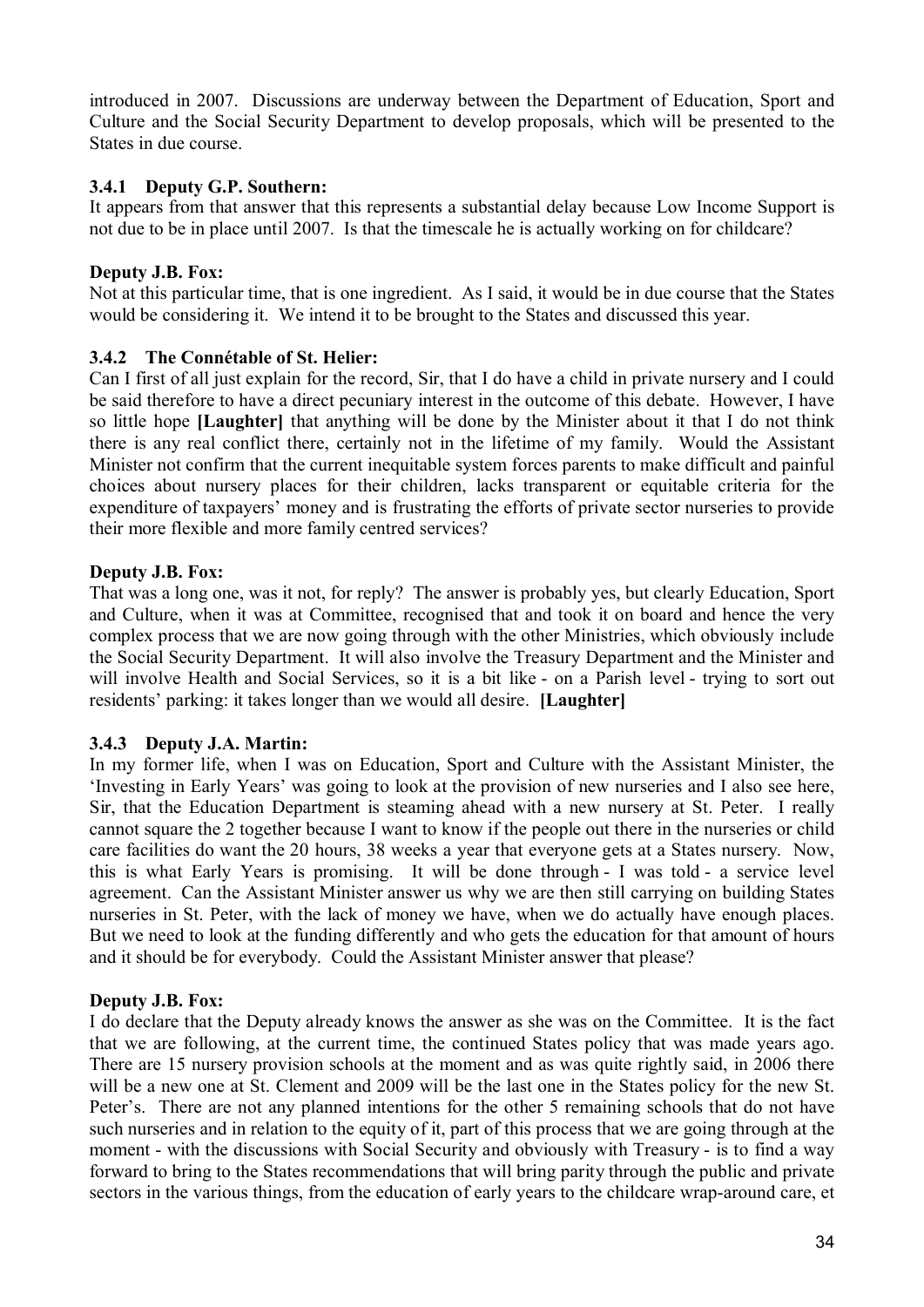introduced in 2007. Discussions are underway between the Department of Education, Sport and Culture and the Social Security Department to develop proposals, which will be presented to the States in due course.

### 3.4.1 Deputy G.P. Southern:

It appears from that answer that this represents a substantial delay because Low Income Support is not due to be in place until 2007. Is that the timescale he is actually working on for childcare?

**Deputy J.B. Fox:**

Not at this particular time, that is one ingredient. As I said, it would be in due course that the States would be considering it. We intend it to be brought to the States and discussed this year.

### 3.4.2 The Connétable of St. Helier:

Can I first of all just explain for the record, Sir, that I do have a child in private nursery and I could be said therefore to have a direct pecuniary interest in the outcome of this debate. However, I have so little hope **[Laughter]** that anything will be done by the Minister about it that I do not think there is any real conflict there, certainly not in the lifetime of my family. Would the Assistant Minister not confirm that the current inequitable system forces parents to make difficult and painful choices about nursery places for their children, lacks transparent or equitable criteria for the expenditure of taxpayers' money and is frustrating the efforts of private sector nurseries to provide their more flexible and more family centred services?

**Deputy J.B. Fox:**

That was a long one, was it not, for reply? The answer is probably yes, but clearly Education, Sport and Culture, when it was at Committee, recognised that and took it on board and hence the very complex process that we are now going through with the other Ministries, which obviously include the Social Security Department. It will also involve the Treasury Department and the Minister and will involve Health and Social Services, so it is a bit like - on a Parish level - trying to sort out residents' parking: it takes longer than we would all desire. **[Laughter]**

### 3.4.3 Deputy J.A. Martin:

In my former life, when I was on Education, Sport and Culture with the Assistant Minister, the 'Investing in Early Years' was going to look at the provision of new nurseries and I also see here, Sir, that the Education Department is steaming ahead with a new nursery at St. Peter. I really cannot square the 2 together because I want to know if the people out there in the nurseries or child care facilities do want the 20 hours, 38 weeks a year that everyone gets at a States nursery. Now, this is what Early Years is promising. It will be done through - I was told - a service level agreement. Can the Assistant Minister answer us why we are then still carrying on building States nurseries in St. Peter, with the lack of money we have, when we do actually have enough places. But we need to look at the funding differently and who gets the education for that amount of hours and it should be for everybody. Could the Assistant Minister answer that please?

**Deputy J.B. Fox:**

I do declare that the Deputy already knows the answer as she was on the Committee. It is the fact that we are following, at the current time, the continued States policy that was made years ago. There are 15 nursery provision schools at the moment and as was quite rightly said, in 2006 there will be a new one at St. Clement and 2009 will be the last one in the States policy for the new St. Peter's. There are not any planned intentions for the other 5 remaining schools that do not have such nurseries and in relation to the equity of it, part of this process that we are going through at the moment - with the discussions with Social Security and obviously with Treasury - is to find a way forward to bring to the States recommendations that will bring parity through the public and private sectors in the various things, from the education of early years to the childcare wrap-around care, et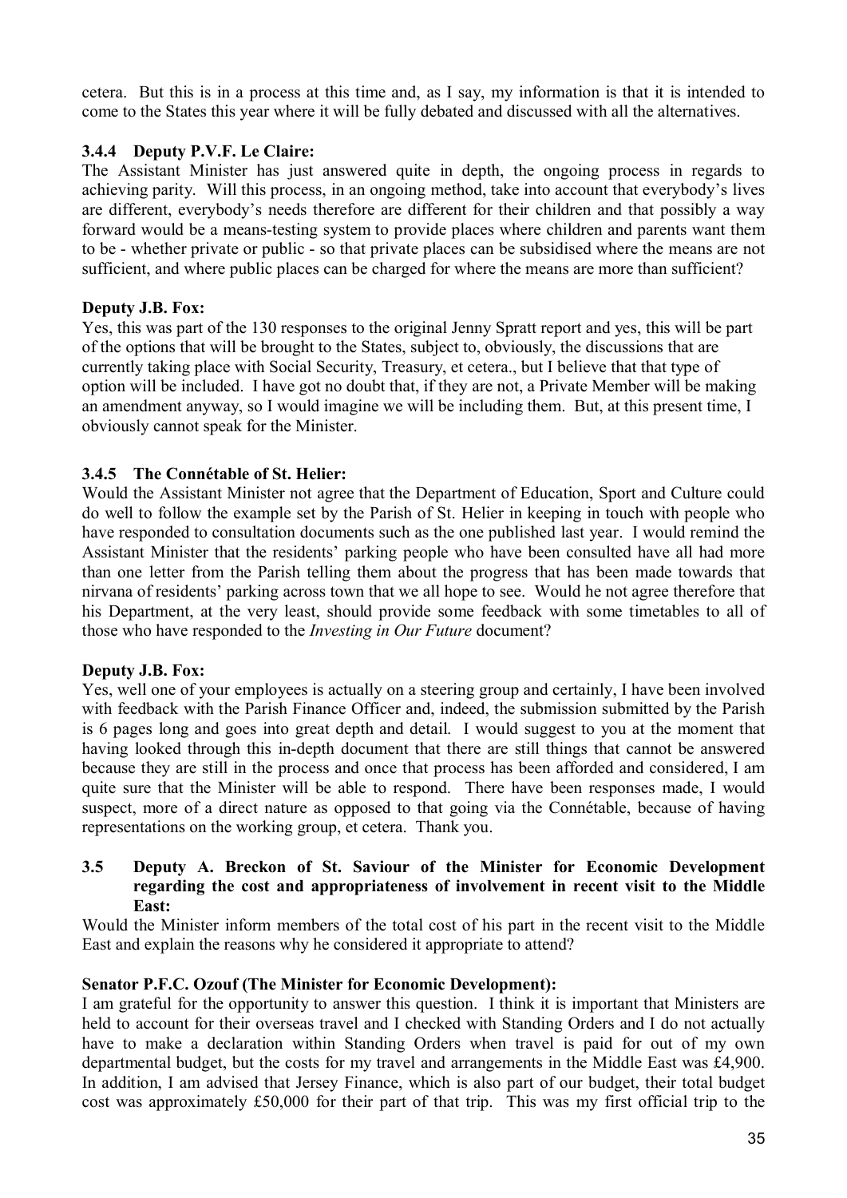cetera. But this is in a process at this time and, as I say, my information is that it is intended to come to the States this year where it will be fully debated and discussed with all the alternatives.

### 3.4.4 Deputy P.V.F. Le Claire:

The Assistant Minister has just answered quite in depth, the ongoing process in regards to achieving parity. Will this process, in an ongoing method, take into account that everybody's lives are different, everybody's needs therefore are different for their children and that possibly a way forward would be a means-testing system to provide places where children and parents want them to be - whether private or public - so that private places can be subsidised where the means are not sufficient, and where public places can be charged for where the means are more than sufficient?

**Deputy J.B. Fox:**

Yes, this was part of the 130 responses to the original Jenny Spratt report and yes, this will be part of the options that will be brought to the States, subject to, obviously, the discussions that are currently taking place with Social Security, Treasury, et cetera., but I believe that that type of option will be included. I have got no doubt that, if they are not, a Private Member will be making an amendment anyway, so I would imagine we will be including them. But, at this present time, I obviously cannot speak for the Minister.

### 3.4.5 The Connétable of St. Helier:

Would the Assistant Minister not agree that the Department of Education, Sport and Culture could do well to follow the example set by the Parish of St. Helier in keeping in touch with people who have responded to consultation documents such as the one published last year. I would remind the Assistant Minister that the residents' parking people who have been consulted have all had more than one letter from the Parish telling them about the progress that has been made towards that nirvana of residents' parking across town that we all hope to see. Would he not agree therefore that his Department, at the very least, should provide some feedback with some timetables to all of those who have responded to the *Investing in Our Future* document?

**Deputy J.B. Fox:**

Yes, well one of your employees is actually on a steering group and certainly, I have been involved with feedback with the Parish Finance Officer and, indeed, the submission submitted by the Parish is 6 pages long and goes into great depth and detail. I would suggest to you at the moment that having looked through this in-depth document that there are still things that cannot be answered because they are still in the process and once that process has been afforded and considered, I am quite sure that the Minister will be able to respond. There have been responses made, I would suspect, more of a direct nature as opposed to that going via the Connétable, because of having representations on the working group, et cetera. Thank you.

## 3.5 Deputy A. Breckon of St. Saviour of the Minister for Economic Development regarding the cost and appropriateness of involvement in recent visit to the Middle East:

Would the Minister inform members of the total cost of his part in the recent visit to the Middle East and explain the reasons why he considered it appropriate to attend?

**Senator P.F.C. Ozouf (The Minister for Economic Development):**

I am grateful for the opportunity to answer this question. I think it is important that Ministers are held to account for their overseas travel and I checked with Standing Orders and I do not actually have to make a declaration within Standing Orders when travel is paid for out of my own departmental budget, but the costs for my travel and arrangements in the Middle East was £4,900. In addition, I am advised that Jersey Finance, which is also part of our budget, their total budget cost was approximately £50,000 for their part of that trip. This was my first official trip to the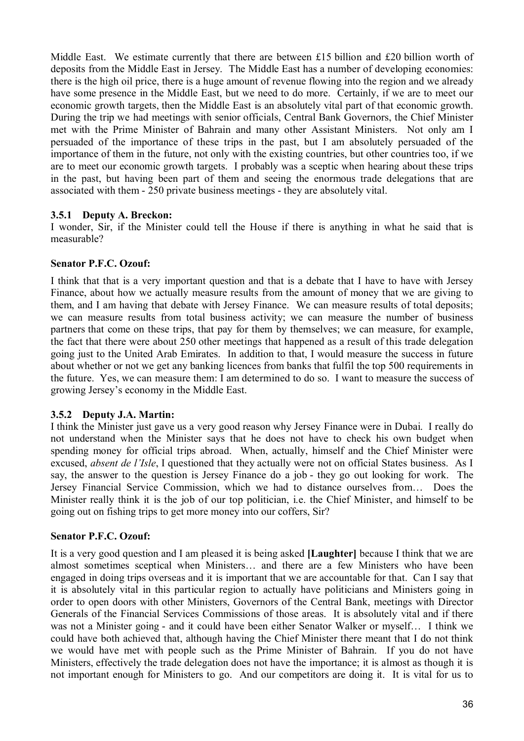Middle East. We estimate currently that there are between £15 billion and £20 billion worth of deposits from the Middle East in Jersey. The Middle East has a number of developing economies: there is the high oil price, there is a huge amount of revenue flowing into the region and we already have some presence in the Middle East, but we need to do more. Certainly, if we are to meet our economic growth targets, then the Middle East is an absolutely vital part of that economic growth. During the trip we had meetings with senior officials, Central Bank Governors, the Chief Minister met with the Prime Minister of Bahrain and many other Assistant Ministers. Not only am I persuaded of the importance of these trips in the past, but I am absolutely persuaded of the importance of them in the future, not only with the existing countries, but other countries too, if we are to meet our economic growth targets. I probably was a sceptic when hearing about these trips in the past, but having been part of them and seeing the enormous trade delegations that are associated with them - 250 private business meetings - they are absolutely vital.

### 3.5.1 Deputy A. Breckon:

I wonder, Sir, if the Minister could tell the House if there is anything in what he said that is measurable?

**Senator P.F.C. Ozouf:**

I think that that is a very important question and that is a debate that I have to have with Jersey Finance, about how we actually measure results from the amount of money that we are giving to them, and I am having that debate with Jersey Finance. We can measure results of total deposits; we can measure results from total business activity; we can measure the number of business partners that come on these trips, that pay for them by themselves; we can measure, for example, the fact that there were about 250 other meetings that happened as a result of this trade delegation going just to the United Arab Emirates. In addition to that, I would measure the success in future about whether or not we get any banking licences from banks that fulfil the top 500 requirements in the future. Yes, we can measure them: I am determined to do so. I want to measure the success of growing Jersey's economy in the Middle East.

### 3.5.2 Deputy J.A. Martin:

I think the Minister just gave us a very good reason why Jersey Finance were in Dubai. I really do not understand when the Minister says that he does not have to check his own budget when spending money for official trips abroad. When, actually, himself and the Chief Minister were excused, *absent de l'Isle*, I questioned that they actually were not on official States business. As I say, the answer to the question is Jersey Finance do a job - they go out looking for work. The Jersey Financial Service Commission, which we had to distance ourselves from… Does the Minister really think it is the job of our top politician, i.e. the Chief Minister, and himself to be going out on fishing trips to get more money into our coffers, Sir?

**Senator P.F.C. Ozouf:**

It is a very good question and I am pleased it is being asked **[Laughter]** because I think that we are almost sometimes sceptical when Ministers… and there are a few Ministers who have been engaged in doing trips overseas and it is important that we are accountable for that. Can I say that it is absolutely vital in this particular region to actually have politicians and Ministers going in order to open doors with other Ministers, Governors of the Central Bank, meetings with Director Generals of the Financial Services Commissions of those areas. It is absolutely vital and if there was not a Minister going - and it could have been either Senator Walker or myself… I think we could have both achieved that, although having the Chief Minister there meant that I do not think we would have met with people such as the Prime Minister of Bahrain. If you do not have Ministers, effectively the trade delegation does not have the importance; it is almost as though it is not important enough for Ministers to go. And our competitors are doing it. It is vital for us to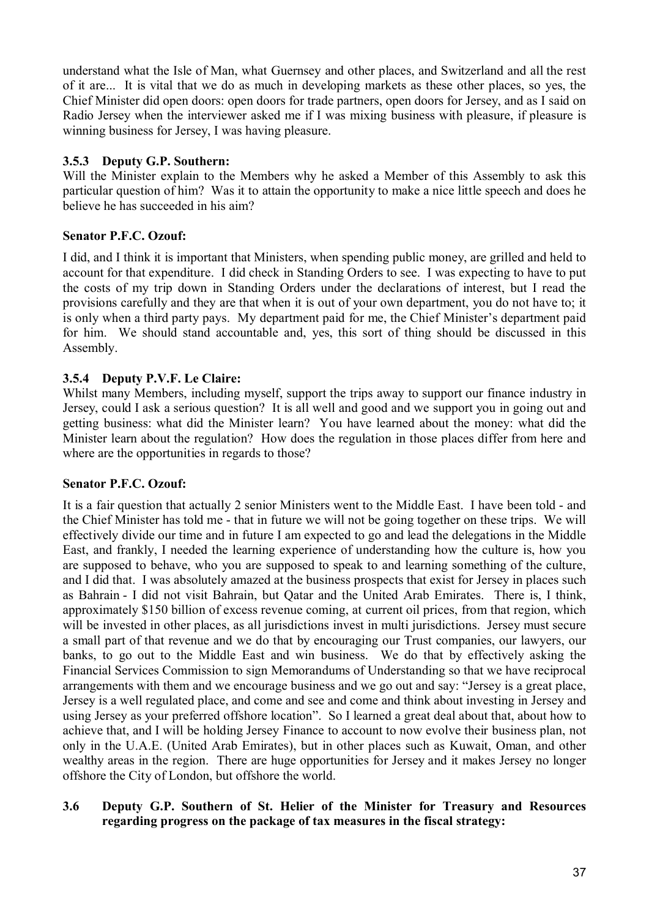understand what the Isle of Man, what Guernsey and other places, and Switzerland and all the rest of it are... It is vital that we do as much in developing markets as these other places, so yes, the Chief Minister did open doors: open doors for trade partners, open doors for Jersey, and as I said on Radio Jersey when the interviewer asked me if I was mixing business with pleasure, if pleasure is winning business for Jersey, I was having pleasure.

### 3.5.3 Deputy G.P. Southern:

Will the Minister explain to the Members why he asked a Member of this Assembly to ask this particular question of him? Was it to attain the opportunity to make a nice little speech and does he believe he has succeeded in his aim?

**Senator P.F.C. Ozouf:**

I did, and I think it is important that Ministers, when spending public money, are grilled and held to account for that expenditure. I did check in Standing Orders to see. I was expecting to have to put the costs of my trip down in Standing Orders under the declarations of interest, but I read the provisions carefully and they are that when it is out of your own department, you do not have to; it is only when a third party pays. My department paid for me, the Chief Minister's department paid for him. We should stand accountable and, yes, this sort of thing should be discussed in this Assembly.

### 3.5.4 Deputy P.V.F. Le Claire:

Whilst many Members, including myself, support the trips away to support our finance industry in Jersey, could I ask a serious question? It is all well and good and we support you in going out and getting business: what did the Minister learn? You have learned about the money: what did the Minister learn about the regulation? How does the regulation in those places differ from here and where are the opportunities in regards to those?

**Senator P.F.C. Ozouf:**

It is a fair question that actually 2 senior Ministers went to the Middle East. I have been told - and the Chief Minister has told me - that in future we will not be going together on these trips. We will effectively divide our time and in future I am expected to go and lead the delegations in the Middle East, and frankly, I needed the learning experience of understanding how the culture is, how you are supposed to behave, who you are supposed to speak to and learning something of the culture, and I did that. I was absolutely amazed at the business prospects that exist for Jersey in places such as Bahrain - I did not visit Bahrain, but Qatar and the United Arab Emirates. There is, I think, approximately $150 billion of excess revenue coming, at current oil prices, from that region, which will be invested in other places, as all jurisdictions invest in multi jurisdictions. Jersey must secure a small part of that revenue and we do that by encouraging our Trust companies, our lawyers, our banks, to go out to the Middle East and win business. We do that by effectively asking the Financial Services Commission to sign Memorandums of Understanding so that we have reciprocal arrangements with them and we encourage business and we go out and say: "Jersey is a great place, Jersey is a well regulated place, and come and see and come and think about investing in Jersey and using Jersey as your preferred offshore location". So I learned a great deal about that, about how to achieve that, and I will be holding Jersey Finance to account to now evolve their business plan, not only in the U.A.E. (United Arab Emirates), but in other places such as Kuwait, Oman, and other wealthy areas in the region. There are huge opportunities for Jersey and it makes Jersey no longer offshore the City of London, but offshore the world.

## 3.6 Deputy G.P. Southern of St. Helier of the Minister for Treasury and Resources regarding progress on the package of tax measures in the fiscal strategy: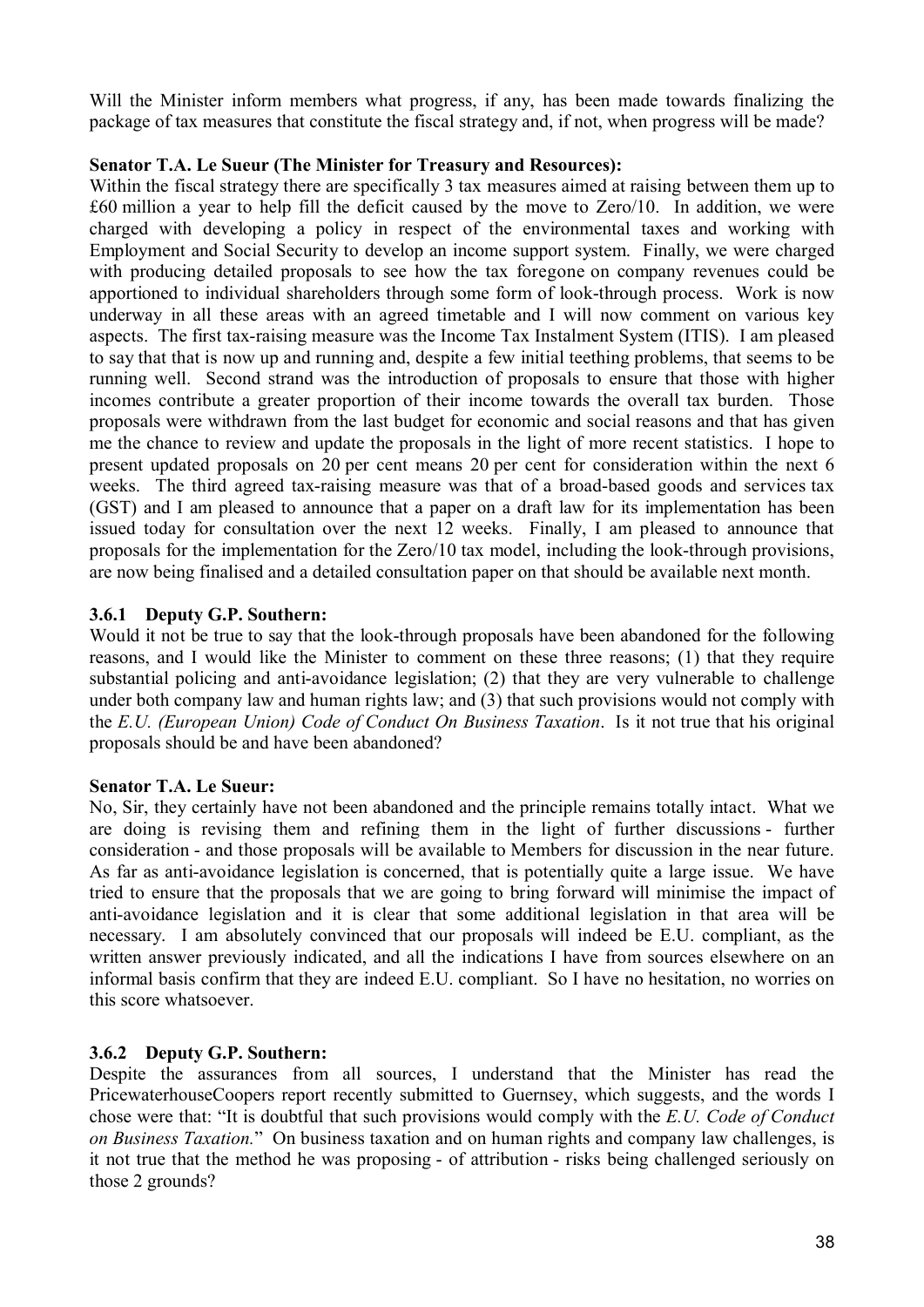Will the Minister inform members what progress, if any, has been made towards finalizing the package of tax measures that constitute the fiscal strategy and, if not, when progress will be made?

**Senator T.A. Le Sueur (The Minister for Treasury and Resources):**

Within the fiscal strategy there are specifically 3 tax measures aimed at raising between them up to £60 million a year to help fill the deficit caused by the move to Zero/10. In addition, we were charged with developing a policy in respect of the environmental taxes and working with Employment and Social Security to develop an income support system. Finally, we were charged with producing detailed proposals to see how the tax foregone on company revenues could be apportioned to individual shareholders through some form of look-through process. Work is now underway in all these areas with an agreed timetable and I will now comment on various key aspects. The first tax-raising measure was the Income Tax Instalment System (ITIS). I am pleased to say that that is now up and running and, despite a few initial teething problems, that seems to be running well. Second strand was the introduction of proposals to ensure that those with higher incomes contribute a greater proportion of their income towards the overall tax burden. Those proposals were withdrawn from the last budget for economic and social reasons and that has given me the chance to review and update the proposals in the light of more recent statistics. I hope to present updated proposals on 20 per cent means 20 per cent for consideration within the next 6 weeks. The third agreed tax-raising measure was that of a broad-based goods and services tax (GST) and I am pleased to announce that a paper on a draft law for its implementation has been issued today for consultation over the next 12 weeks. Finally, I am pleased to announce that proposals for the implementation for the Zero/10 tax model, including the look-through provisions, are now being finalised and a detailed consultation paper on that should be available next month.

### 3.6.1 Deputy G.P. Southern:

Would it not be true to say that the look-through proposals have been abandoned for the following reasons, and I would like the Minister to comment on these three reasons; (1) that they require substantial policing and anti-avoidance legislation; (2) that they are very vulnerable to challenge under both company law and human rights law; and (3) that such provisions would not comply with the *E.U. (European Union) Code of Conduct On Business Taxation*. Is it not true that his original proposals should be and have been abandoned?

**Senator T.A. Le Sueur:**

No, Sir, they certainly have not been abandoned and the principle remains totally intact. What we are doing is revising them and refining them in the light of further discussions - further consideration - and those proposals will be available to Members for discussion in the near future. As far as anti-avoidance legislation is concerned, that is potentially quite a large issue. We have tried to ensure that the proposals that we are going to bring forward will minimise the impact of anti-avoidance legislation and it is clear that some additional legislation in that area will be necessary. I am absolutely convinced that our proposals will indeed be E.U. compliant, as the written answer previously indicated, and all the indications I have from sources elsewhere on an informal basis confirm that they are indeed E.U. compliant. So I have no hesitation, no worries on this score whatsoever.

### 3.6.2 Deputy G.P. Southern:

Despite the assurances from all sources, I understand that the Minister has read the PricewaterhouseCoopers report recently submitted to Guernsey, which suggests, and the words I chose were that: "It is doubtful that such provisions would comply with the *E.U. Code of Conduct on Business Taxation.*" On business taxation and on human rights and company law challenges, is it not true that the method he was proposing - of attribution - risks being challenged seriously on those 2 grounds?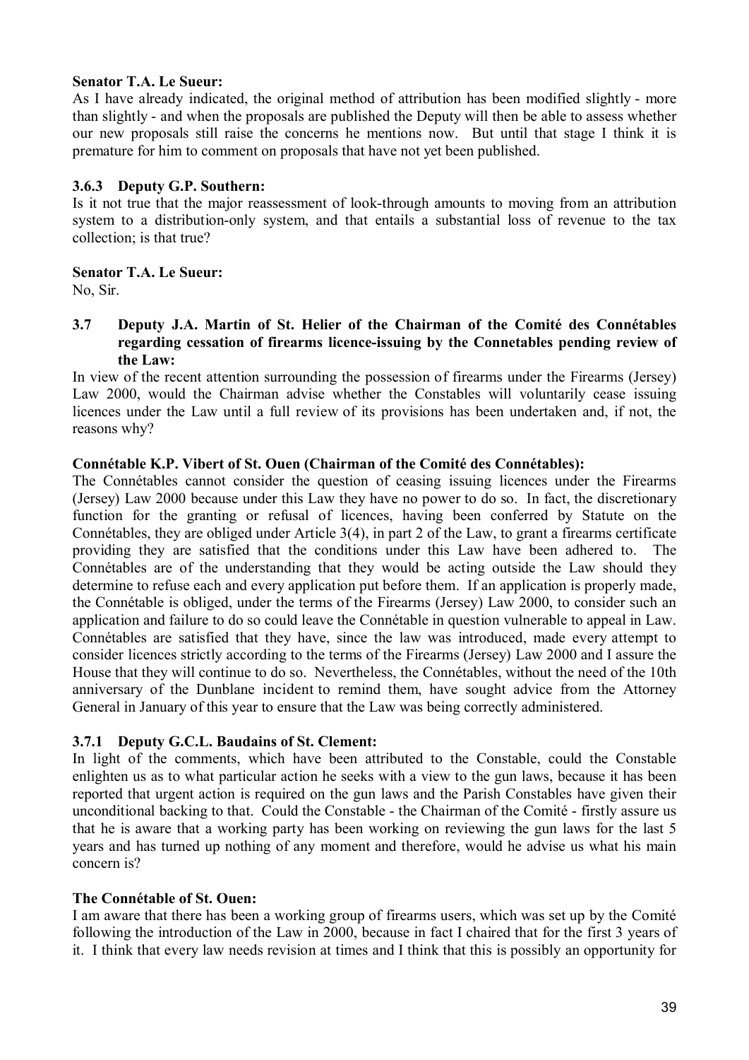**Senator T.A. Le Sueur:**

As I have already indicated, the original method of attribution has been modified slightly - more than slightly - and when the proposals are published the Deputy will then be able to assess whether our new proposals still raise the concerns he mentions now. But until that stage I think it is premature for him to comment on proposals that have not yet been published.

### 3.6.3 Deputy G.P. Southern:

Is it not true that the major reassessment of look-through amounts to moving from an attribution system to a distribution-only system, and that entails a substantial loss of revenue to the tax collection; is that true?

**Senator T.A. Le Sueur:**

No, Sir.

### 3.7 Deputy J.A. Martin of St. Helier of the Chairman of the Comité des Connétables regarding cessation of firearms licence-issuing by the Connetables pending review of the Law:

In view of the recent attention surrounding the possession of firearms under the Firearms (Jersey) Law 2000, would the Chairman advise whether the Constables will voluntarily cease issuing licences under the Law until a full review of its provisions has been undertaken and, if not, the reasons why?

**Connétable K.P. Vibert of St. Ouen (Chairman of the Comité des Connétables):**

The Connétables cannot consider the question of ceasing issuing licences under the Firearms (Jersey) Law 2000 because under this Law they have no power to do so. In fact, the discretionary function for the granting or refusal of licences, having been conferred by Statute on the Connétables, they are obliged under Article 3(4), in part 2 of the Law, to grant a firearms certificate providing they are satisfied that the conditions under this Law have been adhered to. The Connétables are of the understanding that they would be acting outside the Law should they determine to refuse each and every application put before them. If an application is properly made, the Connétable is obliged, under the terms of the Firearms (Jersey) Law 2000, to consider such an application and failure to do so could leave the Connétable in question vulnerable to appeal in Law. Connétables are satisfied that they have, since the law was introduced, made every attempt to consider licences strictly according to the terms of the Firearms (Jersey) Law 2000 and I assure the House that they will continue to do so. Nevertheless, the Connétables, without the need of the 10th anniversary of the Dunblane incident to remind them, have sought advice from the Attorney General in January of this year to ensure that the Law was being correctly administered.

### 3.7.1 Deputy G.C.L. Baudains of St. Clement:

In light of the comments, which have been attributed to the Constable, could the Constable enlighten us as to what particular action he seeks with a view to the gun laws, because it has been reported that urgent action is required on the gun laws and the Parish Constables have given their unconditional backing to that. Could the Constable - the Chairman of the Comité - firstly assure us that he is aware that a working party has been working on reviewing the gun laws for the last 5 years and has turned up nothing of any moment and therefore, would he advise us what his main concern is?

**The Connétable of St. Ouen:**

I am aware that there has been a working group of firearms users, which was set up by the Comité following the introduction of the Law in 2000, because in fact I chaired that for the first 3 years of it. I think that every law needs revision at times and I think that this is possibly an opportunity for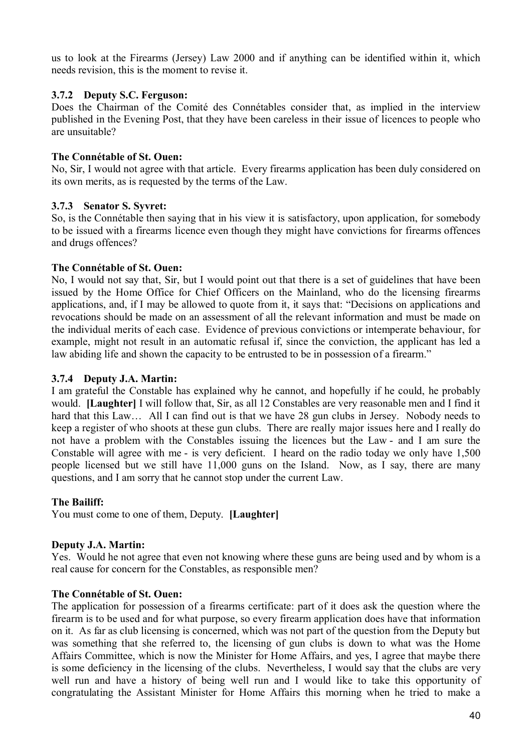us to look at the Firearms (Jersey) Law 2000 and if anything can be identified within it, which needs revision, this is the moment to revise it.

### 3.7.2 Deputy S.C. Ferguson:

Does the Chairman of the Comité des Connétables consider that, as implied in the interview published in the Evening Post, that they have been careless in their issue of licences to people who are unsuitable?

**The Connétable of St. Ouen:**

No, Sir, I would not agree with that article. Every firearms application has been duly considered on its own merits, as is requested by the terms of the Law.

### 3.7.3 Senator S. Syvret:

So, is the Connétable then saying that in his view it is satisfactory, upon application, for somebody to be issued with a firearms licence even though they might have convictions for firearms offences and drugs offences?

**The Connétable of St. Ouen:**

No, I would not say that, Sir, but I would point out that there is a set of guidelines that have been issued by the Home Office for Chief Officers on the Mainland, who do the licensing firearms applications, and, if I may be allowed to quote from it, it says that: "Decisions on applications and revocations should be made on an assessment of all the relevant information and must be made on the individual merits of each case. Evidence of previous convictions or intemperate behaviour, for example, might not result in an automatic refusal if, since the conviction, the applicant has led a law abiding life and shown the capacity to be entrusted to be in possession of a firearm."

### 3.7.4 Deputy J.A. Martin:

I am grateful the Constable has explained why he cannot, and hopefully if he could, he probably would. **[Laughter]** I will follow that, Sir, as all 12 Constables are very reasonable men and I find it hard that this Law… All I can find out is that we have 28 gun clubs in Jersey. Nobody needs to keep a register of who shoots at these gun clubs. There are really major issues here and I really do not have a problem with the Constables issuing the licences but the Law - and I am sure the Constable will agree with me - is very deficient. I heard on the radio today we only have 1,500 people licensed but we still have 11,000 guns on the Island. Now, as I say, there are many questions, and I am sorry that he cannot stop under the current Law.

**The Bailiff:**

You must come to one of them, Deputy. **[Laughter]**

**Deputy J.A. Martin:**

Yes. Would he not agree that even not knowing where these guns are being used and by whom is a real cause for concern for the Constables, as responsible men?

**The Connétable of St. Ouen:**

The application for possession of a firearms certificate: part of it does ask the question where the firearm is to be used and for what purpose, so every firearm application does have that information on it. As far as club licensing is concerned, which was not part of the question from the Deputy but was something that she referred to, the licensing of gun clubs is down to what was the Home Affairs Committee, which is now the Minister for Home Affairs, and yes, I agree that maybe there is some deficiency in the licensing of the clubs. Nevertheless, I would say that the clubs are very well run and have a history of being well run and I would like to take this opportunity of congratulating the Assistant Minister for Home Affairs this morning when he tried to make a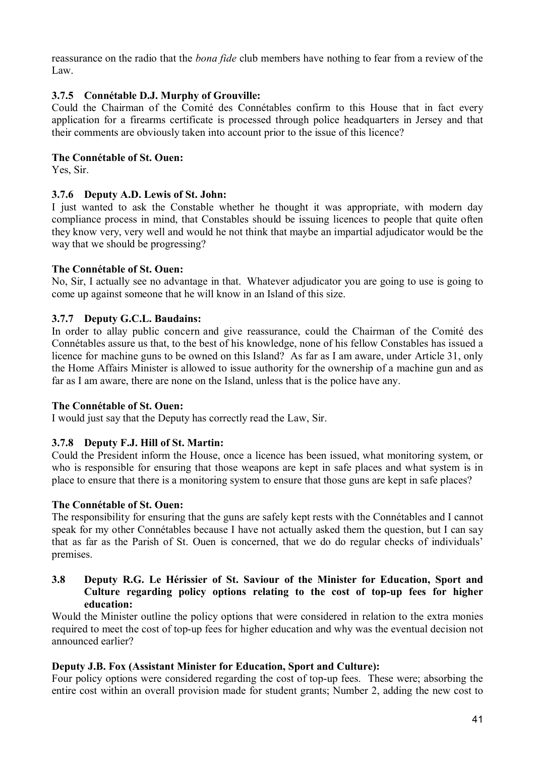reassurance on the radio that the *bona fide* club members have nothing to fear from a review of the Law.

### 3.7.5 Connétable D.J. Murphy of Grouville:

Could the Chairman of the Comité des Connétables confirm to this House that in fact every application for a firearms certificate is processed through police headquarters in Jersey and that their comments are obviously taken into account prior to the issue of this licence?

**The Connétable of St. Ouen:**

Yes, Sir.

### 3.7.6 Deputy A.D. Lewis of St. John:

I just wanted to ask the Constable whether he thought it was appropriate, with modern day compliance process in mind, that Constables should be issuing licences to people that quite often they know very, very well and would he not think that maybe an impartial adjudicator would be the way that we should be progressing?

**The Connétable of St. Ouen:**

No, Sir, I actually see no advantage in that. Whatever adjudicator you are going to use is going to come up against someone that he will know in an Island of this size.

### 3.7.7 Deputy G.C.L. Baudains:

In order to allay public concern and give reassurance, could the Chairman of the Comité des Connétables assure us that, to the best of his knowledge, none of his fellow Constables has issued a licence for machine guns to be owned on this Island? As far as I am aware, under Article 31, only the Home Affairs Minister is allowed to issue authority for the ownership of a machine gun and as far as I am aware, there are none on the Island, unless that is the police have any.

**The Connétable of St. Ouen:**

I would just say that the Deputy has correctly read the Law, Sir.

### 3.7.8 Deputy F.J. Hill of St. Martin:

Could the President inform the House, once a licence has been issued, what monitoring system, or who is responsible for ensuring that those weapons are kept in safe places and what system is in place to ensure that there is a monitoring system to ensure that those guns are kept in safe places?

**The Connétable of St. Ouen:**

The responsibility for ensuring that the guns are safely kept rests with the Connétables and I cannot speak for my other Connétables because I have not actually asked them the question, but I can say that as far as the Parish of St. Ouen is concerned, that we do do regular checks of individuals' premises.

## 3.8 Deputy R.G. Le Hérissier of St. Saviour of the Minister for Education, Sport and Culture regarding policy options relating to the cost of top-up fees for higher education:

Would the Minister outline the policy options that were considered in relation to the extra monies required to meet the cost of top-up fees for higher education and why was the eventual decision not announced earlier?

**Deputy J.B. Fox (Assistant Minister for Education, Sport and Culture):**

Four policy options were considered regarding the cost of top-up fees. These were; absorbing the entire cost within an overall provision made for student grants; Number 2, adding the new cost to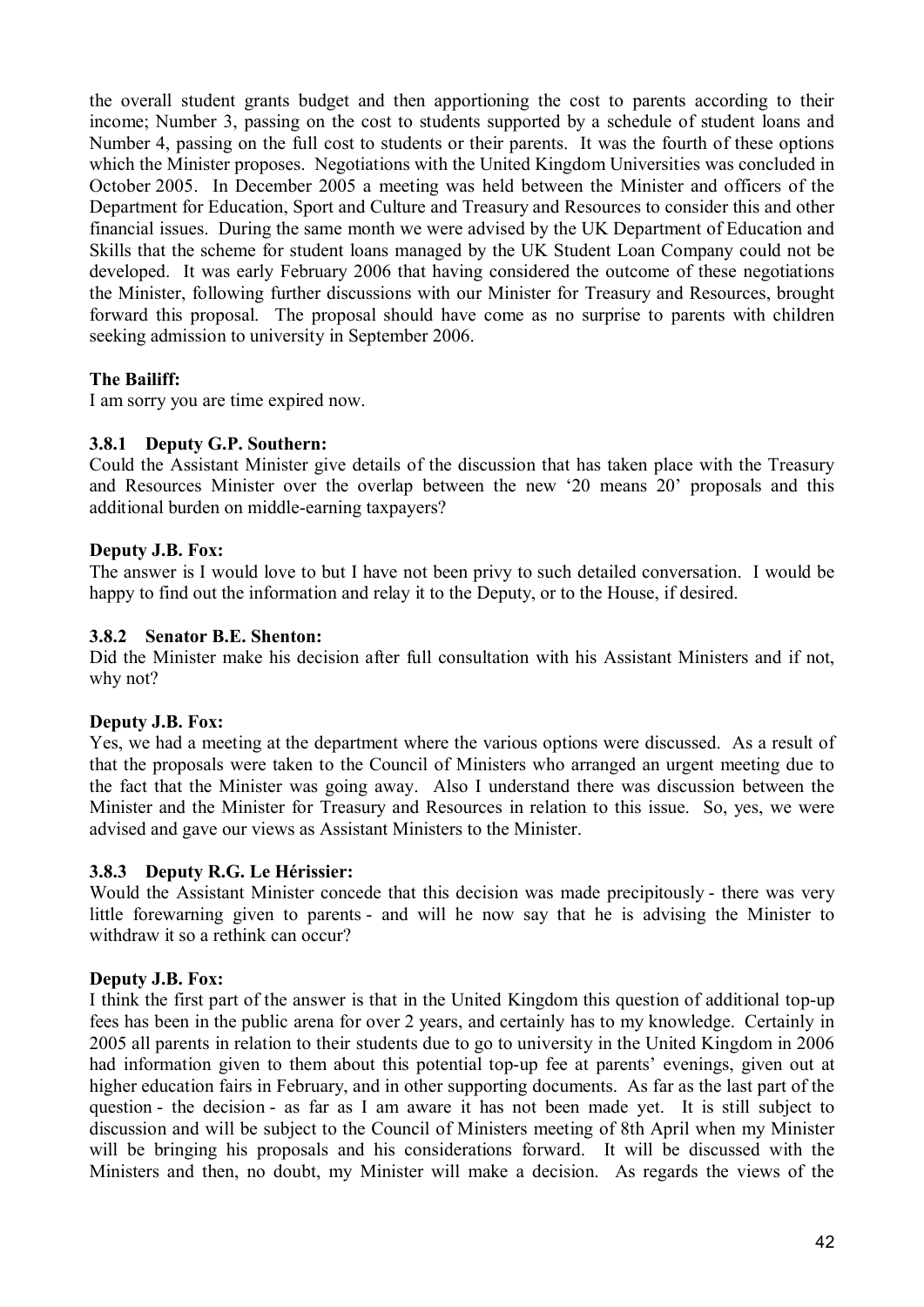the overall student grants budget and then apportioning the cost to parents according to their income; Number 3, passing on the cost to students supported by a schedule of student loans and Number 4, passing on the full cost to students or their parents. It was the fourth of these options which the Minister proposes. Negotiations with the United Kingdom Universities was concluded in October 2005. In December 2005 a meeting was held between the Minister and officers of the Department for Education, Sport and Culture and Treasury and Resources to consider this and other financial issues. During the same month we were advised by the UK Department of Education and Skills that the scheme for student loans managed by the UK Student Loan Company could not be developed. It was early February 2006 that having considered the outcome of these negotiations the Minister, following further discussions with our Minister for Treasury and Resources, brought forward this proposal. The proposal should have come as no surprise to parents with children seeking admission to university in September 2006.

**The Bailiff:**

I am sorry you are time expired now.

### 3.8.1 Deputy G.P. Southern:

Could the Assistant Minister give details of the discussion that has taken place with the Treasury and Resources Minister over the overlap between the new '20 means 20' proposals and this additional burden on middle-earning taxpayers?

**Deputy J.B. Fox:**

The answer is I would love to but I have not been privy to such detailed conversation. I would be happy to find out the information and relay it to the Deputy, or to the House, if desired.

### 3.8.2 Senator B.E. Shenton:

Did the Minister make his decision after full consultation with his Assistant Ministers and if not, why not?

**Deputy J.B. Fox:**

Yes, we had a meeting at the department where the various options were discussed. As a result of that the proposals were taken to the Council of Ministers who arranged an urgent meeting due to the fact that the Minister was going away. Also I understand there was discussion between the Minister and the Minister for Treasury and Resources in relation to this issue. So, yes, we were advised and gave our views as Assistant Ministers to the Minister.

### 3.8.3 Deputy R.G. Le Hérissier:

Would the Assistant Minister concede that this decision was made precipitously - there was very little forewarning given to parents - and will he now say that he is advising the Minister to withdraw it so a rethink can occur?

**Deputy J.B. Fox:**

I think the first part of the answer is that in the United Kingdom this question of additional top-up fees has been in the public arena for over 2 years, and certainly has to my knowledge. Certainly in 2005 all parents in relation to their students due to go to university in the United Kingdom in 2006 had information given to them about this potential top-up fee at parents' evenings, given out at higher education fairs in February, and in other supporting documents. As far as the last part of the question - the decision - as far as I am aware it has not been made yet. It is still subject to discussion and will be subject to the Council of Ministers meeting of 8th April when my Minister will be bringing his proposals and his considerations forward. It will be discussed with the Ministers and then, no doubt, my Minister will make a decision. As regards the views of the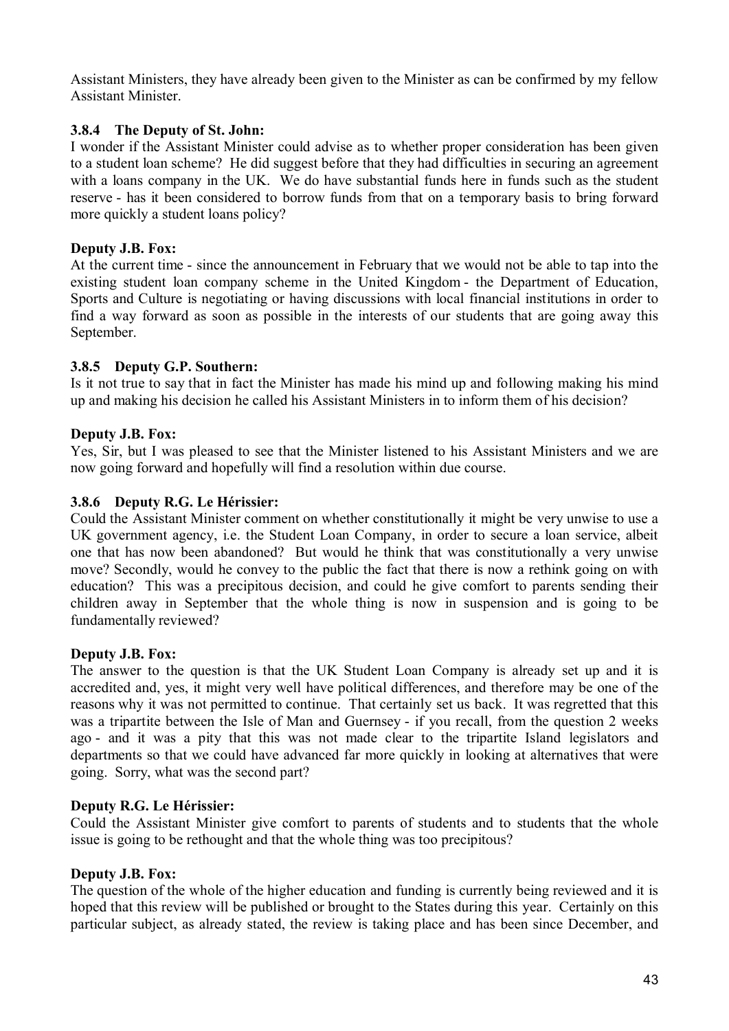Assistant Ministers, they have already been given to the Minister as can be confirmed by my fellow Assistant Minister.

### 3.8.4 The Deputy of St. John:

I wonder if the Assistant Minister could advise as to whether proper consideration has been given to a student loan scheme? He did suggest before that they had difficulties in securing an agreement with a loans company in the UK. We do have substantial funds here in funds such as the student reserve - has it been considered to borrow funds from that on a temporary basis to bring forward more quickly a student loans policy?

**Deputy J.B. Fox:**

At the current time - since the announcement in February that we would not be able to tap into the existing student loan company scheme in the United Kingdom - the Department of Education, Sports and Culture is negotiating or having discussions with local financial institutions in order to find a way forward as soon as possible in the interests of our students that are going away this September.

### 3.8.5 Deputy G.P. Southern:

Is it not true to say that in fact the Minister has made his mind up and following making his mind up and making his decision he called his Assistant Ministers in to inform them of his decision?

**Deputy J.B. Fox:**

Yes, Sir, but I was pleased to see that the Minister listened to his Assistant Ministers and we are now going forward and hopefully will find a resolution within due course.

### 3.8.6 Deputy R.G. Le Hérissier:

Could the Assistant Minister comment on whether constitutionally it might be very unwise to use a UK government agency, i.e. the Student Loan Company, in order to secure a loan service, albeit one that has now been abandoned? But would he think that was constitutionally a very unwise move? Secondly, would he convey to the public the fact that there is now a rethink going on with education? This was a precipitous decision, and could he give comfort to parents sending their children away in September that the whole thing is now in suspension and is going to be fundamentally reviewed?

**Deputy J.B. Fox:**

The answer to the question is that the UK Student Loan Company is already set up and it is accredited and, yes, it might very well have political differences, and therefore may be one of the reasons why it was not permitted to continue. That certainly set us back. It was regretted that this was a tripartite between the Isle of Man and Guernsey - if you recall, from the question 2 weeks ago - and it was a pity that this was not made clear to the tripartite Island legislators and departments so that we could have advanced far more quickly in looking at alternatives that were going. Sorry, what was the second part?

**Deputy R.G. Le Hérissier:**

Could the Assistant Minister give comfort to parents of students and to students that the whole issue is going to be rethought and that the whole thing was too precipitous?

**Deputy J.B. Fox:**

The question of the whole of the higher education and funding is currently being reviewed and it is hoped that this review will be published or brought to the States during this year. Certainly on this particular subject, as already stated, the review is taking place and has been since December, and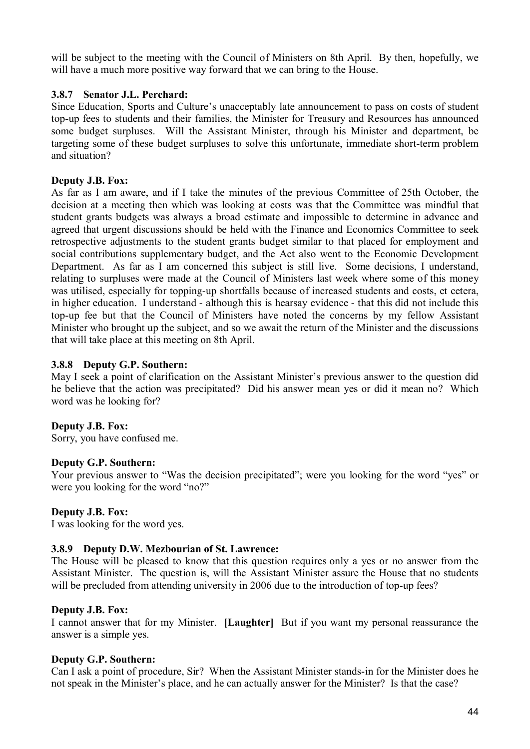will be subject to the meeting with the Council of Ministers on 8th April. By then, hopefully, we will have a much more positive way forward that we can bring to the House.

### 3.8.7 Senator J.L. Perchard:

Since Education, Sports and Culture's unacceptably late announcement to pass on costs of student top-up fees to students and their families, the Minister for Treasury and Resources has announced some budget surpluses. Will the Assistant Minister, through his Minister and department, be targeting some of these budget surpluses to solve this unfortunate, immediate short-term problem and situation?

**Deputy J.B. Fox:**

As far as I am aware, and if I take the minutes of the previous Committee of 25th October, the decision at a meeting then which was looking at costs was that the Committee was mindful that student grants budgets was always a broad estimate and impossible to determine in advance and agreed that urgent discussions should be held with the Finance and Economics Committee to seek retrospective adjustments to the student grants budget similar to that placed for employment and social contributions supplementary budget, and the Act also went to the Economic Development Department. As far as I am concerned this subject is still live. Some decisions, I understand, relating to surpluses were made at the Council of Ministers last week where some of this money was utilised, especially for topping-up shortfalls because of increased students and costs, et cetera, in higher education. I understand - although this is hearsay evidence - that this did not include this top-up fee but that the Council of Ministers have noted the concerns by my fellow Assistant Minister who brought up the subject, and so we await the return of the Minister and the discussions that will take place at this meeting on 8th April.

### 3.8.8 Deputy G.P. Southern:

May I seek a point of clarification on the Assistant Minister's previous answer to the question did he believe that the action was precipitated? Did his answer mean yes or did it mean no? Which word was he looking for?

**Deputy J.B. Fox:**

Sorry, you have confused me.

**Deputy G.P. Southern:**

Your previous answer to "Was the decision precipitated"; were you looking for the word "yes" or were you looking for the word "no?"

**Deputy J.B. Fox:**

I was looking for the word yes.

### 3.8.9 Deputy D.W. Mezbourian of St. Lawrence:

The House will be pleased to know that this question requires only a yes or no answer from the Assistant Minister. The question is, will the Assistant Minister assure the House that no students will be precluded from attending university in 2006 due to the introduction of top-up fees?

**Deputy J.B. Fox:**

I cannot answer that for my Minister. **[Laughter]** But if you want my personal reassurance the answer is a simple yes.

**Deputy G.P. Southern:**

Can I ask a point of procedure, Sir? When the Assistant Minister stands-in for the Minister does he not speak in the Minister's place, and he can actually answer for the Minister? Is that the case?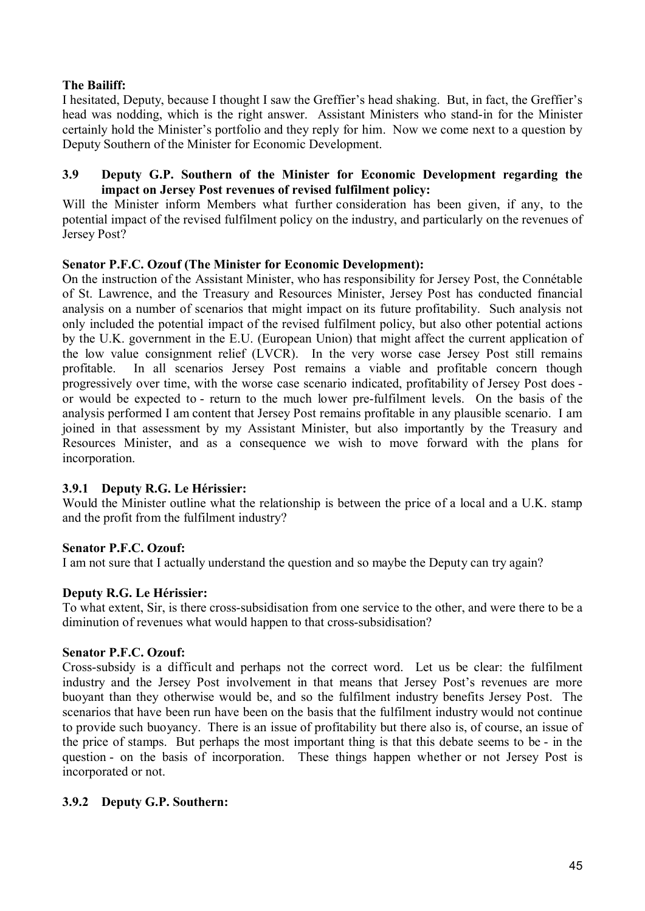**The Bailiff:**

I hesitated, Deputy, because I thought I saw the Greffier's head shaking. But, in fact, the Greffier's head was nodding, which is the right answer. Assistant Ministers who stand-in for the Minister certainly hold the Minister's portfolio and they reply for him. Now we come next to a question by Deputy Southern of the Minister for Economic Development.

### 3.9 Deputy G.P. Southern of the Minister for Economic Development regarding the impact on Jersey Post revenues of revised fulfilment policy:

Will the Minister inform Members what further consideration has been given, if any, to the potential impact of the revised fulfilment policy on the industry, and particularly on the revenues of Jersey Post?

**Senator P.F.C. Ozouf (The Minister for Economic Development):**

On the instruction of the Assistant Minister, who has responsibility for Jersey Post, the Connétable of St. Lawrence, and the Treasury and Resources Minister, Jersey Post has conducted financial analysis on a number of scenarios that might impact on its future profitability. Such analysis not only included the potential impact of the revised fulfilment policy, but also other potential actions by the U.K. government in the E.U. (European Union) that might affect the current application of the low value consignment relief (LVCR). In the very worse case Jersey Post still remains profitable. In all scenarios Jersey Post remains a viable and profitable concern though progressively over time, with the worse case scenario indicated, profitability of Jersey Post does - or would be expected to - return to the much lower pre-fulfilment levels. On the basis of the analysis performed I am content that Jersey Post remains profitable in any plausible scenario. I am joined in that assessment by my Assistant Minister, but also importantly by the Treasury and Resources Minister, and as a consequence we wish to move forward with the plans for incorporation.

#### 3.9.1 Deputy R.G. Le Hérissier:

Would the Minister outline what the relationship is between the price of a local and a U.K. stamp and the profit from the fulfilment industry?

**Senator P.F.C. Ozouf:**

I am not sure that I actually understand the question and so maybe the Deputy can try again?

**Deputy R.G. Le Hérissier:**

To what extent, Sir, is there cross-subsidisation from one service to the other, and were there to be a diminution of revenues what would happen to that cross-subsidisation?

**Senator P.F.C. Ozouf:**

Cross-subsidy is a difficult and perhaps not the correct word. Let us be clear: the fulfilment industry and the Jersey Post involvement in that means that Jersey Post's revenues are more buoyant than they otherwise would be, and so the fulfilment industry benefits Jersey Post. The scenarios that have been run have been on the basis that the fulfilment industry would not continue to provide such buoyancy. There is an issue of profitability but there also is, of course, an issue of the price of stamps. But perhaps the most important thing is that this debate seems to be - in the question - on the basis of incorporation. These things happen whether or not Jersey Post is incorporated or not.

#### 3.9.2 Deputy G.P. Southern: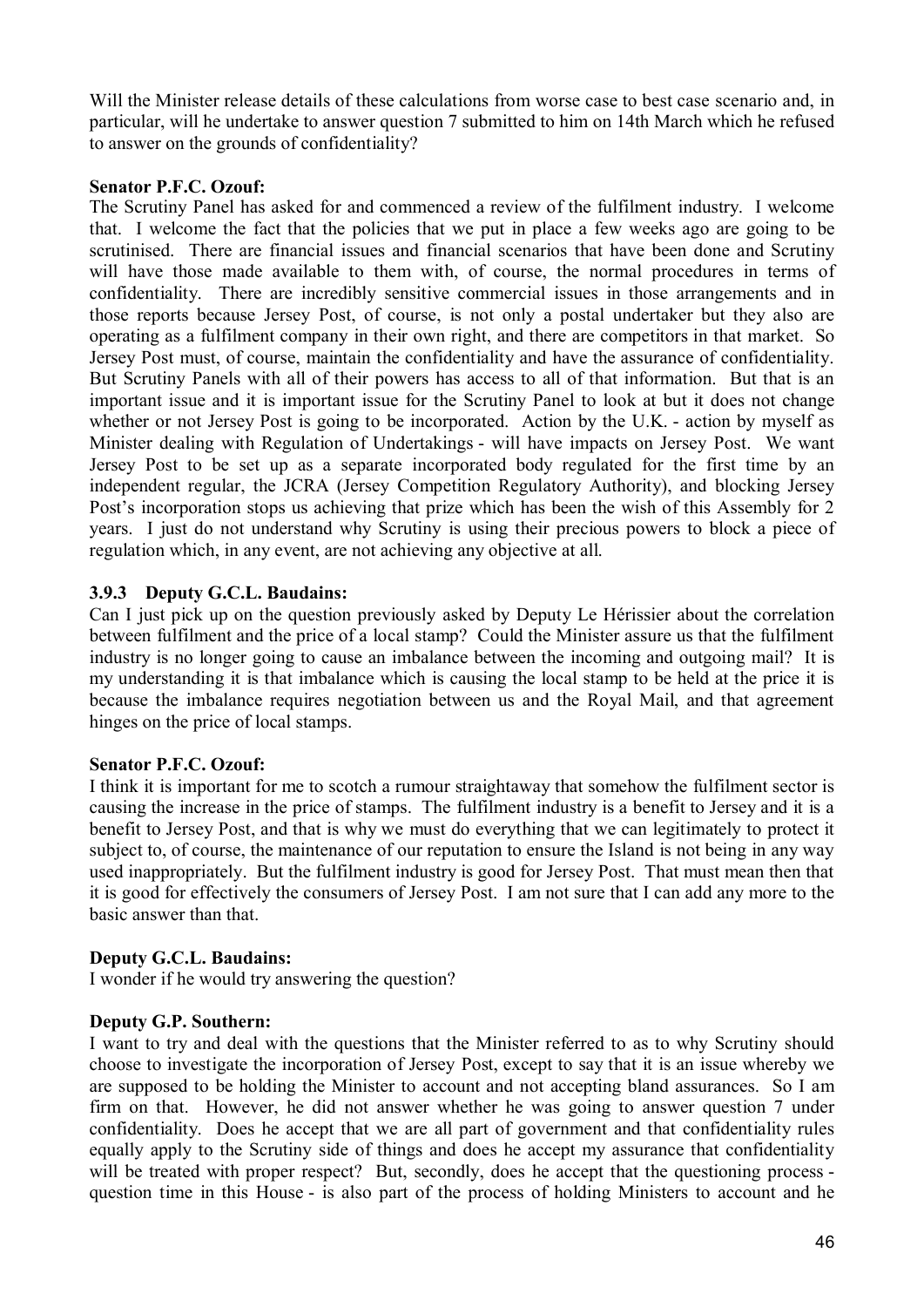Will the Minister release details of these calculations from worse case to best case scenario and, in particular, will he undertake to answer question 7 submitted to him on 14th March which he refused to answer on the grounds of confidentiality?

**Senator P.F.C. Ozouf:**

The Scrutiny Panel has asked for and commenced a review of the fulfilment industry. I welcome that. I welcome the fact that the policies that we put in place a few weeks ago are going to be scrutinised. There are financial issues and financial scenarios that have been done and Scrutiny will have those made available to them with, of course, the normal procedures in terms of confidentiality. There are incredibly sensitive commercial issues in those arrangements and in those reports because Jersey Post, of course, is not only a postal undertaker but they also are operating as a fulfilment company in their own right, and there are competitors in that market. So Jersey Post must, of course, maintain the confidentiality and have the assurance of confidentiality. But Scrutiny Panels with all of their powers has access to all of that information. But that is an important issue and it is important issue for the Scrutiny Panel to look at but it does not change whether or not Jersey Post is going to be incorporated. Action by the U.K. - action by myself as Minister dealing with Regulation of Undertakings - will have impacts on Jersey Post. We want Jersey Post to be set up as a separate incorporated body regulated for the first time by an independent regular, the JCRA (Jersey Competition Regulatory Authority), and blocking Jersey Post's incorporation stops us achieving that prize which has been the wish of this Assembly for 2 years. I just do not understand why Scrutiny is using their precious powers to block a piece of regulation which, in any event, are not achieving any objective at all.

### 3.9.3 Deputy G.C.L. Baudains:

Can I just pick up on the question previously asked by Deputy Le Hérissier about the correlation between fulfilment and the price of a local stamp? Could the Minister assure us that the fulfilment industry is no longer going to cause an imbalance between the incoming and outgoing mail? It is my understanding it is that imbalance which is causing the local stamp to be held at the price it is because the imbalance requires negotiation between us and the Royal Mail, and that agreement hinges on the price of local stamps.

**Senator P.F.C. Ozouf:**

I think it is important for me to scotch a rumour straightaway that somehow the fulfilment sector is causing the increase in the price of stamps. The fulfilment industry is a benefit to Jersey and it is a benefit to Jersey Post, and that is why we must do everything that we can legitimately to protect it subject to, of course, the maintenance of our reputation to ensure the Island is not being in any way used inappropriately. But the fulfilment industry is good for Jersey Post. That must mean then that it is good for effectively the consumers of Jersey Post. I am not sure that I can add any more to the basic answer than that.

**Deputy G.C.L. Baudains:**

I wonder if he would try answering the question?

**Deputy G.P. Southern:**

I want to try and deal with the questions that the Minister referred to as to why Scrutiny should choose to investigate the incorporation of Jersey Post, except to say that it is an issue whereby we are supposed to be holding the Minister to account and not accepting bland assurances. So I am firm on that. However, he did not answer whether he was going to answer question 7 under confidentiality. Does he accept that we are all part of government and that confidentiality rules equally apply to the Scrutiny side of things and does he accept my assurance that confidentiality will be treated with proper respect? But, secondly, does he accept that the questioning process - question time in this House - is also part of the process of holding Ministers to account and he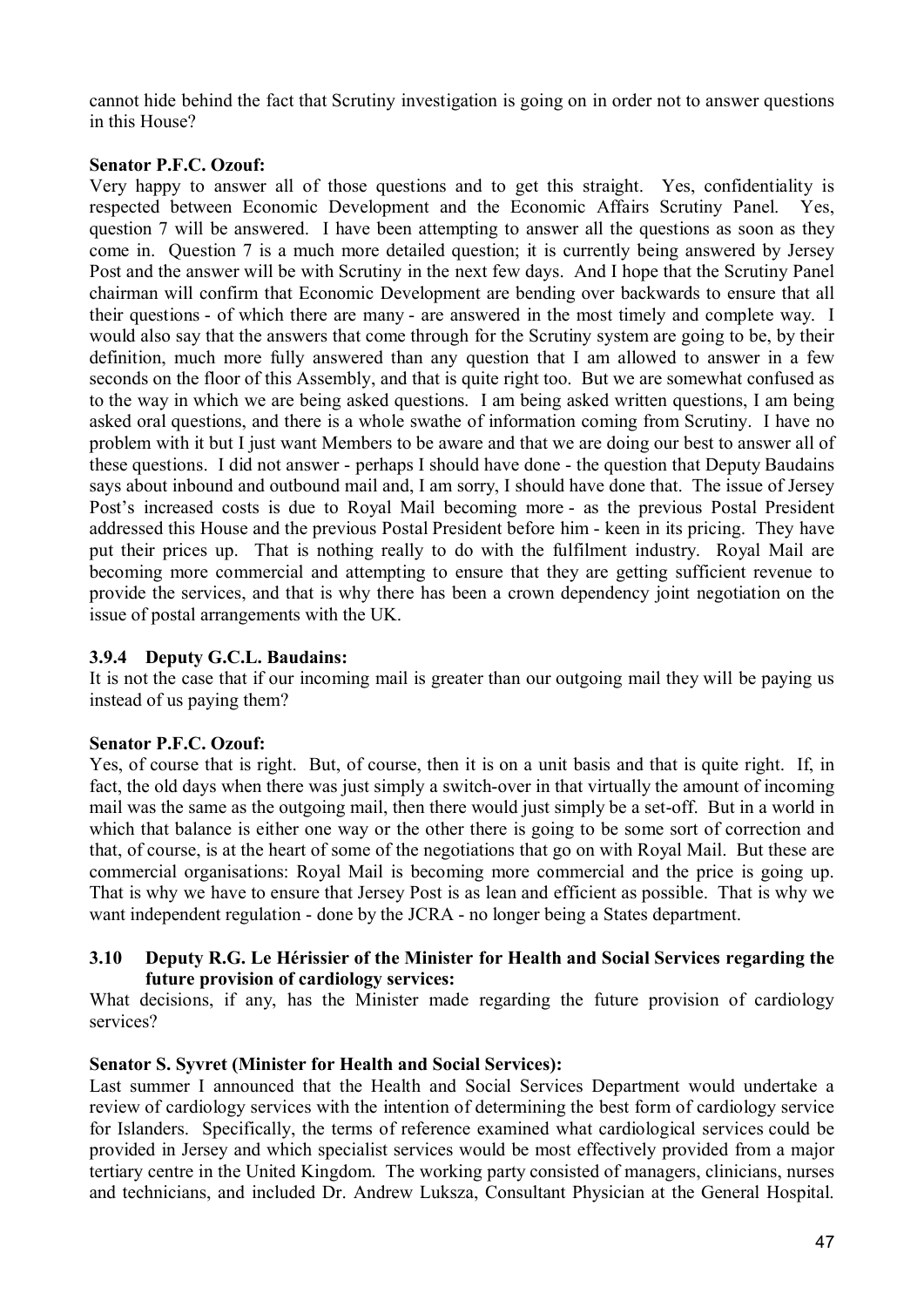cannot hide behind the fact that Scrutiny investigation is going on in order not to answer questions in this House?

**Senator P.F.C. Ozouf:**

Very happy to answer all of those questions and to get this straight. Yes, confidentiality is respected between Economic Development and the Economic Affairs Scrutiny Panel. Yes, question 7 will be answered. I have been attempting to answer all the questions as soon as they come in. Question 7 is a much more detailed question; it is currently being answered by Jersey Post and the answer will be with Scrutiny in the next few days. And I hope that the Scrutiny Panel chairman will confirm that Economic Development are bending over backwards to ensure that all their questions - of which there are many - are answered in the most timely and complete way. I would also say that the answers that come through for the Scrutiny system are going to be, by their definition, much more fully answered than any question that I am allowed to answer in a few seconds on the floor of this Assembly, and that is quite right too. But we are somewhat confused as to the way in which we are being asked questions. I am being asked written questions, I am being asked oral questions, and there is a whole swathe of information coming from Scrutiny. I have no problem with it but I just want Members to be aware and that we are doing our best to answer all of these questions. I did not answer - perhaps I should have done - the question that Deputy Baudains says about inbound and outbound mail and, I am sorry, I should have done that. The issue of Jersey Post's increased costs is due to Royal Mail becoming more - as the previous Postal President addressed this House and the previous Postal President before him - keen in its pricing. They have put their prices up. That is nothing really to do with the fulfilment industry. Royal Mail are becoming more commercial and attempting to ensure that they are getting sufficient revenue to provide the services, and that is why there has been a crown dependency joint negotiation on the issue of postal arrangements with the UK.

### 3.9.4 Deputy G.C.L. Baudains:

It is not the case that if our incoming mail is greater than our outgoing mail they will be paying us instead of us paying them?

**Senator P.F.C. Ozouf:**

Yes, of course that is right. But, of course, then it is on a unit basis and that is quite right. If, in fact, the old days when there was just simply a switch-over in that virtually the amount of incoming mail was the same as the outgoing mail, then there would just simply be a set-off. But in a world in which that balance is either one way or the other there is going to be some sort of correction and that, of course, is at the heart of some of the negotiations that go on with Royal Mail. But these are commercial organisations: Royal Mail is becoming more commercial and the price is going up. That is why we have to ensure that Jersey Post is as lean and efficient as possible. That is why we want independent regulation - done by the JCRA - no longer being a States department.

### 3.10 Deputy R.G. Le Hérissier of the Minister for Health and Social Services regarding the future provision of cardiology services:

What decisions, if any, has the Minister made regarding the future provision of cardiology services?

**Senator S. Syvret (Minister for Health and Social Services):**

Last summer I announced that the Health and Social Services Department would undertake a review of cardiology services with the intention of determining the best form of cardiology service for Islanders. Specifically, the terms of reference examined what cardiological services could be provided in Jersey and which specialist services would be most effectively provided from a major tertiary centre in the United Kingdom. The working party consisted of managers, clinicians, nurses and technicians, and included Dr. Andrew Luksza, Consultant Physician at the General Hospital.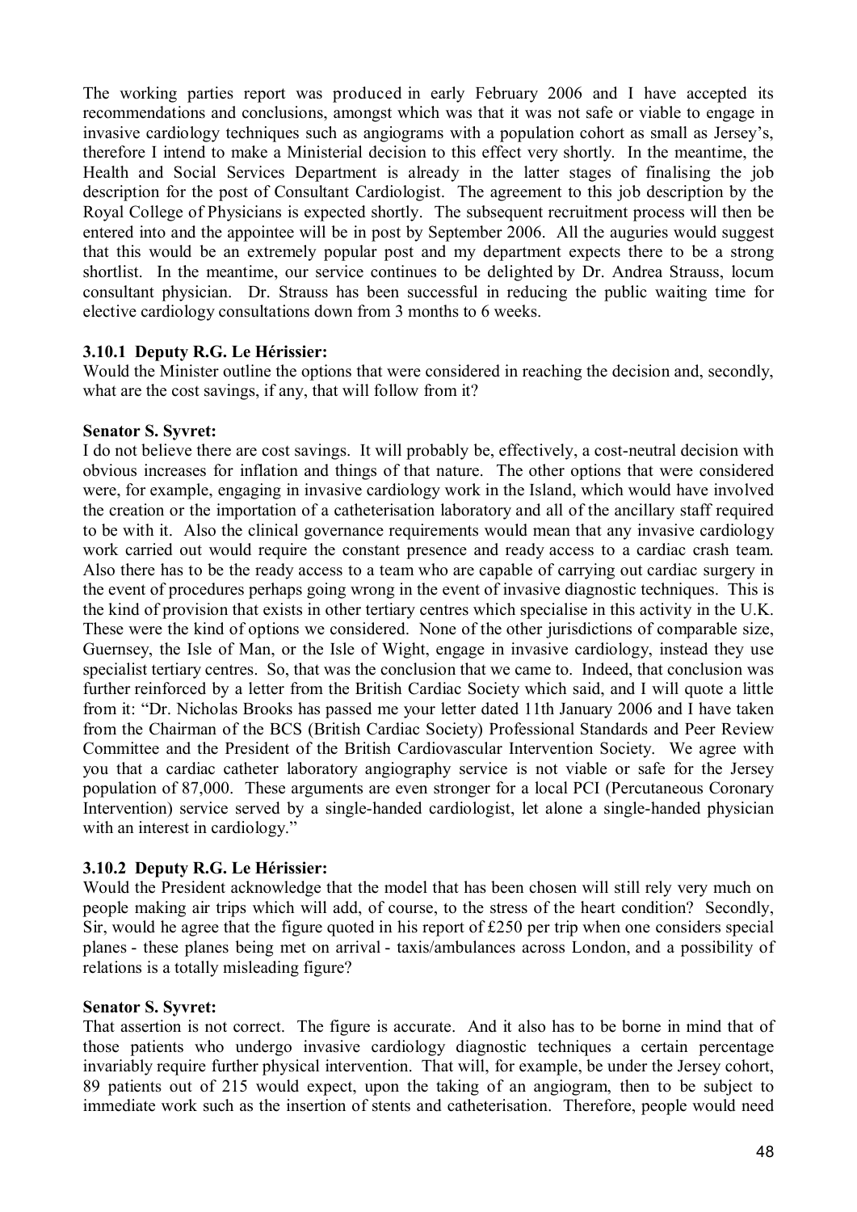The working parties report was produced in early February 2006 and I have accepted its recommendations and conclusions, amongst which was that it was not safe or viable to engage in invasive cardiology techniques such as angiograms with a population cohort as small as Jersey's, therefore I intend to make a Ministerial decision to this effect very shortly. In the meantime, the Health and Social Services Department is already in the latter stages of finalising the job description for the post of Consultant Cardiologist. The agreement to this job description by the Royal College of Physicians is expected shortly. The subsequent recruitment process will then be entered into and the appointee will be in post by September 2006. All the auguries would suggest that this would be an extremely popular post and my department expects there to be a strong shortlist. In the meantime, our service continues to be delighted by Dr. Andrea Strauss, locum consultant physician. Dr. Strauss has been successful in reducing the public waiting time for elective cardiology consultations down from 3 months to 6 weeks.

### 3.10.1 Deputy R.G. Le Hérissier:

Would the Minister outline the options that were considered in reaching the decision and, secondly, what are the cost savings, if any, that will follow from it?

**Senator S. Syvret:**

I do not believe there are cost savings. It will probably be, effectively, a cost-neutral decision with obvious increases for inflation and things of that nature. The other options that were considered were, for example, engaging in invasive cardiology work in the Island, which would have involved the creation or the importation of a catheterisation laboratory and all of the ancillary staff required to be with it. Also the clinical governance requirements would mean that any invasive cardiology work carried out would require the constant presence and ready access to a cardiac crash team. Also there has to be the ready access to a team who are capable of carrying out cardiac surgery in the event of procedures perhaps going wrong in the event of invasive diagnostic techniques. This is the kind of provision that exists in other tertiary centres which specialise in this activity in the U.K. These were the kind of options we considered. None of the other jurisdictions of comparable size, Guernsey, the Isle of Man, or the Isle of Wight, engage in invasive cardiology, instead they use specialist tertiary centres. So, that was the conclusion that we came to. Indeed, that conclusion was further reinforced by a letter from the British Cardiac Society which said, and I will quote a little from it: "Dr. Nicholas Brooks has passed me your letter dated 11th January 2006 and I have taken from the Chairman of the BCS (British Cardiac Society) Professional Standards and Peer Review Committee and the President of the British Cardiovascular Intervention Society. We agree with you that a cardiac catheter laboratory angiography service is not viable or safe for the Jersey population of 87,000. These arguments are even stronger for a local PCI (Percutaneous Coronary Intervention) service served by a single-handed cardiologist, let alone a single-handed physician with an interest in cardiology."

### 3.10.2 Deputy R.G. Le Hérissier:

Would the President acknowledge that the model that has been chosen will still rely very much on people making air trips which will add, of course, to the stress of the heart condition? Secondly, Sir, would he agree that the figure quoted in his report of £250 per trip when one considers special planes - these planes being met on arrival - taxis/ambulances across London, and a possibility of relations is a totally misleading figure?

**Senator S. Syvret:**

That assertion is not correct. The figure is accurate. And it also has to be borne in mind that of those patients who undergo invasive cardiology diagnostic techniques a certain percentage invariably require further physical intervention. That will, for example, be under the Jersey cohort, 89 patients out of 215 would expect, upon the taking of an angiogram, then to be subject to immediate work such as the insertion of stents and catheterisation. Therefore, people would need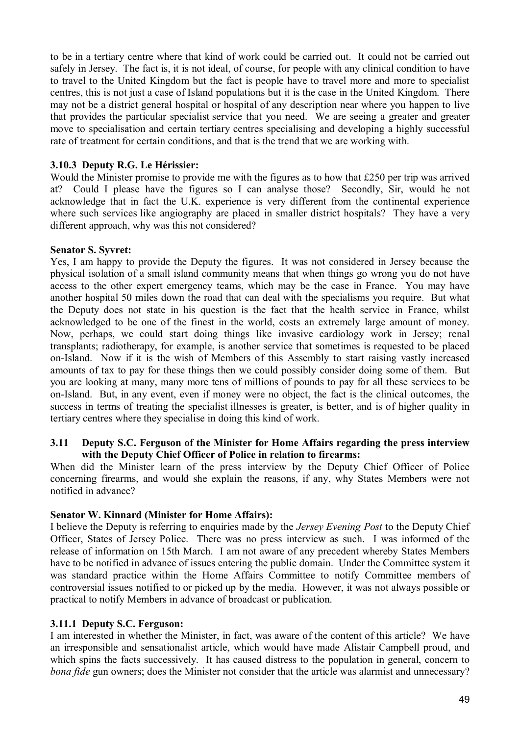to be in a tertiary centre where that kind of work could be carried out. It could not be carried out safely in Jersey. The fact is, it is not ideal, of course, for people with any clinical condition to have to travel to the United Kingdom but the fact is people have to travel more and more to specialist centres, this is not just a case of Island populations but it is the case in the United Kingdom. There may not be a district general hospital or hospital of any description near where you happen to live that provides the particular specialist service that you need. We are seeing a greater and greater move to specialisation and certain tertiary centres specialising and developing a highly successful rate of treatment for certain conditions, and that is the trend that we are working with.

### 3.10.3 Deputy R.G. Le Hérissier:

Would the Minister promise to provide me with the figures as to how that £250 per trip was arrived at? Could I please have the figures so I can analyse those? Secondly, Sir, would he not acknowledge that in fact the U.K. experience is very different from the continental experience where such services like angiography are placed in smaller district hospitals? They have a very different approach, why was this not considered?

**Senator S. Syvret:**

Yes, I am happy to provide the Deputy the figures. It was not considered in Jersey because the physical isolation of a small island community means that when things go wrong you do not have access to the other expert emergency teams, which may be the case in France. You may have another hospital 50 miles down the road that can deal with the specialisms you require. But what the Deputy does not state in his question is the fact that the health service in France, whilst acknowledged to be one of the finest in the world, costs an extremely large amount of money. Now, perhaps, we could start doing things like invasive cardiology work in Jersey; renal transplants; radiotherapy, for example, is another service that sometimes is requested to be placed on-Island. Now if it is the wish of Members of this Assembly to start raising vastly increased amounts of tax to pay for these things then we could possibly consider doing some of them. But you are looking at many, many more tens of millions of pounds to pay for all these services to be on-Island. But, in any event, even if money were no object, the fact is the clinical outcomes, the success in terms of treating the specialist illnesses is greater, is better, and is of higher quality in tertiary centres where they specialise in doing this kind of work.

### 3.11 Deputy S.C. Ferguson of the Minister for Home Affairs regarding the press interview with the Deputy Chief Officer of Police in relation to firearms:

When did the Minister learn of the press interview by the Deputy Chief Officer of Police concerning firearms, and would she explain the reasons, if any, why States Members were not notified in advance?

**Senator W. Kinnard (Minister for Home Affairs):**

I believe the Deputy is referring to enquiries made by the *Jersey Evening Post* to the Deputy Chief Officer, States of Jersey Police. There was no press interview as such. I was informed of the release of information on 15th March. I am not aware of any precedent whereby States Members have to be notified in advance of issues entering the public domain. Under the Committee system it was standard practice within the Home Affairs Committee to notify Committee members of controversial issues notified to or picked up by the media. However, it was not always possible or practical to notify Members in advance of broadcast or publication.

### 3.11.1 Deputy S.C. Ferguson:

I am interested in whether the Minister, in fact, was aware of the content of this article? We have an irresponsible and sensationalist article, which would have made Alistair Campbell proud, and which spins the facts successively. It has caused distress to the population in general, concern to *bona fide* gun owners; does the Minister not consider that the article was alarmist and unnecessary?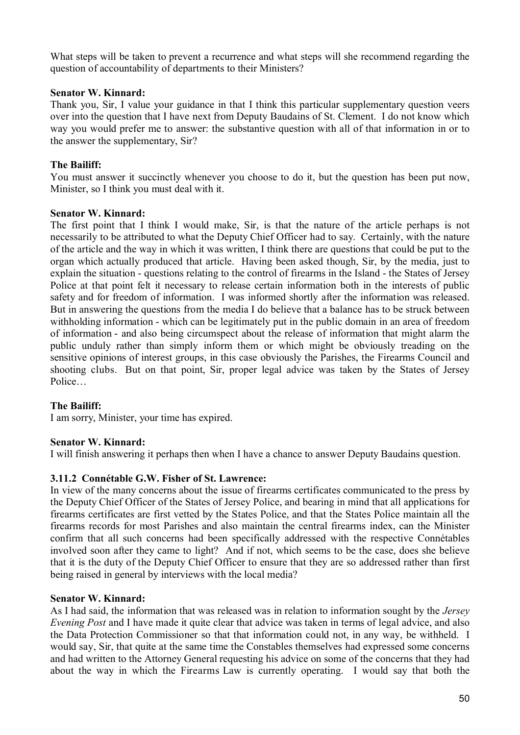What steps will be taken to prevent a recurrence and what steps will she recommend regarding the question of accountability of departments to their Ministers?

**Senator W. Kinnard:**

Thank you, Sir, I value your guidance in that I think this particular supplementary question veers over into the question that I have next from Deputy Baudains of St. Clement. I do not know which way you would prefer me to answer: the substantive question with all of that information in or to the answer the supplementary, Sir?

**The Bailiff:**

You must answer it succinctly whenever you choose to do it, but the question has been put now, Minister, so I think you must deal with it.

**Senator W. Kinnard:**

The first point that I think I would make, Sir, is that the nature of the article perhaps is not necessarily to be attributed to what the Deputy Chief Officer had to say. Certainly, with the nature of the article and the way in which it was written, I think there are questions that could be put to the organ which actually produced that article. Having been asked though, Sir, by the media, just to explain the situation - questions relating to the control of firearms in the Island - the States of Jersey Police at that point felt it necessary to release certain information both in the interests of public safety and for freedom of information. I was informed shortly after the information was released. But in answering the questions from the media I do believe that a balance has to be struck between withholding information - which can be legitimately put in the public domain in an area of freedom of information - and also being circumspect about the release of information that might alarm the public unduly rather than simply inform them or which might be obviously treading on the sensitive opinions of interest groups, in this case obviously the Parishes, the Firearms Council and shooting clubs. But on that point, Sir, proper legal advice was taken by the States of Jersey Police…

**The Bailiff:**

I am sorry, Minister, your time has expired.

**Senator W. Kinnard:**

I will finish answering it perhaps then when I have a chance to answer Deputy Baudains question.

**3.11.2 Connétable G.W. Fisher of St. Lawrence:**

In view of the many concerns about the issue of firearms certificates communicated to the press by the Deputy Chief Officer of the States of Jersey Police, and bearing in mind that all applications for firearms certificates are first vetted by the States Police, and that the States Police maintain all the firearms records for most Parishes and also maintain the central firearms index, can the Minister confirm that all such concerns had been specifically addressed with the respective Connétables involved soon after they came to light? And if not, which seems to be the case, does she believe that it is the duty of the Deputy Chief Officer to ensure that they are so addressed rather than first being raised in general by interviews with the local media?

**Senator W. Kinnard:**

As I had said, the information that was released was in relation to information sought by the *Jersey Evening Post* and I have made it quite clear that advice was taken in terms of legal advice, and also the Data Protection Commissioner so that that information could not, in any way, be withheld. I would say, Sir, that quite at the same time the Constables themselves had expressed some concerns and had written to the Attorney General requesting his advice on some of the concerns that they had about the way in which the Firearms Law is currently operating. I would say that both the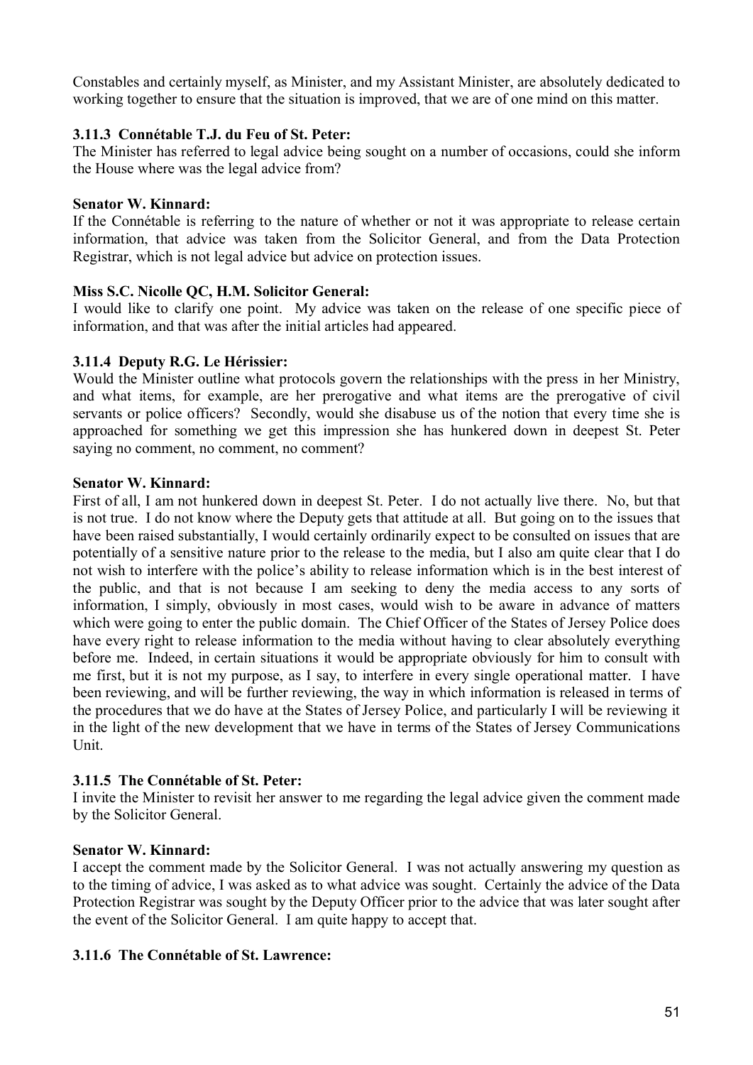Constables and certainly myself, as Minister, and my Assistant Minister, are absolutely dedicated to working together to ensure that the situation is improved, that we are of one mind on this matter.

### 3.11.3 Connétable T.J. du Feu of St. Peter:

The Minister has referred to legal advice being sought on a number of occasions, could she inform the House where was the legal advice from?

**Senator W. Kinnard:**

If the Connétable is referring to the nature of whether or not it was appropriate to release certain information, that advice was taken from the Solicitor General, and from the Data Protection Registrar, which is not legal advice but advice on protection issues.

**Miss S.C. Nicolle QC, H.M. Solicitor General:**

I would like to clarify one point. My advice was taken on the release of one specific piece of information, and that was after the initial articles had appeared.

### 3.11.4 Deputy R.G. Le Hérissier:

Would the Minister outline what protocols govern the relationships with the press in her Ministry, and what items, for example, are her prerogative and what items are the prerogative of civil servants or police officers? Secondly, would she disabuse us of the notion that every time she is approached for something we get this impression she has hunkered down in deepest St. Peter saying no comment, no comment, no comment?

**Senator W. Kinnard:**

First of all, I am not hunkered down in deepest St. Peter. I do not actually live there. No, but that is not true. I do not know where the Deputy gets that attitude at all. But going on to the issues that have been raised substantially, I would certainly ordinarily expect to be consulted on issues that are potentially of a sensitive nature prior to the release to the media, but I also am quite clear that I do not wish to interfere with the police's ability to release information which is in the best interest of the public, and that is not because I am seeking to deny the media access to any sorts of information, I simply, obviously in most cases, would wish to be aware in advance of matters which were going to enter the public domain. The Chief Officer of the States of Jersey Police does have every right to release information to the media without having to clear absolutely everything before me. Indeed, in certain situations it would be appropriate obviously for him to consult with me first, but it is not my purpose, as I say, to interfere in every single operational matter. I have been reviewing, and will be further reviewing, the way in which information is released in terms of the procedures that we do have at the States of Jersey Police, and particularly I will be reviewing it in the light of the new development that we have in terms of the States of Jersey Communications Unit.

### 3.11.5 The Connétable of St. Peter:

I invite the Minister to revisit her answer to me regarding the legal advice given the comment made by the Solicitor General.

**Senator W. Kinnard:**

I accept the comment made by the Solicitor General. I was not actually answering my question as to the timing of advice, I was asked as to what advice was sought. Certainly the advice of the Data Protection Registrar was sought by the Deputy Officer prior to the advice that was later sought after the event of the Solicitor General. I am quite happy to accept that.

### 3.11.6 The Connétable of St. Lawrence: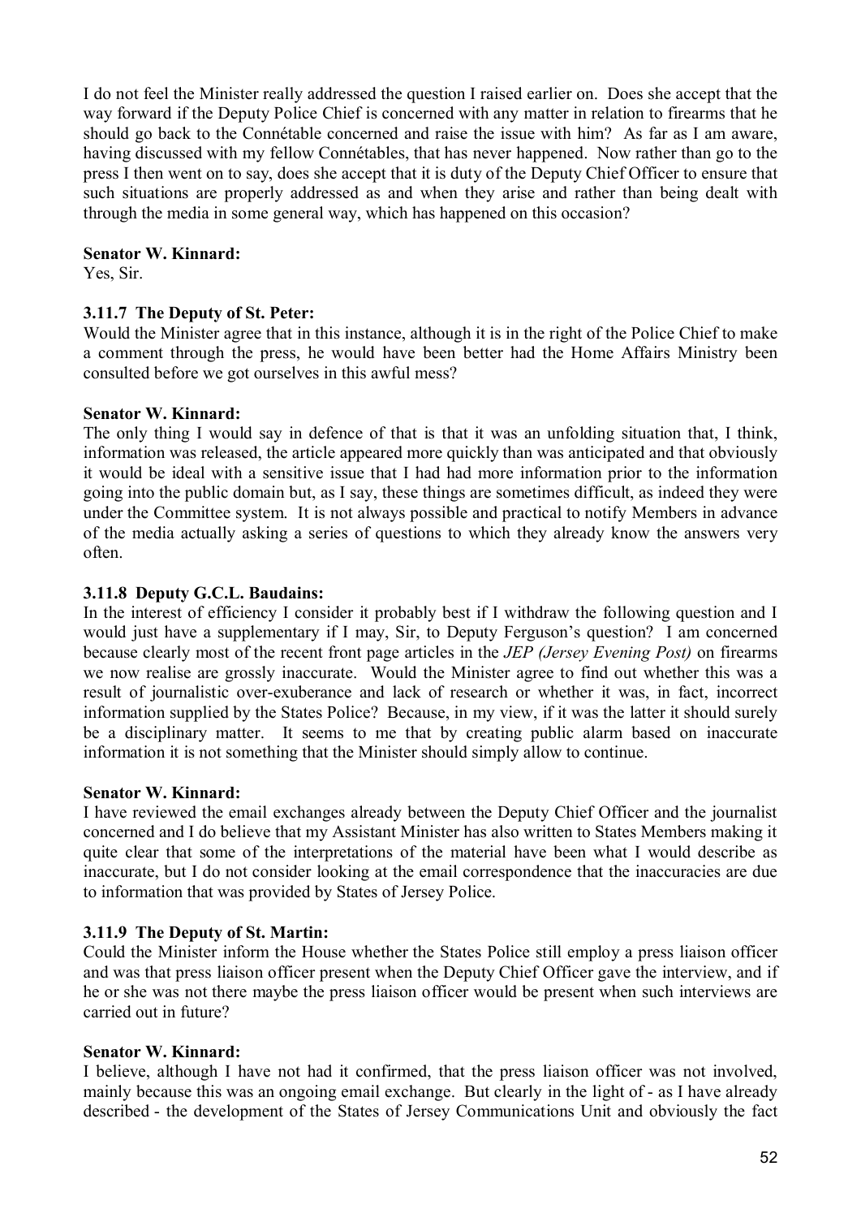I do not feel the Minister really addressed the question I raised earlier on. Does she accept that the way forward if the Deputy Police Chief is concerned with any matter in relation to firearms that he should go back to the Connétable concerned and raise the issue with him? As far as I am aware, having discussed with my fellow Connétables, that has never happened. Now rather than go to the press I then went on to say, does she accept that it is duty of the Deputy Chief Officer to ensure that such situations are properly addressed as and when they arise and rather than being dealt with through the media in some general way, which has happened on this occasion?

**Senator W. Kinnard:**

Yes, Sir.

**3.11.7 The Deputy of St. Peter:**

Would the Minister agree that in this instance, although it is in the right of the Police Chief to make a comment through the press, he would have been better had the Home Affairs Ministry been consulted before we got ourselves in this awful mess?

**Senator W. Kinnard:**

The only thing I would say in defence of that is that it was an unfolding situation that, I think, information was released, the article appeared more quickly than was anticipated and that obviously it would be ideal with a sensitive issue that I had had more information prior to the information going into the public domain but, as I say, these things are sometimes difficult, as indeed they were under the Committee system. It is not always possible and practical to notify Members in advance of the media actually asking a series of questions to which they already know the answers very often.

**3.11.8 Deputy G.C.L. Baudains:**

In the interest of efficiency I consider it probably best if I withdraw the following question and I would just have a supplementary if I may, Sir, to Deputy Ferguson's question? I am concerned because clearly most of the recent front page articles in the *JEP (Jersey Evening Post)* on firearms we now realise are grossly inaccurate. Would the Minister agree to find out whether this was a result of journalistic over-exuberance and lack of research or whether it was, in fact, incorrect information supplied by the States Police? Because, in my view, if it was the latter it should surely be a disciplinary matter. It seems to me that by creating public alarm based on inaccurate information it is not something that the Minister should simply allow to continue.

**Senator W. Kinnard:**

I have reviewed the email exchanges already between the Deputy Chief Officer and the journalist concerned and I do believe that my Assistant Minister has also written to States Members making it quite clear that some of the interpretations of the material have been what I would describe as inaccurate, but I do not consider looking at the email correspondence that the inaccuracies are due to information that was provided by States of Jersey Police.

**3.11.9 The Deputy of St. Martin:**

Could the Minister inform the House whether the States Police still employ a press liaison officer and was that press liaison officer present when the Deputy Chief Officer gave the interview, and if he or she was not there maybe the press liaison officer would be present when such interviews are carried out in future?

**Senator W. Kinnard:**

I believe, although I have not had it confirmed, that the press liaison officer was not involved, mainly because this was an ongoing email exchange. But clearly in the light of - as I have already described - the development of the States of Jersey Communications Unit and obviously the fact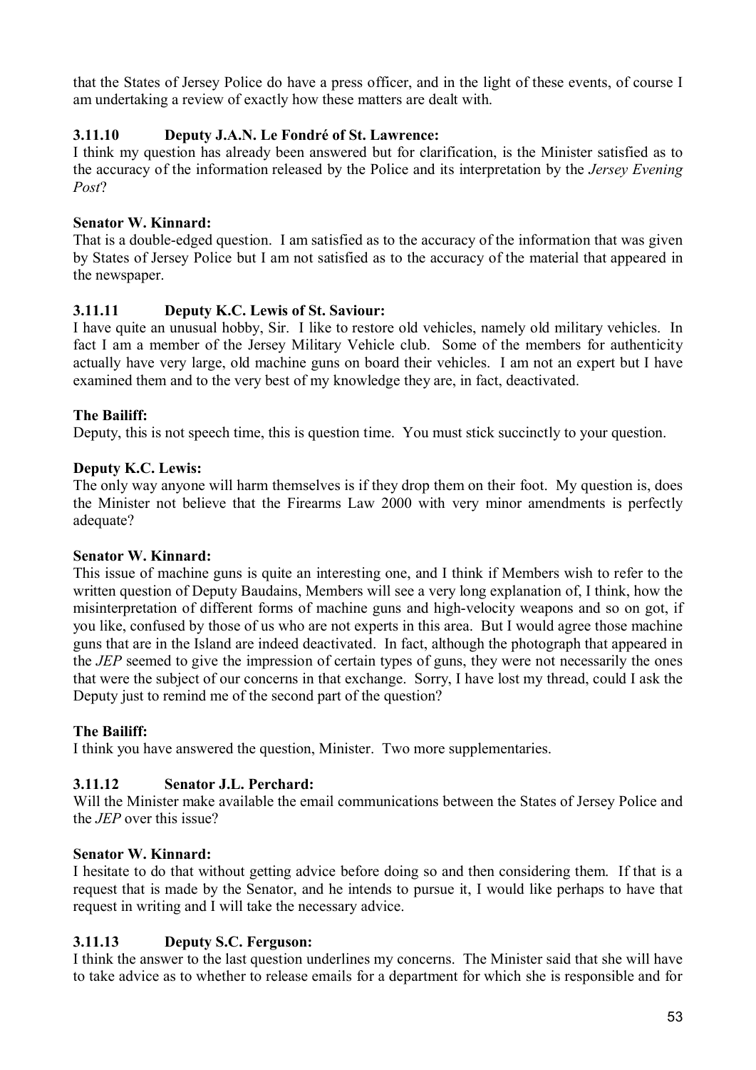that the States of Jersey Police do have a press officer, and in the light of these events, of course I am undertaking a review of exactly how these matters are dealt with.

### 3.11.10 Deputy J.A.N. Le Fondré of St. Lawrence:

I think my question has already been answered but for clarification, is the Minister satisfied as to the accuracy of the information released by the Police and its interpretation by the *Jersey Evening Post*?

**Senator W. Kinnard:**

That is a double-edged question. I am satisfied as to the accuracy of the information that was given by States of Jersey Police but I am not satisfied as to the accuracy of the material that appeared in the newspaper.

### 3.11.11 Deputy K.C. Lewis of St. Saviour:

I have quite an unusual hobby, Sir. I like to restore old vehicles, namely old military vehicles. In fact I am a member of the Jersey Military Vehicle club. Some of the members for authenticity actually have very large, old machine guns on board their vehicles. I am not an expert but I have examined them and to the very best of my knowledge they are, in fact, deactivated.

**The Bailiff:**

Deputy, this is not speech time, this is question time. You must stick succinctly to your question.

**Deputy K.C. Lewis:**

The only way anyone will harm themselves is if they drop them on their foot. My question is, does the Minister not believe that the Firearms Law 2000 with very minor amendments is perfectly adequate?

**Senator W. Kinnard:**

This issue of machine guns is quite an interesting one, and I think if Members wish to refer to the written question of Deputy Baudains, Members will see a very long explanation of, I think, how the misinterpretation of different forms of machine guns and high-velocity weapons and so on got, if you like, confused by those of us who are not experts in this area. But I would agree those machine guns that are in the Island are indeed deactivated. In fact, although the photograph that appeared in the *JEP* seemed to give the impression of certain types of guns, they were not necessarily the ones that were the subject of our concerns in that exchange. Sorry, I have lost my thread, could I ask the Deputy just to remind me of the second part of the question?

**The Bailiff:**

I think you have answered the question, Minister. Two more supplementaries.

### 3.11.12 Senator J.L. Perchard:

Will the Minister make available the email communications between the States of Jersey Police and the *JEP* over this issue?

**Senator W. Kinnard:**

I hesitate to do that without getting advice before doing so and then considering them. If that is a request that is made by the Senator, and he intends to pursue it, I would like perhaps to have that request in writing and I will take the necessary advice.

### 3.11.13 Deputy S.C. Ferguson:

I think the answer to the last question underlines my concerns. The Minister said that she will have to take advice as to whether to release emails for a department for which she is responsible and for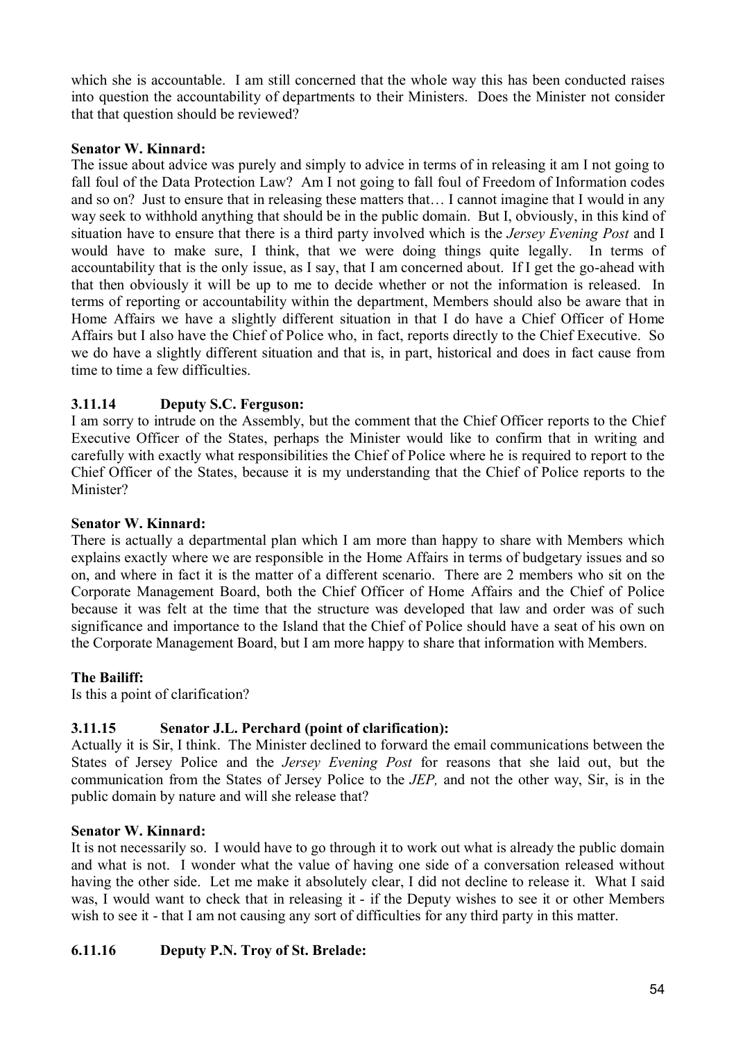which she is accountable. I am still concerned that the whole way this has been conducted raises into question the accountability of departments to their Ministers. Does the Minister not consider that that question should be reviewed?

**Senator W. Kinnard:**

The issue about advice was purely and simply to advice in terms of in releasing it am I not going to fall foul of the Data Protection Law? Am I not going to fall foul of Freedom of Information codes and so on? Just to ensure that in releasing these matters that… I cannot imagine that I would in any way seek to withhold anything that should be in the public domain. But I, obviously, in this kind of situation have to ensure that there is a third party involved which is the *Jersey Evening Post* and I would have to make sure, I think, that we were doing things quite legally. In terms of accountability that is the only issue, as I say, that I am concerned about. If I get the go-ahead with that then obviously it will be up to me to decide whether or not the information is released. In terms of reporting or accountability within the department, Members should also be aware that in Home Affairs we have a slightly different situation in that I do have a Chief Officer of Home Affairs but I also have the Chief of Police who, in fact, reports directly to the Chief Executive. So we do have a slightly different situation and that is, in part, historical and does in fact cause from time to time a few difficulties.

### 3.11.14 Deputy S.C. Ferguson:

I am sorry to intrude on the Assembly, but the comment that the Chief Officer reports to the Chief Executive Officer of the States, perhaps the Minister would like to confirm that in writing and carefully with exactly what responsibilities the Chief of Police where he is required to report to the Chief Officer of the States, because it is my understanding that the Chief of Police reports to the Minister?

**Senator W. Kinnard:**

There is actually a departmental plan which I am more than happy to share with Members which explains exactly where we are responsible in the Home Affairs in terms of budgetary issues and so on, and where in fact it is the matter of a different scenario. There are 2 members who sit on the Corporate Management Board, both the Chief Officer of Home Affairs and the Chief of Police because it was felt at the time that the structure was developed that law and order was of such significance and importance to the Island that the Chief of Police should have a seat of his own on the Corporate Management Board, but I am more happy to share that information with Members.

**The Bailiff:**

Is this a point of clarification?

### 3.11.15 Senator J.L. Perchard (point of clarification):

Actually it is Sir, I think. The Minister declined to forward the email communications between the States of Jersey Police and the *Jersey Evening Post* for reasons that she laid out, but the communication from the States of Jersey Police to the *JEP,* and not the other way, Sir, is in the public domain by nature and will she release that?

**Senator W. Kinnard:**

It is not necessarily so. I would have to go through it to work out what is already the public domain and what is not. I wonder what the value of having one side of a conversation released without having the other side. Let me make it absolutely clear, I did not decline to release it. What I said was, I would want to check that in releasing it - if the Deputy wishes to see it or other Members wish to see it - that I am not causing any sort of difficulties for any third party in this matter.

### 6.11.16 Deputy P.N. Troy of St. Brelade: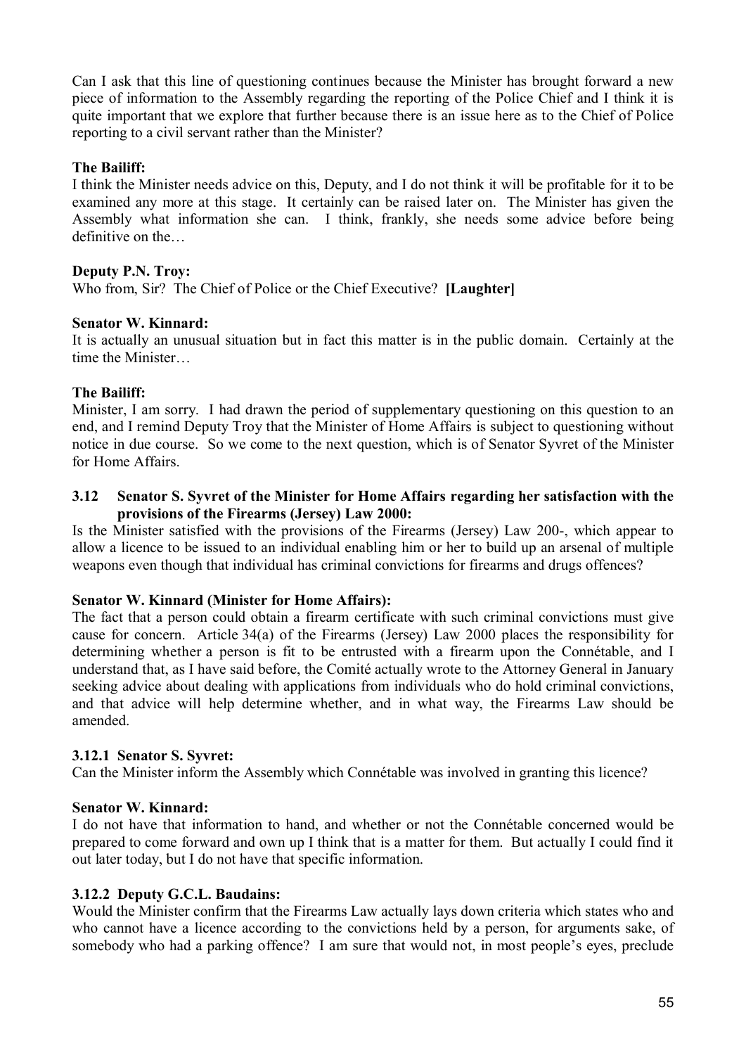Can I ask that this line of questioning continues because the Minister has brought forward a new piece of information to the Assembly regarding the reporting of the Police Chief and I think it is quite important that we explore that further because there is an issue here as to the Chief of Police reporting to a civil servant rather than the Minister?

**The Bailiff:**

I think the Minister needs advice on this, Deputy, and I do not think it will be profitable for it to be examined any more at this stage. It certainly can be raised later on. The Minister has given the Assembly what information she can. I think, frankly, she needs some advice before being definitive on the…

**Deputy P.N. Troy:**

Who from, Sir? The Chief of Police or the Chief Executive? **[Laughter]**

**Senator W. Kinnard:**

It is actually an unusual situation but in fact this matter is in the public domain. Certainly at the time the Minister…

**The Bailiff:**

Minister, I am sorry. I had drawn the period of supplementary questioning on this question to an end, and I remind Deputy Troy that the Minister of Home Affairs is subject to questioning without notice in due course. So we come to the next question, which is of Senator Syvret of the Minister for Home Affairs.

### 3.12 Senator S. Syvret of the Minister for Home Affairs regarding her satisfaction with the provisions of the Firearms (Jersey) Law 2000:

Is the Minister satisfied with the provisions of the Firearms (Jersey) Law 200-, which appear to allow a licence to be issued to an individual enabling him or her to build up an arsenal of multiple weapons even though that individual has criminal convictions for firearms and drugs offences?

**Senator W. Kinnard (Minister for Home Affairs):**

The fact that a person could obtain a firearm certificate with such criminal convictions must give cause for concern. Article 34(a) of the Firearms (Jersey) Law 2000 places the responsibility for determining whether a person is fit to be entrusted with a firearm upon the Connétable, and I understand that, as I have said before, the Comité actually wrote to the Attorney General in January seeking advice about dealing with applications from individuals who do hold criminal convictions, and that advice will help determine whether, and in what way, the Firearms Law should be amended.

#### 3.12.1 Senator S. Syvret:

Can the Minister inform the Assembly which Connétable was involved in granting this licence?

**Senator W. Kinnard:**

I do not have that information to hand, and whether or not the Connétable concerned would be prepared to come forward and own up I think that is a matter for them. But actually I could find it out later today, but I do not have that specific information.

#### 3.12.2 Deputy G.C.L. Baudains:

Would the Minister confirm that the Firearms Law actually lays down criteria which states who and who cannot have a licence according to the convictions held by a person, for arguments sake, of somebody who had a parking offence? I am sure that would not, in most people's eyes, preclude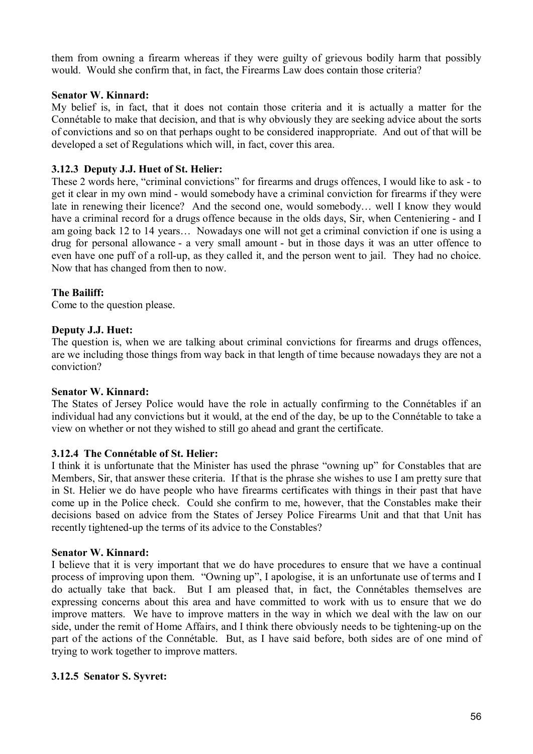them from owning a firearm whereas if they were guilty of grievous bodily harm that possibly would. Would she confirm that, in fact, the Firearms Law does contain those criteria?

**Senator W. Kinnard:**

My belief is, in fact, that it does not contain those criteria and it is actually a matter for the Connétable to make that decision, and that is why obviously they are seeking advice about the sorts of convictions and so on that perhaps ought to be considered inappropriate. And out of that will be developed a set of Regulations which will, in fact, cover this area.

### 3.12.3 Deputy J.J. Huet of St. Helier:

These 2 words here, "criminal convictions" for firearms and drugs offences, I would like to ask - to get it clear in my own mind - would somebody have a criminal conviction for firearms if they were late in renewing their licence? And the second one, would somebody… well I know they would have a criminal record for a drugs offence because in the olds days, Sir, when Centeniering - and I am going back 12 to 14 years… Nowadays one will not get a criminal conviction if one is using a drug for personal allowance - a very small amount - but in those days it was an utter offence to even have one puff of a roll-up, as they called it, and the person went to jail. They had no choice. Now that has changed from then to now.

**The Bailiff:**

Come to the question please.

**Deputy J.J. Huet:**

The question is, when we are talking about criminal convictions for firearms and drugs offences, are we including those things from way back in that length of time because nowadays they are not a conviction?

**Senator W. Kinnard:**

The States of Jersey Police would have the role in actually confirming to the Connétables if an individual had any convictions but it would, at the end of the day, be up to the Connétable to take a view on whether or not they wished to still go ahead and grant the certificate.

### 3.12.4 The Connétable of St. Helier:

I think it is unfortunate that the Minister has used the phrase "owning up" for Constables that are Members, Sir, that answer these criteria. If that is the phrase she wishes to use I am pretty sure that in St. Helier we do have people who have firearms certificates with things in their past that have come up in the Police check. Could she confirm to me, however, that the Constables make their decisions based on advice from the States of Jersey Police Firearms Unit and that that Unit has recently tightened-up the terms of its advice to the Constables?

**Senator W. Kinnard:**

I believe that it is very important that we do have procedures to ensure that we have a continual process of improving upon them. "Owning up", I apologise, it is an unfortunate use of terms and I do actually take that back. But I am pleased that, in fact, the Connétables themselves are expressing concerns about this area and have committed to work with us to ensure that we do improve matters. We have to improve matters in the way in which we deal with the law on our side, under the remit of Home Affairs, and I think there obviously needs to be tightening-up on the part of the actions of the Connétable. But, as I have said before, both sides are of one mind of trying to work together to improve matters.

### 3.12.5 Senator S. Syvret: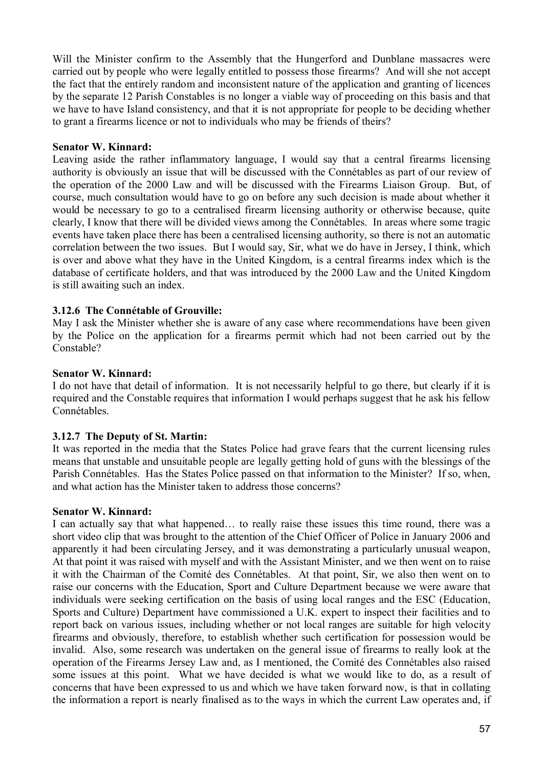Will the Minister confirm to the Assembly that the Hungerford and Dunblane massacres were carried out by people who were legally entitled to possess those firearms? And will she not accept the fact that the entirely random and inconsistent nature of the application and granting of licences by the separate 12 Parish Constables is no longer a viable way of proceeding on this basis and that we have to have Island consistency, and that it is not appropriate for people to be deciding whether to grant a firearms licence or not to individuals who may be friends of theirs?

**Senator W. Kinnard:**

Leaving aside the rather inflammatory language, I would say that a central firearms licensing authority is obviously an issue that will be discussed with the Connétables as part of our review of the operation of the 2000 Law and will be discussed with the Firearms Liaison Group. But, of course, much consultation would have to go on before any such decision is made about whether it would be necessary to go to a centralised firearm licensing authority or otherwise because, quite clearly, I know that there will be divided views among the Connétables. In areas where some tragic events have taken place there has been a centralised licensing authority, so there is not an automatic correlation between the two issues. But I would say, Sir, what we do have in Jersey, I think, which is over and above what they have in the United Kingdom, is a central firearms index which is the database of certificate holders, and that was introduced by the 2000 Law and the United Kingdom is still awaiting such an index.

### 3.12.6 The Connétable of Grouville:

May I ask the Minister whether she is aware of any case where recommendations have been given by the Police on the application for a firearms permit which had not been carried out by the Constable?

**Senator W. Kinnard:**

I do not have that detail of information. It is not necessarily helpful to go there, but clearly if it is required and the Constable requires that information I would perhaps suggest that he ask his fellow Connétables.

### 3.12.7 The Deputy of St. Martin:

It was reported in the media that the States Police had grave fears that the current licensing rules means that unstable and unsuitable people are legally getting hold of guns with the blessings of the Parish Connétables. Has the States Police passed on that information to the Minister? If so, when, and what action has the Minister taken to address those concerns?

**Senator W. Kinnard:**

I can actually say that what happened… to really raise these issues this time round, there was a short video clip that was brought to the attention of the Chief Officer of Police in January 2006 and apparently it had been circulating Jersey, and it was demonstrating a particularly unusual weapon, At that point it was raised with myself and with the Assistant Minister, and we then went on to raise it with the Chairman of the Comité des Connétables. At that point, Sir, we also then went on to raise our concerns with the Education, Sport and Culture Department because we were aware that individuals were seeking certification on the basis of using local ranges and the ESC (Education, Sports and Culture) Department have commissioned a U.K. expert to inspect their facilities and to report back on various issues, including whether or not local ranges are suitable for high velocity firearms and obviously, therefore, to establish whether such certification for possession would be invalid. Also, some research was undertaken on the general issue of firearms to really look at the operation of the Firearms Jersey Law and, as I mentioned, the Comité des Connétables also raised some issues at this point. What we have decided is what we would like to do, as a result of concerns that have been expressed to us and which we have taken forward now, is that in collating the information a report is nearly finalised as to the ways in which the current Law operates and, if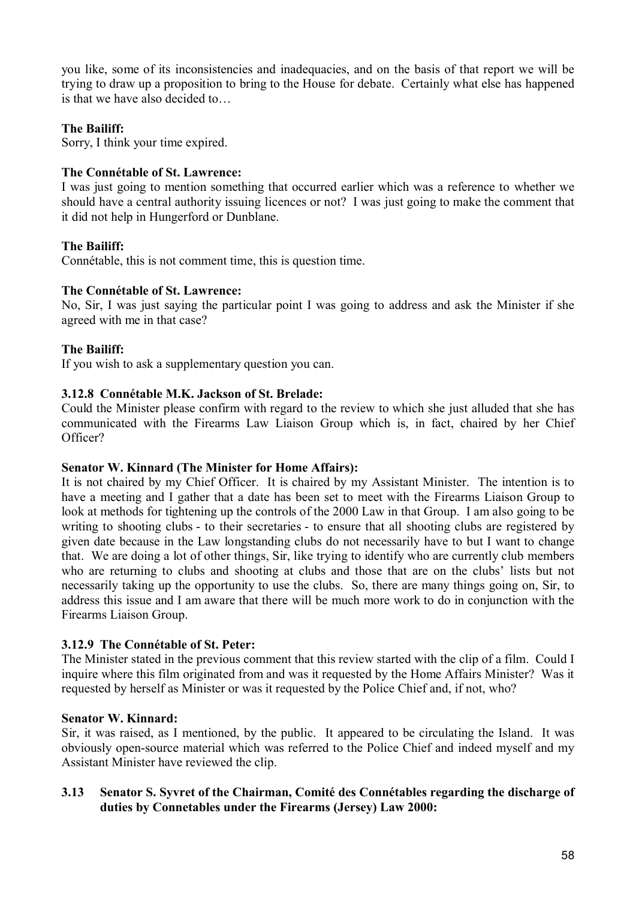you like, some of its inconsistencies and inadequacies, and on the basis of that report we will be trying to draw up a proposition to bring to the House for debate. Certainly what else has happened is that we have also decided to…

**The Bailiff:**

Sorry, I think your time expired.

**The Connétable of St. Lawrence:**

I was just going to mention something that occurred earlier which was a reference to whether we should have a central authority issuing licences or not? I was just going to make the comment that it did not help in Hungerford or Dunblane.

**The Bailiff:**

Connétable, this is not comment time, this is question time.

**The Connétable of St. Lawrence:**

No, Sir, I was just saying the particular point I was going to address and ask the Minister if she agreed with me in that case?

**The Bailiff:**

If you wish to ask a supplementary question you can.

### 3.12.8 Connétable M.K. Jackson of St. Brelade:

Could the Minister please confirm with regard to the review to which she just alluded that she has communicated with the Firearms Law Liaison Group which is, in fact, chaired by her Chief Officer?

**Senator W. Kinnard (The Minister for Home Affairs):**

It is not chaired by my Chief Officer. It is chaired by my Assistant Minister. The intention is to have a meeting and I gather that a date has been set to meet with the Firearms Liaison Group to look at methods for tightening up the controls of the 2000 Law in that Group. I am also going to be writing to shooting clubs - to their secretaries - to ensure that all shooting clubs are registered by given date because in the Law longstanding clubs do not necessarily have to but I want to change that. We are doing a lot of other things, Sir, like trying to identify who are currently club members who are returning to clubs and shooting at clubs and those that are on the clubs' lists but not necessarily taking up the opportunity to use the clubs. So, there are many things going on, Sir, to address this issue and I am aware that there will be much more work to do in conjunction with the Firearms Liaison Group.

### 3.12.9 The Connétable of St. Peter:

The Minister stated in the previous comment that this review started with the clip of a film. Could I inquire where this film originated from and was it requested by the Home Affairs Minister? Was it requested by herself as Minister or was it requested by the Police Chief and, if not, who?

**Senator W. Kinnard:**

Sir, it was raised, as I mentioned, by the public. It appeared to be circulating the Island. It was obviously open-source material which was referred to the Police Chief and indeed myself and my Assistant Minister have reviewed the clip.

## 3.13 Senator S. Syvret of the Chairman, Comité des Connétables regarding the discharge of duties by Connetables under the Firearms (Jersey) Law 2000: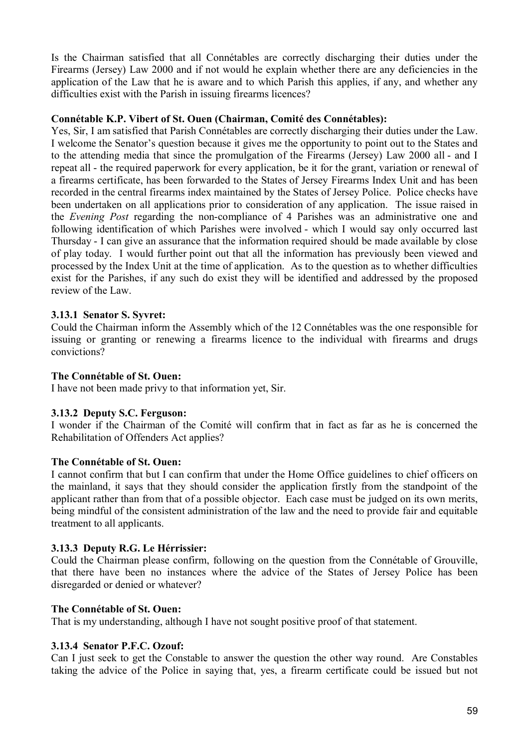Is the Chairman satisfied that all Connétables are correctly discharging their duties under the Firearms (Jersey) Law 2000 and if not would he explain whether there are any deficiencies in the application of the Law that he is aware and to which Parish this applies, if any, and whether any difficulties exist with the Parish in issuing firearms licences?

**Connétable K.P. Vibert of St. Ouen (Chairman, Comité des Connétables):**

Yes, Sir, I am satisfied that Parish Connétables are correctly discharging their duties under the Law. I welcome the Senator's question because it gives me the opportunity to point out to the States and to the attending media that since the promulgation of the Firearms (Jersey) Law 2000 all - and I repeat all - the required paperwork for every application, be it for the grant, variation or renewal of a firearms certificate, has been forwarded to the States of Jersey Firearms Index Unit and has been recorded in the central firearms index maintained by the States of Jersey Police. Police checks have been undertaken on all applications prior to consideration of any application. The issue raised in the *Evening Post* regarding the non-compliance of 4 Parishes was an administrative one and following identification of which Parishes were involved - which I would say only occurred last Thursday - I can give an assurance that the information required should be made available by close of play today. I would further point out that all the information has previously been viewed and processed by the Index Unit at the time of application. As to the question as to whether difficulties exist for the Parishes, if any such do exist they will be identified and addressed by the proposed review of the Law.

### 3.13.1 Senator S. Syvret:

Could the Chairman inform the Assembly which of the 12 Connétables was the one responsible for issuing or granting or renewing a firearms licence to the individual with firearms and drugs convictions?

**The Connétable of St. Ouen:**

I have not been made privy to that information yet, Sir.

### 3.13.2 Deputy S.C. Ferguson:

I wonder if the Chairman of the Comité will confirm that in fact as far as he is concerned the Rehabilitation of Offenders Act applies?

**The Connétable of St. Ouen:**

I cannot confirm that but I can confirm that under the Home Office guidelines to chief officers on the mainland, it says that they should consider the application firstly from the standpoint of the applicant rather than from that of a possible objector. Each case must be judged on its own merits, being mindful of the consistent administration of the law and the need to provide fair and equitable treatment to all applicants.

### 3.13.3 Deputy R.G. Le Hérrissier:

Could the Chairman please confirm, following on the question from the Connétable of Grouville, that there have been no instances where the advice of the States of Jersey Police has been disregarded or denied or whatever?

**The Connétable of St. Ouen:**

That is my understanding, although I have not sought positive proof of that statement.

### 3.13.4 Senator P.F.C. Ozouf:

Can I just seek to get the Constable to answer the question the other way round. Are Constables taking the advice of the Police in saying that, yes, a firearm certificate could be issued but not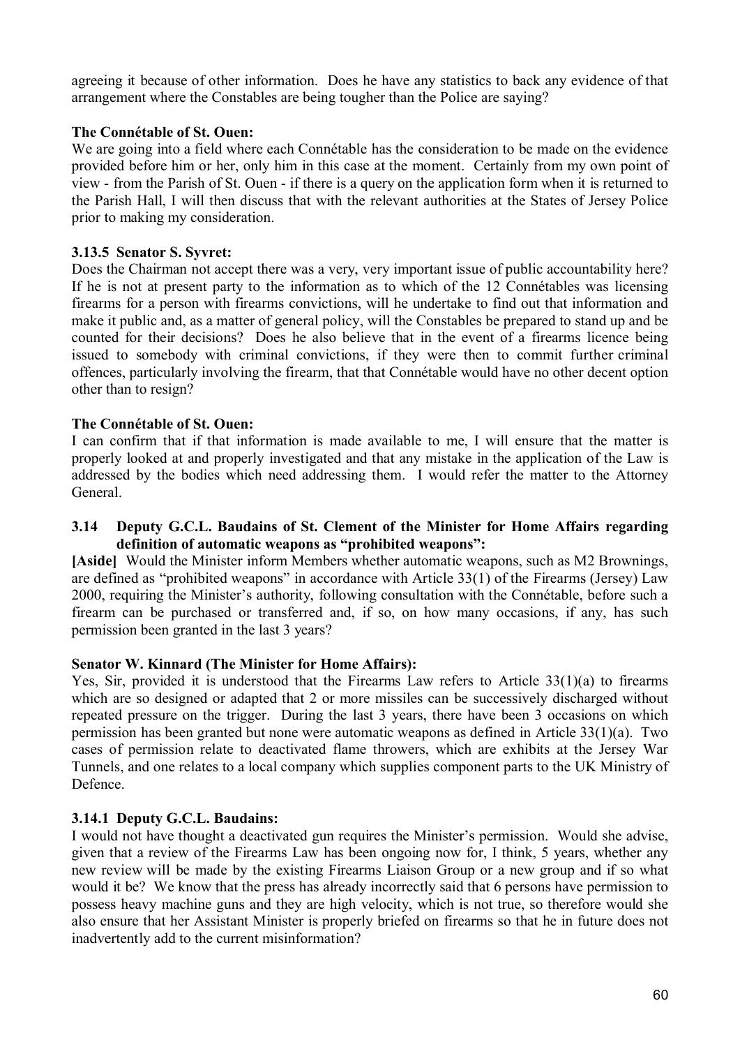agreeing it because of other information. Does he have any statistics to back any evidence of that arrangement where the Constables are being tougher than the Police are saying?

**The Connétable of St. Ouen:**

We are going into a field where each Connétable has the consideration to be made on the evidence provided before him or her, only him in this case at the moment. Certainly from my own point of view - from the Parish of St. Ouen - if there is a query on the application form when it is returned to the Parish Hall, I will then discuss that with the relevant authorities at the States of Jersey Police prior to making my consideration.

**3.13.5 Senator S. Syvret:**

Does the Chairman not accept there was a very, very important issue of public accountability here? If he is not at present party to the information as to which of the 12 Connétables was licensing firearms for a person with firearms convictions, will he undertake to find out that information and make it public and, as a matter of general policy, will the Constables be prepared to stand up and be counted for their decisions? Does he also believe that in the event of a firearms licence being issued to somebody with criminal convictions, if they were then to commit further criminal offences, particularly involving the firearm, that that Connétable would have no other decent option other than to resign?

**The Connétable of St. Ouen:**

I can confirm that if that information is made available to me, I will ensure that the matter is properly looked at and properly investigated and that any mistake in the application of the Law is addressed by the bodies which need addressing them. I would refer the matter to the Attorney General.

### 3.14 Deputy G.C.L. Baudains of St. Clement of the Minister for Home Affairs regarding definition of automatic weapons as "prohibited weapons":

**[Aside]** Would the Minister inform Members whether automatic weapons, such as M2 Brownings, are defined as "prohibited weapons" in accordance with Article 33(1) of the Firearms (Jersey) Law 2000, requiring the Minister's authority, following consultation with the Connétable, before such a firearm can be purchased or transferred and, if so, on how many occasions, if any, has such permission been granted in the last 3 years?

**Senator W. Kinnard (The Minister for Home Affairs):**

Yes, Sir, provided it is understood that the Firearms Law refers to Article 33(1)(a) to firearms which are so designed or adapted that 2 or more missiles can be successively discharged without repeated pressure on the trigger. During the last 3 years, there have been 3 occasions on which permission has been granted but none were automatic weapons as defined in Article 33(1)(a). Two cases of permission relate to deactivated flame throwers, which are exhibits at the Jersey War Tunnels, and one relates to a local company which supplies component parts to the UK Ministry of Defence.

**3.14.1 Deputy G.C.L. Baudains:**

I would not have thought a deactivated gun requires the Minister's permission. Would she advise, given that a review of the Firearms Law has been ongoing now for, I think, 5 years, whether any new review will be made by the existing Firearms Liaison Group or a new group and if so what would it be? We know that the press has already incorrectly said that 6 persons have permission to possess heavy machine guns and they are high velocity, which is not true, so therefore would she also ensure that her Assistant Minister is properly briefed on firearms so that he in future does not inadvertently add to the current misinformation?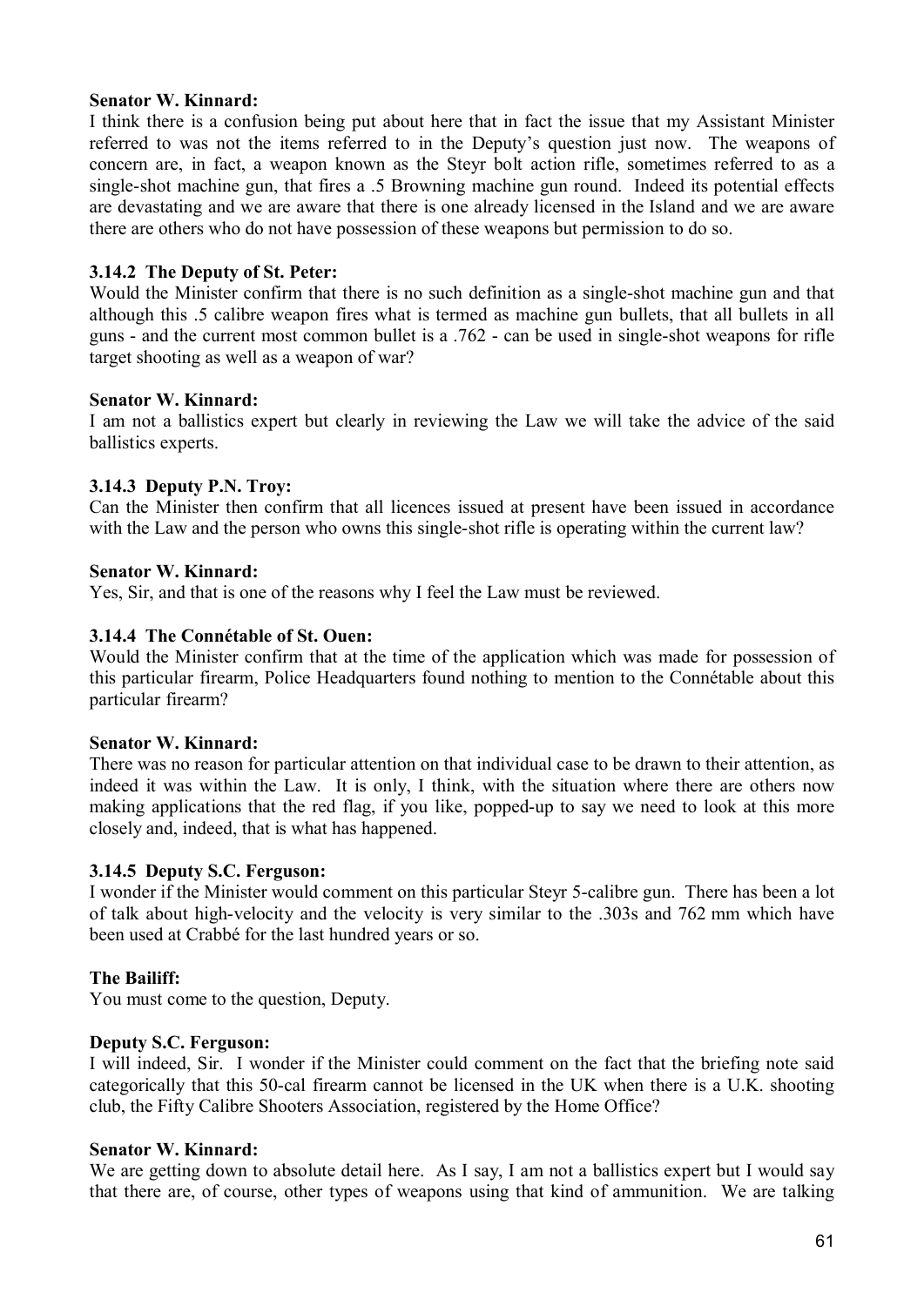**Senator W. Kinnard:**

I think there is a confusion being put about here that in fact the issue that my Assistant Minister referred to was not the items referred to in the Deputy's question just now. The weapons of concern are, in fact, a weapon known as the Steyr bolt action rifle, sometimes referred to as a single-shot machine gun, that fires a .5 Browning machine gun round. Indeed its potential effects are devastating and we are aware that there is one already licensed in the Island and we are aware there are others who do not have possession of these weapons but permission to do so.

### 3.14.2 The Deputy of St. Peter:

Would the Minister confirm that there is no such definition as a single-shot machine gun and that although this .5 calibre weapon fires what is termed as machine gun bullets, that all bullets in all guns - and the current most common bullet is a .762 - can be used in single-shot weapons for rifle target shooting as well as a weapon of war?

**Senator W. Kinnard:**

I am not a ballistics expert but clearly in reviewing the Law we will take the advice of the said ballistics experts.

### 3.14.3 Deputy P.N. Troy:

Can the Minister then confirm that all licences issued at present have been issued in accordance with the Law and the person who owns this single-shot rifle is operating within the current law?

**Senator W. Kinnard:**

Yes, Sir, and that is one of the reasons why I feel the Law must be reviewed.

### 3.14.4 The Connétable of St. Ouen:

Would the Minister confirm that at the time of the application which was made for possession of this particular firearm, Police Headquarters found nothing to mention to the Connétable about this particular firearm?

**Senator W. Kinnard:**

There was no reason for particular attention on that individual case to be drawn to their attention, as indeed it was within the Law. It is only, I think, with the situation where there are others now making applications that the red flag, if you like, popped-up to say we need to look at this more closely and, indeed, that is what has happened.

### 3.14.5 Deputy S.C. Ferguson:

I wonder if the Minister would comment on this particular Steyr 5-calibre gun. There has been a lot of talk about high-velocity and the velocity is very similar to the .303s and 762 mm which have been used at Crabbé for the last hundred years or so.

**The Bailiff:**

You must come to the question, Deputy.

**Deputy S.C. Ferguson:**

I will indeed, Sir. I wonder if the Minister could comment on the fact that the briefing note said categorically that this 50-cal firearm cannot be licensed in the UK when there is a U.K. shooting club, the Fifty Calibre Shooters Association, registered by the Home Office?

**Senator W. Kinnard:**

We are getting down to absolute detail here. As I say, I am not a ballistics expert but I would say that there are, of course, other types of weapons using that kind of ammunition. We are talking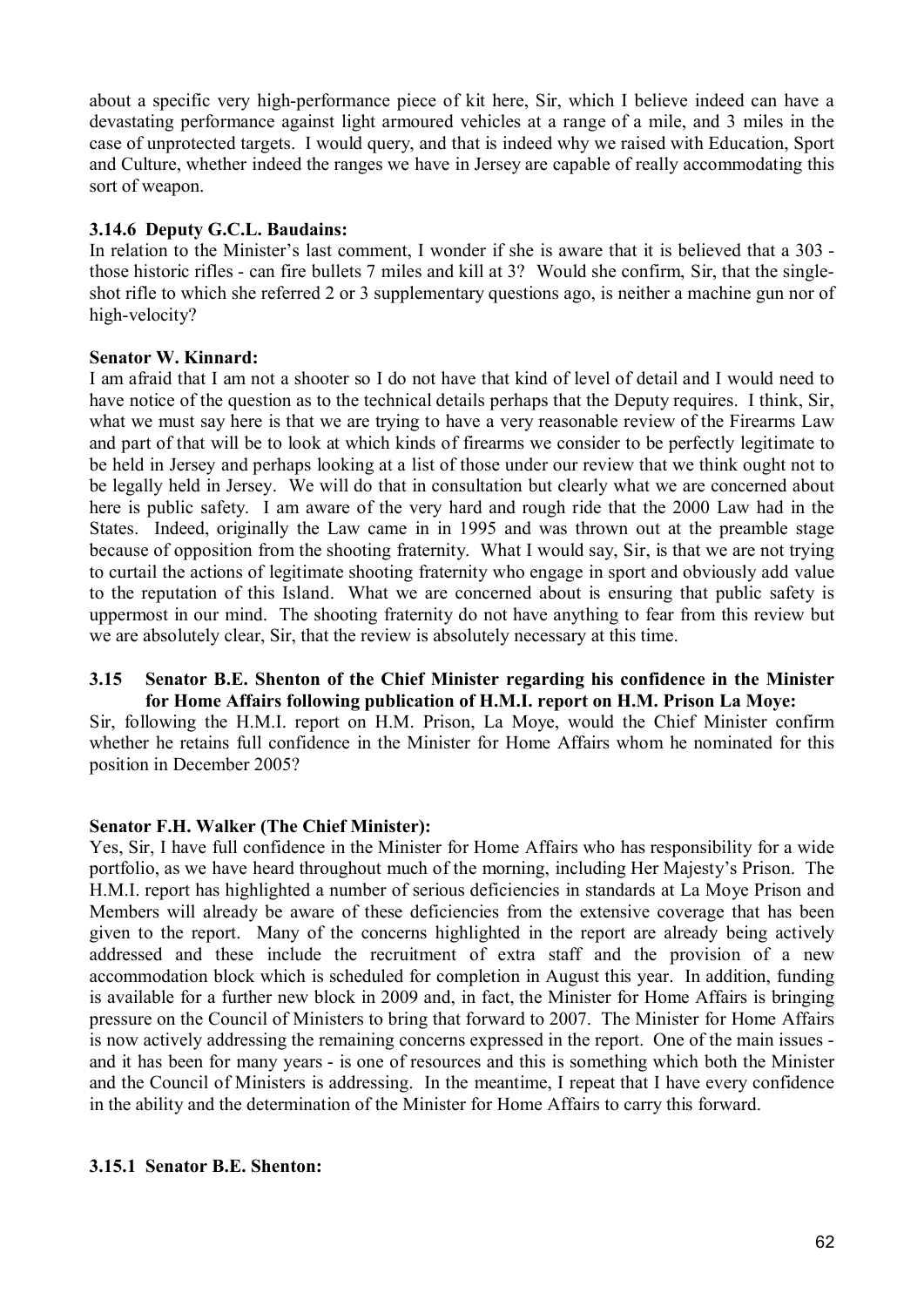about a specific very high-performance piece of kit here, Sir, which I believe indeed can have a devastating performance against light armoured vehicles at a range of a mile, and 3 miles in the case of unprotected targets. I would query, and that is indeed why we raised with Education, Sport and Culture, whether indeed the ranges we have in Jersey are capable of really accommodating this sort of weapon.

### 3.14.6 Deputy G.C.L. Baudains:

In relation to the Minister's last comment, I wonder if she is aware that it is believed that a 303 - those historic rifles - can fire bullets 7 miles and kill at 3? Would she confirm, Sir, that the single-shot rifle to which she referred 2 or 3 supplementary questions ago, is neither a machine gun nor of high-velocity?

**Senator W. Kinnard:**

I am afraid that I am not a shooter so I do not have that kind of level of detail and I would need to have notice of the question as to the technical details perhaps that the Deputy requires. I think, Sir, what we must say here is that we are trying to have a very reasonable review of the Firearms Law and part of that will be to look at which kinds of firearms we consider to be perfectly legitimate to be held in Jersey and perhaps looking at a list of those under our review that we think ought not to be legally held in Jersey. We will do that in consultation but clearly what we are concerned about here is public safety. I am aware of the very hard and rough ride that the 2000 Law had in the States. Indeed, originally the Law came in in 1995 and was thrown out at the preamble stage because of opposition from the shooting fraternity. What I would say, Sir, is that we are not trying to curtail the actions of legitimate shooting fraternity who engage in sport and obviously add value to the reputation of this Island. What we are concerned about is ensuring that public safety is uppermost in our mind. The shooting fraternity do not have anything to fear from this review but we are absolutely clear, Sir, that the review is absolutely necessary at this time.

### 3.15 Senator B.E. Shenton of the Chief Minister regarding his confidence in the Minister for Home Affairs following publication of H.M.I. report on H.M. Prison La Moye:

Sir, following the H.M.I. report on H.M. Prison, La Moye, would the Chief Minister confirm whether he retains full confidence in the Minister for Home Affairs whom he nominated for this position in December 2005?

**Senator F.H. Walker (The Chief Minister):**

Yes, Sir, I have full confidence in the Minister for Home Affairs who has responsibility for a wide portfolio, as we have heard throughout much of the morning, including Her Majesty's Prison. The H.M.I. report has highlighted a number of serious deficiencies in standards at La Moye Prison and Members will already be aware of these deficiencies from the extensive coverage that has been given to the report. Many of the concerns highlighted in the report are already being actively addressed and these include the recruitment of extra staff and the provision of a new accommodation block which is scheduled for completion in August this year. In addition, funding is available for a further new block in 2009 and, in fact, the Minister for Home Affairs is bringing pressure on the Council of Ministers to bring that forward to 2007. The Minister for Home Affairs is now actively addressing the remaining concerns expressed in the report. One of the main issues - and it has been for many years - is one of resources and this is something which both the Minister and the Council of Ministers is addressing. In the meantime, I repeat that I have every confidence in the ability and the determination of the Minister for Home Affairs to carry this forward.

### 3.15.1 Senator B.E. Shenton: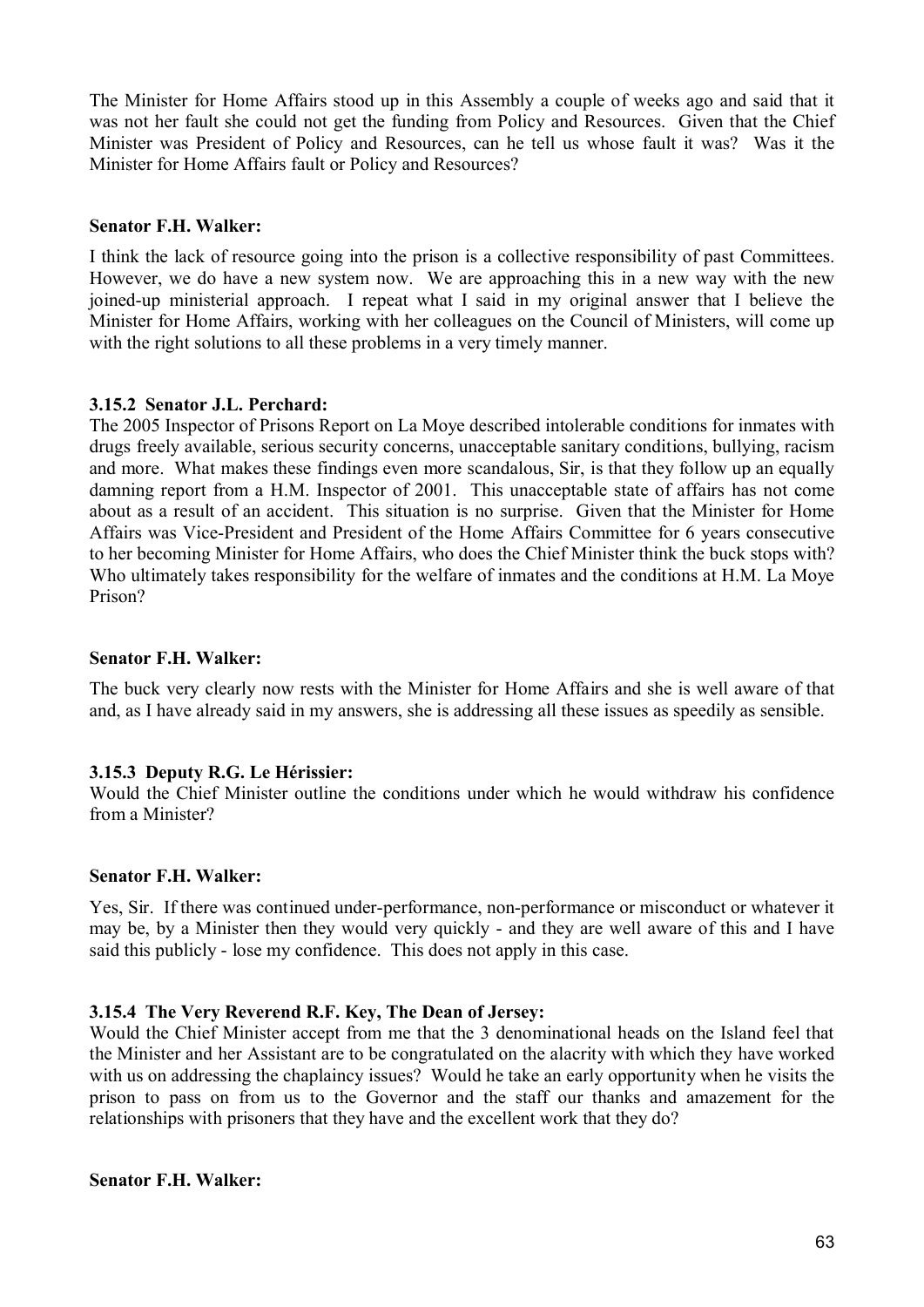The Minister for Home Affairs stood up in this Assembly a couple of weeks ago and said that it was not her fault she could not get the funding from Policy and Resources. Given that the Chief Minister was President of Policy and Resources, can he tell us whose fault it was? Was it the Minister for Home Affairs fault or Policy and Resources?

**Senator F.H. Walker:**

I think the lack of resource going into the prison is a collective responsibility of past Committees. However, we do have a new system now. We are approaching this in a new way with the new joined-up ministerial approach. I repeat what I said in my original answer that I believe the Minister for Home Affairs, working with her colleagues on the Council of Ministers, will come up with the right solutions to all these problems in a very timely manner.

**3.15.2 Senator J.L. Perchard:**

The 2005 Inspector of Prisons Report on La Moye described intolerable conditions for inmates with drugs freely available, serious security concerns, unacceptable sanitary conditions, bullying, racism and more. What makes these findings even more scandalous, Sir, is that they follow up an equally damning report from a H.M. Inspector of 2001. This unacceptable state of affairs has not come about as a result of an accident. This situation is no surprise. Given that the Minister for Home Affairs was Vice-President and President of the Home Affairs Committee for 6 years consecutive to her becoming Minister for Home Affairs, who does the Chief Minister think the buck stops with? Who ultimately takes responsibility for the welfare of inmates and the conditions at H.M. La Moye Prison?

**Senator F.H. Walker:**

The buck very clearly now rests with the Minister for Home Affairs and she is well aware of that and, as I have already said in my answers, she is addressing all these issues as speedily as sensible.

**3.15.3 Deputy R.G. Le Hérissier:**

Would the Chief Minister outline the conditions under which he would withdraw his confidence from a Minister?

**Senator F.H. Walker:**

Yes, Sir. If there was continued under-performance, non-performance or misconduct or whatever it may be, by a Minister then they would very quickly - and they are well aware of this and I have said this publicly - lose my confidence. This does not apply in this case.

**3.15.4 The Very Reverend R.F. Key, The Dean of Jersey:**

Would the Chief Minister accept from me that the 3 denominational heads on the Island feel that the Minister and her Assistant are to be congratulated on the alacrity with which they have worked with us on addressing the chaplaincy issues? Would he take an early opportunity when he visits the prison to pass on from us to the Governor and the staff our thanks and amazement for the relationships with prisoners that they have and the excellent work that they do?

**Senator F.H. Walker:**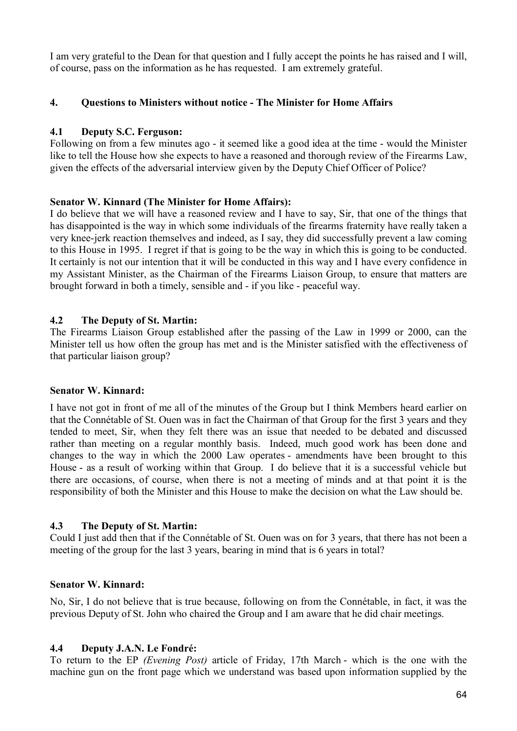I am very grateful to the Dean for that question and I fully accept the points he has raised and I will, of course, pass on the information as he has requested. I am extremely grateful.

## 4. Questions to Ministers without notice - The Minister for Home Affairs

### 4.1 Deputy S.C. Ferguson:

Following on from a few minutes ago - it seemed like a good idea at the time - would the Minister like to tell the House how she expects to have a reasoned and thorough review of the Firearms Law, given the effects of the adversarial interview given by the Deputy Chief Officer of Police?

**Senator W. Kinnard (The Minister for Home Affairs):**

I do believe that we will have a reasoned review and I have to say, Sir, that one of the things that has disappointed is the way in which some individuals of the firearms fraternity have really taken a very knee-jerk reaction themselves and indeed, as I say, they did successfully prevent a law coming to this House in 1995. I regret if that is going to be the way in which this is going to be conducted. It certainly is not our intention that it will be conducted in this way and I have every confidence in my Assistant Minister, as the Chairman of the Firearms Liaison Group, to ensure that matters are brought forward in both a timely, sensible and - if you like - peaceful way.

### 4.2 The Deputy of St. Martin:

The Firearms Liaison Group established after the passing of the Law in 1999 or 2000, can the Minister tell us how often the group has met and is the Minister satisfied with the effectiveness of that particular liaison group?

**Senator W. Kinnard:**

I have not got in front of me all of the minutes of the Group but I think Members heard earlier on that the Connétable of St. Ouen was in fact the Chairman of that Group for the first 3 years and they tended to meet, Sir, when they felt there was an issue that needed to be debated and discussed rather than meeting on a regular monthly basis. Indeed, much good work has been done and changes to the way in which the 2000 Law operates - amendments have been brought to this House - as a result of working within that Group. I do believe that it is a successful vehicle but there are occasions, of course, when there is not a meeting of minds and at that point it is the responsibility of both the Minister and this House to make the decision on what the Law should be.

### 4.3 The Deputy of St. Martin:

Could I just add then that if the Connétable of St. Ouen was on for 3 years, that there has not been a meeting of the group for the last 3 years, bearing in mind that is 6 years in total?

**Senator W. Kinnard:**

No, Sir, I do not believe that is true because, following on from the Connétable, in fact, it was the previous Deputy of St. John who chaired the Group and I am aware that he did chair meetings.

### 4.4 Deputy J.A.N. Le Fondré:

To return to the EP *(Evening Post)* article of Friday, 17th March - which is the one with the machine gun on the front page which we understand was based upon information supplied by the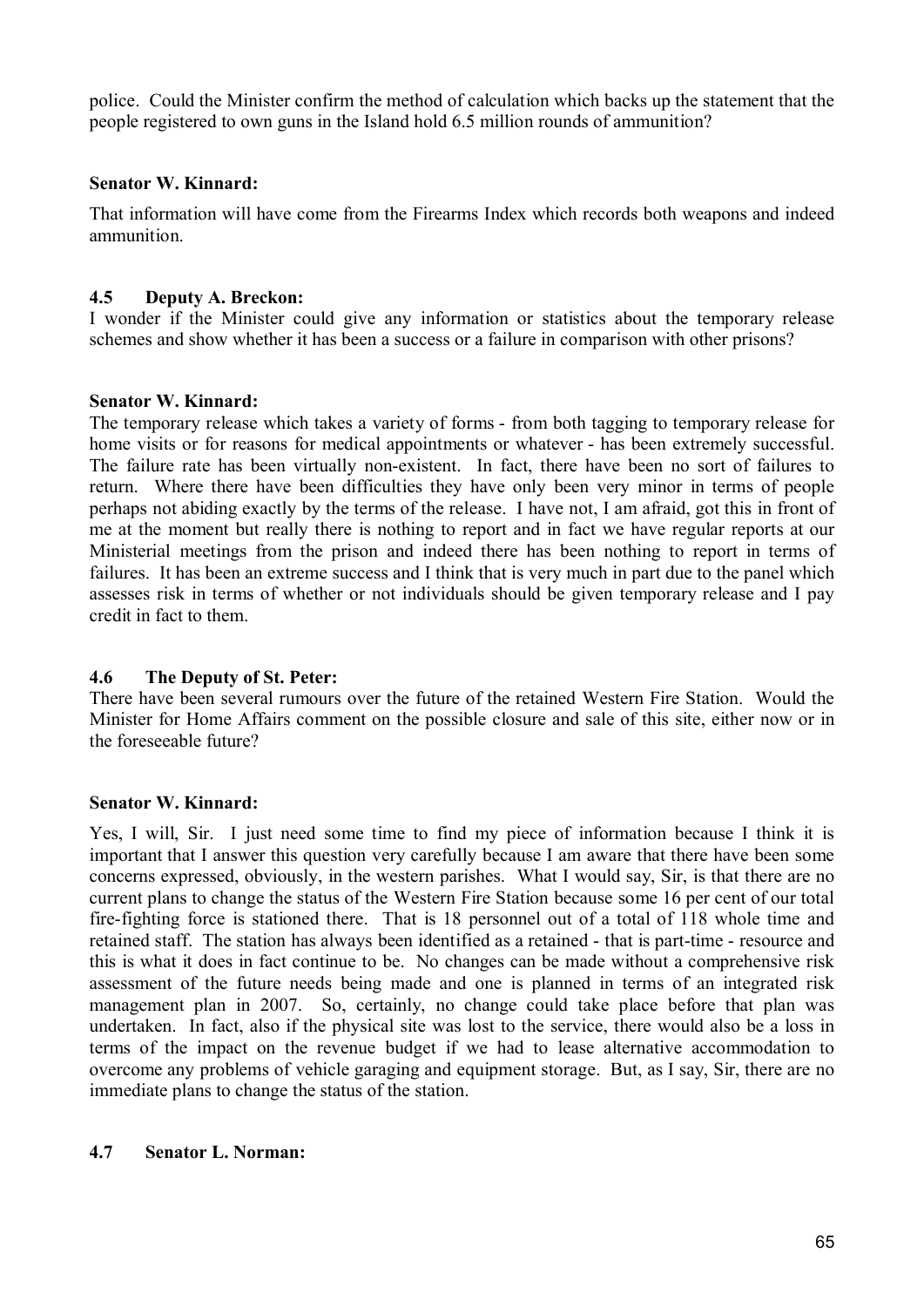police. Could the Minister confirm the method of calculation which backs up the statement that the people registered to own guns in the Island hold 6.5 million rounds of ammunition?

**Senator W. Kinnard:**

That information will have come from the Firearms Index which records both weapons and indeed ammunition.

**4.5 Deputy A. Breckon:**

I wonder if the Minister could give any information or statistics about the temporary release schemes and show whether it has been a success or a failure in comparison with other prisons?

**Senator W. Kinnard:**

The temporary release which takes a variety of forms - from both tagging to temporary release for home visits or for reasons for medical appointments or whatever - has been extremely successful. The failure rate has been virtually non-existent. In fact, there have been no sort of failures to return. Where there have been difficulties they have only been very minor in terms of people perhaps not abiding exactly by the terms of the release. I have not, I am afraid, got this in front of me at the moment but really there is nothing to report and in fact we have regular reports at our Ministerial meetings from the prison and indeed there has been nothing to report in terms of failures. It has been an extreme success and I think that is very much in part due to the panel which assesses risk in terms of whether or not individuals should be given temporary release and I pay credit in fact to them.

**4.6 The Deputy of St. Peter:**

There have been several rumours over the future of the retained Western Fire Station. Would the Minister for Home Affairs comment on the possible closure and sale of this site, either now or in the foreseeable future?

**Senator W. Kinnard:**

Yes, I will, Sir. I just need some time to find my piece of information because I think it is important that I answer this question very carefully because I am aware that there have been some concerns expressed, obviously, in the western parishes. What I would say, Sir, is that there are no current plans to change the status of the Western Fire Station because some 16 per cent of our total fire-fighting force is stationed there. That is 18 personnel out of a total of 118 whole time and retained staff. The station has always been identified as a retained - that is part-time - resource and this is what it does in fact continue to be. No changes can be made without a comprehensive risk assessment of the future needs being made and one is planned in terms of an integrated risk management plan in 2007. So, certainly, no change could take place before that plan was undertaken. In fact, also if the physical site was lost to the service, there would also be a loss in terms of the impact on the revenue budget if we had to lease alternative accommodation to overcome any problems of vehicle garaging and equipment storage. But, as I say, Sir, there are no immediate plans to change the status of the station.

**4.7 Senator L. Norman:**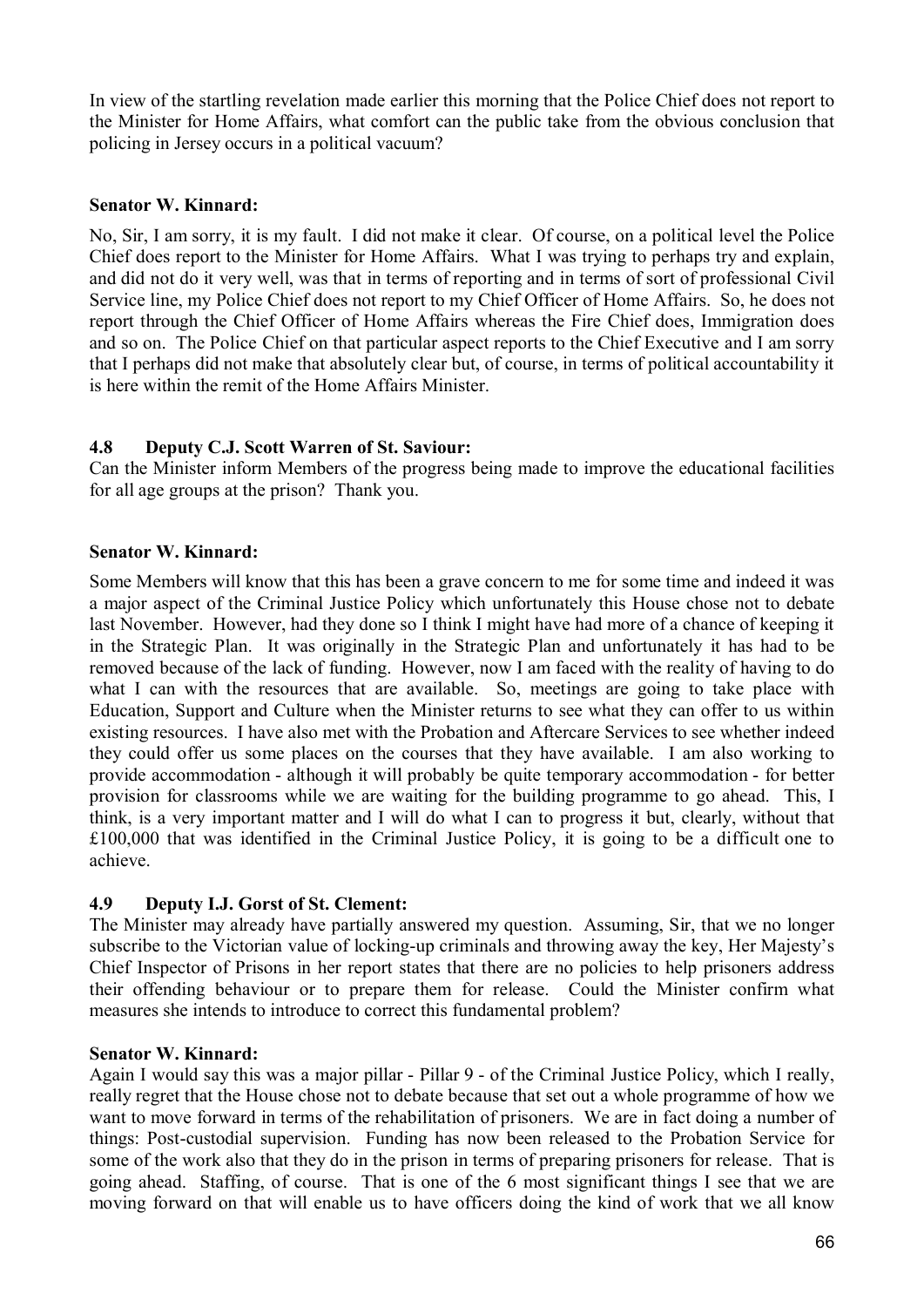In view of the startling revelation made earlier this morning that the Police Chief does not report to the Minister for Home Affairs, what comfort can the public take from the obvious conclusion that policing in Jersey occurs in a political vacuum?

**Senator W. Kinnard:**

No, Sir, I am sorry, it is my fault. I did not make it clear. Of course, on a political level the Police Chief does report to the Minister for Home Affairs. What I was trying to perhaps try and explain, and did not do it very well, was that in terms of reporting and in terms of sort of professional Civil Service line, my Police Chief does not report to my Chief Officer of Home Affairs. So, he does not report through the Chief Officer of Home Affairs whereas the Fire Chief does, Immigration does and so on. The Police Chief on that particular aspect reports to the Chief Executive and I am sorry that I perhaps did not make that absolutely clear but, of course, in terms of political accountability it is here within the remit of the Home Affairs Minister.

### 4.8 Deputy C.J. Scott Warren of St. Saviour:

Can the Minister inform Members of the progress being made to improve the educational facilities for all age groups at the prison? Thank you.

**Senator W. Kinnard:**

Some Members will know that this has been a grave concern to me for some time and indeed it was a major aspect of the Criminal Justice Policy which unfortunately this House chose not to debate last November. However, had they done so I think I might have had more of a chance of keeping it in the Strategic Plan. It was originally in the Strategic Plan and unfortunately it has had to be removed because of the lack of funding. However, now I am faced with the reality of having to do what I can with the resources that are available. So, meetings are going to take place with Education, Support and Culture when the Minister returns to see what they can offer to us within existing resources. I have also met with the Probation and Aftercare Services to see whether indeed they could offer us some places on the courses that they have available. I am also working to provide accommodation - although it will probably be quite temporary accommodation - for better provision for classrooms while we are waiting for the building programme to go ahead. This, I think, is a very important matter and I will do what I can to progress it but, clearly, without that £100,000 that was identified in the Criminal Justice Policy, it is going to be a difficult one to achieve.

### 4.9 Deputy I.J. Gorst of St. Clement:

The Minister may already have partially answered my question. Assuming, Sir, that we no longer subscribe to the Victorian value of locking-up criminals and throwing away the key, Her Majesty's Chief Inspector of Prisons in her report states that there are no policies to help prisoners address their offending behaviour or to prepare them for release. Could the Minister confirm what measures she intends to introduce to correct this fundamental problem?

**Senator W. Kinnard:**

Again I would say this was a major pillar - Pillar 9 - of the Criminal Justice Policy, which I really, really regret that the House chose not to debate because that set out a whole programme of how we want to move forward in terms of the rehabilitation of prisoners. We are in fact doing a number of things: Post-custodial supervision. Funding has now been released to the Probation Service for some of the work also that they do in the prison in terms of preparing prisoners for release. That is going ahead. Staffing, of course. That is one of the 6 most significant things I see that we are moving forward on that will enable us to have officers doing the kind of work that we all know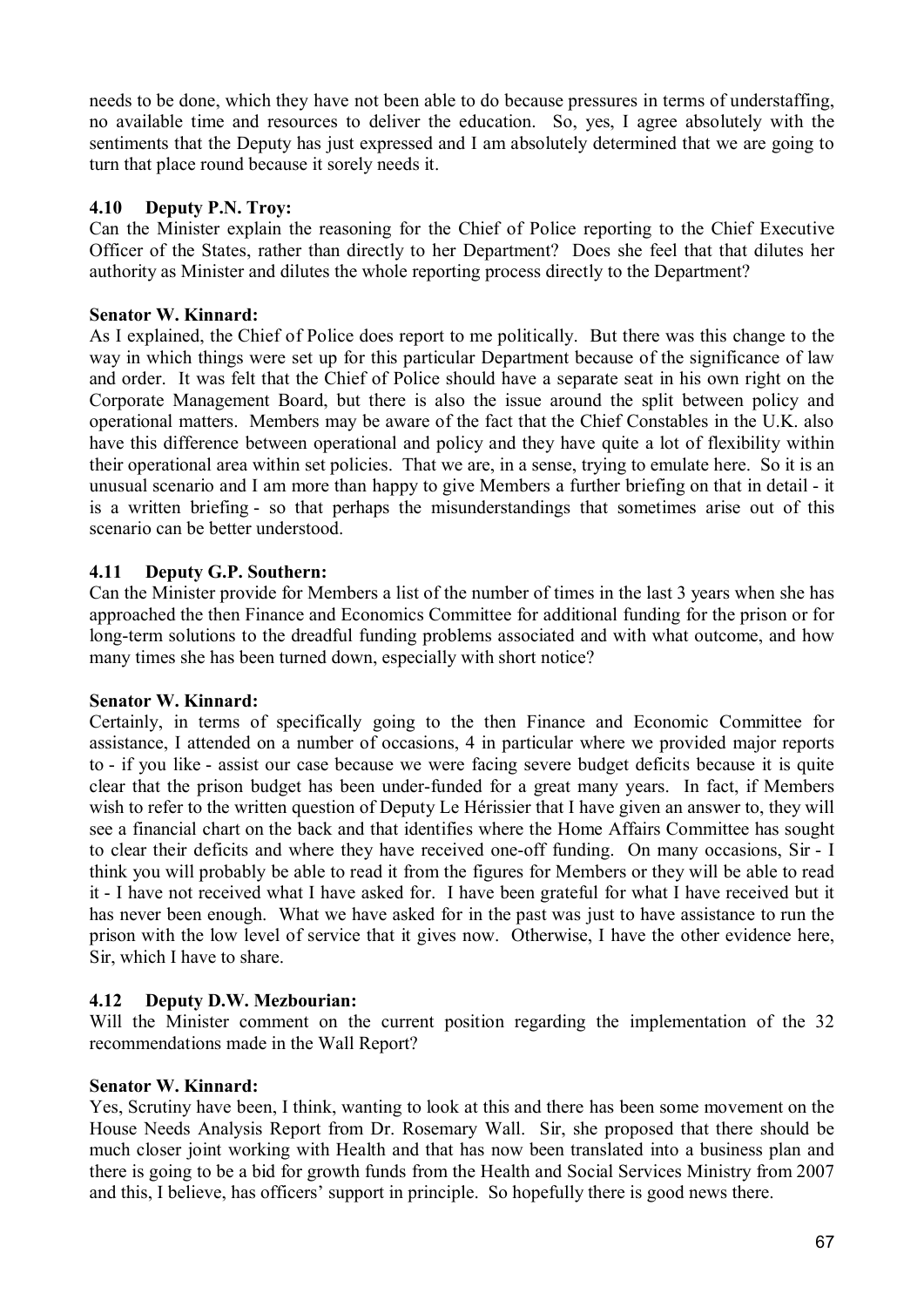needs to be done, which they have not been able to do because pressures in terms of understaffing, no available time and resources to deliver the education. So, yes, I agree absolutely with the sentiments that the Deputy has just expressed and I am absolutely determined that we are going to turn that place round because it sorely needs it.

### 4.10 Deputy P.N. Troy:

Can the Minister explain the reasoning for the Chief of Police reporting to the Chief Executive Officer of the States, rather than directly to her Department? Does she feel that that dilutes her authority as Minister and dilutes the whole reporting process directly to the Department?

**Senator W. Kinnard:**

As I explained, the Chief of Police does report to me politically. But there was this change to the way in which things were set up for this particular Department because of the significance of law and order. It was felt that the Chief of Police should have a separate seat in his own right on the Corporate Management Board, but there is also the issue around the split between policy and operational matters. Members may be aware of the fact that the Chief Constables in the U.K. also have this difference between operational and policy and they have quite a lot of flexibility within their operational area within set policies. That we are, in a sense, trying to emulate here. So it is an unusual scenario and I am more than happy to give Members a further briefing on that in detail - it is a written briefing - so that perhaps the misunderstandings that sometimes arise out of this scenario can be better understood.

### 4.11 Deputy G.P. Southern:

Can the Minister provide for Members a list of the number of times in the last 3 years when she has approached the then Finance and Economics Committee for additional funding for the prison or for long-term solutions to the dreadful funding problems associated and with what outcome, and how many times she has been turned down, especially with short notice?

**Senator W. Kinnard:**

Certainly, in terms of specifically going to the then Finance and Economic Committee for assistance, I attended on a number of occasions, 4 in particular where we provided major reports to - if you like - assist our case because we were facing severe budget deficits because it is quite clear that the prison budget has been under-funded for a great many years. In fact, if Members wish to refer to the written question of Deputy Le Hérissier that I have given an answer to, they will see a financial chart on the back and that identifies where the Home Affairs Committee has sought to clear their deficits and where they have received one-off funding. On many occasions, Sir - I think you will probably be able to read it from the figures for Members or they will be able to read it - I have not received what I have asked for. I have been grateful for what I have received but it has never been enough. What we have asked for in the past was just to have assistance to run the prison with the low level of service that it gives now. Otherwise, I have the other evidence here, Sir, which I have to share.

### 4.12 Deputy D.W. Mezbourian:

Will the Minister comment on the current position regarding the implementation of the 32 recommendations made in the Wall Report?

**Senator W. Kinnard:**

Yes, Scrutiny have been, I think, wanting to look at this and there has been some movement on the House Needs Analysis Report from Dr. Rosemary Wall. Sir, she proposed that there should be much closer joint working with Health and that has now been translated into a business plan and there is going to be a bid for growth funds from the Health and Social Services Ministry from 2007 and this, I believe, has officers' support in principle. So hopefully there is good news there.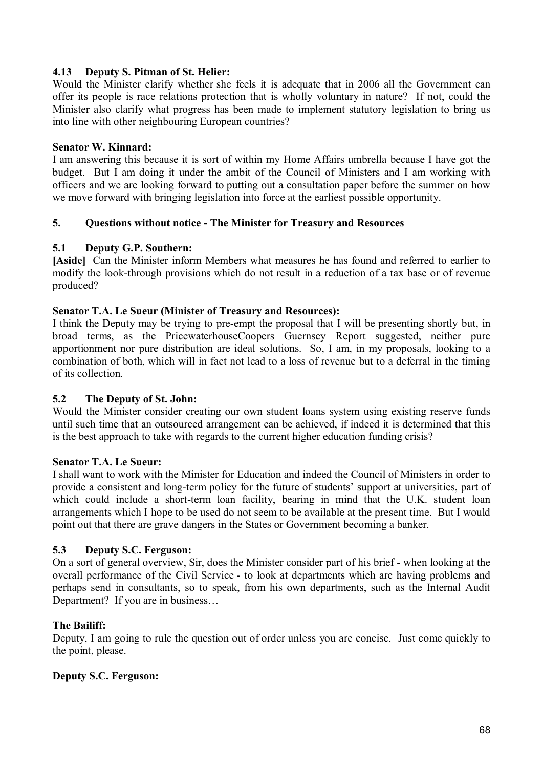### 4.13 Deputy S. Pitman of St. Helier:

Would the Minister clarify whether she feels it is adequate that in 2006 all the Government can offer its people is race relations protection that is wholly voluntary in nature? If not, could the Minister also clarify what progress has been made to implement statutory legislation to bring us into line with other neighbouring European countries?

**Senator W. Kinnard:**

I am answering this because it is sort of within my Home Affairs umbrella because I have got the budget. But I am doing it under the ambit of the Council of Ministers and I am working with officers and we are looking forward to putting out a consultation paper before the summer on how we move forward with bringing legislation into force at the earliest possible opportunity.

## 5. Questions without notice - The Minister for Treasury and Resources

### 5.1 Deputy G.P. Southern:

**[Aside]** Can the Minister inform Members what measures he has found and referred to earlier to modify the look-through provisions which do not result in a reduction of a tax base or of revenue produced?

**Senator T.A. Le Sueur (Minister of Treasury and Resources):**

I think the Deputy may be trying to pre-empt the proposal that I will be presenting shortly but, in broad terms, as the PricewaterhouseCoopers Guernsey Report suggested, neither pure apportionment nor pure distribution are ideal solutions. So, I am, in my proposals, looking to a combination of both, which will in fact not lead to a loss of revenue but to a deferral in the timing of its collection.

### 5.2 The Deputy of St. John:

Would the Minister consider creating our own student loans system using existing reserve funds until such time that an outsourced arrangement can be achieved, if indeed it is determined that this is the best approach to take with regards to the current higher education funding crisis?

**Senator T.A. Le Sueur:**

I shall want to work with the Minister for Education and indeed the Council of Ministers in order to provide a consistent and long-term policy for the future of students' support at universities, part of which could include a short-term loan facility, bearing in mind that the U.K. student loan arrangements which I hope to be used do not seem to be available at the present time. But I would point out that there are grave dangers in the States or Government becoming a banker.

### 5.3 Deputy S.C. Ferguson:

On a sort of general overview, Sir, does the Minister consider part of his brief - when looking at the overall performance of the Civil Service - to look at departments which are having problems and perhaps send in consultants, so to speak, from his own departments, such as the Internal Audit Department? If you are in business…

**The Bailiff:**

Deputy, I am going to rule the question out of order unless you are concise. Just come quickly to the point, please.

**Deputy S.C. Ferguson:**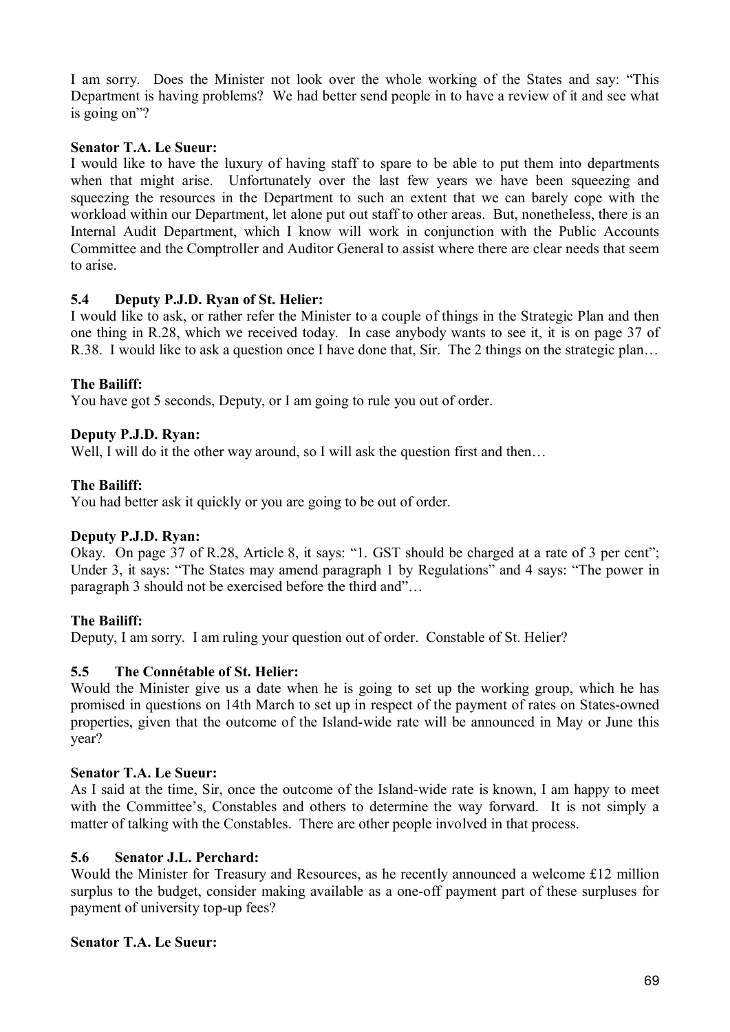I am sorry. Does the Minister not look over the whole working of the States and say: "This Department is having problems? We had better send people in to have a review of it and see what is going on"?

**Senator T.A. Le Sueur:**

I would like to have the luxury of having staff to spare to be able to put them into departments when that might arise. Unfortunately over the last few years we have been squeezing and squeezing the resources in the Department to such an extent that we can barely cope with the workload within our Department, let alone put out staff to other areas. But, nonetheless, there is an Internal Audit Department, which I know will work in conjunction with the Public Accounts Committee and the Comptroller and Auditor General to assist where there are clear needs that seem to arise.

### 5.4 Deputy P.J.D. Ryan of St. Helier:

I would like to ask, or rather refer the Minister to a couple of things in the Strategic Plan and then one thing in R.28, which we received today. In case anybody wants to see it, it is on page 37 of R.38. I would like to ask a question once I have done that, Sir. The 2 things on the strategic plan…

**The Bailiff:**

You have got 5 seconds, Deputy, or I am going to rule you out of order.

**Deputy P.J.D. Ryan:**

Well, I will do it the other way around, so I will ask the question first and then…

**The Bailiff:**

You had better ask it quickly or you are going to be out of order.

**Deputy P.J.D. Ryan:**

Okay. On page 37 of R.28, Article 8, it says: "1. GST should be charged at a rate of 3 per cent"; Under 3, it says: "The States may amend paragraph 1 by Regulations" and 4 says: "The power in paragraph 3 should not be exercised before the third and"…

**The Bailiff:**

Deputy, I am sorry. I am ruling your question out of order. Constable of St. Helier?

### 5.5 The Connétable of St. Helier:

Would the Minister give us a date when he is going to set up the working group, which he has promised in questions on 14th March to set up in respect of the payment of rates on States-owned properties, given that the outcome of the Island-wide rate will be announced in May or June this year?

**Senator T.A. Le Sueur:**

As I said at the time, Sir, once the outcome of the Island-wide rate is known, I am happy to meet with the Committee's, Constables and others to determine the way forward. It is not simply a matter of talking with the Constables. There are other people involved in that process.

### 5.6 Senator J.L. Perchard:

Would the Minister for Treasury and Resources, as he recently announced a welcome £12 million surplus to the budget, consider making available as a one-off payment part of these surpluses for payment of university top-up fees?

**Senator T.A. Le Sueur:**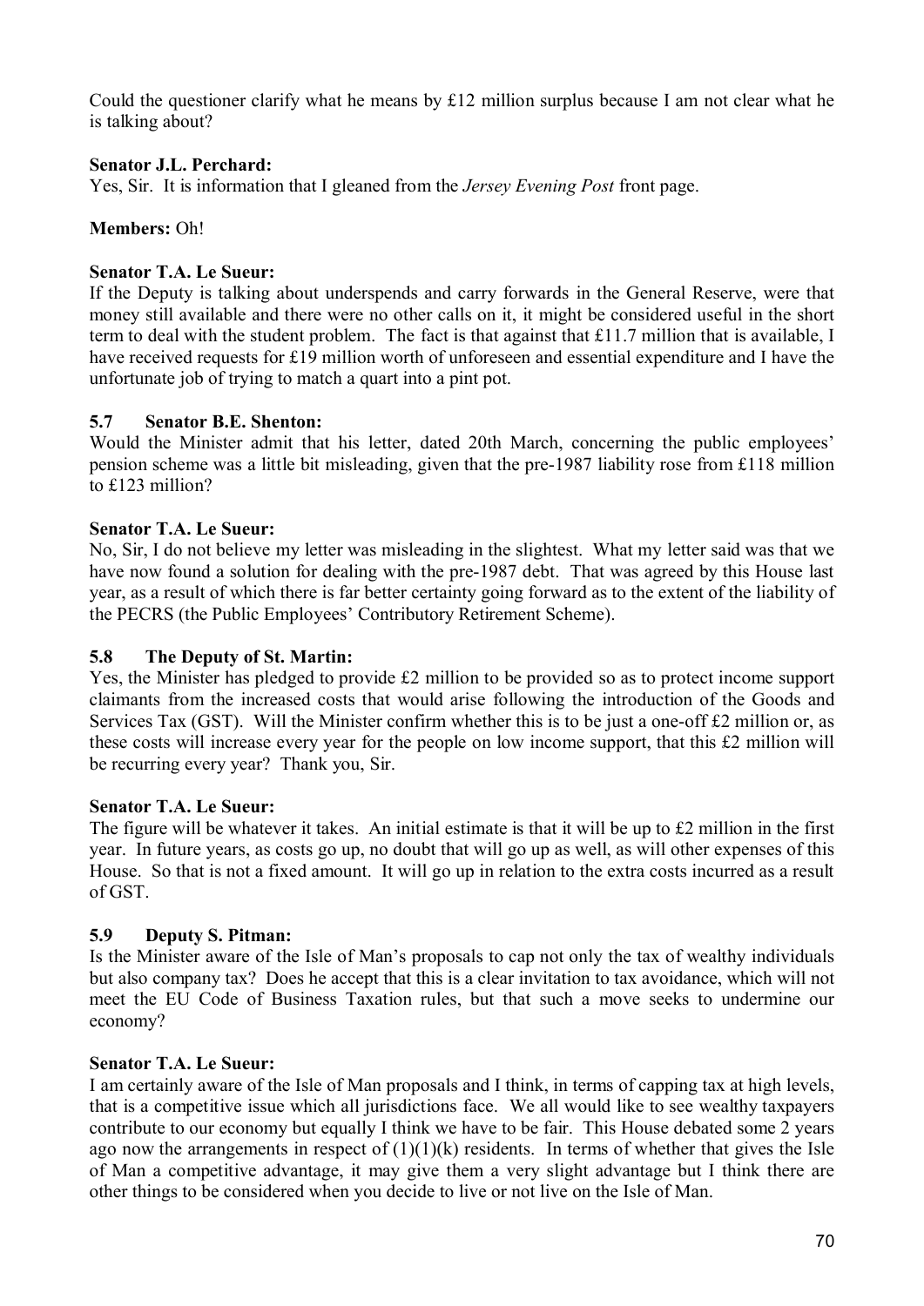Could the questioner clarify what he means by £12 million surplus because I am not clear what he is talking about?

**Senator J.L. Perchard:**

Yes, Sir. It is information that I gleaned from the *Jersey Evening Post* front page.

**Members:** Oh!

**Senator T.A. Le Sueur:**

If the Deputy is talking about underspends and carry forwards in the General Reserve, were that money still available and there were no other calls on it, it might be considered useful in the short term to deal with the student problem. The fact is that against that £11.7 million that is available, I have received requests for £19 million worth of unforeseen and essential expenditure and I have the unfortunate job of trying to match a quart into a pint pot.

### 5.7 Senator B.E. Shenton:

Would the Minister admit that his letter, dated 20th March, concerning the public employees' pension scheme was a little bit misleading, given that the pre-1987 liability rose from £118 million to £123 million?

**Senator T.A. Le Sueur:**

No, Sir, I do not believe my letter was misleading in the slightest. What my letter said was that we have now found a solution for dealing with the pre-1987 debt. That was agreed by this House last year, as a result of which there is far better certainty going forward as to the extent of the liability of the PECRS (the Public Employees' Contributory Retirement Scheme).

### 5.8 The Deputy of St. Martin:

Yes, the Minister has pledged to provide £2 million to be provided so as to protect income support claimants from the increased costs that would arise following the introduction of the Goods and Services Tax (GST). Will the Minister confirm whether this is to be just a one-off £2 million or, as these costs will increase every year for the people on low income support, that this £2 million will be recurring every year? Thank you, Sir.

**Senator T.A. Le Sueur:**

The figure will be whatever it takes. An initial estimate is that it will be up to £2 million in the first year. In future years, as costs go up, no doubt that will go up as well, as will other expenses of this House. So that is not a fixed amount. It will go up in relation to the extra costs incurred as a result of GST.

### 5.9 Deputy S. Pitman:

Is the Minister aware of the Isle of Man's proposals to cap not only the tax of wealthy individuals but also company tax? Does he accept that this is a clear invitation to tax avoidance, which will not meet the EU Code of Business Taxation rules, but that such a move seeks to undermine our economy?

**Senator T.A. Le Sueur:**

I am certainly aware of the Isle of Man proposals and I think, in terms of capping tax at high levels, that is a competitive issue which all jurisdictions face. We all would like to see wealthy taxpayers contribute to our economy but equally I think we have to be fair. This House debated some 2 years ago now the arrangements in respect of (1)(1)(k) residents. In terms of whether that gives the Isle of Man a competitive advantage, it may give them a very slight advantage but I think there are other things to be considered when you decide to live or not live on the Isle of Man.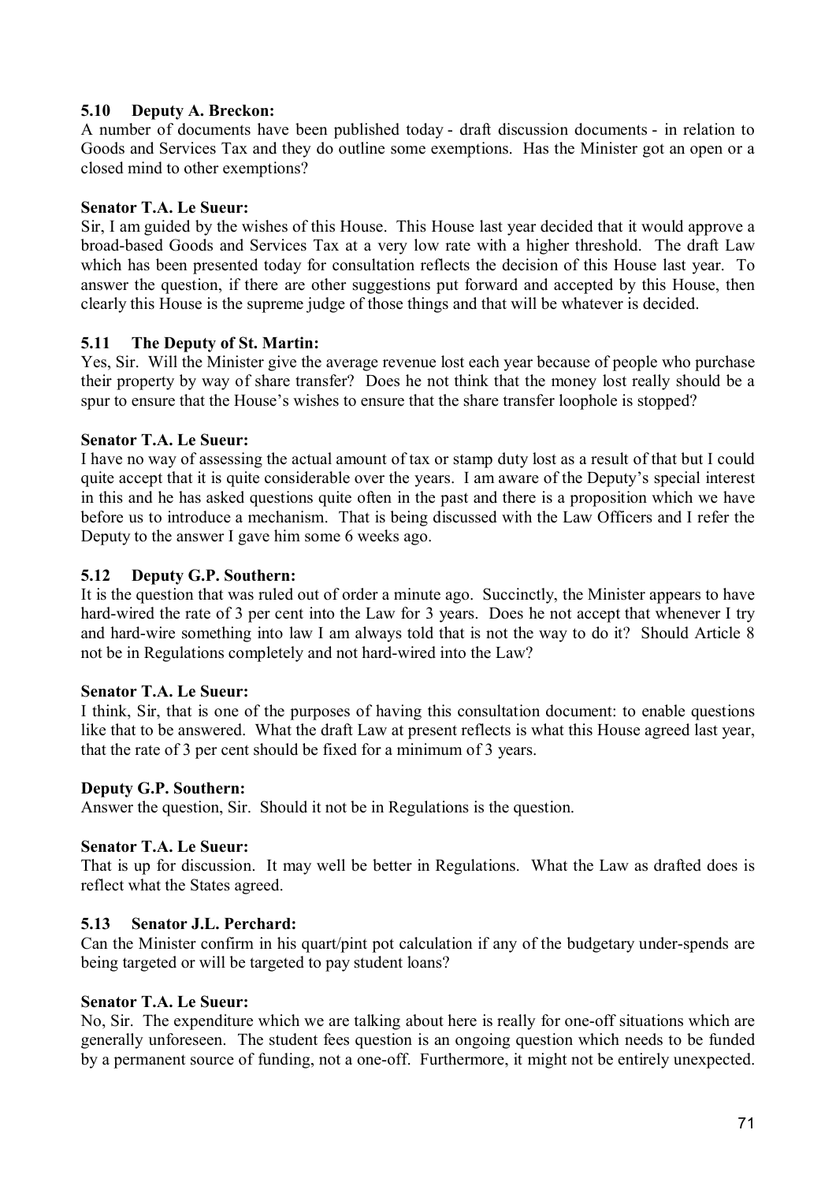### 5.10 Deputy A. Breckon:

A number of documents have been published today - draft discussion documents - in relation to Goods and Services Tax and they do outline some exemptions. Has the Minister got an open or a closed mind to other exemptions?

**Senator T.A. Le Sueur:**

Sir, I am guided by the wishes of this House. This House last year decided that it would approve a broad-based Goods and Services Tax at a very low rate with a higher threshold. The draft Law which has been presented today for consultation reflects the decision of this House last year. To answer the question, if there are other suggestions put forward and accepted by this House, then clearly this House is the supreme judge of those things and that will be whatever is decided.

### 5.11 The Deputy of St. Martin:

Yes, Sir. Will the Minister give the average revenue lost each year because of people who purchase their property by way of share transfer? Does he not think that the money lost really should be a spur to ensure that the House's wishes to ensure that the share transfer loophole is stopped?

**Senator T.A. Le Sueur:**

I have no way of assessing the actual amount of tax or stamp duty lost as a result of that but I could quite accept that it is quite considerable over the years. I am aware of the Deputy's special interest in this and he has asked questions quite often in the past and there is a proposition which we have before us to introduce a mechanism. That is being discussed with the Law Officers and I refer the Deputy to the answer I gave him some 6 weeks ago.

### 5.12 Deputy G.P. Southern:

It is the question that was ruled out of order a minute ago. Succinctly, the Minister appears to have hard-wired the rate of 3 per cent into the Law for 3 years. Does he not accept that whenever I try and hard-wire something into law I am always told that is not the way to do it? Should Article 8 not be in Regulations completely and not hard-wired into the Law?

**Senator T.A. Le Sueur:**

I think, Sir, that is one of the purposes of having this consultation document: to enable questions like that to be answered. What the draft Law at present reflects is what this House agreed last year, that the rate of 3 per cent should be fixed for a minimum of 3 years.

**Deputy G.P. Southern:**

Answer the question, Sir. Should it not be in Regulations is the question.

**Senator T.A. Le Sueur:**

That is up for discussion. It may well be better in Regulations. What the Law as drafted does is reflect what the States agreed.

### 5.13 Senator J.L. Perchard:

Can the Minister confirm in his quart/pint pot calculation if any of the budgetary under-spends are being targeted or will be targeted to pay student loans?

**Senator T.A. Le Sueur:**

No, Sir. The expenditure which we are talking about here is really for one-off situations which are generally unforeseen. The student fees question is an ongoing question which needs to be funded by a permanent source of funding, not a one-off. Furthermore, it might not be entirely unexpected.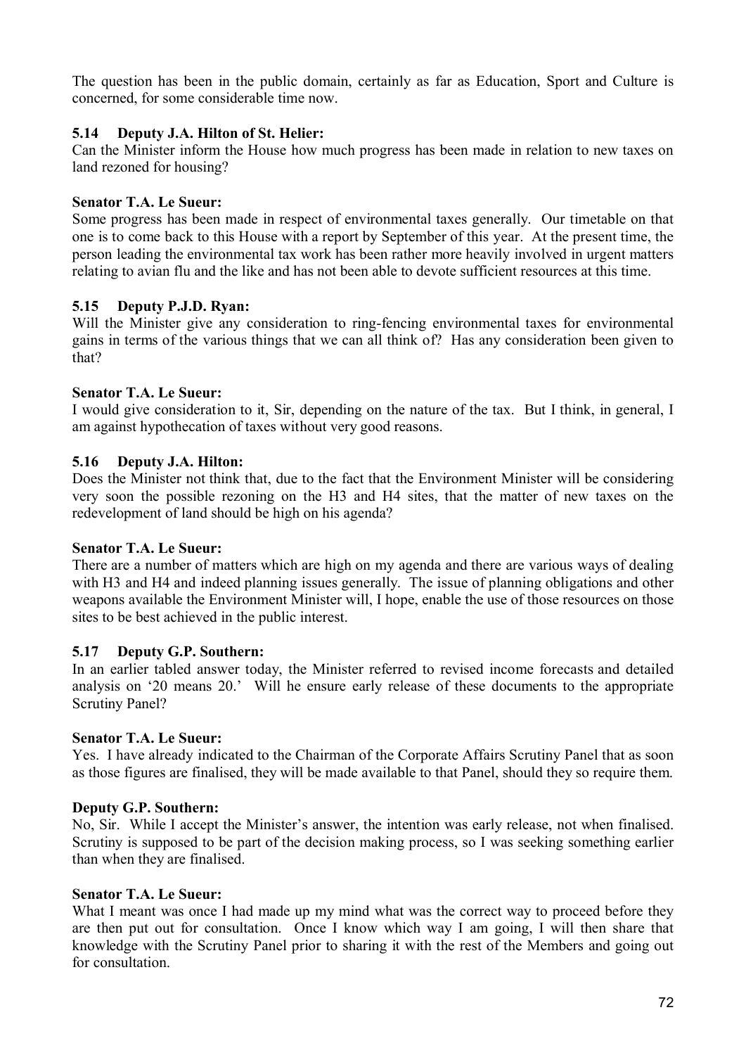The question has been in the public domain, certainly as far as Education, Sport and Culture is concerned, for some considerable time now.

### 5.14 Deputy J.A. Hilton of St. Helier:

Can the Minister inform the House how much progress has been made in relation to new taxes on land rezoned for housing?

**Senator T.A. Le Sueur:**

Some progress has been made in respect of environmental taxes generally. Our timetable on that one is to come back to this House with a report by September of this year. At the present time, the person leading the environmental tax work has been rather more heavily involved in urgent matters relating to avian flu and the like and has not been able to devote sufficient resources at this time.

### 5.15 Deputy P.J.D. Ryan:

Will the Minister give any consideration to ring-fencing environmental taxes for environmental gains in terms of the various things that we can all think of? Has any consideration been given to that?

**Senator T.A. Le Sueur:**

I would give consideration to it, Sir, depending on the nature of the tax. But I think, in general, I am against hypothecation of taxes without very good reasons.

### 5.16 Deputy J.A. Hilton:

Does the Minister not think that, due to the fact that the Environment Minister will be considering very soon the possible rezoning on the H3 and H4 sites, that the matter of new taxes on the redevelopment of land should be high on his agenda?

**Senator T.A. Le Sueur:**

There are a number of matters which are high on my agenda and there are various ways of dealing with H3 and H4 and indeed planning issues generally. The issue of planning obligations and other weapons available the Environment Minister will, I hope, enable the use of those resources on those sites to be best achieved in the public interest.

### 5.17 Deputy G.P. Southern:

In an earlier tabled answer today, the Minister referred to revised income forecasts and detailed analysis on '20 means 20.' Will he ensure early release of these documents to the appropriate Scrutiny Panel?

**Senator T.A. Le Sueur:**

Yes. I have already indicated to the Chairman of the Corporate Affairs Scrutiny Panel that as soon as those figures are finalised, they will be made available to that Panel, should they so require them.

**Deputy G.P. Southern:**

No, Sir. While I accept the Minister's answer, the intention was early release, not when finalised. Scrutiny is supposed to be part of the decision making process, so I was seeking something earlier than when they are finalised.

**Senator T.A. Le Sueur:**

What I meant was once I had made up my mind what was the correct way to proceed before they are then put out for consultation. Once I know which way I am going, I will then share that knowledge with the Scrutiny Panel prior to sharing it with the rest of the Members and going out for consultation.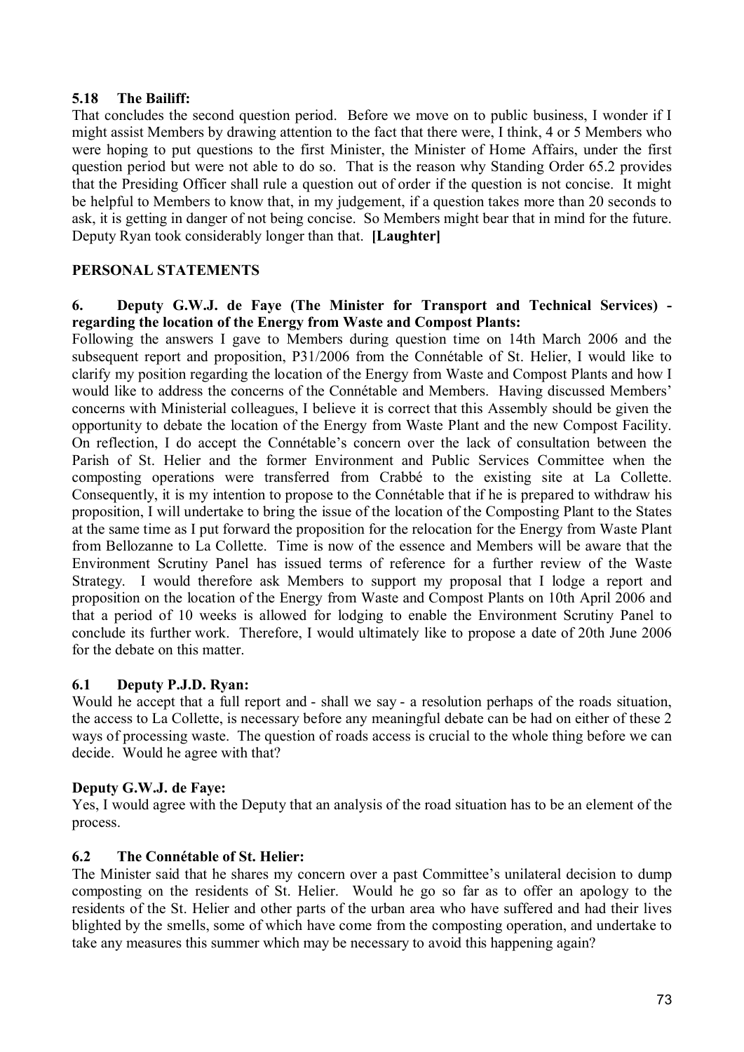### 5.18 The Bailiff:

That concludes the second question period. Before we move on to public business, I wonder if I might assist Members by drawing attention to the fact that there were, I think, 4 or 5 Members who were hoping to put questions to the first Minister, the Minister of Home Affairs, under the first question period but were not able to do so. That is the reason why Standing Order 65.2 provides that the Presiding Officer shall rule a question out of order if the question is not concise. It might be helpful to Members to know that, in my judgement, if a question takes more than 20 seconds to ask, it is getting in danger of not being concise. So Members might bear that in mind for the future. Deputy Ryan took considerably longer than that. **[Laughter]**

## PERSONAL STATEMENTS

### 6. Deputy G.W.J. de Faye (The Minister for Transport and Technical Services) - regarding the location of the Energy from Waste and Compost Plants:

Following the answers I gave to Members during question time on 14th March 2006 and the subsequent report and proposition, P31/2006 from the Connétable of St. Helier, I would like to clarify my position regarding the location of the Energy from Waste and Compost Plants and how I would like to address the concerns of the Connétable and Members. Having discussed Members' concerns with Ministerial colleagues, I believe it is correct that this Assembly should be given the opportunity to debate the location of the Energy from Waste Plant and the new Compost Facility. On reflection, I do accept the Connétable's concern over the lack of consultation between the Parish of St. Helier and the former Environment and Public Services Committee when the composting operations were transferred from Crabbé to the existing site at La Collette. Consequently, it is my intention to propose to the Connétable that if he is prepared to withdraw his proposition, I will undertake to bring the issue of the location of the Composting Plant to the States at the same time as I put forward the proposition for the relocation for the Energy from Waste Plant from Bellozanne to La Collette. Time is now of the essence and Members will be aware that the Environment Scrutiny Panel has issued terms of reference for a further review of the Waste Strategy. I would therefore ask Members to support my proposal that I lodge a report and proposition on the location of the Energy from Waste and Compost Plants on 10th April 2006 and that a period of 10 weeks is allowed for lodging to enable the Environment Scrutiny Panel to conclude its further work. Therefore, I would ultimately like to propose a date of 20th June 2006 for the debate on this matter.

### 6.1 Deputy P.J.D. Ryan:

Would he accept that a full report and - shall we say - a resolution perhaps of the roads situation, the access to La Collette, is necessary before any meaningful debate can be had on either of these 2 ways of processing waste. The question of roads access is crucial to the whole thing before we can decide. Would he agree with that?

### Deputy G.W.J. de Faye:

Yes, I would agree with the Deputy that an analysis of the road situation has to be an element of the process.

### 6.2 The Connétable of St. Helier:

The Minister said that he shares my concern over a past Committee's unilateral decision to dump composting on the residents of St. Helier. Would he go so far as to offer an apology to the residents of the St. Helier and other parts of the urban area who have suffered and had their lives blighted by the smells, some of which have come from the composting operation, and undertake to take any measures this summer which may be necessary to avoid this happening again?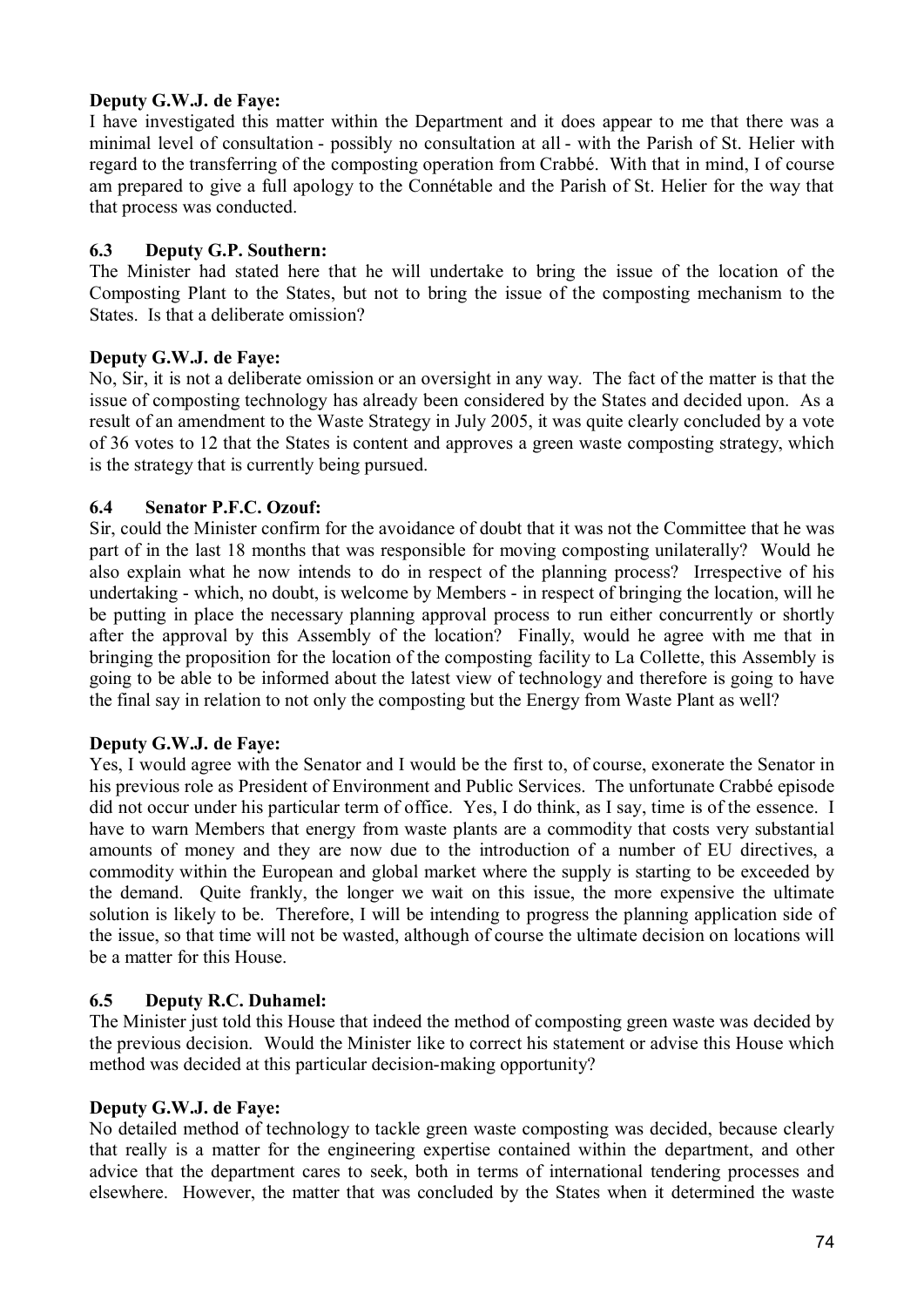**Deputy G.W.J. de Faye:**

I have investigated this matter within the Department and it does appear to me that there was a minimal level of consultation - possibly no consultation at all - with the Parish of St. Helier with regard to the transferring of the composting operation from Crabbé. With that in mind, I of course am prepared to give a full apology to the Connétable and the Parish of St. Helier for the way that that process was conducted.

### 6.3 Deputy G.P. Southern:

The Minister had stated here that he will undertake to bring the issue of the location of the Composting Plant to the States, but not to bring the issue of the composting mechanism to the States. Is that a deliberate omission?

**Deputy G.W.J. de Faye:**

No, Sir, it is not a deliberate omission or an oversight in any way. The fact of the matter is that the issue of composting technology has already been considered by the States and decided upon. As a result of an amendment to the Waste Strategy in July 2005, it was quite clearly concluded by a vote of 36 votes to 12 that the States is content and approves a green waste composting strategy, which is the strategy that is currently being pursued.

### 6.4 Senator P.F.C. Ozouf:

Sir, could the Minister confirm for the avoidance of doubt that it was not the Committee that he was part of in the last 18 months that was responsible for moving composting unilaterally? Would he also explain what he now intends to do in respect of the planning process? Irrespective of his undertaking - which, no doubt, is welcome by Members - in respect of bringing the location, will he be putting in place the necessary planning approval process to run either concurrently or shortly after the approval by this Assembly of the location? Finally, would he agree with me that in bringing the proposition for the location of the composting facility to La Collette, this Assembly is going to be able to be informed about the latest view of technology and therefore is going to have the final say in relation to not only the composting but the Energy from Waste Plant as well?

**Deputy G.W.J. de Faye:**

Yes, I would agree with the Senator and I would be the first to, of course, exonerate the Senator in his previous role as President of Environment and Public Services. The unfortunate Crabbé episode did not occur under his particular term of office. Yes, I do think, as I say, time is of the essence. I have to warn Members that energy from waste plants are a commodity that costs very substantial amounts of money and they are now due to the introduction of a number of EU directives, a commodity within the European and global market where the supply is starting to be exceeded by the demand. Quite frankly, the longer we wait on this issue, the more expensive the ultimate solution is likely to be. Therefore, I will be intending to progress the planning application side of the issue, so that time will not be wasted, although of course the ultimate decision on locations will be a matter for this House.

### 6.5 Deputy R.C. Duhamel:

The Minister just told this House that indeed the method of composting green waste was decided by the previous decision. Would the Minister like to correct his statement or advise this House which method was decided at this particular decision-making opportunity?

**Deputy G.W.J. de Faye:**

No detailed method of technology to tackle green waste composting was decided, because clearly that really is a matter for the engineering expertise contained within the department, and other advice that the department cares to seek, both in terms of international tendering processes and elsewhere. However, the matter that was concluded by the States when it determined the waste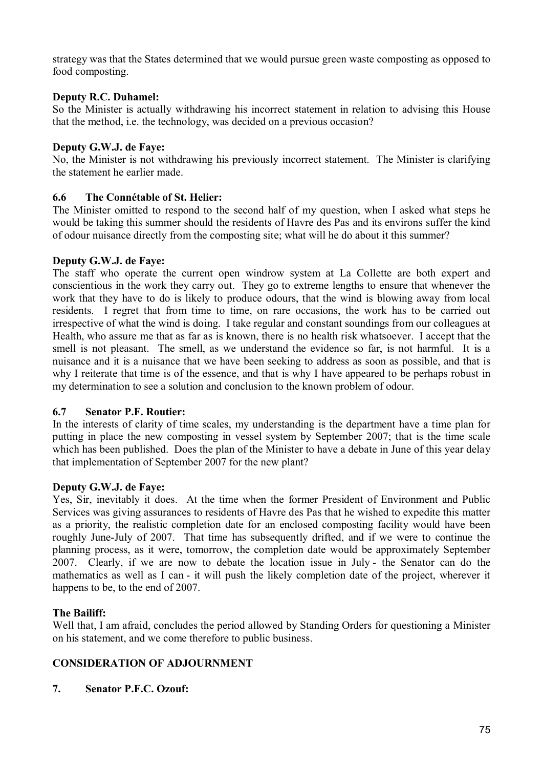strategy was that the States determined that we would pursue green waste composting as opposed to food composting.

**Deputy R.C. Duhamel:**

So the Minister is actually withdrawing his incorrect statement in relation to advising this House that the method, i.e. the technology, was decided on a previous occasion?

**Deputy G.W.J. de Faye:**

No, the Minister is not withdrawing his previously incorrect statement. The Minister is clarifying the statement he earlier made.

### 6.6 The Connétable of St. Helier:

The Minister omitted to respond to the second half of my question, when I asked what steps he would be taking this summer should the residents of Havre des Pas and its environs suffer the kind of odour nuisance directly from the composting site; what will he do about it this summer?

**Deputy G.W.J. de Faye:**

The staff who operate the current open windrow system at La Collette are both expert and conscientious in the work they carry out. They go to extreme lengths to ensure that whenever the work that they have to do is likely to produce odours, that the wind is blowing away from local residents. I regret that from time to time, on rare occasions, the work has to be carried out irrespective of what the wind is doing. I take regular and constant soundings from our colleagues at Health, who assure me that as far as is known, there is no health risk whatsoever. I accept that the smell is not pleasant. The smell, as we understand the evidence so far, is not harmful. It is a nuisance and it is a nuisance that we have been seeking to address as soon as possible, and that is why I reiterate that time is of the essence, and that is why I have appeared to be perhaps robust in my determination to see a solution and conclusion to the known problem of odour.

### 6.7 Senator P.F. Routier:

In the interests of clarity of time scales, my understanding is the department have a time plan for putting in place the new composting in vessel system by September 2007; that is the time scale which has been published. Does the plan of the Minister to have a debate in June of this year delay that implementation of September 2007 for the new plant?

**Deputy G.W.J. de Faye:**

Yes, Sir, inevitably it does. At the time when the former President of Environment and Public Services was giving assurances to residents of Havre des Pas that he wished to expedite this matter as a priority, the realistic completion date for an enclosed composting facility would have been roughly June-July of 2007. That time has subsequently drifted, and if we were to continue the planning process, as it were, tomorrow, the completion date would be approximately September 2007. Clearly, if we are now to debate the location issue in July - the Senator can do the mathematics as well as I can - it will push the likely completion date of the project, wherever it happens to be, to the end of 2007.

**The Bailiff:**

Well that, I am afraid, concludes the period allowed by Standing Orders for questioning a Minister on his statement, and we come therefore to public business.

## CONSIDERATION OF ADJOURNMENT

### 7. Senator P.F.C. Ozouf: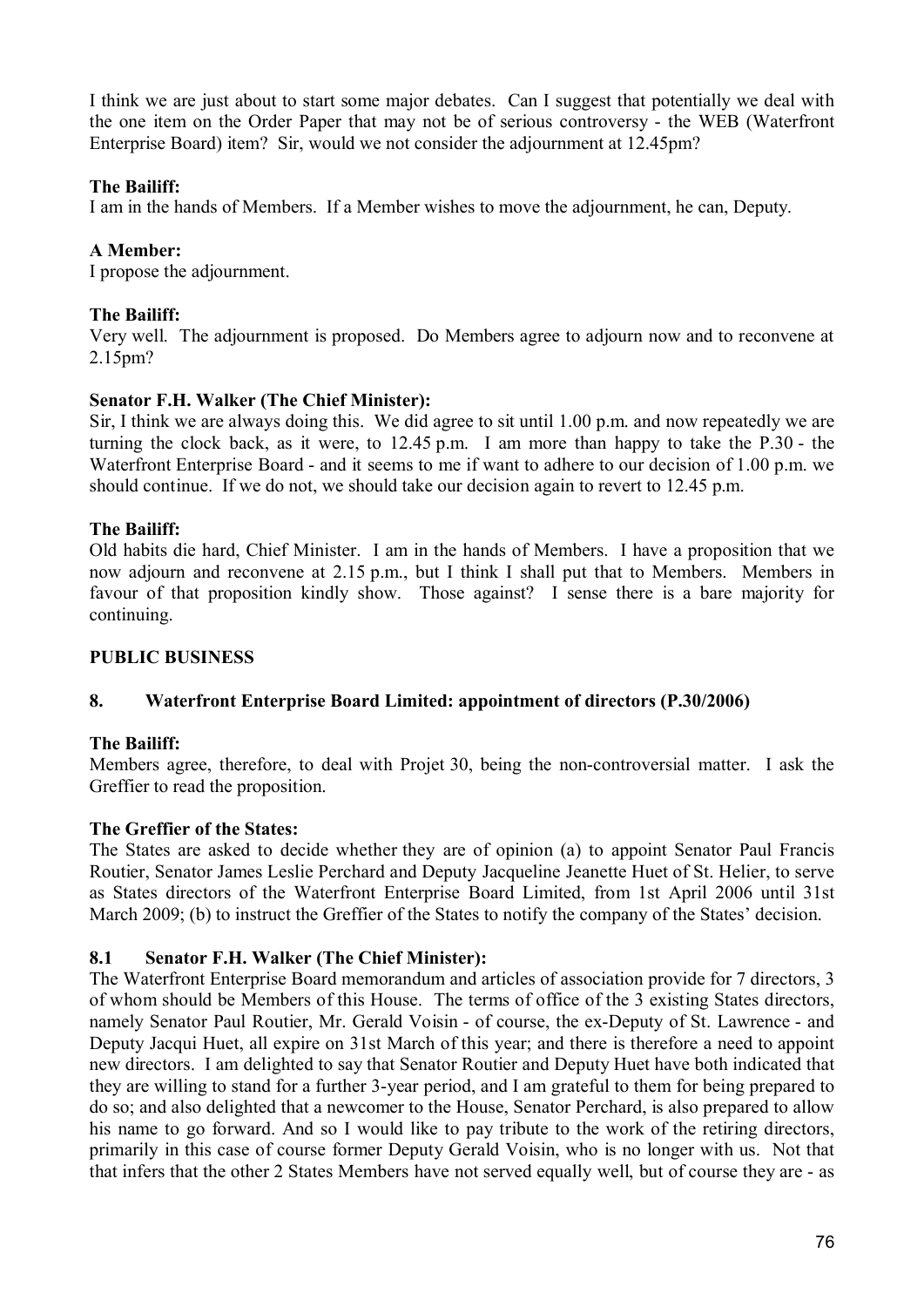I think we are just about to start some major debates. Can I suggest that potentially we deal with the one item on the Order Paper that may not be of serious controversy - the WEB (Waterfront Enterprise Board) item? Sir, would we not consider the adjournment at 12.45pm?

**The Bailiff:**

I am in the hands of Members. If a Member wishes to move the adjournment, he can, Deputy.

**A Member:**

I propose the adjournment.

**The Bailiff:**

Very well. The adjournment is proposed. Do Members agree to adjourn now and to reconvene at 2.15pm?

**Senator F.H. Walker (The Chief Minister):**

Sir, I think we are always doing this. We did agree to sit until 1.00 p.m. and now repeatedly we are turning the clock back, as it were, to 12.45 p.m. I am more than happy to take the P.30 - the Waterfront Enterprise Board - and it seems to me if want to adhere to our decision of 1.00 p.m. we should continue. If we do not, we should take our decision again to revert to 12.45 p.m.

**The Bailiff:**

Old habits die hard, Chief Minister. I am in the hands of Members. I have a proposition that we now adjourn and reconvene at 2.15 p.m., but I think I shall put that to Members. Members in favour of that proposition kindly show. Those against? I sense there is a bare majority for continuing.

## PUBLIC BUSINESS

### 8. Waterfront Enterprise Board Limited: appointment of directors (P.30/2006)

**The Bailiff:**

Members agree, therefore, to deal with Projet 30, being the non-controversial matter. I ask the Greffier to read the proposition.

**The Greffier of the States:**

The States are asked to decide whether they are of opinion (a) to appoint Senator Paul Francis Routier, Senator James Leslie Perchard and Deputy Jacqueline Jeanette Huet of St. Helier, to serve as States directors of the Waterfront Enterprise Board Limited, from 1st April 2006 until 31st March 2009; (b) to instruct the Greffier of the States to notify the company of the States' decision.

### 8.1 Senator F.H. Walker (The Chief Minister):

The Waterfront Enterprise Board memorandum and articles of association provide for 7 directors, 3 of whom should be Members of this House. The terms of office of the 3 existing States directors, namely Senator Paul Routier, Mr. Gerald Voisin - of course, the ex-Deputy of St. Lawrence - and Deputy Jacqui Huet, all expire on 31st March of this year; and there is therefore a need to appoint new directors. I am delighted to say that Senator Routier and Deputy Huet have both indicated that they are willing to stand for a further 3-year period, and I am grateful to them for being prepared to do so; and also delighted that a newcomer to the House, Senator Perchard, is also prepared to allow his name to go forward. And so I would like to pay tribute to the work of the retiring directors, primarily in this case of course former Deputy Gerald Voisin, who is no longer with us. Not that that infers that the other 2 States Members have not served equally well, but of course they are - as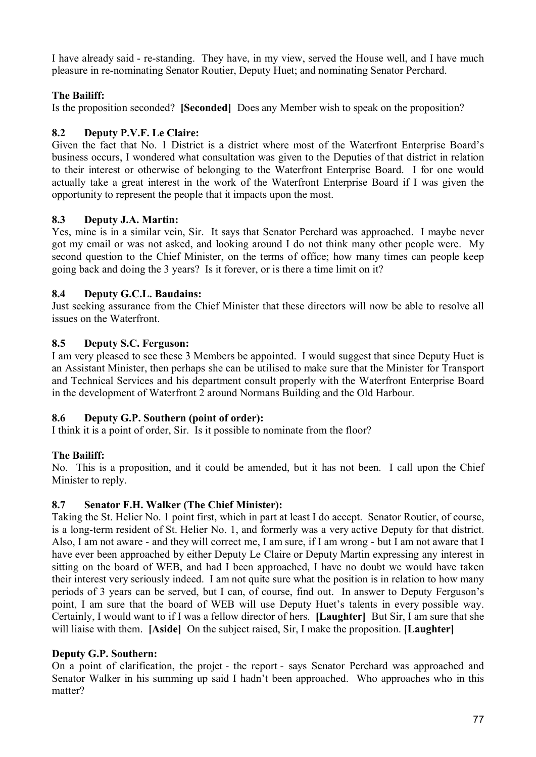I have already said - re-standing. They have, in my view, served the House well, and I have much pleasure in re-nominating Senator Routier, Deputy Huet; and nominating Senator Perchard.

**The Bailiff:**

Is the proposition seconded? **[Seconded]** Does any Member wish to speak on the proposition?

### 8.2 Deputy P.V.F. Le Claire:

Given the fact that No. 1 District is a district where most of the Waterfront Enterprise Board's business occurs, I wondered what consultation was given to the Deputies of that district in relation to their interest or otherwise of belonging to the Waterfront Enterprise Board. I for one would actually take a great interest in the work of the Waterfront Enterprise Board if I was given the opportunity to represent the people that it impacts upon the most.

### 8.3 Deputy J.A. Martin:

Yes, mine is in a similar vein, Sir. It says that Senator Perchard was approached. I maybe never got my email or was not asked, and looking around I do not think many other people were. My second question to the Chief Minister, on the terms of office; how many times can people keep going back and doing the 3 years? Is it forever, or is there a time limit on it?

### 8.4 Deputy G.C.L. Baudains:

Just seeking assurance from the Chief Minister that these directors will now be able to resolve all issues on the Waterfront.

### 8.5 Deputy S.C. Ferguson:

I am very pleased to see these 3 Members be appointed. I would suggest that since Deputy Huet is an Assistant Minister, then perhaps she can be utilised to make sure that the Minister for Transport and Technical Services and his department consult properly with the Waterfront Enterprise Board in the development of Waterfront 2 around Normans Building and the Old Harbour.

### 8.6 Deputy G.P. Southern (point of order):

I think it is a point of order, Sir. Is it possible to nominate from the floor?

**The Bailiff:**

No. This is a proposition, and it could be amended, but it has not been. I call upon the Chief Minister to reply.

### 8.7 Senator F.H. Walker (The Chief Minister):

Taking the St. Helier No. 1 point first, which in part at least I do accept. Senator Routier, of course, is a long-term resident of St. Helier No. 1, and formerly was a very active Deputy for that district. Also, I am not aware - and they will correct me, I am sure, if I am wrong - but I am not aware that I have ever been approached by either Deputy Le Claire or Deputy Martin expressing any interest in sitting on the board of WEB, and had I been approached, I have no doubt we would have taken their interest very seriously indeed. I am not quite sure what the position is in relation to how many periods of 3 years can be served, but I can, of course, find out. In answer to Deputy Ferguson's point, I am sure that the board of WEB will use Deputy Huet's talents in every possible way. Certainly, I would want to if I was a fellow director of hers. **[Laughter]** But Sir, I am sure that she will liaise with them. **[Aside]** On the subject raised, Sir, I make the proposition. **[Laughter]**

**Deputy G.P. Southern:**

On a point of clarification, the projet - the report - says Senator Perchard was approached and Senator Walker in his summing up said I hadn't been approached. Who approaches who in this matter?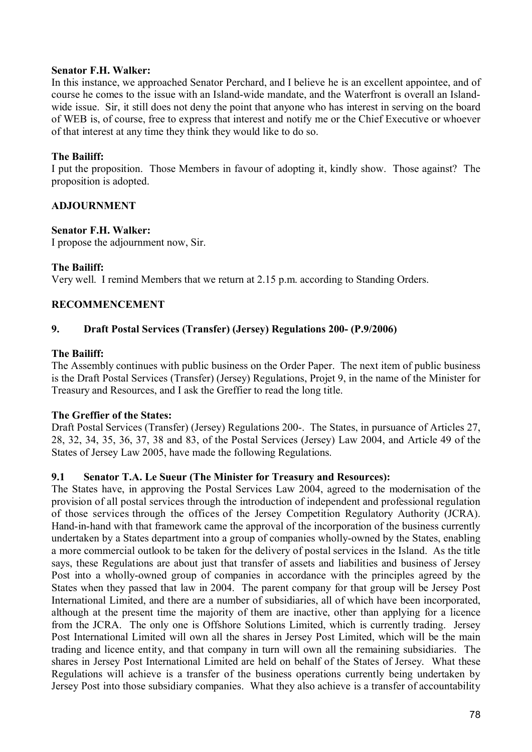**Senator F.H. Walker:**

In this instance, we approached Senator Perchard, and I believe he is an excellent appointee, and of course he comes to the issue with an Island-wide mandate, and the Waterfront is overall an Island-wide issue. Sir, it still does not deny the point that anyone who has interest in serving on the board of WEB is, of course, free to express that interest and notify me or the Chief Executive or whoever of that interest at any time they think they would like to do so.

**The Bailiff:**

I put the proposition. Those Members in favour of adopting it, kindly show. Those against? The proposition is adopted.

**ADJOURNMENT**

**Senator F.H. Walker:**

I propose the adjournment now, Sir.

**The Bailiff:**

Very well. I remind Members that we return at 2.15 p.m. according to Standing Orders.

**RECOMMENCEMENT**

**9. Draft Postal Services (Transfer) (Jersey) Regulations 200- (P.9/2006)**

**The Bailiff:**

The Assembly continues with public business on the Order Paper. The next item of public business is the Draft Postal Services (Transfer) (Jersey) Regulations, Projet 9, in the name of the Minister for Treasury and Resources, and I ask the Greffier to read the long title.

**The Greffier of the States:**

Draft Postal Services (Transfer) (Jersey) Regulations 200-. The States, in pursuance of Articles 27, 28, 32, 34, 35, 36, 37, 38 and 83, of the Postal Services (Jersey) Law 2004, and Article 49 of the States of Jersey Law 2005, have made the following Regulations.

**9.1 Senator T.A. Le Sueur (The Minister for Treasury and Resources):**

The States have, in approving the Postal Services Law 2004, agreed to the modernisation of the provision of all postal services through the introduction of independent and professional regulation of those services through the offices of the Jersey Competition Regulatory Authority (JCRA). Hand-in-hand with that framework came the approval of the incorporation of the business currently undertaken by a States department into a group of companies wholly-owned by the States, enabling a more commercial outlook to be taken for the delivery of postal services in the Island. As the title says, these Regulations are about just that transfer of assets and liabilities and business of Jersey Post into a wholly-owned group of companies in accordance with the principles agreed by the States when they passed that law in 2004. The parent company for that group will be Jersey Post International Limited, and there are a number of subsidiaries, all of which have been incorporated, although at the present time the majority of them are inactive, other than applying for a licence from the JCRA. The only one is Offshore Solutions Limited, which is currently trading. Jersey Post International Limited will own all the shares in Jersey Post Limited, which will be the main trading and licence entity, and that company in turn will own all the remaining subsidiaries. The shares in Jersey Post International Limited are held on behalf of the States of Jersey. What these Regulations will achieve is a transfer of the business operations currently being undertaken by Jersey Post into those subsidiary companies. What they also achieve is a transfer of accountability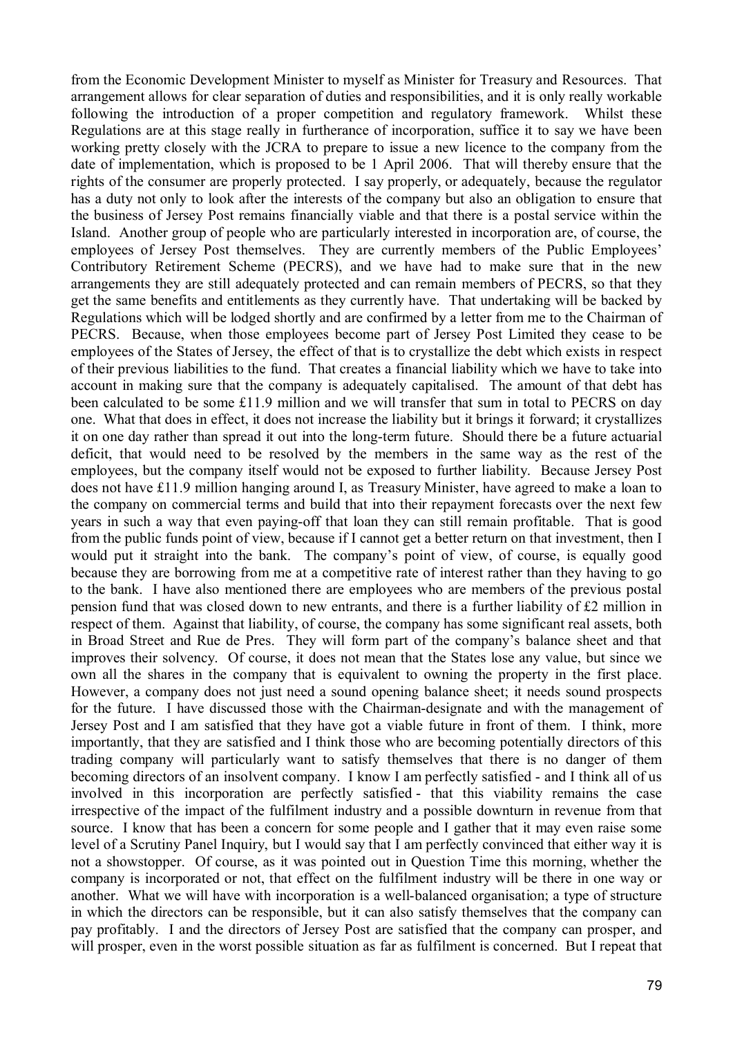from the Economic Development Minister to myself as Minister for Treasury and Resources. That arrangement allows for clear separation of duties and responsibilities, and it is only really workable following the introduction of a proper competition and regulatory framework. Whilst these Regulations are at this stage really in furtherance of incorporation, suffice it to say we have been working pretty closely with the JCRA to prepare to issue a new licence to the company from the date of implementation, which is proposed to be 1 April 2006. That will thereby ensure that the rights of the consumer are properly protected. I say properly, or adequately, because the regulator has a duty not only to look after the interests of the company but also an obligation to ensure that the business of Jersey Post remains financially viable and that there is a postal service within the Island. Another group of people who are particularly interested in incorporation are, of course, the employees of Jersey Post themselves. They are currently members of the Public Employees' Contributory Retirement Scheme (PECRS), and we have had to make sure that in the new arrangements they are still adequately protected and can remain members of PECRS, so that they get the same benefits and entitlements as they currently have. That undertaking will be backed by Regulations which will be lodged shortly and are confirmed by a letter from me to the Chairman of PECRS. Because, when those employees become part of Jersey Post Limited they cease to be employees of the States of Jersey, the effect of that is to crystallize the debt which exists in respect of their previous liabilities to the fund. That creates a financial liability which we have to take into account in making sure that the company is adequately capitalised. The amount of that debt has been calculated to be some £11.9 million and we will transfer that sum in total to PECRS on day one. What that does in effect, it does not increase the liability but it brings it forward; it crystallizes it on one day rather than spread it out into the long-term future. Should there be a future actuarial deficit, that would need to be resolved by the members in the same way as the rest of the employees, but the company itself would not be exposed to further liability. Because Jersey Post does not have £11.9 million hanging around I, as Treasury Minister, have agreed to make a loan to the company on commercial terms and build that into their repayment forecasts over the next few years in such a way that even paying-off that loan they can still remain profitable. That is good from the public funds point of view, because if I cannot get a better return on that investment, then I would put it straight into the bank. The company's point of view, of course, is equally good because they are borrowing from me at a competitive rate of interest rather than they having to go to the bank. I have also mentioned there are employees who are members of the previous postal pension fund that was closed down to new entrants, and there is a further liability of £2 million in respect of them. Against that liability, of course, the company has some significant real assets, both in Broad Street and Rue de Pres. They will form part of the company's balance sheet and that improves their solvency. Of course, it does not mean that the States lose any value, but since we own all the shares in the company that is equivalent to owning the property in the first place. However, a company does not just need a sound opening balance sheet; it needs sound prospects for the future. I have discussed those with the Chairman-designate and with the management of Jersey Post and I am satisfied that they have got a viable future in front of them. I think, more importantly, that they are satisfied and I think those who are becoming potentially directors of this trading company will particularly want to satisfy themselves that there is no danger of them becoming directors of an insolvent company. I know I am perfectly satisfied - and I think all of us involved in this incorporation are perfectly satisfied - that this viability remains the case irrespective of the impact of the fulfilment industry and a possible downturn in revenue from that source. I know that has been a concern for some people and I gather that it may even raise some level of a Scrutiny Panel Inquiry, but I would say that I am perfectly convinced that either way it is not a showstopper. Of course, as it was pointed out in Question Time this morning, whether the company is incorporated or not, that effect on the fulfilment industry will be there in one way or another. What we will have with incorporation is a well-balanced organisation; a type of structure in which the directors can be responsible, but it can also satisfy themselves that the company can pay profitably. I and the directors of Jersey Post are satisfied that the company can prosper, and will prosper, even in the worst possible situation as far as fulfilment is concerned. But I repeat that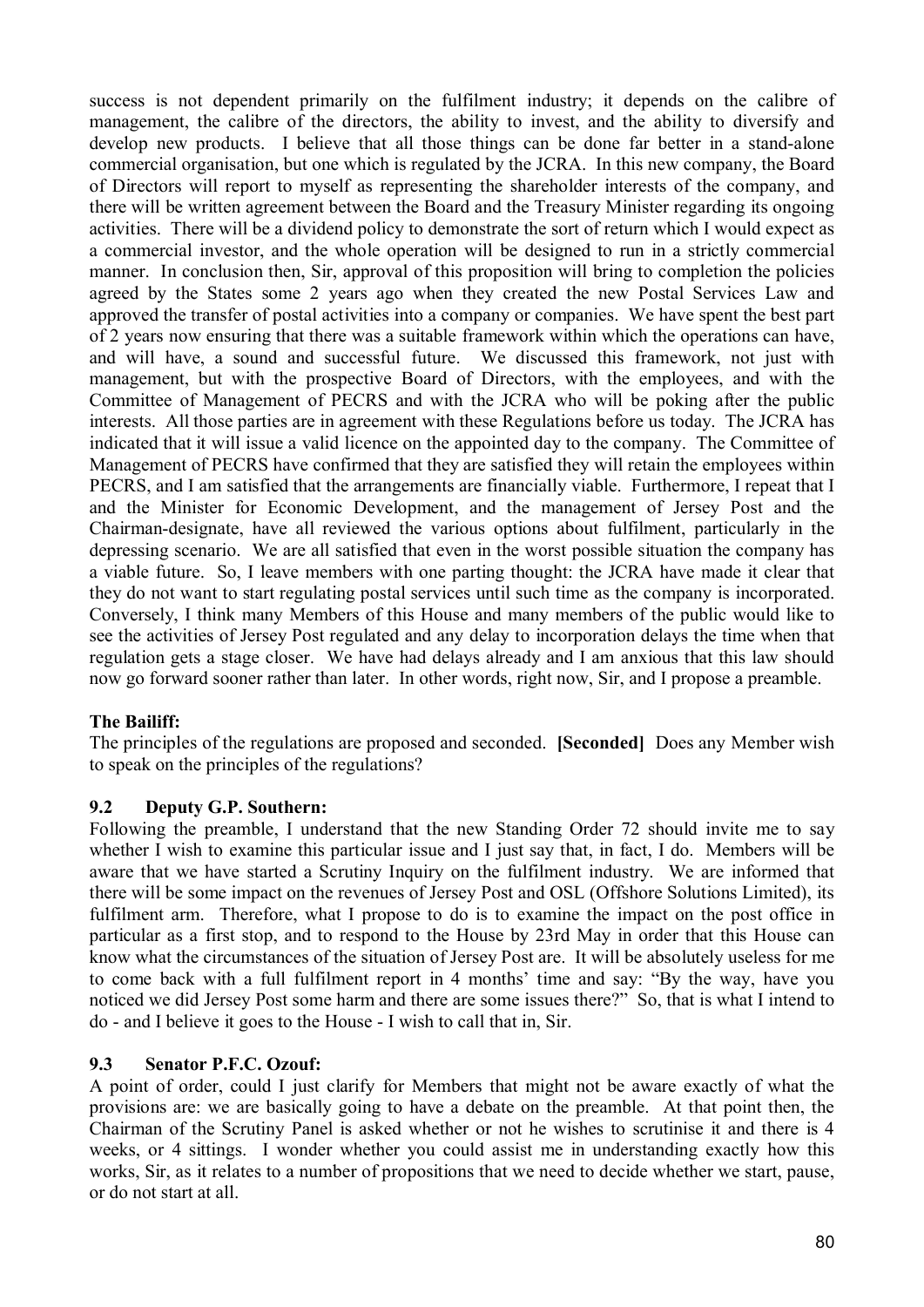success is not dependent primarily on the fulfilment industry; it depends on the calibre of management, the calibre of the directors, the ability to invest, and the ability to diversify and develop new products. I believe that all those things can be done far better in a stand-alone commercial organisation, but one which is regulated by the JCRA. In this new company, the Board of Directors will report to myself as representing the shareholder interests of the company, and there will be written agreement between the Board and the Treasury Minister regarding its ongoing activities. There will be a dividend policy to demonstrate the sort of return which I would expect as a commercial investor, and the whole operation will be designed to run in a strictly commercial manner. In conclusion then, Sir, approval of this proposition will bring to completion the policies agreed by the States some 2 years ago when they created the new Postal Services Law and approved the transfer of postal activities into a company or companies. We have spent the best part of 2 years now ensuring that there was a suitable framework within which the operations can have, and will have, a sound and successful future. We discussed this framework, not just with management, but with the prospective Board of Directors, with the employees, and with the Committee of Management of PECRS and with the JCRA who will be poking after the public interests. All those parties are in agreement with these Regulations before us today. The JCRA has indicated that it will issue a valid licence on the appointed day to the company. The Committee of Management of PECRS have confirmed that they are satisfied they will retain the employees within PECRS, and I am satisfied that the arrangements are financially viable. Furthermore, I repeat that I and the Minister for Economic Development, and the management of Jersey Post and the Chairman-designate, have all reviewed the various options about fulfilment, particularly in the depressing scenario. We are all satisfied that even in the worst possible situation the company has a viable future. So, I leave members with one parting thought: the JCRA have made it clear that they do not want to start regulating postal services until such time as the company is incorporated. Conversely, I think many Members of this House and many members of the public would like to see the activities of Jersey Post regulated and any delay to incorporation delays the time when that regulation gets a stage closer. We have had delays already and I am anxious that this law should now go forward sooner rather than later. In other words, right now, Sir, and I propose a preamble.

**The Bailiff:**

The principles of the regulations are proposed and seconded. **[Seconded]** Does any Member wish to speak on the principles of the regulations?

### 9.2 Deputy G.P. Southern:

Following the preamble, I understand that the new Standing Order 72 should invite me to say whether I wish to examine this particular issue and I just say that, in fact, I do. Members will be aware that we have started a Scrutiny Inquiry on the fulfilment industry. We are informed that there will be some impact on the revenues of Jersey Post and OSL (Offshore Solutions Limited), its fulfilment arm. Therefore, what I propose to do is to examine the impact on the post office in particular as a first stop, and to respond to the House by 23rd May in order that this House can know what the circumstances of the situation of Jersey Post are. It will be absolutely useless for me to come back with a full fulfilment report in 4 months' time and say: "By the way, have you noticed we did Jersey Post some harm and there are some issues there?" So, that is what I intend to do - and I believe it goes to the House - I wish to call that in, Sir.

### 9.3 Senator P.F.C. Ozouf:

A point of order, could I just clarify for Members that might not be aware exactly of what the provisions are: we are basically going to have a debate on the preamble. At that point then, the Chairman of the Scrutiny Panel is asked whether or not he wishes to scrutinise it and there is 4 weeks, or 4 sittings. I wonder whether you could assist me in understanding exactly how this works, Sir, as it relates to a number of propositions that we need to decide whether we start, pause, or do not start at all.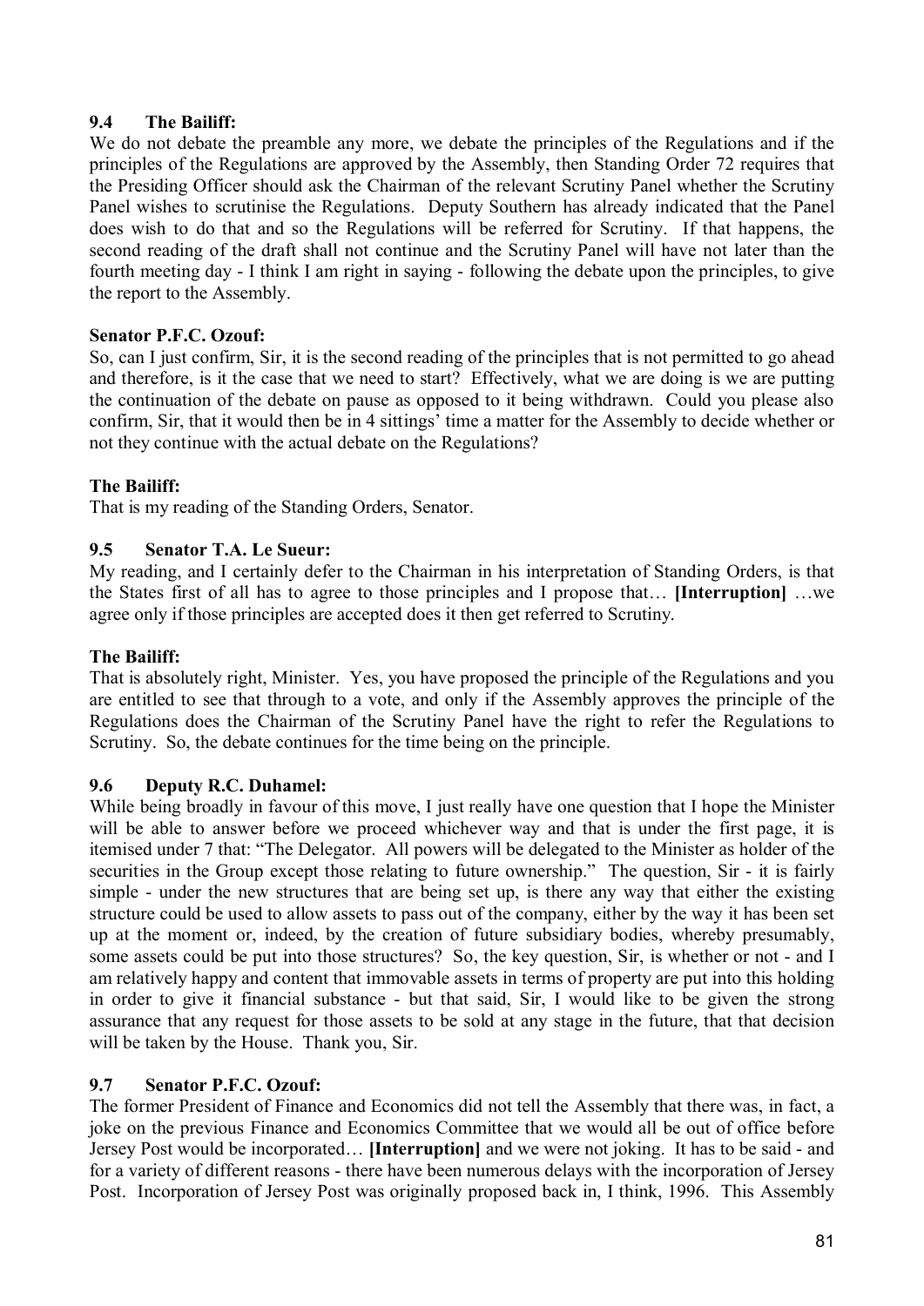### 9.4 The Bailiff:

We do not debate the preamble any more, we debate the principles of the Regulations and if the principles of the Regulations are approved by the Assembly, then Standing Order 72 requires that the Presiding Officer should ask the Chairman of the relevant Scrutiny Panel whether the Scrutiny Panel wishes to scrutinise the Regulations. Deputy Southern has already indicated that the Panel does wish to do that and so the Regulations will be referred for Scrutiny. If that happens, the second reading of the draft shall not continue and the Scrutiny Panel will have not later than the fourth meeting day - I think I am right in saying - following the debate upon the principles, to give the report to the Assembly.

**Senator P.F.C. Ozouf:**

So, can I just confirm, Sir, it is the second reading of the principles that is not permitted to go ahead and therefore, is it the case that we need to start? Effectively, what we are doing is we are putting the continuation of the debate on pause as opposed to it being withdrawn. Could you please also confirm, Sir, that it would then be in 4 sittings' time a matter for the Assembly to decide whether or not they continue with the actual debate on the Regulations?

**The Bailiff:**

That is my reading of the Standing Orders, Senator.

### 9.5 Senator T.A. Le Sueur:

My reading, and I certainly defer to the Chairman in his interpretation of Standing Orders, is that the States first of all has to agree to those principles and I propose that… **[Interruption]** …we agree only if those principles are accepted does it then get referred to Scrutiny.

**The Bailiff:**

That is absolutely right, Minister. Yes, you have proposed the principle of the Regulations and you are entitled to see that through to a vote, and only if the Assembly approves the principle of the Regulations does the Chairman of the Scrutiny Panel have the right to refer the Regulations to Scrutiny. So, the debate continues for the time being on the principle.

### 9.6 Deputy R.C. Duhamel:

While being broadly in favour of this move, I just really have one question that I hope the Minister will be able to answer before we proceed whichever way and that is under the first page, it is itemised under 7 that: "The Delegator. All powers will be delegated to the Minister as holder of the securities in the Group except those relating to future ownership." The question, Sir - it is fairly simple - under the new structures that are being set up, is there any way that either the existing structure could be used to allow assets to pass out of the company, either by the way it has been set up at the moment or, indeed, by the creation of future subsidiary bodies, whereby presumably, some assets could be put into those structures? So, the key question, Sir, is whether or not - and I am relatively happy and content that immovable assets in terms of property are put into this holding in order to give it financial substance - but that said, Sir, I would like to be given the strong assurance that any request for those assets to be sold at any stage in the future, that that decision will be taken by the House. Thank you, Sir.

### 9.7 Senator P.F.C. Ozouf:

The former President of Finance and Economics did not tell the Assembly that there was, in fact, a joke on the previous Finance and Economics Committee that we would all be out of office before Jersey Post would be incorporated… **[Interruption]** and we were not joking. It has to be said - and for a variety of different reasons - there have been numerous delays with the incorporation of Jersey Post. Incorporation of Jersey Post was originally proposed back in, I think, 1996. This Assembly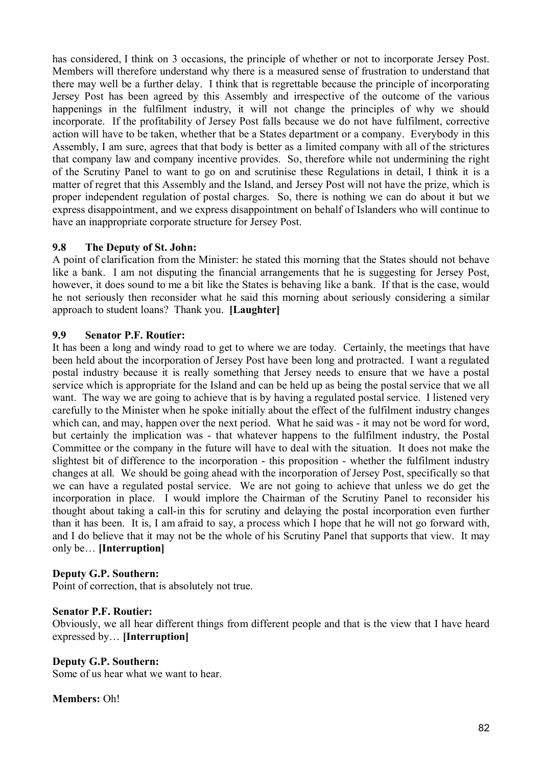has considered, I think on 3 occasions, the principle of whether or not to incorporate Jersey Post. Members will therefore understand why there is a measured sense of frustration to understand that there may well be a further delay. I think that is regrettable because the principle of incorporating Jersey Post has been agreed by this Assembly and irrespective of the outcome of the various happenings in the fulfilment industry, it will not change the principles of why we should incorporate. If the profitability of Jersey Post falls because we do not have fulfilment, corrective action will have to be taken, whether that be a States department or a company. Everybody in this Assembly, I am sure, agrees that that body is better as a limited company with all of the strictures that company law and company incentive provides. So, therefore while not undermining the right of the Scrutiny Panel to want to go on and scrutinise these Regulations in detail, I think it is a matter of regret that this Assembly and the Island, and Jersey Post will not have the prize, which is proper independent regulation of postal charges. So, there is nothing we can do about it but we express disappointment, and we express disappointment on behalf of Islanders who will continue to have an inappropriate corporate structure for Jersey Post.

### 9.8 The Deputy of St. John:

A point of clarification from the Minister: he stated this morning that the States should not behave like a bank. I am not disputing the financial arrangements that he is suggesting for Jersey Post, however, it does sound to me a bit like the States is behaving like a bank. If that is the case, would he not seriously then reconsider what he said this morning about seriously considering a similar approach to student loans? Thank you. **[Laughter]**

### 9.9 Senator P.F. Routier:

It has been a long and windy road to get to where we are today. Certainly, the meetings that have been held about the incorporation of Jersey Post have been long and protracted. I want a regulated postal industry because it is really something that Jersey needs to ensure that we have a postal service which is appropriate for the Island and can be held up as being the postal service that we all want. The way we are going to achieve that is by having a regulated postal service. I listened very carefully to the Minister when he spoke initially about the effect of the fulfilment industry changes which can, and may, happen over the next period. What he said was - it may not be word for word, but certainly the implication was - that whatever happens to the fulfilment industry, the Postal Committee or the company in the future will have to deal with the situation. It does not make the slightest bit of difference to the incorporation - this proposition - whether the fulfilment industry changes at all. We should be going ahead with the incorporation of Jersey Post, specifically so that we can have a regulated postal service. We are not going to achieve that unless we do get the incorporation in place. I would implore the Chairman of the Scrutiny Panel to reconsider his thought about taking a call-in this for scrutiny and delaying the postal incorporation even further than it has been. It is, I am afraid to say, a process which I hope that he will not go forward with, and I do believe that it may not be the whole of his Scrutiny Panel that supports that view. It may only be… **[Interruption]**

**Deputy G.P. Southern:**

Point of correction, that is absolutely not true.

**Senator P.F. Routier:**

Obviously, we all hear different things from different people and that is the view that I have heard expressed by… **[Interruption]**

**Deputy G.P. Southern:**

Some of us hear what we want to hear.

**Members:** Oh!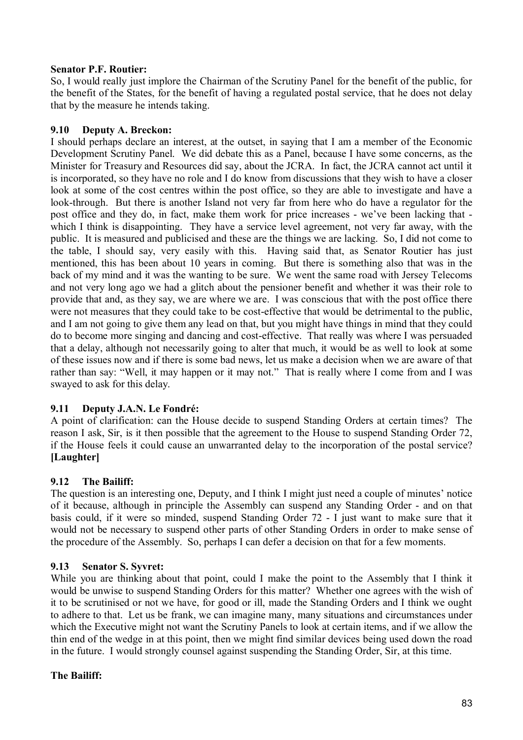**Senator P.F. Routier:**

So, I would really just implore the Chairman of the Scrutiny Panel for the benefit of the public, for the benefit of the States, for the benefit of having a regulated postal service, that he does not delay that by the measure he intends taking.

### 9.10 Deputy A. Breckon:

I should perhaps declare an interest, at the outset, in saying that I am a member of the Economic Development Scrutiny Panel. We did debate this as a Panel, because I have some concerns, as the Minister for Treasury and Resources did say, about the JCRA. In fact, the JCRA cannot act until it is incorporated, so they have no role and I do know from discussions that they wish to have a closer look at some of the cost centres within the post office, so they are able to investigate and have a look-through. But there is another Island not very far from here who do have a regulator for the post office and they do, in fact, make them work for price increases - we've been lacking that - which I think is disappointing. They have a service level agreement, not very far away, with the public. It is measured and publicised and these are the things we are lacking. So, I did not come to the table, I should say, very easily with this. Having said that, as Senator Routier has just mentioned, this has been about 10 years in coming. But there is something also that was in the back of my mind and it was the wanting to be sure. We went the same road with Jersey Telecoms and not very long ago we had a glitch about the pensioner benefit and whether it was their role to provide that and, as they say, we are where we are. I was conscious that with the post office there were not measures that they could take to be cost-effective that would be detrimental to the public, and I am not going to give them any lead on that, but you might have things in mind that they could do to become more singing and dancing and cost-effective. That really was where I was persuaded that a delay, although not necessarily going to alter that much, it would be as well to look at some of these issues now and if there is some bad news, let us make a decision when we are aware of that rather than say: "Well, it may happen or it may not." That is really where I come from and I was swayed to ask for this delay.

### 9.11 Deputy J.A.N. Le Fondré:

A point of clarification: can the House decide to suspend Standing Orders at certain times? The reason I ask, Sir, is it then possible that the agreement to the House to suspend Standing Order 72, if the House feels it could cause an unwarranted delay to the incorporation of the postal service? **[Laughter]**

### 9.12 The Bailiff:

The question is an interesting one, Deputy, and I think I might just need a couple of minutes' notice of it because, although in principle the Assembly can suspend any Standing Order - and on that basis could, if it were so minded, suspend Standing Order 72 - I just want to make sure that it would not be necessary to suspend other parts of other Standing Orders in order to make sense of the procedure of the Assembly. So, perhaps I can defer a decision on that for a few moments.

### 9.13 Senator S. Syvret:

While you are thinking about that point, could I make the point to the Assembly that I think it would be unwise to suspend Standing Orders for this matter? Whether one agrees with the wish of it to be scrutinised or not we have, for good or ill, made the Standing Orders and I think we ought to adhere to that. Let us be frank, we can imagine many, many situations and circumstances under which the Executive might not want the Scrutiny Panels to look at certain items, and if we allow the thin end of the wedge in at this point, then we might find similar devices being used down the road in the future. I would strongly counsel against suspending the Standing Order, Sir, at this time.

**The Bailiff:**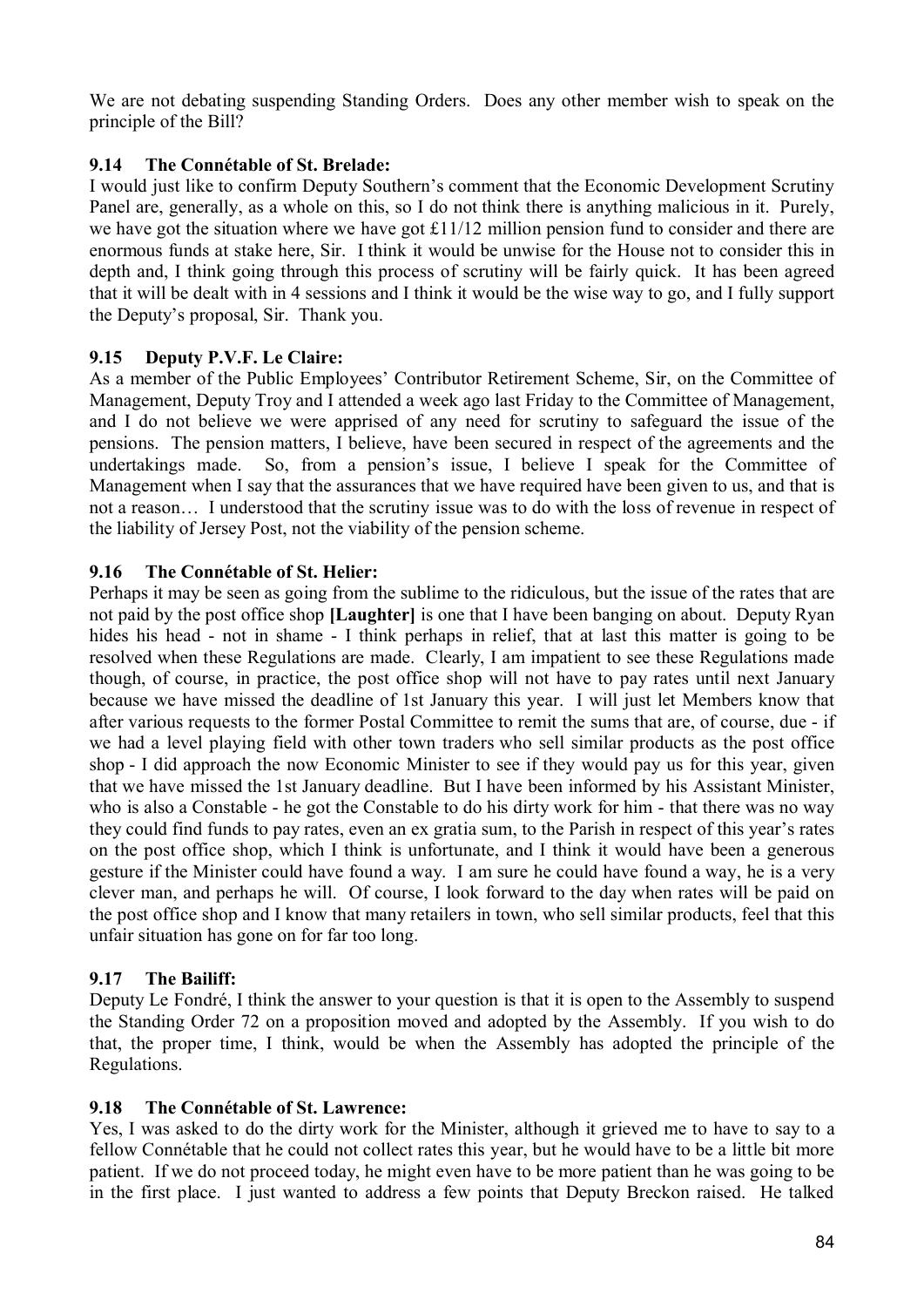We are not debating suspending Standing Orders. Does any other member wish to speak on the principle of the Bill?

### 9.14 The Connétable of St. Brelade:

I would just like to confirm Deputy Southern's comment that the Economic Development Scrutiny Panel are, generally, as a whole on this, so I do not think there is anything malicious in it. Purely, we have got the situation where we have got £11/12 million pension fund to consider and there are enormous funds at stake here, Sir. I think it would be unwise for the House not to consider this in depth and, I think going through this process of scrutiny will be fairly quick. It has been agreed that it will be dealt with in 4 sessions and I think it would be the wise way to go, and I fully support the Deputy's proposal, Sir. Thank you.

### 9.15 Deputy P.V.F. Le Claire:

As a member of the Public Employees' Contributor Retirement Scheme, Sir, on the Committee of Management, Deputy Troy and I attended a week ago last Friday to the Committee of Management, and I do not believe we were apprised of any need for scrutiny to safeguard the issue of the pensions. The pension matters, I believe, have been secured in respect of the agreements and the undertakings made. So, from a pension's issue, I believe I speak for the Committee of Management when I say that the assurances that we have required have been given to us, and that is not a reason… I understood that the scrutiny issue was to do with the loss of revenue in respect of the liability of Jersey Post, not the viability of the pension scheme.

### 9.16 The Connétable of St. Helier:

Perhaps it may be seen as going from the sublime to the ridiculous, but the issue of the rates that are not paid by the post office shop **[Laughter]** is one that I have been banging on about. Deputy Ryan hides his head - not in shame - I think perhaps in relief, that at last this matter is going to be resolved when these Regulations are made. Clearly, I am impatient to see these Regulations made though, of course, in practice, the post office shop will not have to pay rates until next January because we have missed the deadline of 1st January this year. I will just let Members know that after various requests to the former Postal Committee to remit the sums that are, of course, due - if we had a level playing field with other town traders who sell similar products as the post office shop - I did approach the now Economic Minister to see if they would pay us for this year, given that we have missed the 1st January deadline. But I have been informed by his Assistant Minister, who is also a Constable - he got the Constable to do his dirty work for him - that there was no way they could find funds to pay rates, even an ex gratia sum, to the Parish in respect of this year's rates on the post office shop, which I think is unfortunate, and I think it would have been a generous gesture if the Minister could have found a way. I am sure he could have found a way, he is a very clever man, and perhaps he will. Of course, I look forward to the day when rates will be paid on the post office shop and I know that many retailers in town, who sell similar products, feel that this unfair situation has gone on for far too long.

### 9.17 The Bailiff:

Deputy Le Fondré, I think the answer to your question is that it is open to the Assembly to suspend the Standing Order 72 on a proposition moved and adopted by the Assembly. If you wish to do that, the proper time, I think, would be when the Assembly has adopted the principle of the Regulations.

### 9.18 The Connétable of St. Lawrence:

Yes, I was asked to do the dirty work for the Minister, although it grieved me to have to say to a fellow Connétable that he could not collect rates this year, but he would have to be a little bit more patient. If we do not proceed today, he might even have to be more patient than he was going to be in the first place. I just wanted to address a few points that Deputy Breckon raised. He talked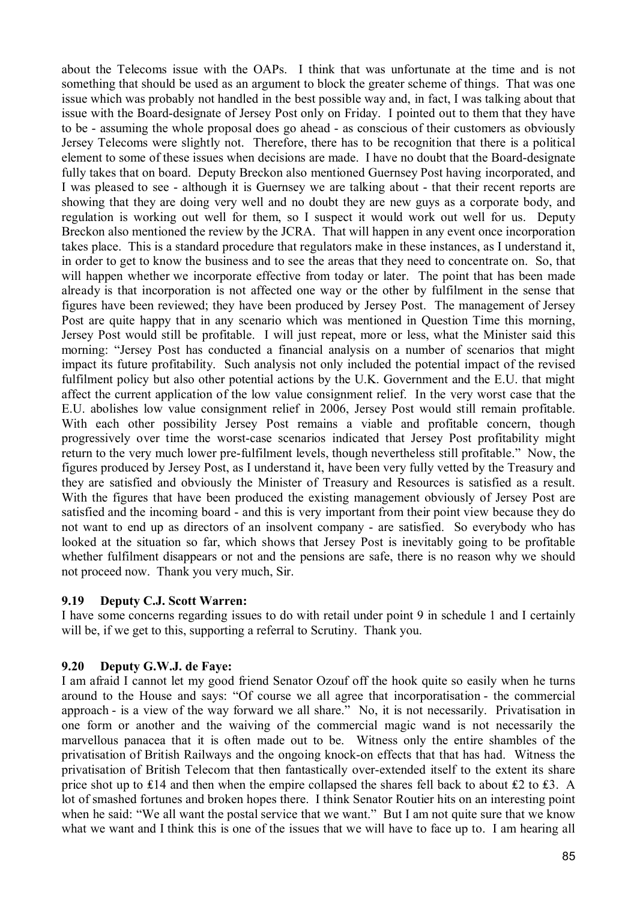about the Telecoms issue with the OAPs. I think that was unfortunate at the time and is not something that should be used as an argument to block the greater scheme of things. That was one issue which was probably not handled in the best possible way and, in fact, I was talking about that issue with the Board-designate of Jersey Post only on Friday. I pointed out to them that they have to be - assuming the whole proposal does go ahead - as conscious of their customers as obviously Jersey Telecoms were slightly not. Therefore, there has to be recognition that there is a political element to some of these issues when decisions are made. I have no doubt that the Board-designate fully takes that on board. Deputy Breckon also mentioned Guernsey Post having incorporated, and I was pleased to see - although it is Guernsey we are talking about - that their recent reports are showing that they are doing very well and no doubt they are new guys as a corporate body, and regulation is working out well for them, so I suspect it would work out well for us. Deputy Breckon also mentioned the review by the JCRA. That will happen in any event once incorporation takes place. This is a standard procedure that regulators make in these instances, as I understand it, in order to get to know the business and to see the areas that they need to concentrate on. So, that will happen whether we incorporate effective from today or later. The point that has been made already is that incorporation is not affected one way or the other by fulfilment in the sense that figures have been reviewed; they have been produced by Jersey Post. The management of Jersey Post are quite happy that in any scenario which was mentioned in Question Time this morning, Jersey Post would still be profitable. I will just repeat, more or less, what the Minister said this morning: "Jersey Post has conducted a financial analysis on a number of scenarios that might impact its future profitability. Such analysis not only included the potential impact of the revised fulfilment policy but also other potential actions by the U.K. Government and the E.U. that might affect the current application of the low value consignment relief. In the very worst case that the E.U. abolishes low value consignment relief in 2006, Jersey Post would still remain profitable. With each other possibility Jersey Post remains a viable and profitable concern, though progressively over time the worst-case scenarios indicated that Jersey Post profitability might return to the very much lower pre-fulfilment levels, though nevertheless still profitable." Now, the figures produced by Jersey Post, as I understand it, have been very fully vetted by the Treasury and they are satisfied and obviously the Minister of Treasury and Resources is satisfied as a result. With the figures that have been produced the existing management obviously of Jersey Post are satisfied and the incoming board - and this is very important from their point view because they do not want to end up as directors of an insolvent company - are satisfied. So everybody who has looked at the situation so far, which shows that Jersey Post is inevitably going to be profitable whether fulfilment disappears or not and the pensions are safe, there is no reason why we should not proceed now. Thank you very much, Sir.

### 9.19 Deputy C.J. Scott Warren:

I have some concerns regarding issues to do with retail under point 9 in schedule 1 and I certainly will be, if we get to this, supporting a referral to Scrutiny. Thank you.

### 9.20 Deputy G.W.J. de Faye:

I am afraid I cannot let my good friend Senator Ozouf off the hook quite so easily when he turns around to the House and says: "Of course we all agree that incorporatisation - the commercial approach - is a view of the way forward we all share." No, it is not necessarily. Privatisation in one form or another and the waiving of the commercial magic wand is not necessarily the marvellous panacea that it is often made out to be. Witness only the entire shambles of the privatisation of British Railways and the ongoing knock-on effects that that has had. Witness the privatisation of British Telecom that then fantastically over-extended itself to the extent its share price shot up to ₤14 and then when the empire collapsed the shares fell back to about ₤2 to ₤3. A lot of smashed fortunes and broken hopes there. I think Senator Routier hits on an interesting point when he said: "We all want the postal service that we want." But I am not quite sure that we know what we want and I think this is one of the issues that we will have to face up to. I am hearing all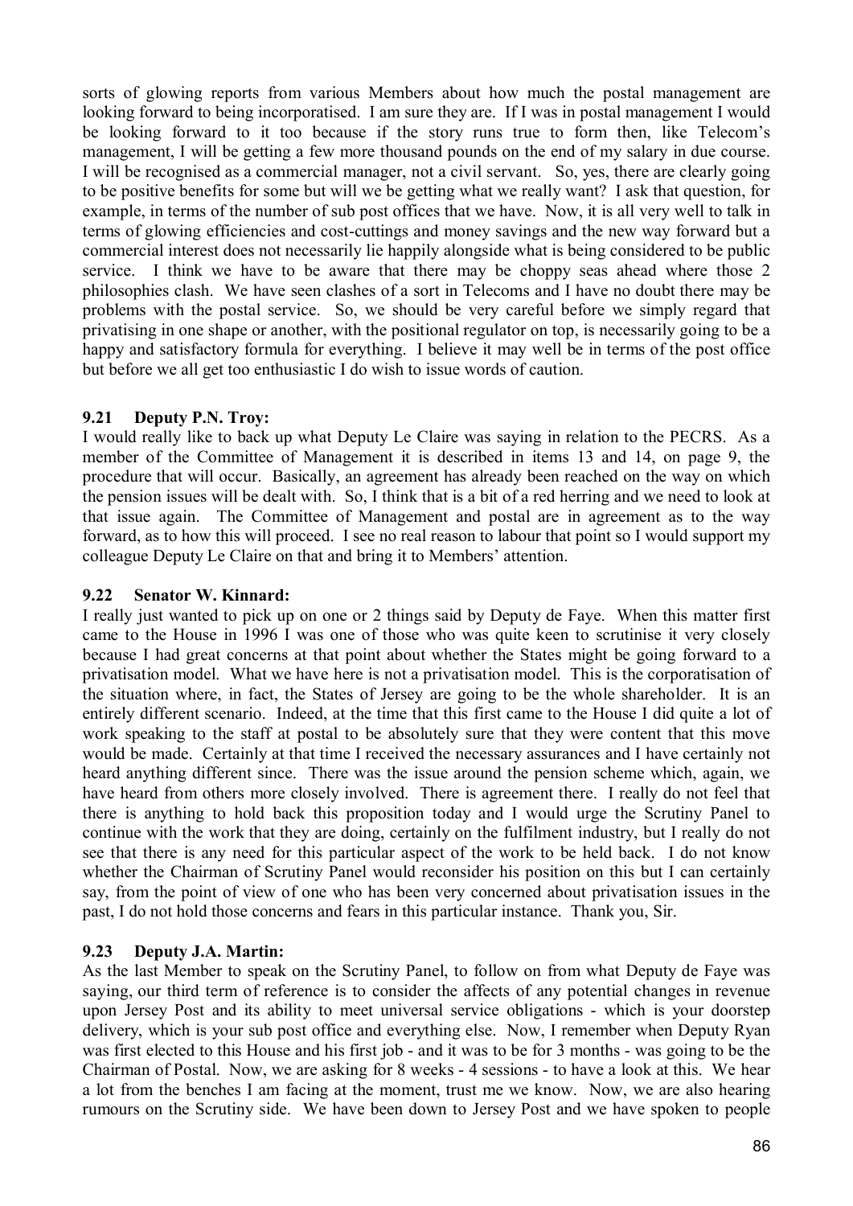sorts of glowing reports from various Members about how much the postal management are looking forward to being incorporatised. I am sure they are. If I was in postal management I would be looking forward to it too because if the story runs true to form then, like Telecom's management, I will be getting a few more thousand pounds on the end of my salary in due course. I will be recognised as a commercial manager, not a civil servant. So, yes, there are clearly going to be positive benefits for some but will we be getting what we really want? I ask that question, for example, in terms of the number of sub post offices that we have. Now, it is all very well to talk in terms of glowing efficiencies and cost-cuttings and money savings and the new way forward but a commercial interest does not necessarily lie happily alongside what is being considered to be public service. I think we have to be aware that there may be choppy seas ahead where those 2 philosophies clash. We have seen clashes of a sort in Telecoms and I have no doubt there may be problems with the postal service. So, we should be very careful before we simply regard that privatising in one shape or another, with the positional regulator on top, is necessarily going to be a happy and satisfactory formula for everything. I believe it may well be in terms of the post office but before we all get too enthusiastic I do wish to issue words of caution.

### 9.21 Deputy P.N. Troy:

I would really like to back up what Deputy Le Claire was saying in relation to the PECRS. As a member of the Committee of Management it is described in items 13 and 14, on page 9, the procedure that will occur. Basically, an agreement has already been reached on the way on which the pension issues will be dealt with. So, I think that is a bit of a red herring and we need to look at that issue again. The Committee of Management and postal are in agreement as to the way forward, as to how this will proceed. I see no real reason to labour that point so I would support my colleague Deputy Le Claire on that and bring it to Members' attention.

### 9.22 Senator W. Kinnard:

I really just wanted to pick up on one or 2 things said by Deputy de Faye. When this matter first came to the House in 1996 I was one of those who was quite keen to scrutinise it very closely because I had great concerns at that point about whether the States might be going forward to a privatisation model. What we have here is not a privatisation model. This is the corporatisation of the situation where, in fact, the States of Jersey are going to be the whole shareholder. It is an entirely different scenario. Indeed, at the time that this first came to the House I did quite a lot of work speaking to the staff at postal to be absolutely sure that they were content that this move would be made. Certainly at that time I received the necessary assurances and I have certainly not heard anything different since. There was the issue around the pension scheme which, again, we have heard from others more closely involved. There is agreement there. I really do not feel that there is anything to hold back this proposition today and I would urge the Scrutiny Panel to continue with the work that they are doing, certainly on the fulfilment industry, but I really do not see that there is any need for this particular aspect of the work to be held back. I do not know whether the Chairman of Scrutiny Panel would reconsider his position on this but I can certainly say, from the point of view of one who has been very concerned about privatisation issues in the past, I do not hold those concerns and fears in this particular instance. Thank you, Sir.

### 9.23 Deputy J.A. Martin:

As the last Member to speak on the Scrutiny Panel, to follow on from what Deputy de Faye was saying, our third term of reference is to consider the affects of any potential changes in revenue upon Jersey Post and its ability to meet universal service obligations - which is your doorstep delivery, which is your sub post office and everything else. Now, I remember when Deputy Ryan was first elected to this House and his first job - and it was to be for 3 months - was going to be the Chairman of Postal. Now, we are asking for 8 weeks - 4 sessions - to have a look at this. We hear a lot from the benches I am facing at the moment, trust me we know. Now, we are also hearing rumours on the Scrutiny side. We have been down to Jersey Post and we have spoken to people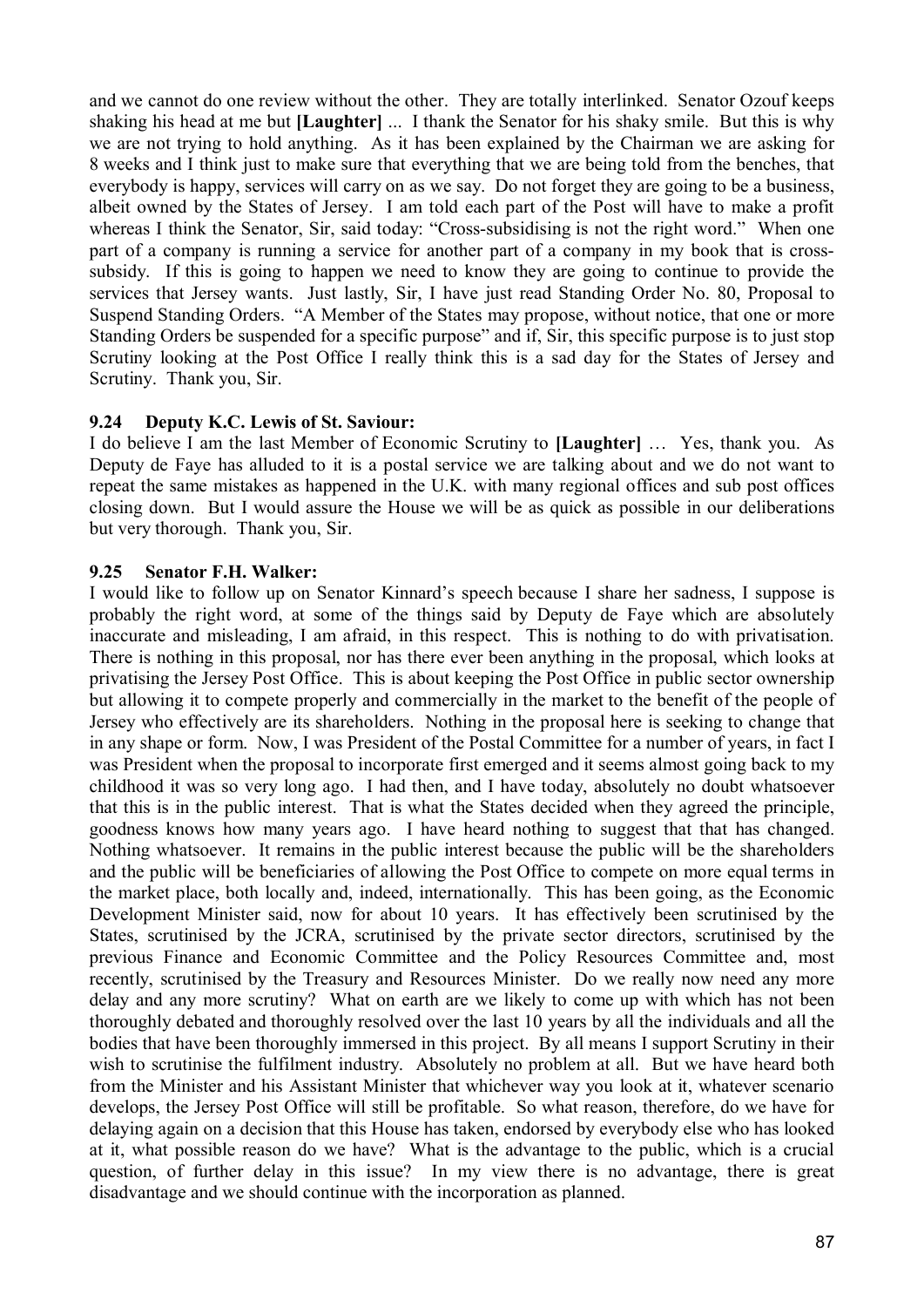and we cannot do one review without the other. They are totally interlinked. Senator Ozouf keeps shaking his head at me but **[Laughter]** ... I thank the Senator for his shaky smile. But this is why we are not trying to hold anything. As it has been explained by the Chairman we are asking for 8 weeks and I think just to make sure that everything that we are being told from the benches, that everybody is happy, services will carry on as we say. Do not forget they are going to be a business, albeit owned by the States of Jersey. I am told each part of the Post will have to make a profit whereas I think the Senator, Sir, said today: "Cross-subsidising is not the right word." When one part of a company is running a service for another part of a company in my book that is cross-subsidy. If this is going to happen we need to know they are going to continue to provide the services that Jersey wants. Just lastly, Sir, I have just read Standing Order No. 80, Proposal to Suspend Standing Orders. "A Member of the States may propose, without notice, that one or more Standing Orders be suspended for a specific purpose" and if, Sir, this specific purpose is to just stop Scrutiny looking at the Post Office I really think this is a sad day for the States of Jersey and Scrutiny. Thank you, Sir.

### 9.24 Deputy K.C. Lewis of St. Saviour:

I do believe I am the last Member of Economic Scrutiny to **[Laughter]** … Yes, thank you. As Deputy de Faye has alluded to it is a postal service we are talking about and we do not want to repeat the same mistakes as happened in the U.K. with many regional offices and sub post offices closing down. But I would assure the House we will be as quick as possible in our deliberations but very thorough. Thank you, Sir.

### 9.25 Senator F.H. Walker:

I would like to follow up on Senator Kinnard's speech because I share her sadness, I suppose is probably the right word, at some of the things said by Deputy de Faye which are absolutely inaccurate and misleading, I am afraid, in this respect. This is nothing to do with privatisation. There is nothing in this proposal, nor has there ever been anything in the proposal, which looks at privatising the Jersey Post Office. This is about keeping the Post Office in public sector ownership but allowing it to compete properly and commercially in the market to the benefit of the people of Jersey who effectively are its shareholders. Nothing in the proposal here is seeking to change that in any shape or form. Now, I was President of the Postal Committee for a number of years, in fact I was President when the proposal to incorporate first emerged and it seems almost going back to my childhood it was so very long ago. I had then, and I have today, absolutely no doubt whatsoever that this is in the public interest. That is what the States decided when they agreed the principle, goodness knows how many years ago. I have heard nothing to suggest that that has changed. Nothing whatsoever. It remains in the public interest because the public will be the shareholders and the public will be beneficiaries of allowing the Post Office to compete on more equal terms in the market place, both locally and, indeed, internationally. This has been going, as the Economic Development Minister said, now for about 10 years. It has effectively been scrutinised by the States, scrutinised by the JCRA, scrutinised by the private sector directors, scrutinised by the previous Finance and Economic Committee and the Policy Resources Committee and, most recently, scrutinised by the Treasury and Resources Minister. Do we really now need any more delay and any more scrutiny? What on earth are we likely to come up with which has not been thoroughly debated and thoroughly resolved over the last 10 years by all the individuals and all the bodies that have been thoroughly immersed in this project. By all means I support Scrutiny in their wish to scrutinise the fulfilment industry. Absolutely no problem at all. But we have heard both from the Minister and his Assistant Minister that whichever way you look at it, whatever scenario develops, the Jersey Post Office will still be profitable. So what reason, therefore, do we have for delaying again on a decision that this House has taken, endorsed by everybody else who has looked at it, what possible reason do we have? What is the advantage to the public, which is a crucial question, of further delay in this issue? In my view there is no advantage, there is great disadvantage and we should continue with the incorporation as planned.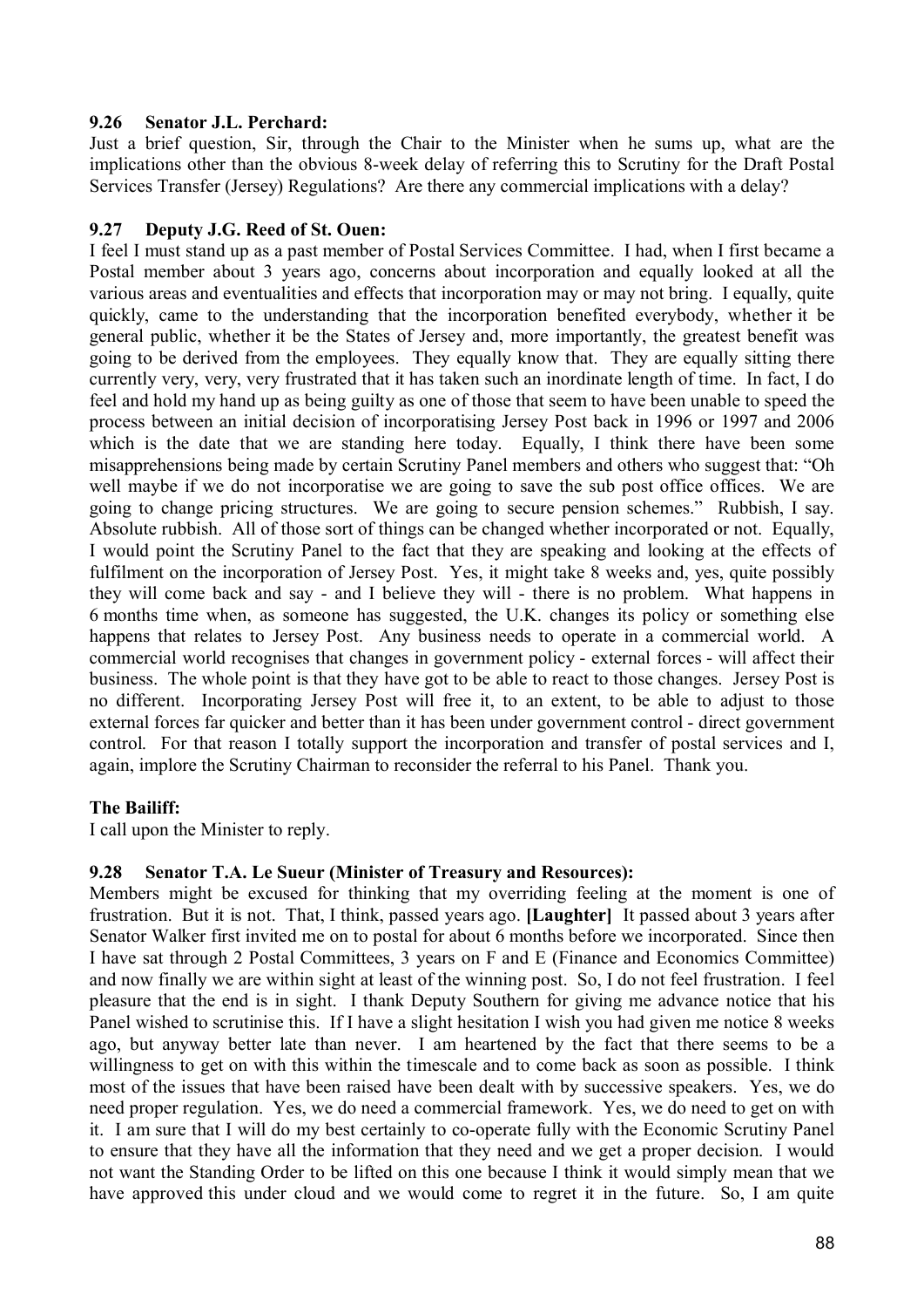### 9.26 Senator J.L. Perchard:

Just a brief question, Sir, through the Chair to the Minister when he sums up, what are the implications other than the obvious 8-week delay of referring this to Scrutiny for the Draft Postal Services Transfer (Jersey) Regulations? Are there any commercial implications with a delay?

### 9.27 Deputy J.G. Reed of St. Ouen:

I feel I must stand up as a past member of Postal Services Committee. I had, when I first became a Postal member about 3 years ago, concerns about incorporation and equally looked at all the various areas and eventualities and effects that incorporation may or may not bring. I equally, quite quickly, came to the understanding that the incorporation benefited everybody, whether it be general public, whether it be the States of Jersey and, more importantly, the greatest benefit was going to be derived from the employees. They equally know that. They are equally sitting there currently very, very, very frustrated that it has taken such an inordinate length of time. In fact, I do feel and hold my hand up as being guilty as one of those that seem to have been unable to speed the process between an initial decision of incorporatising Jersey Post back in 1996 or 1997 and 2006 which is the date that we are standing here today. Equally, I think there have been some misapprehensions being made by certain Scrutiny Panel members and others who suggest that: "Oh well maybe if we do not incorporatise we are going to save the sub post office offices. We are going to change pricing structures. We are going to secure pension schemes." Rubbish, I say. Absolute rubbish. All of those sort of things can be changed whether incorporated or not. Equally, I would point the Scrutiny Panel to the fact that they are speaking and looking at the effects of fulfilment on the incorporation of Jersey Post. Yes, it might take 8 weeks and, yes, quite possibly they will come back and say - and I believe they will - there is no problem. What happens in 6 months time when, as someone has suggested, the U.K. changes its policy or something else happens that relates to Jersey Post. Any business needs to operate in a commercial world. A commercial world recognises that changes in government policy - external forces - will affect their business. The whole point is that they have got to be able to react to those changes. Jersey Post is no different. Incorporating Jersey Post will free it, to an extent, to be able to adjust to those external forces far quicker and better than it has been under government control - direct government control. For that reason I totally support the incorporation and transfer of postal services and I, again, implore the Scrutiny Chairman to reconsider the referral to his Panel. Thank you.

**The Bailiff:**

I call upon the Minister to reply.

### 9.28 Senator T.A. Le Sueur (Minister of Treasury and Resources):

Members might be excused for thinking that my overriding feeling at the moment is one of frustration. But it is not. That, I think, passed years ago. **[Laughter]** It passed about 3 years after Senator Walker first invited me on to postal for about 6 months before we incorporated. Since then I have sat through 2 Postal Committees, 3 years on F and E (Finance and Economics Committee) and now finally we are within sight at least of the winning post. So, I do not feel frustration. I feel pleasure that the end is in sight. I thank Deputy Southern for giving me advance notice that his Panel wished to scrutinise this. If I have a slight hesitation I wish you had given me notice 8 weeks ago, but anyway better late than never. I am heartened by the fact that there seems to be a willingness to get on with this within the timescale and to come back as soon as possible. I think most of the issues that have been raised have been dealt with by successive speakers. Yes, we do need proper regulation. Yes, we do need a commercial framework. Yes, we do need to get on with it. I am sure that I will do my best certainly to co-operate fully with the Economic Scrutiny Panel to ensure that they have all the information that they need and we get a proper decision. I would not want the Standing Order to be lifted on this one because I think it would simply mean that we have approved this under cloud and we would come to regret it in the future. So, I am quite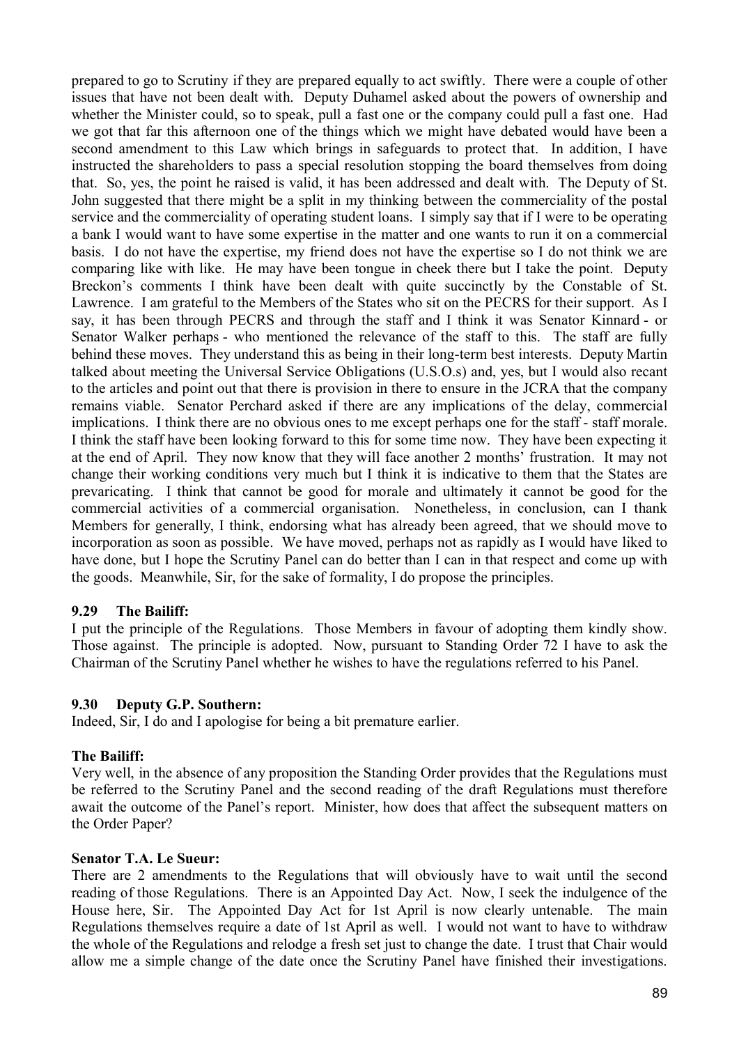prepared to go to Scrutiny if they are prepared equally to act swiftly. There were a couple of other issues that have not been dealt with. Deputy Duhamel asked about the powers of ownership and whether the Minister could, so to speak, pull a fast one or the company could pull a fast one. Had we got that far this afternoon one of the things which we might have debated would have been a second amendment to this Law which brings in safeguards to protect that. In addition, I have instructed the shareholders to pass a special resolution stopping the board themselves from doing that. So, yes, the point he raised is valid, it has been addressed and dealt with. The Deputy of St. John suggested that there might be a split in my thinking between the commerciality of the postal service and the commerciality of operating student loans. I simply say that if I were to be operating a bank I would want to have some expertise in the matter and one wants to run it on a commercial basis. I do not have the expertise, my friend does not have the expertise so I do not think we are comparing like with like. He may have been tongue in cheek there but I take the point. Deputy Breckon's comments I think have been dealt with quite succinctly by the Constable of St. Lawrence. I am grateful to the Members of the States who sit on the PECRS for their support. As I say, it has been through PECRS and through the staff and I think it was Senator Kinnard - or Senator Walker perhaps - who mentioned the relevance of the staff to this. The staff are fully behind these moves. They understand this as being in their long-term best interests. Deputy Martin talked about meeting the Universal Service Obligations (U.S.O.s) and, yes, but I would also recant to the articles and point out that there is provision in there to ensure in the JCRA that the company remains viable. Senator Perchard asked if there are any implications of the delay, commercial implications. I think there are no obvious ones to me except perhaps one for the staff - staff morale. I think the staff have been looking forward to this for some time now. They have been expecting it at the end of April. They now know that they will face another 2 months' frustration. It may not change their working conditions very much but I think it is indicative to them that the States are prevaricating. I think that cannot be good for morale and ultimately it cannot be good for the commercial activities of a commercial organisation. Nonetheless, in conclusion, can I thank Members for generally, I think, endorsing what has already been agreed, that we should move to incorporation as soon as possible. We have moved, perhaps not as rapidly as I would have liked to have done, but I hope the Scrutiny Panel can do better than I can in that respect and come up with the goods. Meanwhile, Sir, for the sake of formality, I do propose the principles.

### 9.29 The Bailiff:

I put the principle of the Regulations. Those Members in favour of adopting them kindly show. Those against. The principle is adopted. Now, pursuant to Standing Order 72 I have to ask the Chairman of the Scrutiny Panel whether he wishes to have the regulations referred to his Panel.

### 9.30 Deputy G.P. Southern:

Indeed, Sir, I do and I apologise for being a bit premature earlier.

**The Bailiff:**

Very well, in the absence of any proposition the Standing Order provides that the Regulations must be referred to the Scrutiny Panel and the second reading of the draft Regulations must therefore await the outcome of the Panel's report. Minister, how does that affect the subsequent matters on the Order Paper?

**Senator T.A. Le Sueur:**

There are 2 amendments to the Regulations that will obviously have to wait until the second reading of those Regulations. There is an Appointed Day Act. Now, I seek the indulgence of the House here, Sir. The Appointed Day Act for 1st April is now clearly untenable. The main Regulations themselves require a date of 1st April as well. I would not want to have to withdraw the whole of the Regulations and relodge a fresh set just to change the date. I trust that Chair would allow me a simple change of the date once the Scrutiny Panel have finished their investigations.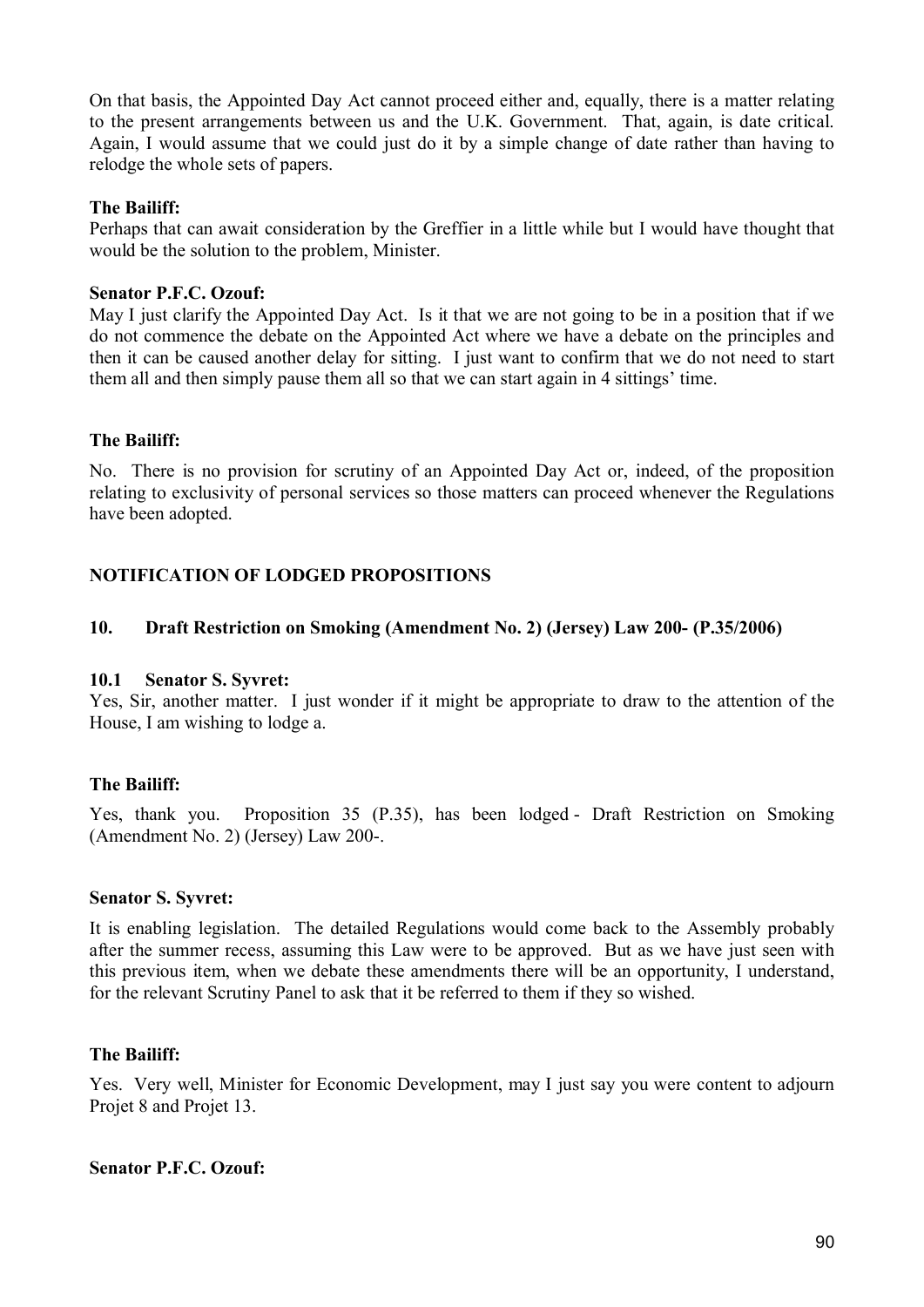On that basis, the Appointed Day Act cannot proceed either and, equally, there is a matter relating to the present arrangements between us and the U.K. Government. That, again, is date critical. Again, I would assume that we could just do it by a simple change of date rather than having to relodge the whole sets of papers.

**The Bailiff:**

Perhaps that can await consideration by the Greffier in a little while but I would have thought that would be the solution to the problem, Minister.

**Senator P.F.C. Ozouf:**

May I just clarify the Appointed Day Act. Is it that we are not going to be in a position that if we do not commence the debate on the Appointed Act where we have a debate on the principles and then it can be caused another delay for sitting. I just want to confirm that we do not need to start them all and then simply pause them all so that we can start again in 4 sittings' time.

**The Bailiff:**

No. There is no provision for scrutiny of an Appointed Day Act or, indeed, of the proposition relating to exclusivity of personal services so those matters can proceed whenever the Regulations have been adopted.

## NOTIFICATION OF LODGED PROPOSITIONS

### 10. Draft Restriction on Smoking (Amendment No. 2) (Jersey) Law 200- (P.35/2006)

#### 10.1 Senator S. Syvret:

Yes, Sir, another matter. I just wonder if it might be appropriate to draw to the attention of the House, I am wishing to lodge a.

**The Bailiff:**

Yes, thank you. Proposition 35 (P.35), has been lodged - Draft Restriction on Smoking (Amendment No. 2) (Jersey) Law 200-.

**Senator S. Syvret:**

It is enabling legislation. The detailed Regulations would come back to the Assembly probably after the summer recess, assuming this Law were to be approved. But as we have just seen with this previous item, when we debate these amendments there will be an opportunity, I understand, for the relevant Scrutiny Panel to ask that it be referred to them if they so wished.

**The Bailiff:**

Yes. Very well, Minister for Economic Development, may I just say you were content to adjourn Projet 8 and Projet 13.

**Senator P.F.C. Ozouf:**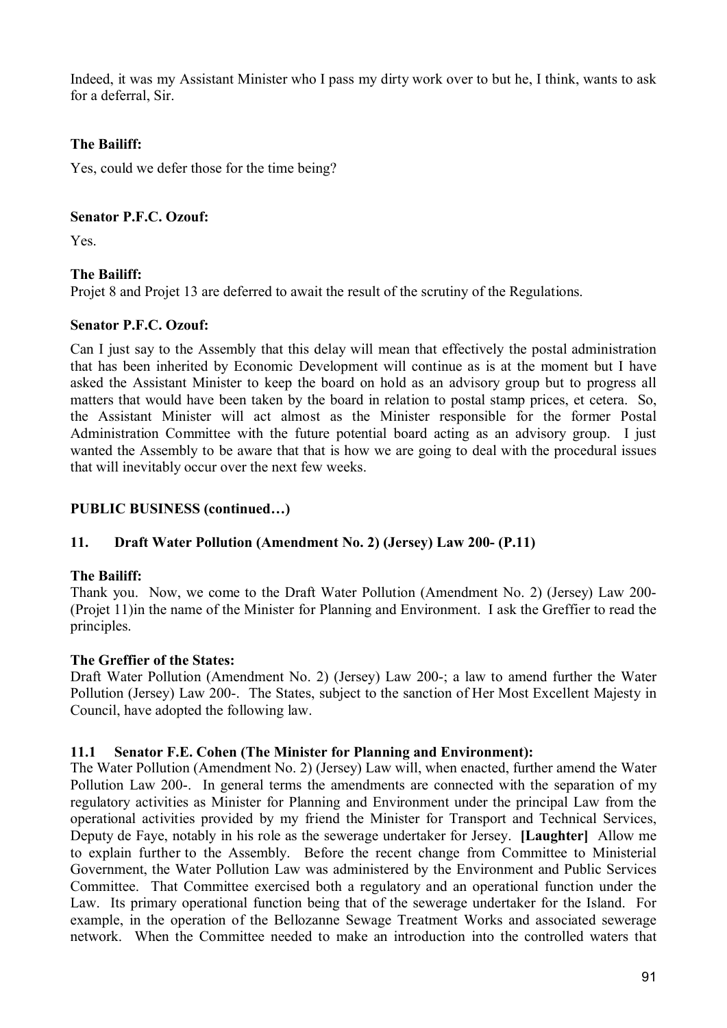Indeed, it was my Assistant Minister who I pass my dirty work over to but he, I think, wants to ask for a deferral, Sir.

**The Bailiff:**

Yes, could we defer those for the time being?

**Senator P.F.C. Ozouf:**

Yes.

**The Bailiff:**

Projet 8 and Projet 13 are deferred to await the result of the scrutiny of the Regulations.

**Senator P.F.C. Ozouf:**

Can I just say to the Assembly that this delay will mean that effectively the postal administration that has been inherited by Economic Development will continue as is at the moment but I have asked the Assistant Minister to keep the board on hold as an advisory group but to progress all matters that would have been taken by the board in relation to postal stamp prices, et cetera. So, the Assistant Minister will act almost as the Minister responsible for the former Postal Administration Committee with the future potential board acting as an advisory group. I just wanted the Assembly to be aware that that is how we are going to deal with the procedural issues that will inevitably occur over the next few weeks.

**PUBLIC BUSINESS (continued…)**

**11. Draft Water Pollution (Amendment No. 2) (Jersey) Law 200- (P.11)**

**The Bailiff:**

Thank you. Now, we come to the Draft Water Pollution (Amendment No. 2) (Jersey) Law 200- (Projet 11)in the name of the Minister for Planning and Environment. I ask the Greffier to read the principles.

**The Greffier of the States:**

Draft Water Pollution (Amendment No. 2) (Jersey) Law 200-; a law to amend further the Water Pollution (Jersey) Law 200-. The States, subject to the sanction of Her Most Excellent Majesty in Council, have adopted the following law.

**11.1 Senator F.E. Cohen (The Minister for Planning and Environment):**

The Water Pollution (Amendment No. 2) (Jersey) Law will, when enacted, further amend the Water Pollution Law 200-. In general terms the amendments are connected with the separation of my regulatory activities as Minister for Planning and Environment under the principal Law from the operational activities provided by my friend the Minister for Transport and Technical Services, Deputy de Faye, notably in his role as the sewerage undertaker for Jersey. **[Laughter]** Allow me to explain further to the Assembly. Before the recent change from Committee to Ministerial Government, the Water Pollution Law was administered by the Environment and Public Services Committee. That Committee exercised both a regulatory and an operational function under the Law. Its primary operational function being that of the sewerage undertaker for the Island. For example, in the operation of the Bellozanne Sewage Treatment Works and associated sewerage network. When the Committee needed to make an introduction into the controlled waters that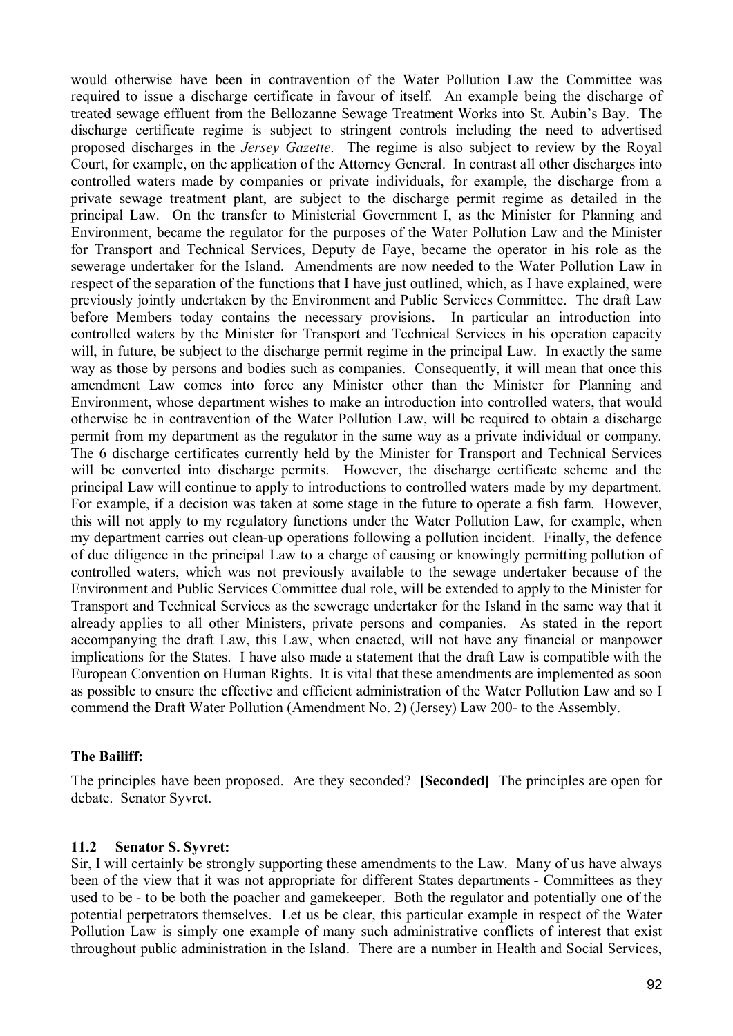would otherwise have been in contravention of the Water Pollution Law the Committee was required to issue a discharge certificate in favour of itself. An example being the discharge of treated sewage effluent from the Bellozanne Sewage Treatment Works into St. Aubin's Bay. The discharge certificate regime is subject to stringent controls including the need to advertised proposed discharges in the *Jersey Gazette*. The regime is also subject to review by the Royal Court, for example, on the application of the Attorney General. In contrast all other discharges into controlled waters made by companies or private individuals, for example, the discharge from a private sewage treatment plant, are subject to the discharge permit regime as detailed in the principal Law. On the transfer to Ministerial Government I, as the Minister for Planning and Environment, became the regulator for the purposes of the Water Pollution Law and the Minister for Transport and Technical Services, Deputy de Faye, became the operator in his role as the sewerage undertaker for the Island. Amendments are now needed to the Water Pollution Law in respect of the separation of the functions that I have just outlined, which, as I have explained, were previously jointly undertaken by the Environment and Public Services Committee. The draft Law before Members today contains the necessary provisions. In particular an introduction into controlled waters by the Minister for Transport and Technical Services in his operation capacity will, in future, be subject to the discharge permit regime in the principal Law. In exactly the same way as those by persons and bodies such as companies. Consequently, it will mean that once this amendment Law comes into force any Minister other than the Minister for Planning and Environment, whose department wishes to make an introduction into controlled waters, that would otherwise be in contravention of the Water Pollution Law, will be required to obtain a discharge permit from my department as the regulator in the same way as a private individual or company. The 6 discharge certificates currently held by the Minister for Transport and Technical Services will be converted into discharge permits. However, the discharge certificate scheme and the principal Law will continue to apply to introductions to controlled waters made by my department. For example, if a decision was taken at some stage in the future to operate a fish farm. However, this will not apply to my regulatory functions under the Water Pollution Law, for example, when my department carries out clean-up operations following a pollution incident. Finally, the defence of due diligence in the principal Law to a charge of causing or knowingly permitting pollution of controlled waters, which was not previously available to the sewage undertaker because of the Environment and Public Services Committee dual role, will be extended to apply to the Minister for Transport and Technical Services as the sewerage undertaker for the Island in the same way that it already applies to all other Ministers, private persons and companies. As stated in the report accompanying the draft Law, this Law, when enacted, will not have any financial or manpower implications for the States. I have also made a statement that the draft Law is compatible with the European Convention on Human Rights. It is vital that these amendments are implemented as soon as possible to ensure the effective and efficient administration of the Water Pollution Law and so I commend the Draft Water Pollution (Amendment No. 2) (Jersey) Law 200- to the Assembly.

**The Bailiff:**

The principles have been proposed. Are they seconded? **[Seconded]** The principles are open for debate. Senator Syvret.

### 11.2 Senator S. Syvret:

Sir, I will certainly be strongly supporting these amendments to the Law. Many of us have always been of the view that it was not appropriate for different States departments - Committees as they used to be - to be both the poacher and gamekeeper. Both the regulator and potentially one of the potential perpetrators themselves. Let us be clear, this particular example in respect of the Water Pollution Law is simply one example of many such administrative conflicts of interest that exist throughout public administration in the Island. There are a number in Health and Social Services,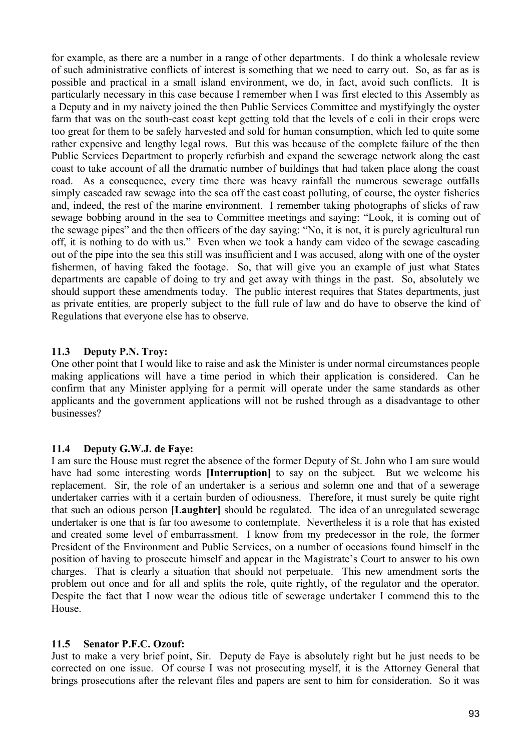for example, as there are a number in a range of other departments. I do think a wholesale review of such administrative conflicts of interest is something that we need to carry out. So, as far as is possible and practical in a small island environment, we do, in fact, avoid such conflicts. It is particularly necessary in this case because I remember when I was first elected to this Assembly as a Deputy and in my naivety joined the then Public Services Committee and mystifyingly the oyster farm that was on the south-east coast kept getting told that the levels of e coli in their crops were too great for them to be safely harvested and sold for human consumption, which led to quite some rather expensive and lengthy legal rows. But this was because of the complete failure of the then Public Services Department to properly refurbish and expand the sewerage network along the east coast to take account of all the dramatic number of buildings that had taken place along the coast road. As a consequence, every time there was heavy rainfall the numerous sewerage outfalls simply cascaded raw sewage into the sea off the east coast polluting, of course, the oyster fisheries and, indeed, the rest of the marine environment. I remember taking photographs of slicks of raw sewage bobbing around in the sea to Committee meetings and saying: "Look, it is coming out of the sewage pipes" and the then officers of the day saying: "No, it is not, it is purely agricultural run off, it is nothing to do with us." Even when we took a handy cam video of the sewage cascading out of the pipe into the sea this still was insufficient and I was accused, along with one of the oyster fishermen, of having faked the footage. So, that will give you an example of just what States departments are capable of doing to try and get away with things in the past. So, absolutely we should support these amendments today. The public interest requires that States departments, just as private entities, are properly subject to the full rule of law and do have to observe the kind of Regulations that everyone else has to observe.

### 11.3 Deputy P.N. Troy:

One other point that I would like to raise and ask the Minister is under normal circumstances people making applications will have a time period in which their application is considered. Can he confirm that any Minister applying for a permit will operate under the same standards as other applicants and the government applications will not be rushed through as a disadvantage to other businesses?

### 11.4 Deputy G.W.J. de Faye:

I am sure the House must regret the absence of the former Deputy of St. John who I am sure would have had some interesting words **[Interruption]** to say on the subject. But we welcome his replacement. Sir, the role of an undertaker is a serious and solemn one and that of a sewerage undertaker carries with it a certain burden of odiousness. Therefore, it must surely be quite right that such an odious person **[Laughter]** should be regulated. The idea of an unregulated sewerage undertaker is one that is far too awesome to contemplate. Nevertheless it is a role that has existed and created some level of embarrassment. I know from my predecessor in the role, the former President of the Environment and Public Services, on a number of occasions found himself in the position of having to prosecute himself and appear in the Magistrate's Court to answer to his own charges. That is clearly a situation that should not perpetuate. This new amendment sorts the problem out once and for all and splits the role, quite rightly, of the regulator and the operator. Despite the fact that I now wear the odious title of sewerage undertaker I commend this to the House.

### 11.5 Senator P.F.C. Ozouf:

Just to make a very brief point, Sir. Deputy de Faye is absolutely right but he just needs to be corrected on one issue. Of course I was not prosecuting myself, it is the Attorney General that brings prosecutions after the relevant files and papers are sent to him for consideration. So it was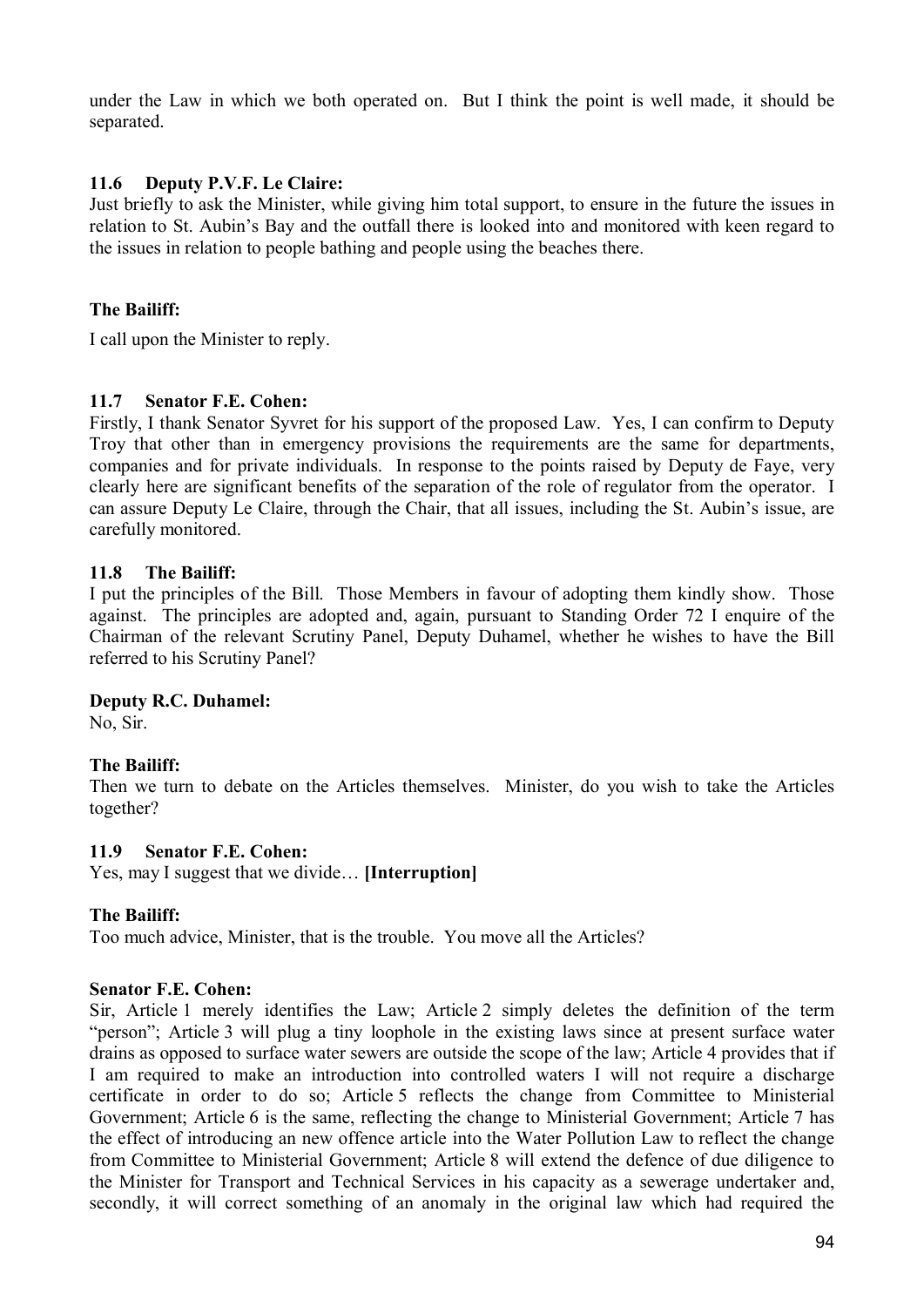under the Law in which we both operated on. But I think the point is well made, it should be separated.

### 11.6 Deputy P.V.F. Le Claire:

Just briefly to ask the Minister, while giving him total support, to ensure in the future the issues in relation to St. Aubin's Bay and the outfall there is looked into and monitored with keen regard to the issues in relation to people bathing and people using the beaches there.

**The Bailiff:**

I call upon the Minister to reply.

### 11.7 Senator F.E. Cohen:

Firstly, I thank Senator Syvret for his support of the proposed Law. Yes, I can confirm to Deputy Troy that other than in emergency provisions the requirements are the same for departments, companies and for private individuals. In response to the points raised by Deputy de Faye, very clearly here are significant benefits of the separation of the role of regulator from the operator. I can assure Deputy Le Claire, through the Chair, that all issues, including the St. Aubin's issue, are carefully monitored.

### 11.8 The Bailiff:

I put the principles of the Bill. Those Members in favour of adopting them kindly show. Those against. The principles are adopted and, again, pursuant to Standing Order 72 I enquire of the Chairman of the relevant Scrutiny Panel, Deputy Duhamel, whether he wishes to have the Bill referred to his Scrutiny Panel?

**Deputy R.C. Duhamel:**

No, Sir.

**The Bailiff:**

Then we turn to debate on the Articles themselves. Minister, do you wish to take the Articles together?

### 11.9 Senator F.E. Cohen:

Yes, may I suggest that we divide… **[Interruption]**

**The Bailiff:**

Too much advice, Minister, that is the trouble. You move all the Articles?

**Senator F.E. Cohen:**

Sir, Article 1 merely identifies the Law; Article 2 simply deletes the definition of the term "person"; Article 3 will plug a tiny loophole in the existing laws since at present surface water drains as opposed to surface water sewers are outside the scope of the law; Article 4 provides that if I am required to make an introduction into controlled waters I will not require a discharge certificate in order to do so; Article 5 reflects the change from Committee to Ministerial Government; Article 6 is the same, reflecting the change to Ministerial Government; Article 7 has the effect of introducing an new offence article into the Water Pollution Law to reflect the change from Committee to Ministerial Government; Article 8 will extend the defence of due diligence to the Minister for Transport and Technical Services in his capacity as a sewerage undertaker and, secondly, it will correct something of an anomaly in the original law which had required the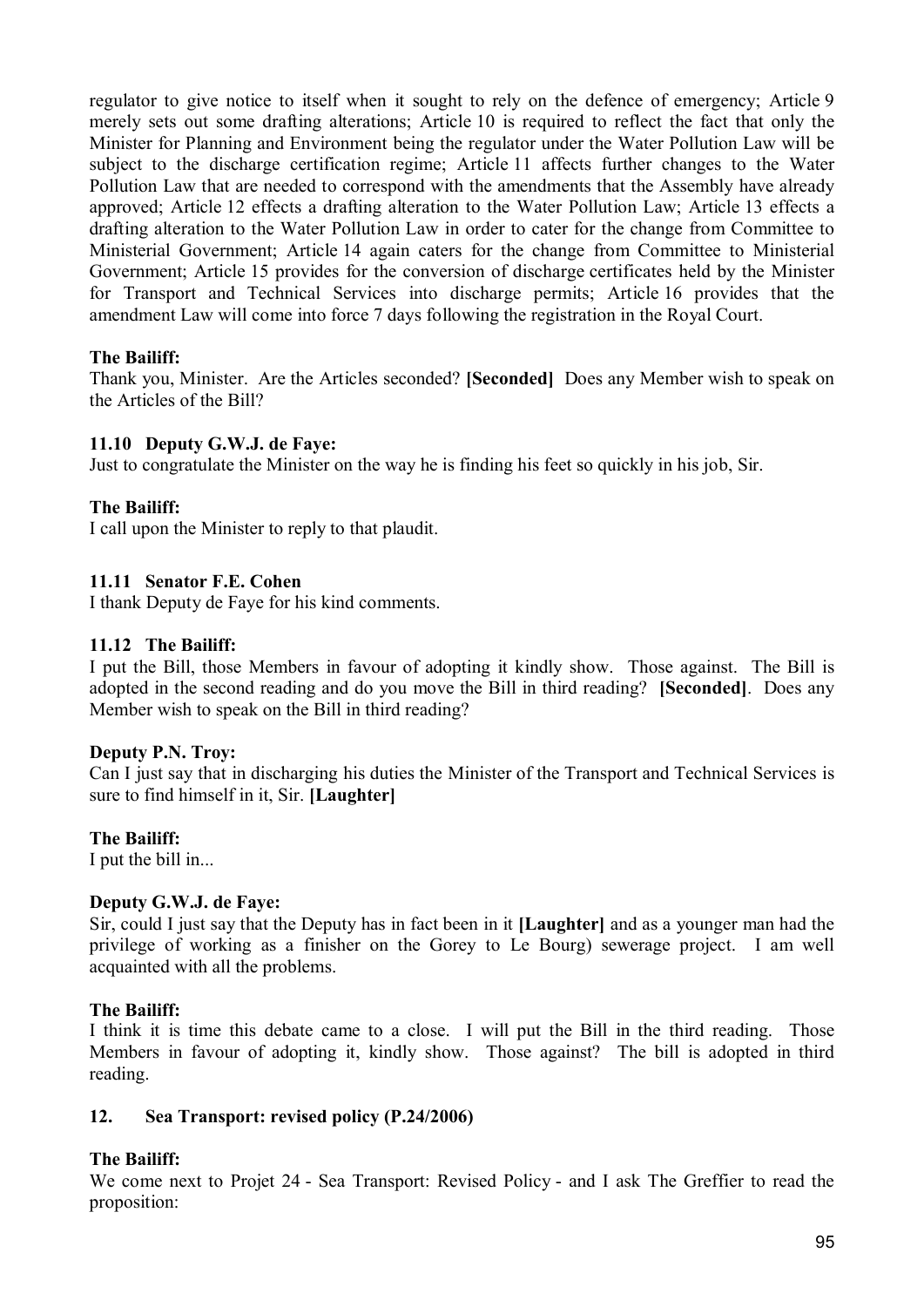regulator to give notice to itself when it sought to rely on the defence of emergency; Article 9 merely sets out some drafting alterations; Article 10 is required to reflect the fact that only the Minister for Planning and Environment being the regulator under the Water Pollution Law will be subject to the discharge certification regime; Article 11 affects further changes to the Water Pollution Law that are needed to correspond with the amendments that the Assembly have already approved; Article 12 effects a drafting alteration to the Water Pollution Law; Article 13 effects a drafting alteration to the Water Pollution Law in order to cater for the change from Committee to Ministerial Government; Article 14 again caters for the change from Committee to Ministerial Government; Article 15 provides for the conversion of discharge certificates held by the Minister for Transport and Technical Services into discharge permits; Article 16 provides that the amendment Law will come into force 7 days following the registration in the Royal Court.

**The Bailiff:**
Thank you, Minister. Are the Articles seconded? **[Seconded]** Does any Member wish to speak on the Articles of the Bill?

**11.10 Deputy G.W.J. de Faye:**
Just to congratulate the Minister on the way he is finding his feet so quickly in his job, Sir.

**The Bailiff:**
I call upon the Minister to reply to that plaudit.

**11.11 Senator F.E. Cohen**
I thank Deputy de Faye for his kind comments.

**11.12 The Bailiff:**
I put the Bill, those Members in favour of adopting it kindly show. Those against. The Bill is adopted in the second reading and do you move the Bill in third reading? **[Seconded]**. Does any Member wish to speak on the Bill in third reading?

**Deputy P.N. Troy:**
Can I just say that in discharging his duties the Minister of the Transport and Technical Services is sure to find himself in it, Sir. **[Laughter]**

**The Bailiff:**
I put the bill in...

**Deputy G.W.J. de Faye:**
Sir, could I just say that the Deputy has in fact been in it **[Laughter]** and as a younger man had the privilege of working as a finisher on the Gorey to Le Bourg) sewerage project. I am well acquainted with all the problems.

**The Bailiff:**
I think it is time this debate came to a close. I will put the Bill in the third reading. Those Members in favour of adopting it, kindly show. Those against? The bill is adopted in third reading.

## 12. Sea Transport: revised policy (P.24/2006)

**The Bailiff:**
We come next to Projet 24 - Sea Transport: Revised Policy - and I ask The Greffier to read the proposition: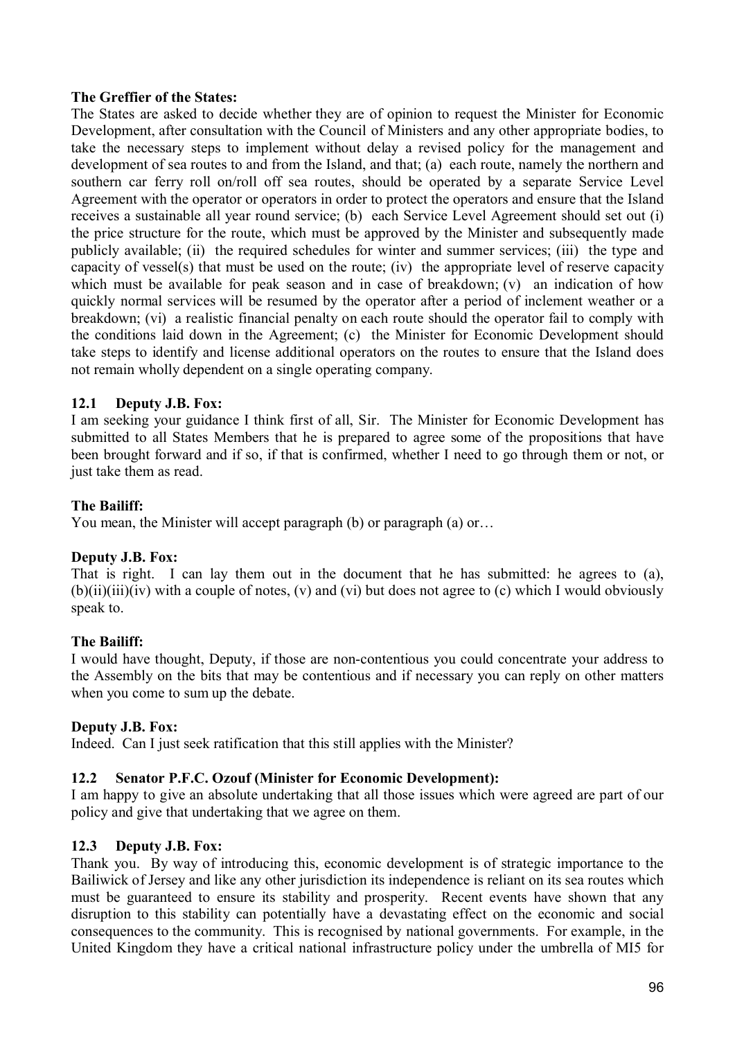**The Greffier of the States:**

The States are asked to decide whether they are of opinion to request the Minister for Economic Development, after consultation with the Council of Ministers and any other appropriate bodies, to take the necessary steps to implement without delay a revised policy for the management and development of sea routes to and from the Island, and that; (a) each route, namely the northern and southern car ferry roll on/roll off sea routes, should be operated by a separate Service Level Agreement with the operator or operators in order to protect the operators and ensure that the Island receives a sustainable all year round service; (b) each Service Level Agreement should set out (i) the price structure for the route, which must be approved by the Minister and subsequently made publicly available; (ii) the required schedules for winter and summer services; (iii) the type and capacity of vessel(s) that must be used on the route; (iv) the appropriate level of reserve capacity which must be available for peak season and in case of breakdown; (v) an indication of how quickly normal services will be resumed by the operator after a period of inclement weather or a breakdown; (vi) a realistic financial penalty on each route should the operator fail to comply with the conditions laid down in the Agreement; (c) the Minister for Economic Development should take steps to identify and license additional operators on the routes to ensure that the Island does not remain wholly dependent on a single operating company.

**12.1 Deputy J.B. Fox:**

I am seeking your guidance I think first of all, Sir. The Minister for Economic Development has submitted to all States Members that he is prepared to agree some of the propositions that have been brought forward and if so, if that is confirmed, whether I need to go through them or not, or just take them as read.

**The Bailiff:**

You mean, the Minister will accept paragraph (b) or paragraph (a) or…

**Deputy J.B. Fox:**

That is right. I can lay them out in the document that he has submitted: he agrees to (a), (b)(ii)(iii)(iv) with a couple of notes, (v) and (vi) but does not agree to (c) which I would obviously speak to.

**The Bailiff:**

I would have thought, Deputy, if those are non-contentious you could concentrate your address to the Assembly on the bits that may be contentious and if necessary you can reply on other matters when you come to sum up the debate.

**Deputy J.B. Fox:**

Indeed. Can I just seek ratification that this still applies with the Minister?

**12.2 Senator P.F.C. Ozouf (Minister for Economic Development):**

I am happy to give an absolute undertaking that all those issues which were agreed are part of our policy and give that undertaking that we agree on them.

**12.3 Deputy J.B. Fox:**

Thank you. By way of introducing this, economic development is of strategic importance to the Bailiwick of Jersey and like any other jurisdiction its independence is reliant on its sea routes which must be guaranteed to ensure its stability and prosperity. Recent events have shown that any disruption to this stability can potentially have a devastating effect on the economic and social consequences to the community. This is recognised by national governments. For example, in the United Kingdom they have a critical national infrastructure policy under the umbrella of MI5 for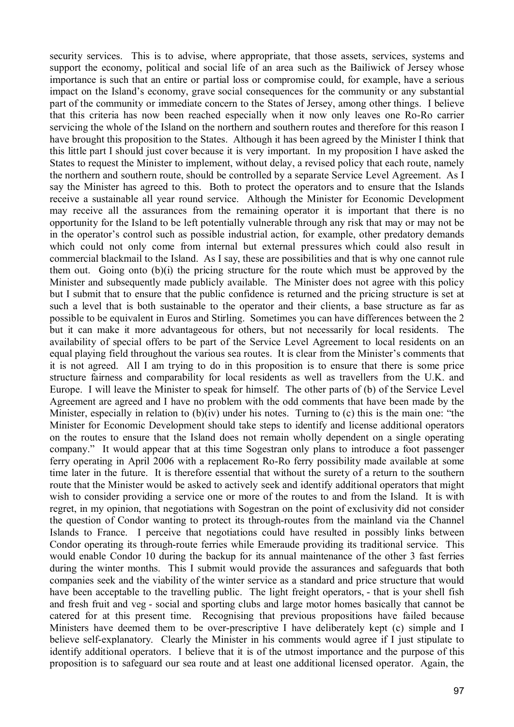security services. This is to advise, where appropriate, that those assets, services, systems and support the economy, political and social life of an area such as the Bailiwick of Jersey whose importance is such that an entire or partial loss or compromise could, for example, have a serious impact on the Island's economy, grave social consequences for the community or any substantial part of the community or immediate concern to the States of Jersey, among other things. I believe that this criteria has now been reached especially when it now only leaves one Ro-Ro carrier servicing the whole of the Island on the northern and southern routes and therefore for this reason I have brought this proposition to the States. Although it has been agreed by the Minister I think that this little part I should just cover because it is very important. In my proposition I have asked the States to request the Minister to implement, without delay, a revised policy that each route, namely the northern and southern route, should be controlled by a separate Service Level Agreement. As I say the Minister has agreed to this. Both to protect the operators and to ensure that the Islands receive a sustainable all year round service. Although the Minister for Economic Development may receive all the assurances from the remaining operator it is important that there is no opportunity for the Island to be left potentially vulnerable through any risk that may or may not be in the operator's control such as possible industrial action, for example, other predatory demands which could not only come from internal but external pressures which could also result in commercial blackmail to the Island. As I say, these are possibilities and that is why one cannot rule them out. Going onto (b)(i) the pricing structure for the route which must be approved by the Minister and subsequently made publicly available. The Minister does not agree with this policy but I submit that to ensure that the public confidence is returned and the pricing structure is set at such a level that is both sustainable to the operator and their clients, a base structure as far as possible to be equivalent in Euros and Stirling. Sometimes you can have differences between the 2 but it can make it more advantageous for others, but not necessarily for local residents. The availability of special offers to be part of the Service Level Agreement to local residents on an equal playing field throughout the various sea routes. It is clear from the Minister's comments that it is not agreed. All I am trying to do in this proposition is to ensure that there is some price structure fairness and comparability for local residents as well as travellers from the U.K. and Europe. I will leave the Minister to speak for himself. The other parts of (b) of the Service Level Agreement are agreed and I have no problem with the odd comments that have been made by the Minister, especially in relation to (b)(iv) under his notes. Turning to (c) this is the main one: "the Minister for Economic Development should take steps to identify and license additional operators on the routes to ensure that the Island does not remain wholly dependent on a single operating company." It would appear that at this time Sogestran only plans to introduce a foot passenger ferry operating in April 2006 with a replacement Ro-Ro ferry possibility made available at some time later in the future. It is therefore essential that without the surety of a return to the southern route that the Minister would be asked to actively seek and identify additional operators that might wish to consider providing a service one or more of the routes to and from the Island. It is with regret, in my opinion, that negotiations with Sogestran on the point of exclusivity did not consider the question of Condor wanting to protect its through-routes from the mainland via the Channel Islands to France. I perceive that negotiations could have resulted in possibly links between Condor operating its through-route ferries while Emeraude providing its traditional service. This would enable Condor 10 during the backup for its annual maintenance of the other 3 fast ferries during the winter months. This I submit would provide the assurances and safeguards that both companies seek and the viability of the winter service as a standard and price structure that would have been acceptable to the travelling public. The light freight operators, - that is your shell fish and fresh fruit and veg - social and sporting clubs and large motor homes basically that cannot be catered for at this present time. Recognising that previous propositions have failed because Ministers have deemed them to be over-prescriptive I have deliberately kept (c) simple and I believe self-explanatory. Clearly the Minister in his comments would agree if I just stipulate to identify additional operators. I believe that it is of the utmost importance and the purpose of this proposition is to safeguard our sea route and at least one additional licensed operator. Again, the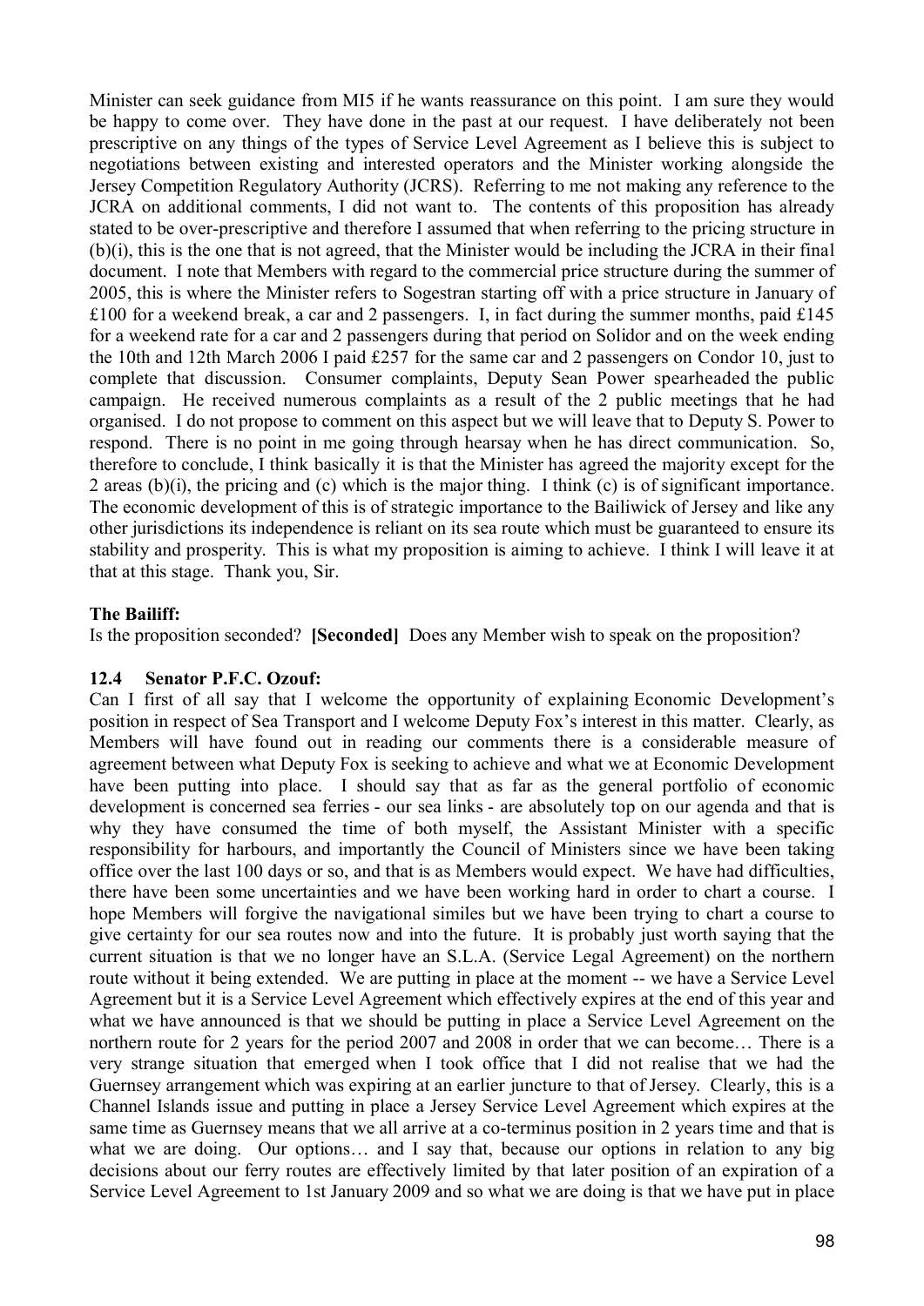Minister can seek guidance from MI5 if he wants reassurance on this point. I am sure they would be happy to come over. They have done in the past at our request. I have deliberately not been prescriptive on any things of the types of Service Level Agreement as I believe this is subject to negotiations between existing and interested operators and the Minister working alongside the Jersey Competition Regulatory Authority (JCRS). Referring to me not making any reference to the JCRA on additional comments, I did not want to. The contents of this proposition has already stated to be over-prescriptive and therefore I assumed that when referring to the pricing structure in (b)(i), this is the one that is not agreed, that the Minister would be including the JCRA in their final document. I note that Members with regard to the commercial price structure during the summer of 2005, this is where the Minister refers to Sogestran starting off with a price structure in January of £100 for a weekend break, a car and 2 passengers. I, in fact during the summer months, paid £145 for a weekend rate for a car and 2 passengers during that period on Solidor and on the week ending the 10th and 12th March 2006 I paid £257 for the same car and 2 passengers on Condor 10, just to complete that discussion. Consumer complaints, Deputy Sean Power spearheaded the public campaign. He received numerous complaints as a result of the 2 public meetings that he had organised. I do not propose to comment on this aspect but we will leave that to Deputy S. Power to respond. There is no point in me going through hearsay when he has direct communication. So, therefore to conclude, I think basically it is that the Minister has agreed the majority except for the 2 areas (b)(i), the pricing and (c) which is the major thing. I think (c) is of significant importance. The economic development of this is of strategic importance to the Bailiwick of Jersey and like any other jurisdictions its independence is reliant on its sea route which must be guaranteed to ensure its stability and prosperity. This is what my proposition is aiming to achieve. I think I will leave it at that at this stage. Thank you, Sir.

**The Bailiff:**

Is the proposition seconded? **[Seconded]** Does any Member wish to speak on the proposition?

### 12.4 Senator P.F.C. Ozouf:

Can I first of all say that I welcome the opportunity of explaining Economic Development's position in respect of Sea Transport and I welcome Deputy Fox's interest in this matter. Clearly, as Members will have found out in reading our comments there is a considerable measure of agreement between what Deputy Fox is seeking to achieve and what we at Economic Development have been putting into place. I should say that as far as the general portfolio of economic development is concerned sea ferries - our sea links - are absolutely top on our agenda and that is why they have consumed the time of both myself, the Assistant Minister with a specific responsibility for harbours, and importantly the Council of Ministers since we have been taking office over the last 100 days or so, and that is as Members would expect. We have had difficulties, there have been some uncertainties and we have been working hard in order to chart a course. I hope Members will forgive the navigational similes but we have been trying to chart a course to give certainty for our sea routes now and into the future. It is probably just worth saying that the current situation is that we no longer have an S.L.A. (Service Legal Agreement) on the northern route without it being extended. We are putting in place at the moment -- we have a Service Level Agreement but it is a Service Level Agreement which effectively expires at the end of this year and what we have announced is that we should be putting in place a Service Level Agreement on the northern route for 2 years for the period 2007 and 2008 in order that we can become… There is a very strange situation that emerged when I took office that I did not realise that we had the Guernsey arrangement which was expiring at an earlier juncture to that of Jersey. Clearly, this is a Channel Islands issue and putting in place a Jersey Service Level Agreement which expires at the same time as Guernsey means that we all arrive at a co-terminus position in 2 years time and that is what we are doing. Our options… and I say that, because our options in relation to any big decisions about our ferry routes are effectively limited by that later position of an expiration of a Service Level Agreement to 1st January 2009 and so what we are doing is that we have put in place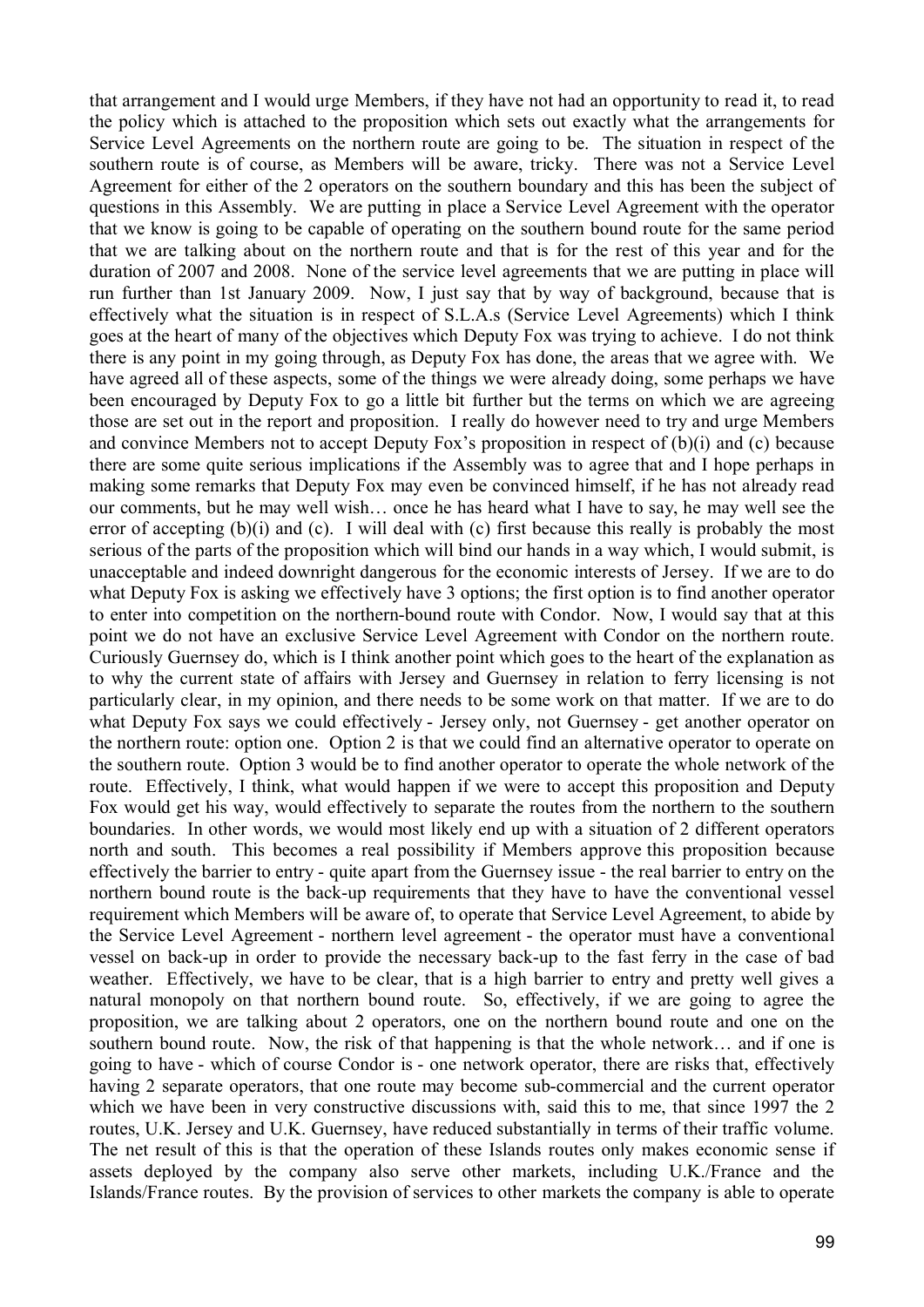that arrangement and I would urge Members, if they have not had an opportunity to read it, to read the policy which is attached to the proposition which sets out exactly what the arrangements for Service Level Agreements on the northern route are going to be. The situation in respect of the southern route is of course, as Members will be aware, tricky. There was not a Service Level Agreement for either of the 2 operators on the southern boundary and this has been the subject of questions in this Assembly. We are putting in place a Service Level Agreement with the operator that we know is going to be capable of operating on the southern bound route for the same period that we are talking about on the northern route and that is for the rest of this year and for the duration of 2007 and 2008. None of the service level agreements that we are putting in place will run further than 1st January 2009. Now, I just say that by way of background, because that is effectively what the situation is in respect of S.L.A.s (Service Level Agreements) which I think goes at the heart of many of the objectives which Deputy Fox was trying to achieve. I do not think there is any point in my going through, as Deputy Fox has done, the areas that we agree with. We have agreed all of these aspects, some of the things we were already doing, some perhaps we have been encouraged by Deputy Fox to go a little bit further but the terms on which we are agreeing those are set out in the report and proposition. I really do however need to try and urge Members and convince Members not to accept Deputy Fox's proposition in respect of (b)(i) and (c) because there are some quite serious implications if the Assembly was to agree that and I hope perhaps in making some remarks that Deputy Fox may even be convinced himself, if he has not already read our comments, but he may well wish… once he has heard what I have to say, he may well see the error of accepting (b)(i) and (c). I will deal with (c) first because this really is probably the most serious of the parts of the proposition which will bind our hands in a way which, I would submit, is unacceptable and indeed downright dangerous for the economic interests of Jersey. If we are to do what Deputy Fox is asking we effectively have 3 options; the first option is to find another operator to enter into competition on the northern-bound route with Condor. Now, I would say that at this point we do not have an exclusive Service Level Agreement with Condor on the northern route. Curiously Guernsey do, which is I think another point which goes to the heart of the explanation as to why the current state of affairs with Jersey and Guernsey in relation to ferry licensing is not particularly clear, in my opinion, and there needs to be some work on that matter. If we are to do what Deputy Fox says we could effectively - Jersey only, not Guernsey - get another operator on the northern route: option one. Option 2 is that we could find an alternative operator to operate on the southern route. Option 3 would be to find another operator to operate the whole network of the route. Effectively, I think, what would happen if we were to accept this proposition and Deputy Fox would get his way, would effectively to separate the routes from the northern to the southern boundaries. In other words, we would most likely end up with a situation of 2 different operators north and south. This becomes a real possibility if Members approve this proposition because effectively the barrier to entry - quite apart from the Guernsey issue - the real barrier to entry on the northern bound route is the back-up requirements that they have to have the conventional vessel requirement which Members will be aware of, to operate that Service Level Agreement, to abide by the Service Level Agreement - northern level agreement - the operator must have a conventional vessel on back-up in order to provide the necessary back-up to the fast ferry in the case of bad weather. Effectively, we have to be clear, that is a high barrier to entry and pretty well gives a natural monopoly on that northern bound route. So, effectively, if we are going to agree the proposition, we are talking about 2 operators, one on the northern bound route and one on the southern bound route. Now, the risk of that happening is that the whole network… and if one is going to have - which of course Condor is - one network operator, there are risks that, effectively having 2 separate operators, that one route may become sub-commercial and the current operator which we have been in very constructive discussions with, said this to me, that since 1997 the 2 routes, U.K. Jersey and U.K. Guernsey, have reduced substantially in terms of their traffic volume. The net result of this is that the operation of these Islands routes only makes economic sense if assets deployed by the company also serve other markets, including U.K./France and the Islands/France routes. By the provision of services to other markets the company is able to operate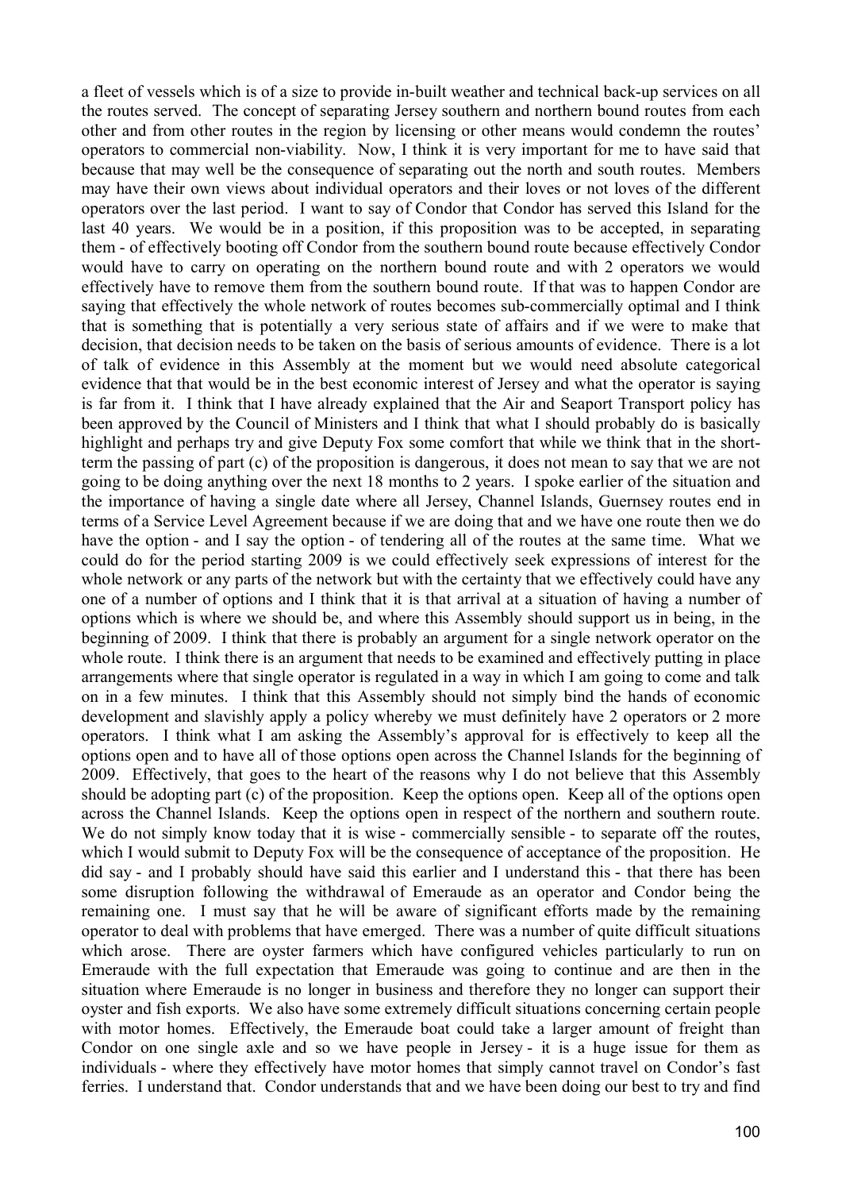a fleet of vessels which is of a size to provide in-built weather and technical back-up services on all the routes served. The concept of separating Jersey southern and northern bound routes from each other and from other routes in the region by licensing or other means would condemn the routes' operators to commercial non-viability. Now, I think it is very important for me to have said that because that may well be the consequence of separating out the north and south routes. Members may have their own views about individual operators and their loves or not loves of the different operators over the last period. I want to say of Condor that Condor has served this Island for the last 40 years. We would be in a position, if this proposition was to be accepted, in separating them - of effectively booting off Condor from the southern bound route because effectively Condor would have to carry on operating on the northern bound route and with 2 operators we would effectively have to remove them from the southern bound route. If that was to happen Condor are saying that effectively the whole network of routes becomes sub-commercially optimal and I think that is something that is potentially a very serious state of affairs and if we were to make that decision, that decision needs to be taken on the basis of serious amounts of evidence. There is a lot of talk of evidence in this Assembly at the moment but we would need absolute categorical evidence that that would be in the best economic interest of Jersey and what the operator is saying is far from it. I think that I have already explained that the Air and Seaport Transport policy has been approved by the Council of Ministers and I think that what I should probably do is basically highlight and perhaps try and give Deputy Fox some comfort that while we think that in the short-term the passing of part (c) of the proposition is dangerous, it does not mean to say that we are not going to be doing anything over the next 18 months to 2 years. I spoke earlier of the situation and the importance of having a single date where all Jersey, Channel Islands, Guernsey routes end in terms of a Service Level Agreement because if we are doing that and we have one route then we do have the option - and I say the option - of tendering all of the routes at the same time. What we could do for the period starting 2009 is we could effectively seek expressions of interest for the whole network or any parts of the network but with the certainty that we effectively could have any one of a number of options and I think that it is that arrival at a situation of having a number of options which is where we should be, and where this Assembly should support us in being, in the beginning of 2009. I think that there is probably an argument for a single network operator on the whole route. I think there is an argument that needs to be examined and effectively putting in place arrangements where that single operator is regulated in a way in which I am going to come and talk on in a few minutes. I think that this Assembly should not simply bind the hands of economic development and slavishly apply a policy whereby we must definitely have 2 operators or 2 more operators. I think what I am asking the Assembly's approval for is effectively to keep all the options open and to have all of those options open across the Channel Islands for the beginning of 2009. Effectively, that goes to the heart of the reasons why I do not believe that this Assembly should be adopting part (c) of the proposition. Keep the options open. Keep all of the options open across the Channel Islands. Keep the options open in respect of the northern and southern route. We do not simply know today that it is wise - commercially sensible - to separate off the routes, which I would submit to Deputy Fox will be the consequence of acceptance of the proposition. He did say - and I probably should have said this earlier and I understand this - that there has been some disruption following the withdrawal of Emeraude as an operator and Condor being the remaining one. I must say that he will be aware of significant efforts made by the remaining operator to deal with problems that have emerged. There was a number of quite difficult situations which arose. There are oyster farmers which have configured vehicles particularly to run on Emeraude with the full expectation that Emeraude was going to continue and are then in the situation where Emeraude is no longer in business and therefore they no longer can support their oyster and fish exports. We also have some extremely difficult situations concerning certain people with motor homes. Effectively, the Emeraude boat could take a larger amount of freight than Condor on one single axle and so we have people in Jersey - it is a huge issue for them as individuals - where they effectively have motor homes that simply cannot travel on Condor's fast ferries. I understand that. Condor understands that and we have been doing our best to try and find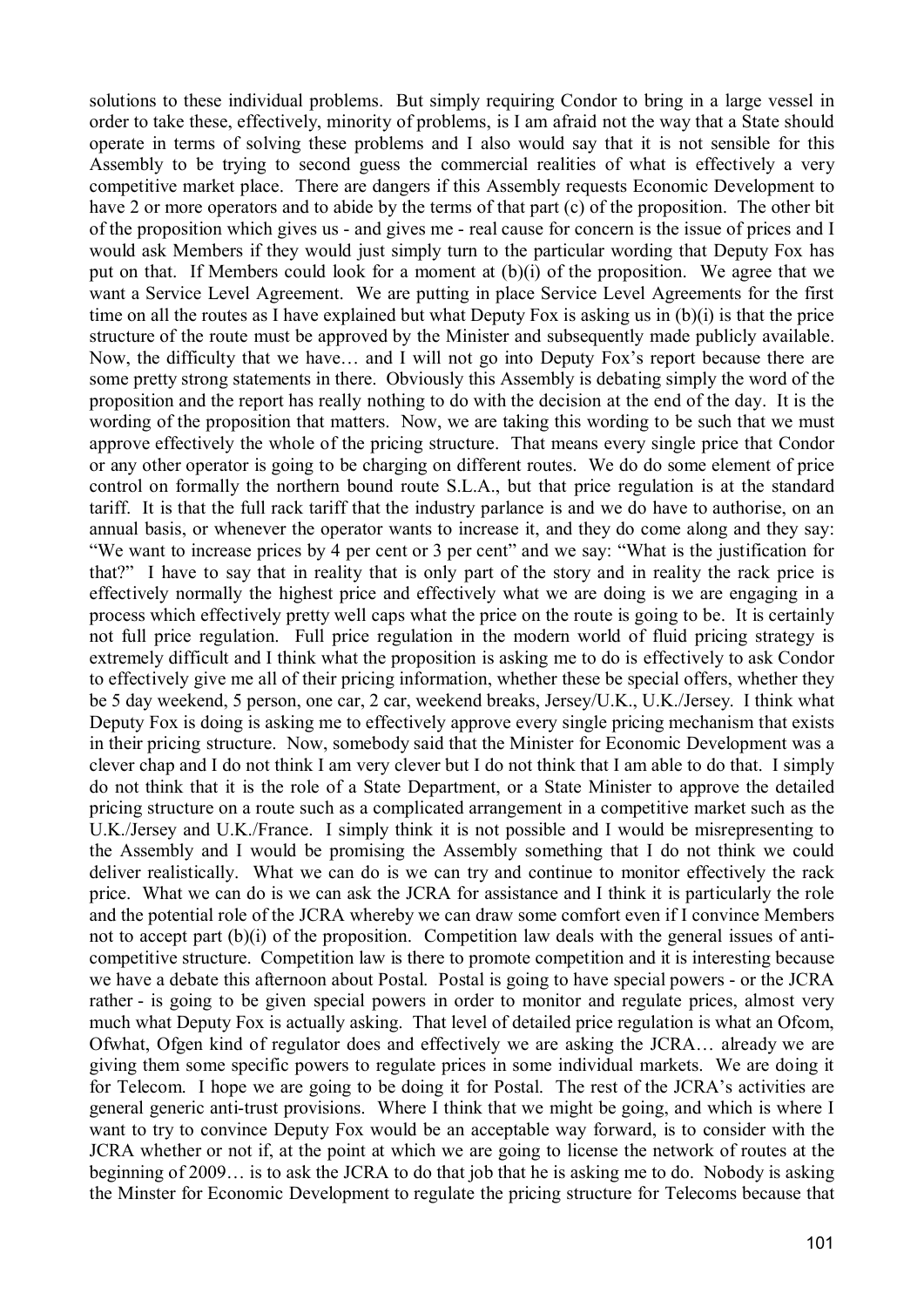solutions to these individual problems. But simply requiring Condor to bring in a large vessel in order to take these, effectively, minority of problems, is I am afraid not the way that a State should operate in terms of solving these problems and I also would say that it is not sensible for this Assembly to be trying to second guess the commercial realities of what is effectively a very competitive market place. There are dangers if this Assembly requests Economic Development to have 2 or more operators and to abide by the terms of that part (c) of the proposition. The other bit of the proposition which gives us - and gives me - real cause for concern is the issue of prices and I would ask Members if they would just simply turn to the particular wording that Deputy Fox has put on that. If Members could look for a moment at (b)(i) of the proposition. We agree that we want a Service Level Agreement. We are putting in place Service Level Agreements for the first time on all the routes as I have explained but what Deputy Fox is asking us in (b)(i) is that the price structure of the route must be approved by the Minister and subsequently made publicly available. Now, the difficulty that we have… and I will not go into Deputy Fox's report because there are some pretty strong statements in there. Obviously this Assembly is debating simply the word of the proposition and the report has really nothing to do with the decision at the end of the day. It is the wording of the proposition that matters. Now, we are taking this wording to be such that we must approve effectively the whole of the pricing structure. That means every single price that Condor or any other operator is going to be charging on different routes. We do do some element of price control on formally the northern bound route S.L.A., but that price regulation is at the standard tariff. It is that the full rack tariff that the industry parlance is and we do have to authorise, on an annual basis, or whenever the operator wants to increase it, and they do come along and they say: "We want to increase prices by 4 per cent or 3 per cent" and we say: "What is the justification for that?" I have to say that in reality that is only part of the story and in reality the rack price is effectively normally the highest price and effectively what we are doing is we are engaging in a process which effectively pretty well caps what the price on the route is going to be. It is certainly not full price regulation. Full price regulation in the modern world of fluid pricing strategy is extremely difficult and I think what the proposition is asking me to do is effectively to ask Condor to effectively give me all of their pricing information, whether these be special offers, whether they be 5 day weekend, 5 person, one car, 2 car, weekend breaks, Jersey/U.K., U.K./Jersey. I think what Deputy Fox is doing is asking me to effectively approve every single pricing mechanism that exists in their pricing structure. Now, somebody said that the Minister for Economic Development was a clever chap and I do not think I am very clever but I do not think that I am able to do that. I simply do not think that it is the role of a State Department, or a State Minister to approve the detailed pricing structure on a route such as a complicated arrangement in a competitive market such as the U.K./Jersey and U.K./France. I simply think it is not possible and I would be misrepresenting to the Assembly and I would be promising the Assembly something that I do not think we could deliver realistically. What we can do is we can try and continue to monitor effectively the rack price. What we can do is we can ask the JCRA for assistance and I think it is particularly the role and the potential role of the JCRA whereby we can draw some comfort even if I convince Members not to accept part (b)(i) of the proposition. Competition law deals with the general issues of anti-competitive structure. Competition law is there to promote competition and it is interesting because we have a debate this afternoon about Postal. Postal is going to have special powers - or the JCRA rather - is going to be given special powers in order to monitor and regulate prices, almost very much what Deputy Fox is actually asking. That level of detailed price regulation is what an Ofcom, Ofwhat, Ofgen kind of regulator does and effectively we are asking the JCRA… already we are giving them some specific powers to regulate prices in some individual markets. We are doing it for Telecom. I hope we are going to be doing it for Postal. The rest of the JCRA's activities are general generic anti-trust provisions. Where I think that we might be going, and which is where I want to try to convince Deputy Fox would be an acceptable way forward, is to consider with the JCRA whether or not if, at the point at which we are going to license the network of routes at the beginning of 2009… is to ask the JCRA to do that job that he is asking me to do. Nobody is asking the Minster for Economic Development to regulate the pricing structure for Telecoms because that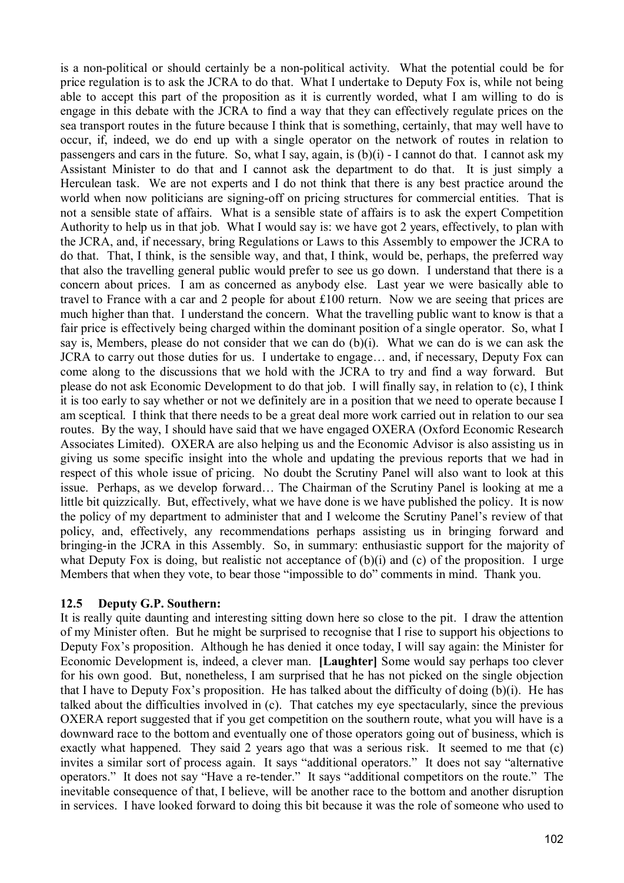is a non-political or should certainly be a non-political activity. What the potential could be for price regulation is to ask the JCRA to do that. What I undertake to Deputy Fox is, while not being able to accept this part of the proposition as it is currently worded, what I am willing to do is engage in this debate with the JCRA to find a way that they can effectively regulate prices on the sea transport routes in the future because I think that is something, certainly, that may well have to occur, if, indeed, we do end up with a single operator on the network of routes in relation to passengers and cars in the future. So, what I say, again, is (b)(i) - I cannot do that. I cannot ask my Assistant Minister to do that and I cannot ask the department to do that. It is just simply a Herculean task. We are not experts and I do not think that there is any best practice around the world when now politicians are signing-off on pricing structures for commercial entities. That is not a sensible state of affairs. What is a sensible state of affairs is to ask the expert Competition Authority to help us in that job. What I would say is: we have got 2 years, effectively, to plan with the JCRA, and, if necessary, bring Regulations or Laws to this Assembly to empower the JCRA to do that. That, I think, is the sensible way, and that, I think, would be, perhaps, the preferred way that also the travelling general public would prefer to see us go down. I understand that there is a concern about prices. I am as concerned as anybody else. Last year we were basically able to travel to France with a car and 2 people for about £100 return. Now we are seeing that prices are much higher than that. I understand the concern. What the travelling public want to know is that a fair price is effectively being charged within the dominant position of a single operator. So, what I say is, Members, please do not consider that we can do (b)(i). What we can do is we can ask the JCRA to carry out those duties for us. I undertake to engage… and, if necessary, Deputy Fox can come along to the discussions that we hold with the JCRA to try and find a way forward. But please do not ask Economic Development to do that job. I will finally say, in relation to (c), I think it is too early to say whether or not we definitely are in a position that we need to operate because I am sceptical. I think that there needs to be a great deal more work carried out in relation to our sea routes. By the way, I should have said that we have engaged OXERA (Oxford Economic Research Associates Limited). OXERA are also helping us and the Economic Advisor is also assisting us in giving us some specific insight into the whole and updating the previous reports that we had in respect of this whole issue of pricing. No doubt the Scrutiny Panel will also want to look at this issue. Perhaps, as we develop forward… The Chairman of the Scrutiny Panel is looking at me a little bit quizzically. But, effectively, what we have done is we have published the policy. It is now the policy of my department to administer that and I welcome the Scrutiny Panel's review of that policy, and, effectively, any recommendations perhaps assisting us in bringing forward and bringing-in the JCRA in this Assembly. So, in summary: enthusiastic support for the majority of what Deputy Fox is doing, but realistic not acceptance of (b)(i) and (c) of the proposition. I urge Members that when they vote, to bear those "impossible to do" comments in mind. Thank you.

### 12.5 Deputy G.P. Southern:

It is really quite daunting and interesting sitting down here so close to the pit. I draw the attention of my Minister often. But he might be surprised to recognise that I rise to support his objections to Deputy Fox's proposition. Although he has denied it once today, I will say again: the Minister for Economic Development is, indeed, a clever man. **[Laughter]** Some would say perhaps too clever for his own good. But, nonetheless, I am surprised that he has not picked on the single objection that I have to Deputy Fox's proposition. He has talked about the difficulty of doing (b)(i). He has talked about the difficulties involved in (c). That catches my eye spectacularly, since the previous OXERA report suggested that if you get competition on the southern route, what you will have is a downward race to the bottom and eventually one of those operators going out of business, which is exactly what happened. They said 2 years ago that was a serious risk. It seemed to me that (c) invites a similar sort of process again. It says "additional operators." It does not say "alternative operators." It does not say "Have a re-tender." It says "additional competitors on the route." The inevitable consequence of that, I believe, will be another race to the bottom and another disruption in services. I have looked forward to doing this bit because it was the role of someone who used to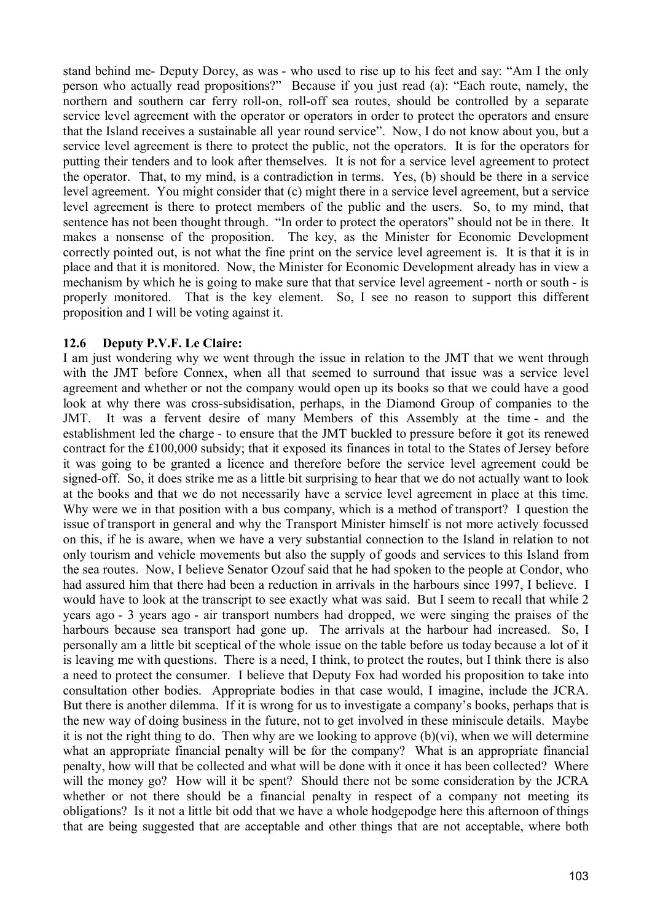stand behind me- Deputy Dorey, as was - who used to rise up to his feet and say: "Am I the only person who actually read propositions?" Because if you just read (a): "Each route, namely, the northern and southern car ferry roll-on, roll-off sea routes, should be controlled by a separate service level agreement with the operator or operators in order to protect the operators and ensure that the Island receives a sustainable all year round service". Now, I do not know about you, but a service level agreement is there to protect the public, not the operators. It is for the operators for putting their tenders and to look after themselves. It is not for a service level agreement to protect the operator. That, to my mind, is a contradiction in terms. Yes, (b) should be there in a service level agreement. You might consider that (c) might there in a service level agreement, but a service level agreement is there to protect members of the public and the users. So, to my mind, that sentence has not been thought through. "In order to protect the operators" should not be in there. It makes a nonsense of the proposition. The key, as the Minister for Economic Development correctly pointed out, is not what the fine print on the service level agreement is. It is that it is in place and that it is monitored. Now, the Minister for Economic Development already has in view a mechanism by which he is going to make sure that that service level agreement - north or south - is properly monitored. That is the key element. So, I see no reason to support this different proposition and I will be voting against it.

### 12.6 Deputy P.V.F. Le Claire:

I am just wondering why we went through the issue in relation to the JMT that we went through with the JMT before Connex, when all that seemed to surround that issue was a service level agreement and whether or not the company would open up its books so that we could have a good look at why there was cross-subsidisation, perhaps, in the Diamond Group of companies to the JMT. It was a fervent desire of many Members of this Assembly at the time - and the establishment led the charge - to ensure that the JMT buckled to pressure before it got its renewed contract for the £100,000 subsidy; that it exposed its finances in total to the States of Jersey before it was going to be granted a licence and therefore before the service level agreement could be signed-off. So, it does strike me as a little bit surprising to hear that we do not actually want to look at the books and that we do not necessarily have a service level agreement in place at this time. Why were we in that position with a bus company, which is a method of transport? I question the issue of transport in general and why the Transport Minister himself is not more actively focussed on this, if he is aware, when we have a very substantial connection to the Island in relation to not only tourism and vehicle movements but also the supply of goods and services to this Island from the sea routes. Now, I believe Senator Ozouf said that he had spoken to the people at Condor, who had assured him that there had been a reduction in arrivals in the harbours since 1997, I believe. I would have to look at the transcript to see exactly what was said. But I seem to recall that while 2 years ago - 3 years ago - air transport numbers had dropped, we were singing the praises of the harbours because sea transport had gone up. The arrivals at the harbour had increased. So, I personally am a little bit sceptical of the whole issue on the table before us today because a lot of it is leaving me with questions. There is a need, I think, to protect the routes, but I think there is also a need to protect the consumer. I believe that Deputy Fox had worded his proposition to take into consultation other bodies. Appropriate bodies in that case would, I imagine, include the JCRA. But there is another dilemma. If it is wrong for us to investigate a company's books, perhaps that is the new way of doing business in the future, not to get involved in these miniscule details. Maybe it is not the right thing to do. Then why are we looking to approve (b)(vi), when we will determine what an appropriate financial penalty will be for the company? What is an appropriate financial penalty, how will that be collected and what will be done with it once it has been collected? Where will the money go? How will it be spent? Should there not be some consideration by the JCRA whether or not there should be a financial penalty in respect of a company not meeting its obligations? Is it not a little bit odd that we have a whole hodgepodge here this afternoon of things that are being suggested that are acceptable and other things that are not acceptable, where both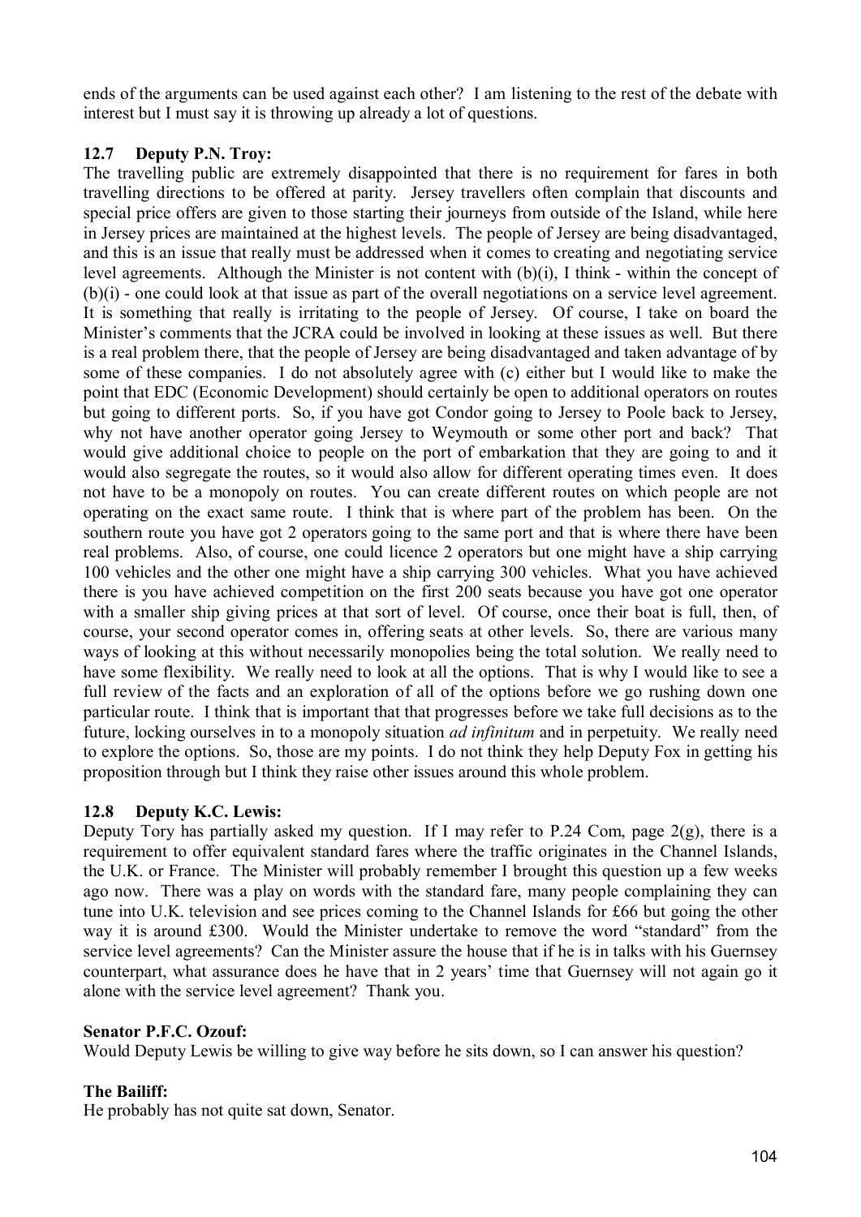ends of the arguments can be used against each other? I am listening to the rest of the debate with interest but I must say it is throwing up already a lot of questions.

### 12.7 Deputy P.N. Troy:

The travelling public are extremely disappointed that there is no requirement for fares in both travelling directions to be offered at parity. Jersey travellers often complain that discounts and special price offers are given to those starting their journeys from outside of the Island, while here in Jersey prices are maintained at the highest levels. The people of Jersey are being disadvantaged, and this is an issue that really must be addressed when it comes to creating and negotiating service level agreements. Although the Minister is not content with (b)(i), I think - within the concept of (b)(i) - one could look at that issue as part of the overall negotiations on a service level agreement. It is something that really is irritating to the people of Jersey. Of course, I take on board the Minister's comments that the JCRA could be involved in looking at these issues as well. But there is a real problem there, that the people of Jersey are being disadvantaged and taken advantage of by some of these companies. I do not absolutely agree with (c) either but I would like to make the point that EDC (Economic Development) should certainly be open to additional operators on routes but going to different ports. So, if you have got Condor going to Jersey to Poole back to Jersey, why not have another operator going Jersey to Weymouth or some other port and back? That would give additional choice to people on the port of embarkation that they are going to and it would also segregate the routes, so it would also allow for different operating times even. It does not have to be a monopoly on routes. You can create different routes on which people are not operating on the exact same route. I think that is where part of the problem has been. On the southern route you have got 2 operators going to the same port and that is where there have been real problems. Also, of course, one could licence 2 operators but one might have a ship carrying 100 vehicles and the other one might have a ship carrying 300 vehicles. What you have achieved there is you have achieved competition on the first 200 seats because you have got one operator with a smaller ship giving prices at that sort of level. Of course, once their boat is full, then, of course, your second operator comes in, offering seats at other levels. So, there are various many ways of looking at this without necessarily monopolies being the total solution. We really need to have some flexibility. We really need to look at all the options. That is why I would like to see a full review of the facts and an exploration of all of the options before we go rushing down one particular route. I think that is important that that progresses before we take full decisions as to the future, locking ourselves in to a monopoly situation *ad infinitum* and in perpetuity. We really need to explore the options. So, those are my points. I do not think they help Deputy Fox in getting his proposition through but I think they raise other issues around this whole problem.

### 12.8 Deputy K.C. Lewis:

Deputy Tory has partially asked my question. If I may refer to P.24 Com, page 2(g), there is a requirement to offer equivalent standard fares where the traffic originates in the Channel Islands, the U.K. or France. The Minister will probably remember I brought this question up a few weeks ago now. There was a play on words with the standard fare, many people complaining they can tune into U.K. television and see prices coming to the Channel Islands for £66 but going the other way it is around £300. Would the Minister undertake to remove the word "standard" from the service level agreements? Can the Minister assure the house that if he is in talks with his Guernsey counterpart, what assurance does he have that in 2 years' time that Guernsey will not again go it alone with the service level agreement? Thank you.

**Senator P.F.C. Ozouf:**

Would Deputy Lewis be willing to give way before he sits down, so I can answer his question?

**The Bailiff:**

He probably has not quite sat down, Senator.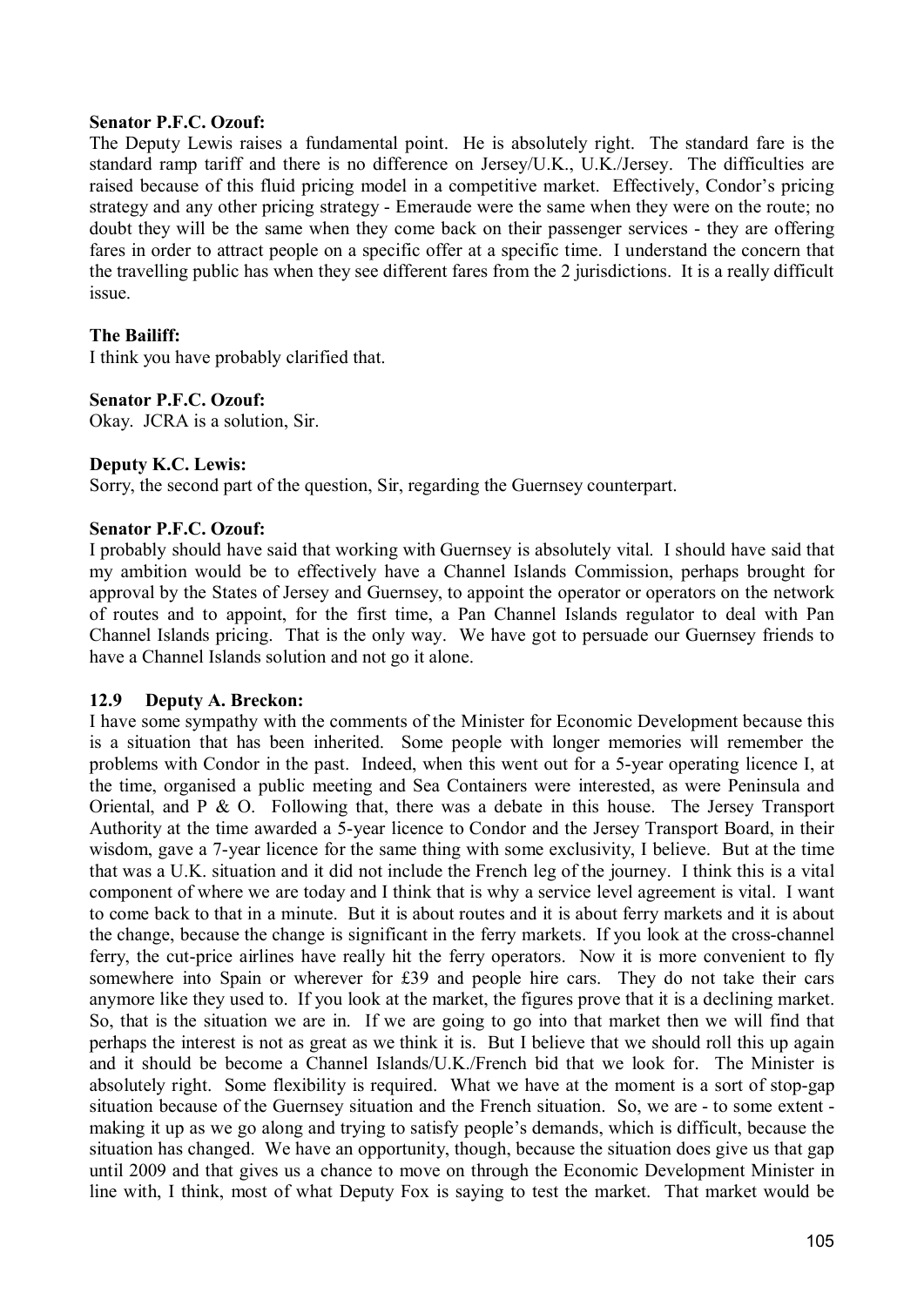**Senator P.F.C. Ozouf:**

The Deputy Lewis raises a fundamental point. He is absolutely right. The standard fare is the standard ramp tariff and there is no difference on Jersey/U.K., U.K./Jersey. The difficulties are raised because of this fluid pricing model in a competitive market. Effectively, Condor's pricing strategy and any other pricing strategy - Emeraude were the same when they were on the route; no doubt they will be the same when they come back on their passenger services - they are offering fares in order to attract people on a specific offer at a specific time. I understand the concern that the travelling public has when they see different fares from the 2 jurisdictions. It is a really difficult issue.

**The Bailiff:**

I think you have probably clarified that.

**Senator P.F.C. Ozouf:**

Okay. JCRA is a solution, Sir.

**Deputy K.C. Lewis:**

Sorry, the second part of the question, Sir, regarding the Guernsey counterpart.

**Senator P.F.C. Ozouf:**

I probably should have said that working with Guernsey is absolutely vital. I should have said that my ambition would be to effectively have a Channel Islands Commission, perhaps brought for approval by the States of Jersey and Guernsey, to appoint the operator or operators on the network of routes and to appoint, for the first time, a Pan Channel Islands regulator to deal with Pan Channel Islands pricing. That is the only way. We have got to persuade our Guernsey friends to have a Channel Islands solution and not go it alone.

**12.9 Deputy A. Breckon:**

I have some sympathy with the comments of the Minister for Economic Development because this is a situation that has been inherited. Some people with longer memories will remember the problems with Condor in the past. Indeed, when this went out for a 5-year operating licence I, at the time, organised a public meeting and Sea Containers were interested, as were Peninsula and Oriental, and P & O. Following that, there was a debate in this house. The Jersey Transport Authority at the time awarded a 5-year licence to Condor and the Jersey Transport Board, in their wisdom, gave a 7-year licence for the same thing with some exclusivity, I believe. But at the time that was a U.K. situation and it did not include the French leg of the journey. I think this is a vital component of where we are today and I think that is why a service level agreement is vital. I want to come back to that in a minute. But it is about routes and it is about ferry markets and it is about the change, because the change is significant in the ferry markets. If you look at the cross-channel ferry, the cut-price airlines have really hit the ferry operators. Now it is more convenient to fly somewhere into Spain or wherever for £39 and people hire cars. They do not take their cars anymore like they used to. If you look at the market, the figures prove that it is a declining market. So, that is the situation we are in. If we are going to go into that market then we will find that perhaps the interest is not as great as we think it is. But I believe that we should roll this up again and it should be become a Channel Islands/U.K./French bid that we look for. The Minister is absolutely right. Some flexibility is required. What we have at the moment is a sort of stop-gap situation because of the Guernsey situation and the French situation. So, we are - to some extent - making it up as we go along and trying to satisfy people's demands, which is difficult, because the situation has changed. We have an opportunity, though, because the situation does give us that gap until 2009 and that gives us a chance to move on through the Economic Development Minister in line with, I think, most of what Deputy Fox is saying to test the market. That market would be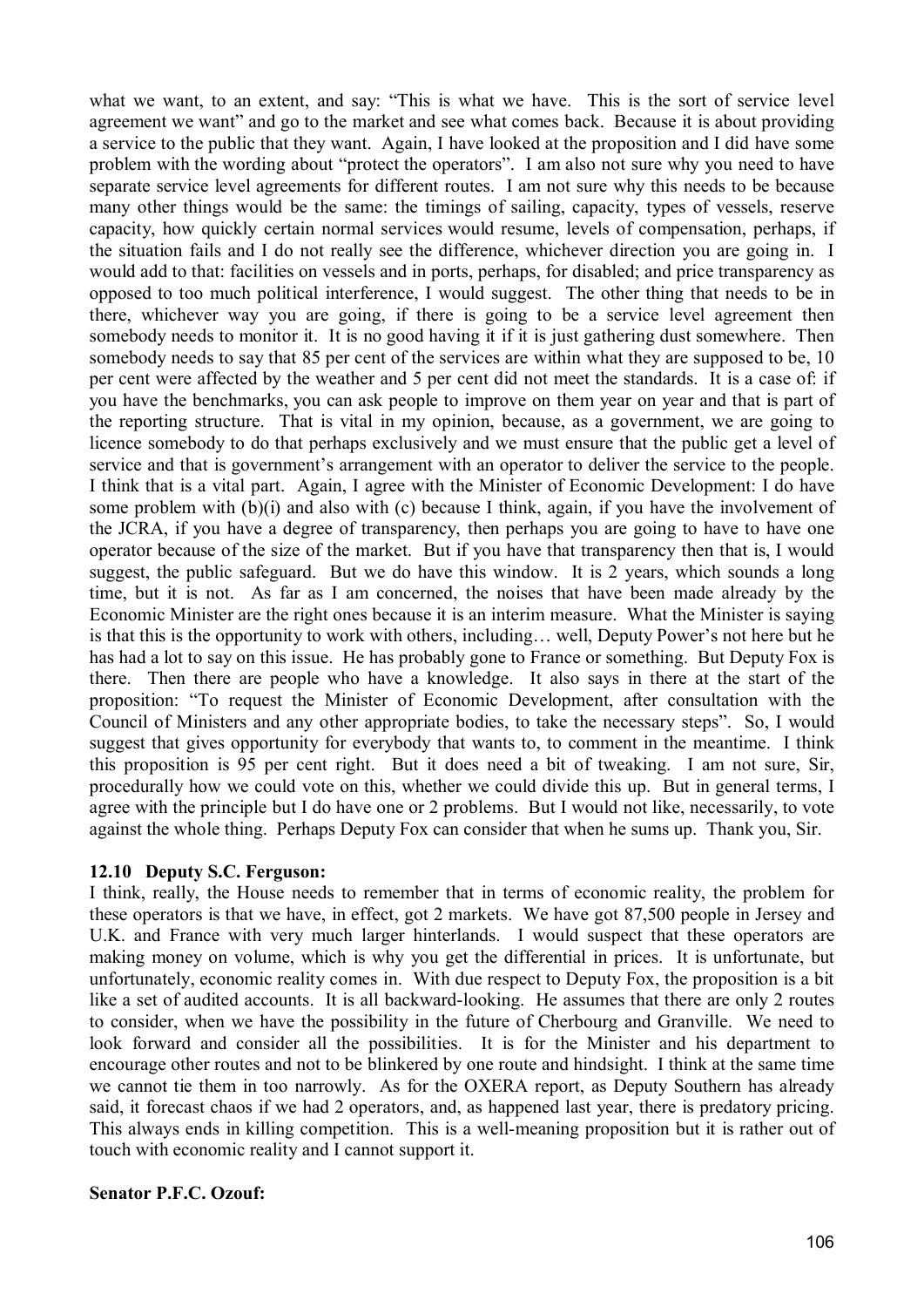what we want, to an extent, and say: "This is what we have. This is the sort of service level agreement we want" and go to the market and see what comes back. Because it is about providing a service to the public that they want. Again, I have looked at the proposition and I did have some problem with the wording about "protect the operators". I am also not sure why you need to have separate service level agreements for different routes. I am not sure why this needs to be because many other things would be the same: the timings of sailing, capacity, types of vessels, reserve capacity, how quickly certain normal services would resume, levels of compensation, perhaps, if the situation fails and I do not really see the difference, whichever direction you are going in. I would add to that: facilities on vessels and in ports, perhaps, for disabled; and price transparency as opposed to too much political interference, I would suggest. The other thing that needs to be in there, whichever way you are going, if there is going to be a service level agreement then somebody needs to monitor it. It is no good having it if it is just gathering dust somewhere. Then somebody needs to say that 85 per cent of the services are within what they are supposed to be, 10 per cent were affected by the weather and 5 per cent did not meet the standards. It is a case of: if you have the benchmarks, you can ask people to improve on them year on year and that is part of the reporting structure. That is vital in my opinion, because, as a government, we are going to licence somebody to do that perhaps exclusively and we must ensure that the public get a level of service and that is government's arrangement with an operator to deliver the service to the people. I think that is a vital part. Again, I agree with the Minister of Economic Development: I do have some problem with (b)(i) and also with (c) because I think, again, if you have the involvement of the JCRA, if you have a degree of transparency, then perhaps you are going to have to have one operator because of the size of the market. But if you have that transparency then that is, I would suggest, the public safeguard. But we do have this window. It is 2 years, which sounds a long time, but it is not. As far as I am concerned, the noises that have been made already by the Economic Minister are the right ones because it is an interim measure. What the Minister is saying is that this is the opportunity to work with others, including… well, Deputy Power's not here but he has had a lot to say on this issue. He has probably gone to France or something. But Deputy Fox is there. Then there are people who have a knowledge. It also says in there at the start of the proposition: "To request the Minister of Economic Development, after consultation with the Council of Ministers and any other appropriate bodies, to take the necessary steps". So, I would suggest that gives opportunity for everybody that wants to, to comment in the meantime. I think this proposition is 95 per cent right. But it does need a bit of tweaking. I am not sure, Sir, procedurally how we could vote on this, whether we could divide this up. But in general terms, I agree with the principle but I do have one or 2 problems. But I would not like, necessarily, to vote against the whole thing. Perhaps Deputy Fox can consider that when he sums up. Thank you, Sir.

### 12.10 Deputy S.C. Ferguson:

I think, really, the House needs to remember that in terms of economic reality, the problem for these operators is that we have, in effect, got 2 markets. We have got 87,500 people in Jersey and U.K. and France with very much larger hinterlands. I would suspect that these operators are making money on volume, which is why you get the differential in prices. It is unfortunate, but unfortunately, economic reality comes in. With due respect to Deputy Fox, the proposition is a bit like a set of audited accounts. It is all backward-looking. He assumes that there are only 2 routes to consider, when we have the possibility in the future of Cherbourg and Granville. We need to look forward and consider all the possibilities. It is for the Minister and his department to encourage other routes and not to be blinkered by one route and hindsight. I think at the same time we cannot tie them in too narrowly. As for the OXERA report, as Deputy Southern has already said, it forecast chaos if we had 2 operators, and, as happened last year, there is predatory pricing. This always ends in killing competition. This is a well-meaning proposition but it is rather out of touch with economic reality and I cannot support it.

**Senator P.F.C. Ozouf:**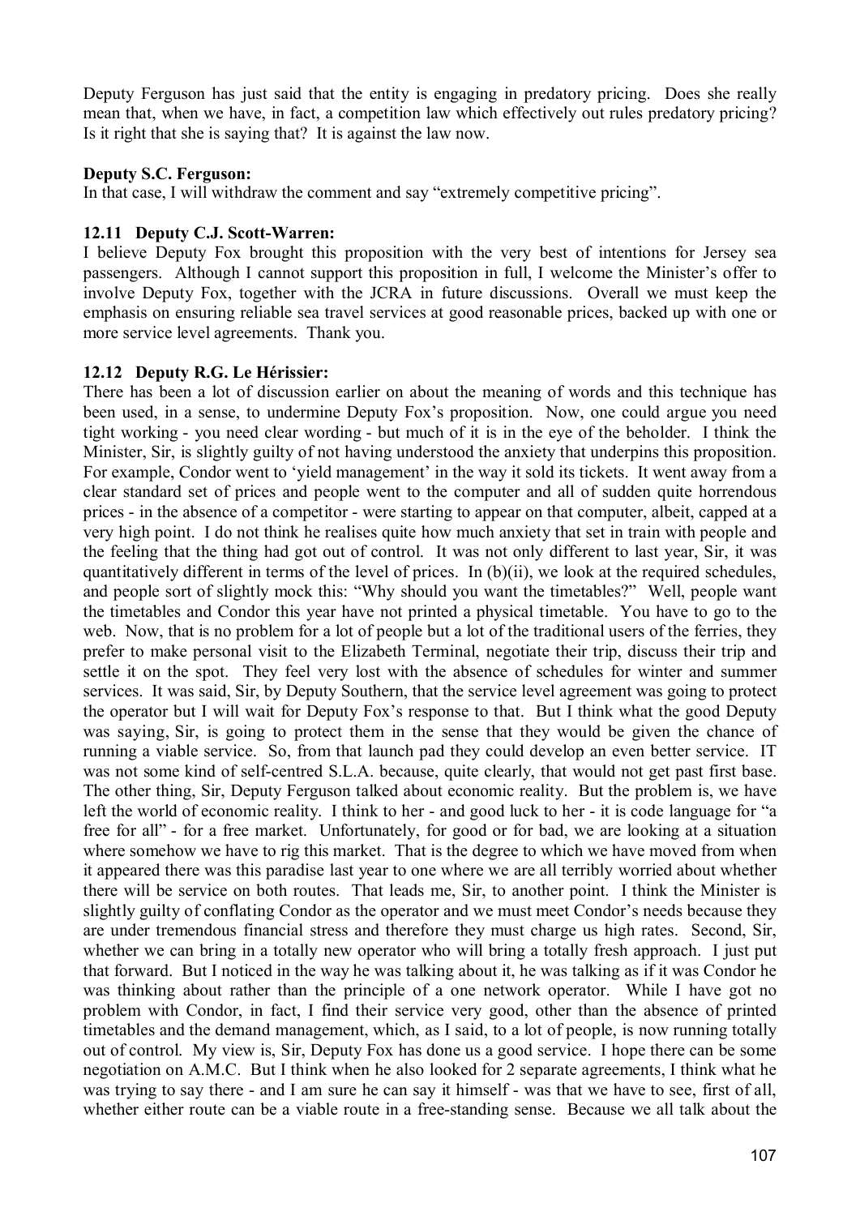Deputy Ferguson has just said that the entity is engaging in predatory pricing. Does she really mean that, when we have, in fact, a competition law which effectively out rules predatory pricing? Is it right that she is saying that? It is against the law now.

**Deputy S.C. Ferguson:**

In that case, I will withdraw the comment and say "extremely competitive pricing".

### 12.11 Deputy C.J. Scott-Warren:

I believe Deputy Fox brought this proposition with the very best of intentions for Jersey sea passengers. Although I cannot support this proposition in full, I welcome the Minister's offer to involve Deputy Fox, together with the JCRA in future discussions. Overall we must keep the emphasis on ensuring reliable sea travel services at good reasonable prices, backed up with one or more service level agreements. Thank you.

### 12.12 Deputy R.G. Le Hérissier:

There has been a lot of discussion earlier on about the meaning of words and this technique has been used, in a sense, to undermine Deputy Fox's proposition. Now, one could argue you need tight working - you need clear wording - but much of it is in the eye of the beholder. I think the Minister, Sir, is slightly guilty of not having understood the anxiety that underpins this proposition. For example, Condor went to 'yield management' in the way it sold its tickets. It went away from a clear standard set of prices and people went to the computer and all of sudden quite horrendous prices - in the absence of a competitor - were starting to appear on that computer, albeit, capped at a very high point. I do not think he realises quite how much anxiety that set in train with people and the feeling that the thing had got out of control. It was not only different to last year, Sir, it was quantitatively different in terms of the level of prices. In (b)(ii), we look at the required schedules, and people sort of slightly mock this: "Why should you want the timetables?" Well, people want the timetables and Condor this year have not printed a physical timetable. You have to go to the web. Now, that is no problem for a lot of people but a lot of the traditional users of the ferries, they prefer to make personal visit to the Elizabeth Terminal, negotiate their trip, discuss their trip and settle it on the spot. They feel very lost with the absence of schedules for winter and summer services. It was said, Sir, by Deputy Southern, that the service level agreement was going to protect the operator but I will wait for Deputy Fox's response to that. But I think what the good Deputy was saying, Sir, is going to protect them in the sense that they would be given the chance of running a viable service. So, from that launch pad they could develop an even better service. IT was not some kind of self-centred S.L.A. because, quite clearly, that would not get past first base. The other thing, Sir, Deputy Ferguson talked about economic reality. But the problem is, we have left the world of economic reality. I think to her - and good luck to her - it is code language for "a free for all" - for a free market. Unfortunately, for good or for bad, we are looking at a situation where somehow we have to rig this market. That is the degree to which we have moved from when it appeared there was this paradise last year to one where we are all terribly worried about whether there will be service on both routes. That leads me, Sir, to another point. I think the Minister is slightly guilty of conflating Condor as the operator and we must meet Condor's needs because they are under tremendous financial stress and therefore they must charge us high rates. Second, Sir, whether we can bring in a totally new operator who will bring a totally fresh approach. I just put that forward. But I noticed in the way he was talking about it, he was talking as if it was Condor he was thinking about rather than the principle of a one network operator. While I have got no problem with Condor, in fact, I find their service very good, other than the absence of printed timetables and the demand management, which, as I said, to a lot of people, is now running totally out of control. My view is, Sir, Deputy Fox has done us a good service. I hope there can be some negotiation on A.M.C. But I think when he also looked for 2 separate agreements, I think what he was trying to say there - and I am sure he can say it himself - was that we have to see, first of all, whether either route can be a viable route in a free-standing sense. Because we all talk about the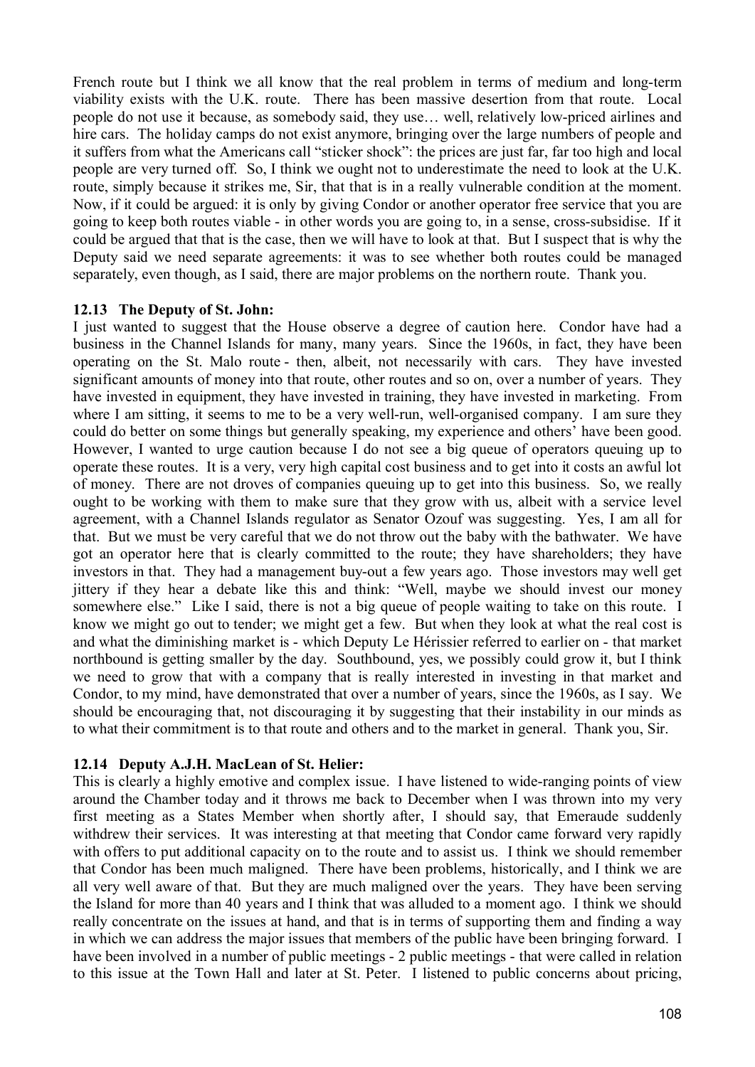French route but I think we all know that the real problem in terms of medium and long-term viability exists with the U.K. route. There has been massive desertion from that route. Local people do not use it because, as somebody said, they use… well, relatively low-priced airlines and hire cars. The holiday camps do not exist anymore, bringing over the large numbers of people and it suffers from what the Americans call "sticker shock": the prices are just far, far too high and local people are very turned off. So, I think we ought not to underestimate the need to look at the U.K. route, simply because it strikes me, Sir, that that is in a really vulnerable condition at the moment. Now, if it could be argued: it is only by giving Condor or another operator free service that you are going to keep both routes viable - in other words you are going to, in a sense, cross-subsidise. If it could be argued that that is the case, then we will have to look at that. But I suspect that is why the Deputy said we need separate agreements: it was to see whether both routes could be managed separately, even though, as I said, there are major problems on the northern route. Thank you.

### 12.13 The Deputy of St. John:

I just wanted to suggest that the House observe a degree of caution here. Condor have had a business in the Channel Islands for many, many years. Since the 1960s, in fact, they have been operating on the St. Malo route - then, albeit, not necessarily with cars. They have invested significant amounts of money into that route, other routes and so on, over a number of years. They have invested in equipment, they have invested in training, they have invested in marketing. From where I am sitting, it seems to me to be a very well-run, well-organised company. I am sure they could do better on some things but generally speaking, my experience and others' have been good. However, I wanted to urge caution because I do not see a big queue of operators queuing up to operate these routes. It is a very, very high capital cost business and to get into it costs an awful lot of money. There are not droves of companies queuing up to get into this business. So, we really ought to be working with them to make sure that they grow with us, albeit with a service level agreement, with a Channel Islands regulator as Senator Ozouf was suggesting. Yes, I am all for that. But we must be very careful that we do not throw out the baby with the bathwater. We have got an operator here that is clearly committed to the route; they have shareholders; they have investors in that. They had a management buy-out a few years ago. Those investors may well get jittery if they hear a debate like this and think: "Well, maybe we should invest our money somewhere else." Like I said, there is not a big queue of people waiting to take on this route. I know we might go out to tender; we might get a few. But when they look at what the real cost is and what the diminishing market is - which Deputy Le Hérissier referred to earlier on - that market northbound is getting smaller by the day. Southbound, yes, we possibly could grow it, but I think we need to grow that with a company that is really interested in investing in that market and Condor, to my mind, have demonstrated that over a number of years, since the 1960s, as I say. We should be encouraging that, not discouraging it by suggesting that their instability in our minds as to what their commitment is to that route and others and to the market in general. Thank you, Sir.

### 12.14 Deputy A.J.H. MacLean of St. Helier:

This is clearly a highly emotive and complex issue. I have listened to wide-ranging points of view around the Chamber today and it throws me back to December when I was thrown into my very first meeting as a States Member when shortly after, I should say, that Emeraude suddenly withdrew their services. It was interesting at that meeting that Condor came forward very rapidly with offers to put additional capacity on to the route and to assist us. I think we should remember that Condor has been much maligned. There have been problems, historically, and I think we are all very well aware of that. But they are much maligned over the years. They have been serving the Island for more than 40 years and I think that was alluded to a moment ago. I think we should really concentrate on the issues at hand, and that is in terms of supporting them and finding a way in which we can address the major issues that members of the public have been bringing forward. I have been involved in a number of public meetings - 2 public meetings - that were called in relation to this issue at the Town Hall and later at St. Peter. I listened to public concerns about pricing,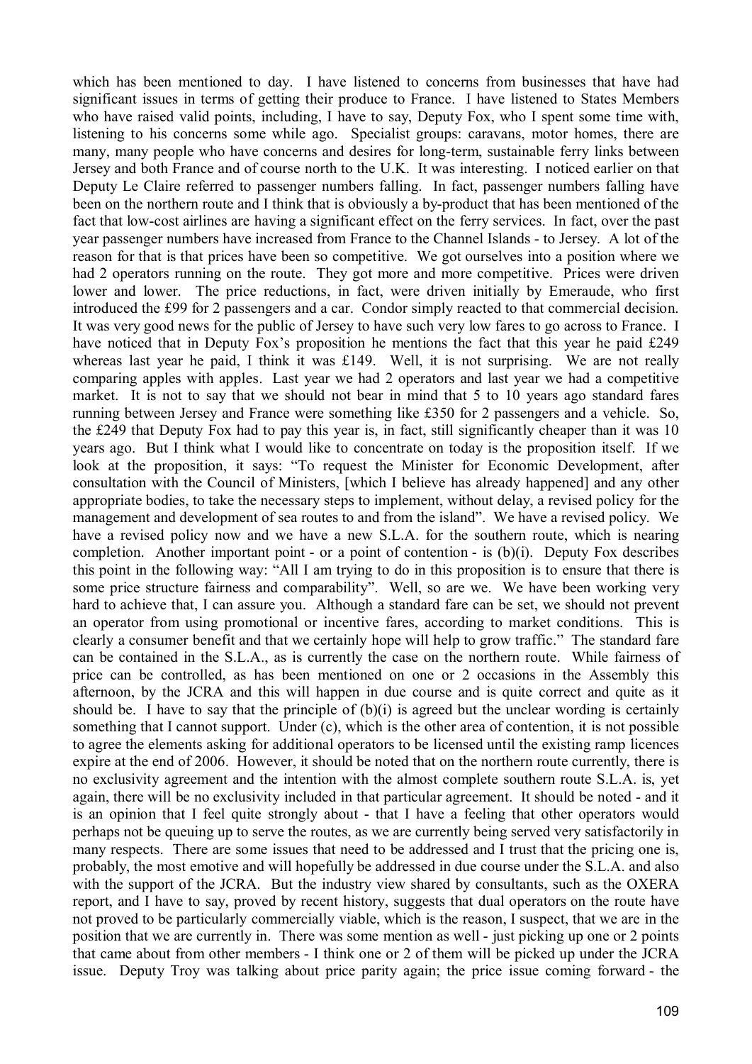which has been mentioned to day. I have listened to concerns from businesses that have had significant issues in terms of getting their produce to France. I have listened to States Members who have raised valid points, including, I have to say, Deputy Fox, who I spent some time with, listening to his concerns some while ago. Specialist groups: caravans, motor homes, there are many, many people who have concerns and desires for long-term, sustainable ferry links between Jersey and both France and of course north to the U.K. It was interesting. I noticed earlier on that Deputy Le Claire referred to passenger numbers falling. In fact, passenger numbers falling have been on the northern route and I think that is obviously a by-product that has been mentioned of the fact that low-cost airlines are having a significant effect on the ferry services. In fact, over the past year passenger numbers have increased from France to the Channel Islands - to Jersey. A lot of the reason for that is that prices have been so competitive. We got ourselves into a position where we had 2 operators running on the route. They got more and more competitive. Prices were driven lower and lower. The price reductions, in fact, were driven initially by Emeraude, who first introduced the £99 for 2 passengers and a car. Condor simply reacted to that commercial decision. It was very good news for the public of Jersey to have such very low fares to go across to France. I have noticed that in Deputy Fox's proposition he mentions the fact that this year he paid £249 whereas last year he paid, I think it was £149. Well, it is not surprising. We are not really comparing apples with apples. Last year we had 2 operators and last year we had a competitive market. It is not to say that we should not bear in mind that 5 to 10 years ago standard fares running between Jersey and France were something like £350 for 2 passengers and a vehicle. So, the £249 that Deputy Fox had to pay this year is, in fact, still significantly cheaper than it was 10 years ago. But I think what I would like to concentrate on today is the proposition itself. If we look at the proposition, it says: "To request the Minister for Economic Development, after consultation with the Council of Ministers, [which I believe has already happened] and any other appropriate bodies, to take the necessary steps to implement, without delay, a revised policy for the management and development of sea routes to and from the island". We have a revised policy. We have a revised policy now and we have a new S.L.A. for the southern route, which is nearing completion. Another important point - or a point of contention - is (b)(i). Deputy Fox describes this point in the following way: "All I am trying to do in this proposition is to ensure that there is some price structure fairness and comparability". Well, so are we. We have been working very hard to achieve that, I can assure you. Although a standard fare can be set, we should not prevent an operator from using promotional or incentive fares, according to market conditions. This is clearly a consumer benefit and that we certainly hope will help to grow traffic." The standard fare can be contained in the S.L.A., as is currently the case on the northern route. While fairness of price can be controlled, as has been mentioned on one or 2 occasions in the Assembly this afternoon, by the JCRA and this will happen in due course and is quite correct and quite as it should be. I have to say that the principle of (b)(i) is agreed but the unclear wording is certainly something that I cannot support. Under (c), which is the other area of contention, it is not possible to agree the elements asking for additional operators to be licensed until the existing ramp licences expire at the end of 2006. However, it should be noted that on the northern route currently, there is no exclusivity agreement and the intention with the almost complete southern route S.L.A. is, yet again, there will be no exclusivity included in that particular agreement. It should be noted - and it is an opinion that I feel quite strongly about - that I have a feeling that other operators would perhaps not be queuing up to serve the routes, as we are currently being served very satisfactorily in many respects. There are some issues that need to be addressed and I trust that the pricing one is, probably, the most emotive and will hopefully be addressed in due course under the S.L.A. and also with the support of the JCRA. But the industry view shared by consultants, such as the OXERA report, and I have to say, proved by recent history, suggests that dual operators on the route have not proved to be particularly commercially viable, which is the reason, I suspect, that we are in the position that we are currently in. There was some mention as well - just picking up one or 2 points that came about from other members - I think one or 2 of them will be picked up under the JCRA issue. Deputy Troy was talking about price parity again; the price issue coming forward - the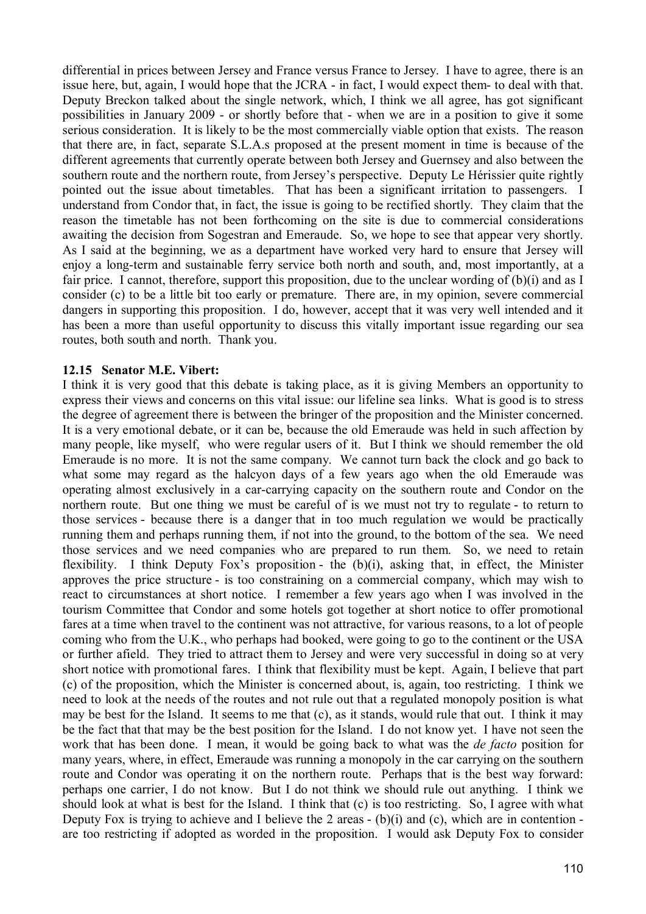differential in prices between Jersey and France versus France to Jersey. I have to agree, there is an issue here, but, again, I would hope that the JCRA - in fact, I would expect them- to deal with that. Deputy Breckon talked about the single network, which, I think we all agree, has got significant possibilities in January 2009 - or shortly before that - when we are in a position to give it some serious consideration. It is likely to be the most commercially viable option that exists. The reason that there are, in fact, separate S.L.A.s proposed at the present moment in time is because of the different agreements that currently operate between both Jersey and Guernsey and also between the southern route and the northern route, from Jersey's perspective. Deputy Le Hérissier quite rightly pointed out the issue about timetables. That has been a significant irritation to passengers. I understand from Condor that, in fact, the issue is going to be rectified shortly. They claim that the reason the timetable has not been forthcoming on the site is due to commercial considerations awaiting the decision from Sogestran and Emeraude. So, we hope to see that appear very shortly. As I said at the beginning, we as a department have worked very hard to ensure that Jersey will enjoy a long-term and sustainable ferry service both north and south, and, most importantly, at a fair price. I cannot, therefore, support this proposition, due to the unclear wording of (b)(i) and as I consider (c) to be a little bit too early or premature. There are, in my opinion, severe commercial dangers in supporting this proposition. I do, however, accept that it was very well intended and it has been a more than useful opportunity to discuss this vitally important issue regarding our sea routes, both south and north. Thank you.

**12.15 Senator M.E. Vibert:**

I think it is very good that this debate is taking place, as it is giving Members an opportunity to express their views and concerns on this vital issue: our lifeline sea links. What is good is to stress the degree of agreement there is between the bringer of the proposition and the Minister concerned. It is a very emotional debate, or it can be, because the old Emeraude was held in such affection by many people, like myself, who were regular users of it. But I think we should remember the old Emeraude is no more. It is not the same company. We cannot turn back the clock and go back to what some may regard as the halcyon days of a few years ago when the old Emeraude was operating almost exclusively in a car-carrying capacity on the southern route and Condor on the northern route. But one thing we must be careful of is we must not try to regulate - to return to those services - because there is a danger that in too much regulation we would be practically running them and perhaps running them, if not into the ground, to the bottom of the sea. We need those services and we need companies who are prepared to run them. So, we need to retain flexibility. I think Deputy Fox's proposition - the (b)(i), asking that, in effect, the Minister approves the price structure - is too constraining on a commercial company, which may wish to react to circumstances at short notice. I remember a few years ago when I was involved in the tourism Committee that Condor and some hotels got together at short notice to offer promotional fares at a time when travel to the continent was not attractive, for various reasons, to a lot of people coming who from the U.K., who perhaps had booked, were going to go to the continent or the USA or further afield. They tried to attract them to Jersey and were very successful in doing so at very short notice with promotional fares. I think that flexibility must be kept. Again, I believe that part (c) of the proposition, which the Minister is concerned about, is, again, too restricting. I think we need to look at the needs of the routes and not rule out that a regulated monopoly position is what may be best for the Island. It seems to me that (c), as it stands, would rule that out. I think it may be the fact that that may be the best position for the Island. I do not know yet. I have not seen the work that has been done. I mean, it would be going back to what was the *de facto* position for many years, where, in effect, Emeraude was running a monopoly in the car carrying on the southern route and Condor was operating it on the northern route. Perhaps that is the best way forward: perhaps one carrier, I do not know. But I do not think we should rule out anything. I think we should look at what is best for the Island. I think that (c) is too restricting. So, I agree with what Deputy Fox is trying to achieve and I believe the 2 areas - (b)(i) and (c), which are in contention - are too restricting if adopted as worded in the proposition. I would ask Deputy Fox to consider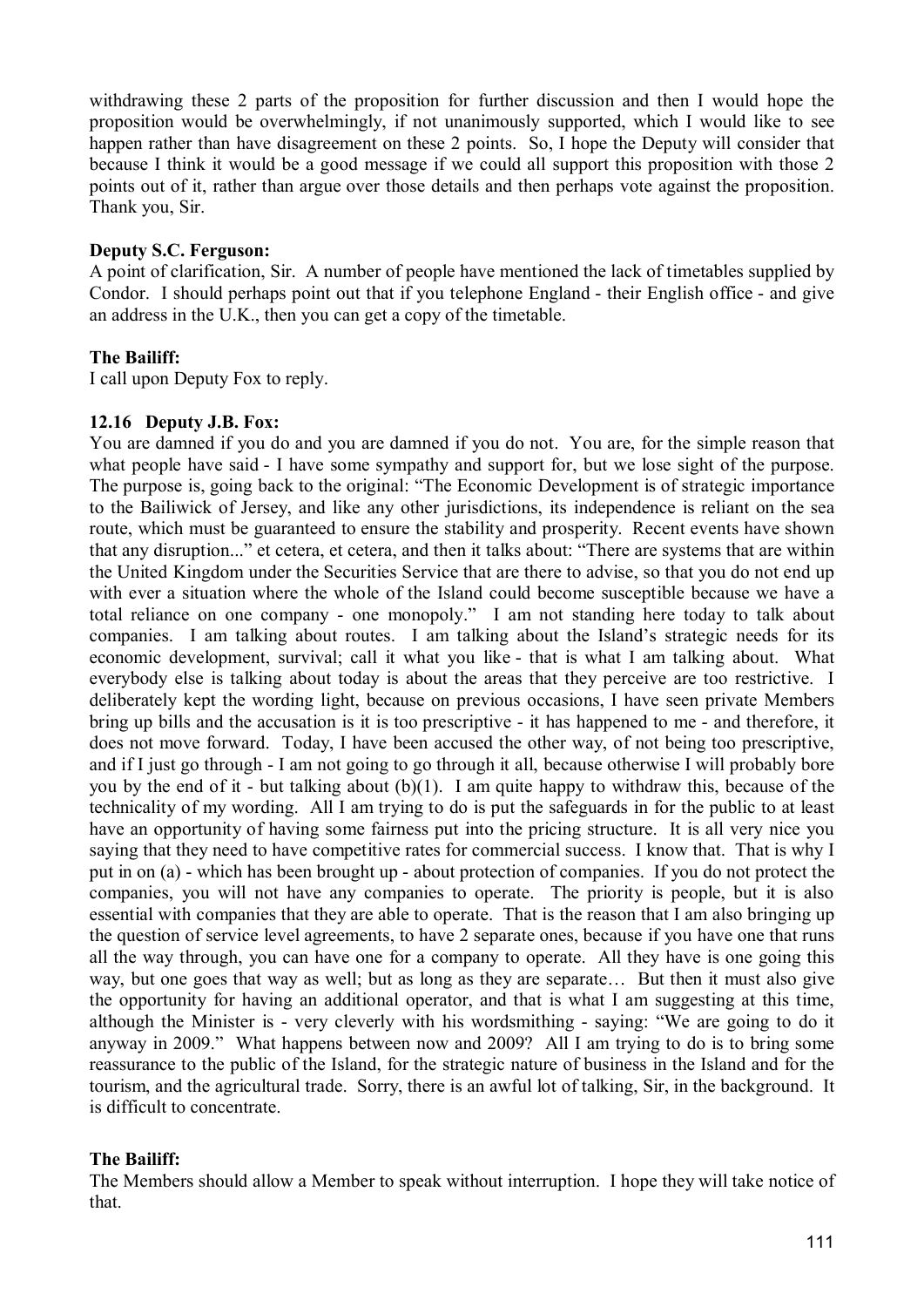withdrawing these 2 parts of the proposition for further discussion and then I would hope the proposition would be overwhelmingly, if not unanimously supported, which I would like to see happen rather than have disagreement on these 2 points. So, I hope the Deputy will consider that because I think it would be a good message if we could all support this proposition with those 2 points out of it, rather than argue over those details and then perhaps vote against the proposition. Thank you, Sir.

**Deputy S.C. Ferguson:**

A point of clarification, Sir. A number of people have mentioned the lack of timetables supplied by Condor. I should perhaps point out that if you telephone England - their English office - and give an address in the U.K., then you can get a copy of the timetable.

**The Bailiff:**

I call upon Deputy Fox to reply.

**12.16 Deputy J.B. Fox:**

You are damned if you do and you are damned if you do not. You are, for the simple reason that what people have said - I have some sympathy and support for, but we lose sight of the purpose. The purpose is, going back to the original: "The Economic Development is of strategic importance to the Bailiwick of Jersey, and like any other jurisdictions, its independence is reliant on the sea route, which must be guaranteed to ensure the stability and prosperity. Recent events have shown that any disruption..." et cetera, et cetera, and then it talks about: "There are systems that are within the United Kingdom under the Securities Service that are there to advise, so that you do not end up with ever a situation where the whole of the Island could become susceptible because we have a total reliance on one company - one monopoly." I am not standing here today to talk about companies. I am talking about routes. I am talking about the Island's strategic needs for its economic development, survival; call it what you like - that is what I am talking about. What everybody else is talking about today is about the areas that they perceive are too restrictive. I deliberately kept the wording light, because on previous occasions, I have seen private Members bring up bills and the accusation is it is too prescriptive - it has happened to me - and therefore, it does not move forward. Today, I have been accused the other way, of not being too prescriptive, and if I just go through - I am not going to go through it all, because otherwise I will probably bore you by the end of it - but talking about (b)(1). I am quite happy to withdraw this, because of the technicality of my wording. All I am trying to do is put the safeguards in for the public to at least have an opportunity of having some fairness put into the pricing structure. It is all very nice you saying that they need to have competitive rates for commercial success. I know that. That is why I put in on (a) - which has been brought up - about protection of companies. If you do not protect the companies, you will not have any companies to operate. The priority is people, but it is also essential with companies that they are able to operate. That is the reason that I am also bringing up the question of service level agreements, to have 2 separate ones, because if you have one that runs all the way through, you can have one for a company to operate. All they have is one going this way, but one goes that way as well; but as long as they are separate… But then it must also give the opportunity for having an additional operator, and that is what I am suggesting at this time, although the Minister is - very cleverly with his wordsmithing - saying: "We are going to do it anyway in 2009." What happens between now and 2009? All I am trying to do is to bring some reassurance to the public of the Island, for the strategic nature of business in the Island and for the tourism, and the agricultural trade. Sorry, there is an awful lot of talking, Sir, in the background. It is difficult to concentrate.

**The Bailiff:**

The Members should allow a Member to speak without interruption. I hope they will take notice of that.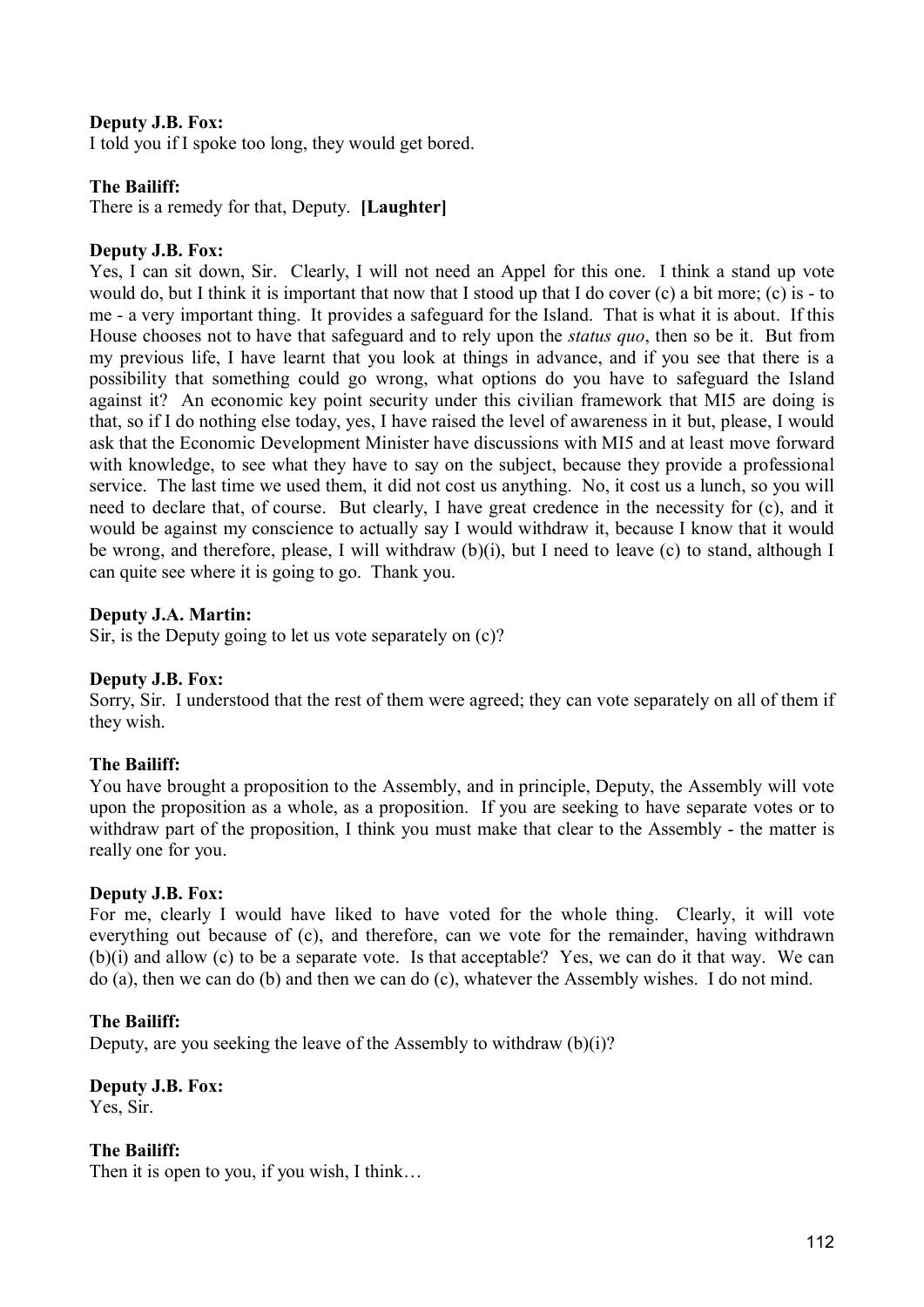**Deputy J.B. Fox:**
I told you if I spoke too long, they would get bored.

**The Bailiff:**
There is a remedy for that, Deputy. **[Laughter]**

**Deputy J.B. Fox:**
Yes, I can sit down, Sir. Clearly, I will not need an Appel for this one. I think a stand up vote would do, but I think it is important that now that I stood up that I do cover (c) a bit more; (c) is - to me - a very important thing. It provides a safeguard for the Island. That is what it is about. If this House chooses not to have that safeguard and to rely upon the *status quo*, then so be it. But from my previous life, I have learnt that you look at things in advance, and if you see that there is a possibility that something could go wrong, what options do you have to safeguard the Island against it? An economic key point security under this civilian framework that MI5 are doing is that, so if I do nothing else today, yes, I have raised the level of awareness in it but, please, I would ask that the Economic Development Minister have discussions with MI5 and at least move forward with knowledge, to see what they have to say on the subject, because they provide a professional service. The last time we used them, it did not cost us anything. No, it cost us a lunch, so you will need to declare that, of course. But clearly, I have great credence in the necessity for (c), and it would be against my conscience to actually say I would withdraw it, because I know that it would be wrong, and therefore, please, I will withdraw (b)(i), but I need to leave (c) to stand, although I can quite see where it is going to go. Thank you.

**Deputy J.A. Martin:**
Sir, is the Deputy going to let us vote separately on (c)?

**Deputy J.B. Fox:**
Sorry, Sir. I understood that the rest of them were agreed; they can vote separately on all of them if they wish.

**The Bailiff:**
You have brought a proposition to the Assembly, and in principle, Deputy, the Assembly will vote upon the proposition as a whole, as a proposition. If you are seeking to have separate votes or to withdraw part of the proposition, I think you must make that clear to the Assembly - the matter is really one for you.

**Deputy J.B. Fox:**
For me, clearly I would have liked to have voted for the whole thing. Clearly, it will vote everything out because of (c), and therefore, can we vote for the remainder, having withdrawn (b)(i) and allow (c) to be a separate vote. Is that acceptable? Yes, we can do it that way. We can do (a), then we can do (b) and then we can do (c), whatever the Assembly wishes. I do not mind.

**The Bailiff:**
Deputy, are you seeking the leave of the Assembly to withdraw (b)(i)?

**Deputy J.B. Fox:**
Yes, Sir.

**The Bailiff:**
Then it is open to you, if you wish, I think…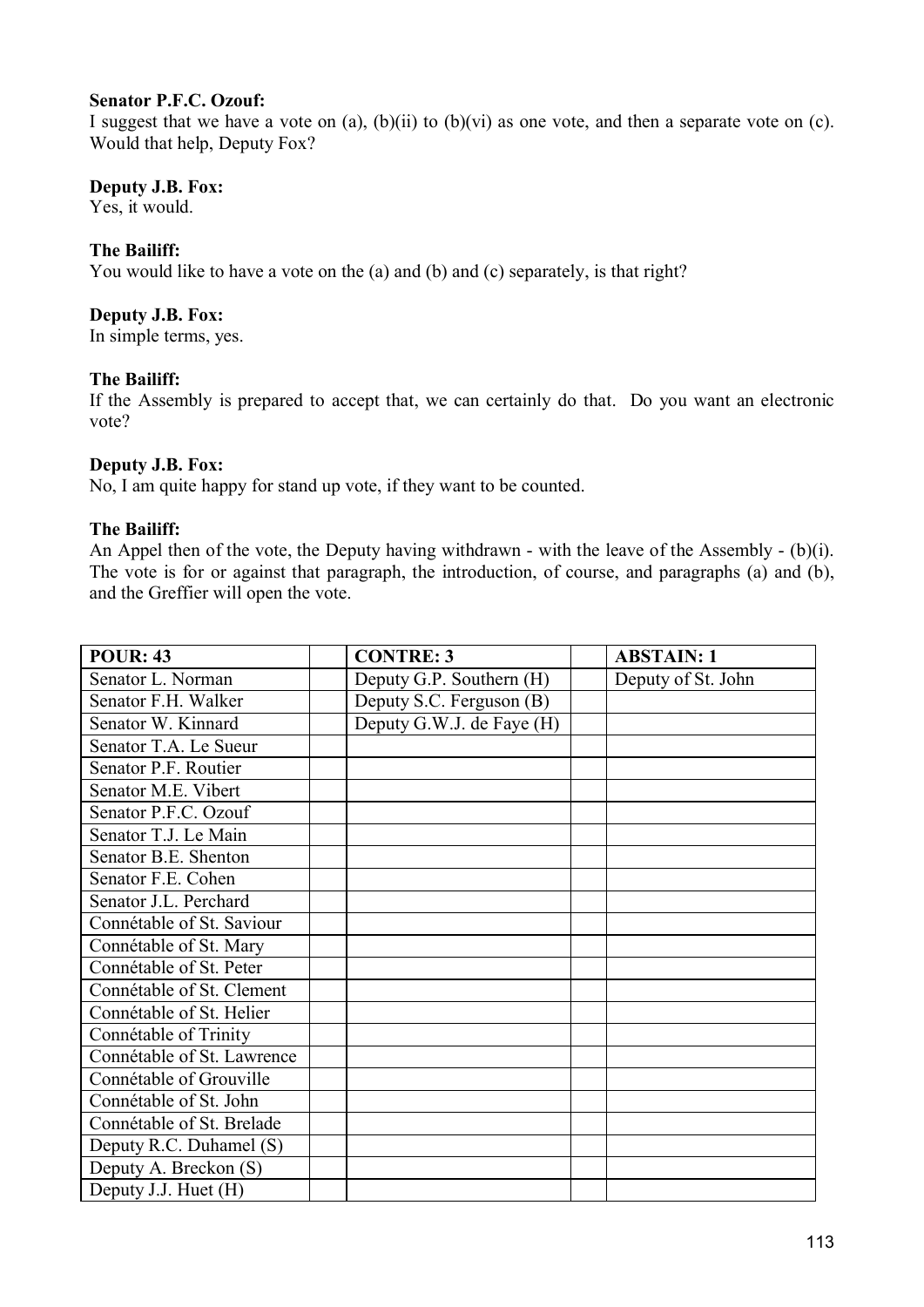**Senator P.F.C. Ozouf:**

I suggest that we have a vote on (a), (b)(ii) to (b)(vi) as one vote, and then a separate vote on (c). Would that help, Deputy Fox?

**Deputy J.B. Fox:**

Yes, it would.

**The Bailiff:**

You would like to have a vote on the (a) and (b) and (c) separately, is that right?

**Deputy J.B. Fox:**

In simple terms, yes.

**The Bailiff:**

If the Assembly is prepared to accept that, we can certainly do that. Do you want an electronic vote?

**Deputy J.B. Fox:**

No, I am quite happy for stand up vote, if they want to be counted.

**The Bailiff:**

An Appel then of the vote, the Deputy having withdrawn - with the leave of the Assembly - (b)(i). The vote is for or against that paragraph, the introduction, of course, and paragraphs (a) and (b), and the Greffier will open the vote.

| POUR: 43 | | CONTRE: 3 | | ABSTAIN: 1 |
|---|---|---|---|---|
| Senator L. Norman | | Deputy G.P. Southern (H) | | Deputy of St. John |
| Senator F.H. Walker | | Deputy S.C. Ferguson (B) | | |
| Senator W. Kinnard | | Deputy G.W.J. de Faye (H) | | |
| Senator T.A. Le Sueur | | | | |
| Senator P.F. Routier | | | | |
| Senator M.E. Vibert | | | | |
| Senator P.F.C. Ozouf | | | | |
| Senator T.J. Le Main | | | | |
| Senator B.E. Shenton | | | | |
| Senator F.E. Cohen | | | | |
| Senator J.L. Perchard | | | | |
| Connétable of St. Saviour | | | | |
| Connétable of St. Mary | | | | |
| Connétable of St. Peter | | | | |
| Connétable of St. Clement | | | | |
| Connétable of St. Helier | | | | |
| Connétable of Trinity | | | | |
| Connétable of St. Lawrence | | | | |
| Connétable of Grouville | | | | |
| Connétable of St. John | | | | |
| Connétable of St. Brelade | | | | |
| Deputy R.C. Duhamel (S) | | | | |
| Deputy A. Breckon (S) | | | | |
| Deputy J.J. Huet (H) | | | | |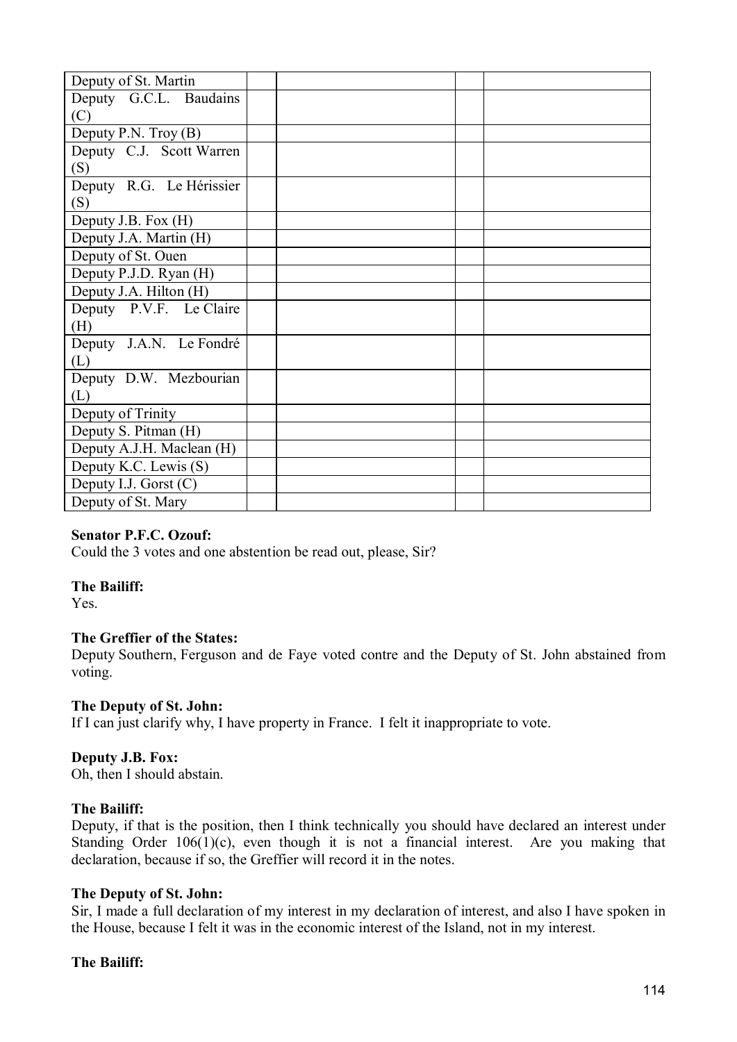| | | | | |
|---|---|---|---|---|
| Deputy of St. Martin | | | | |
| Deputy G.C.L. Baudains (C) | | | | |
| Deputy P.N. Troy (B) | | | | |
| Deputy C.J. Scott Warren (S) | | | | |
| Deputy R.G. Le Hérissier (S) | | | | |
| Deputy J.B. Fox (H) | | | | |
| Deputy J.A. Martin (H) | | | | |
| Deputy of St. Ouen | | | | |
| Deputy P.J.D. Ryan (H) | | | | |
| Deputy J.A. Hilton (H) | | | | |
| Deputy P.V.F. Le Claire (H) | | | | |
| Deputy J.A.N. Le Fondré (L) | | | | |
| Deputy D.W. Mezbourian (L) | | | | |
| Deputy of Trinity | | | | |
| Deputy S. Pitman (H) | | | | |
| Deputy A.J.H. Maclean (H) | | | | |
| Deputy K.C. Lewis (S) | | | | |
| Deputy I.J. Gorst (C) | | | | |
| Deputy of St. Mary | | | | |

**Senator P.F.C. Ozouf:**
Could the 3 votes and one abstention be read out, please, Sir?

**The Bailiff:**
Yes.

**The Greffier of the States:**
Deputy Southern, Ferguson and de Faye voted contre and the Deputy of St. John abstained from voting.

**The Deputy of St. John:**
If I can just clarify why, I have property in France. I felt it inappropriate to vote.

**Deputy J.B. Fox:**
Oh, then I should abstain.

**The Bailiff:**
Deputy, if that is the position, then I think technically you should have declared an interest under Standing Order 106(1)(c), even though it is not a financial interest. Are you making that declaration, because if so, the Greffier will record it in the notes.

**The Deputy of St. John:**
Sir, I made a full declaration of my interest in my declaration of interest, and also I have spoken in the House, because I felt it was in the economic interest of the Island, not in my interest.

**The Bailiff:**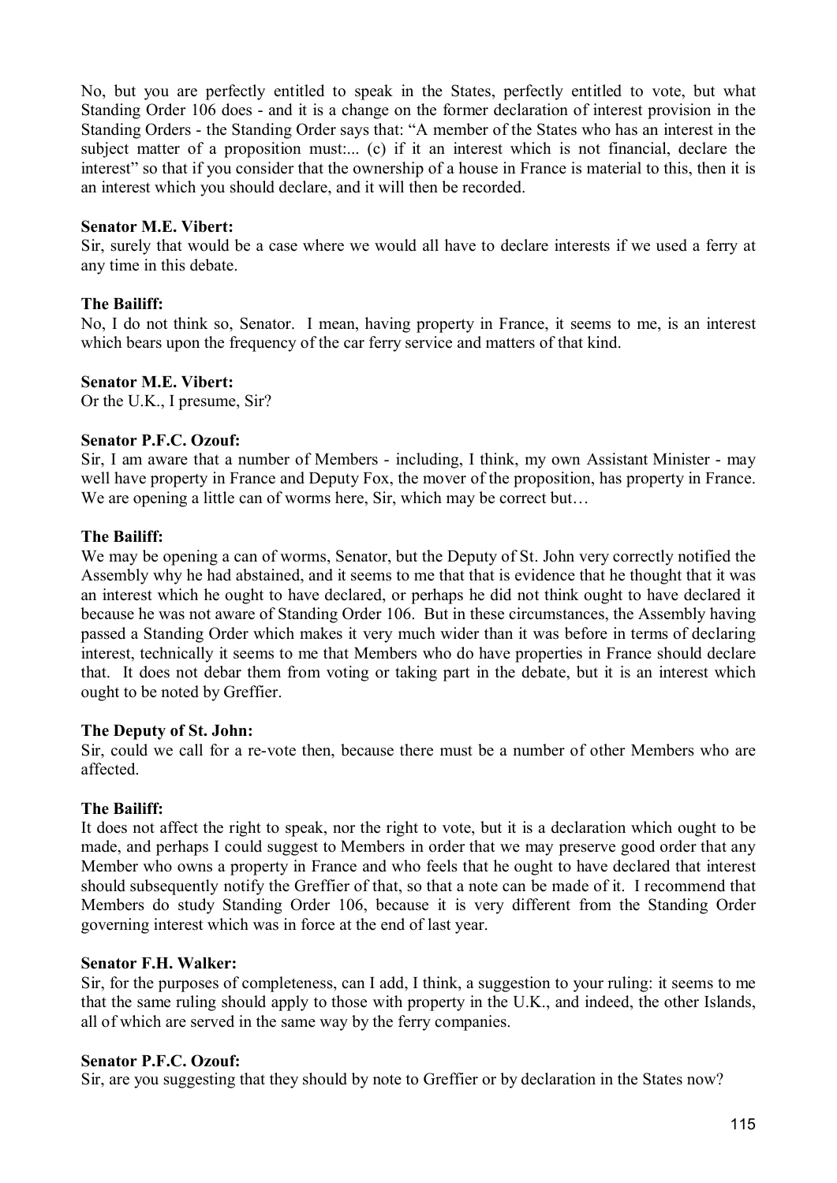No, but you are perfectly entitled to speak in the States, perfectly entitled to vote, but what Standing Order 106 does - and it is a change on the former declaration of interest provision in the Standing Orders - the Standing Order says that: "A member of the States who has an interest in the subject matter of a proposition must:... (c) if it an interest which is not financial, declare the interest" so that if you consider that the ownership of a house in France is material to this, then it is an interest which you should declare, and it will then be recorded.

**Senator M.E. Vibert:**

Sir, surely that would be a case where we would all have to declare interests if we used a ferry at any time in this debate.

**The Bailiff:**

No, I do not think so, Senator. I mean, having property in France, it seems to me, is an interest which bears upon the frequency of the car ferry service and matters of that kind.

**Senator M.E. Vibert:**

Or the U.K., I presume, Sir?

**Senator P.F.C. Ozouf:**

Sir, I am aware that a number of Members - including, I think, my own Assistant Minister - may well have property in France and Deputy Fox, the mover of the proposition, has property in France. We are opening a little can of worms here, Sir, which may be correct but…

**The Bailiff:**

We may be opening a can of worms, Senator, but the Deputy of St. John very correctly notified the Assembly why he had abstained, and it seems to me that that is evidence that he thought that it was an interest which he ought to have declared, or perhaps he did not think ought to have declared it because he was not aware of Standing Order 106. But in these circumstances, the Assembly having passed a Standing Order which makes it very much wider than it was before in terms of declaring interest, technically it seems to me that Members who do have properties in France should declare that. It does not debar them from voting or taking part in the debate, but it is an interest which ought to be noted by Greffier.

**The Deputy of St. John:**

Sir, could we call for a re-vote then, because there must be a number of other Members who are affected.

**The Bailiff:**

It does not affect the right to speak, nor the right to vote, but it is a declaration which ought to be made, and perhaps I could suggest to Members in order that we may preserve good order that any Member who owns a property in France and who feels that he ought to have declared that interest should subsequently notify the Greffier of that, so that a note can be made of it. I recommend that Members do study Standing Order 106, because it is very different from the Standing Order governing interest which was in force at the end of last year.

**Senator F.H. Walker:**

Sir, for the purposes of completeness, can I add, I think, a suggestion to your ruling: it seems to me that the same ruling should apply to those with property in the U.K., and indeed, the other Islands, all of which are served in the same way by the ferry companies.

**Senator P.F.C. Ozouf:**

Sir, are you suggesting that they should by note to Greffier or by declaration in the States now?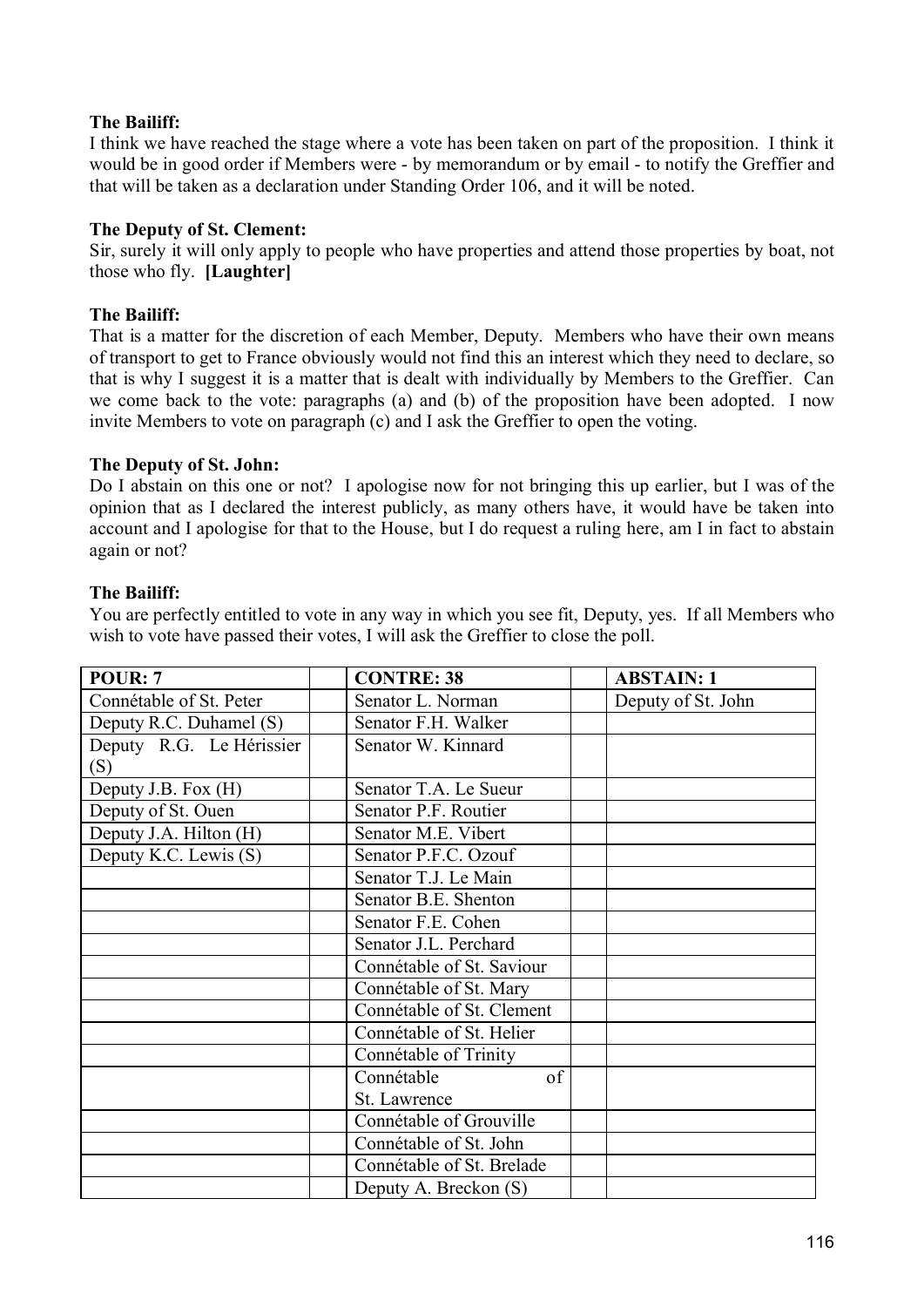**The Bailiff:**

I think we have reached the stage where a vote has been taken on part of the proposition. I think it would be in good order if Members were - by memorandum or by email - to notify the Greffier and that will be taken as a declaration under Standing Order 106, and it will be noted.

**The Deputy of St. Clement:**

Sir, surely it will only apply to people who have properties and attend those properties by boat, not those who fly. **[Laughter]**

**The Bailiff:**

That is a matter for the discretion of each Member, Deputy. Members who have their own means of transport to get to France obviously would not find this an interest which they need to declare, so that is why I suggest it is a matter that is dealt with individually by Members to the Greffier. Can we come back to the vote: paragraphs (a) and (b) of the proposition have been adopted. I now invite Members to vote on paragraph (c) and I ask the Greffier to open the voting.

**The Deputy of St. John:**

Do I abstain on this one or not? I apologise now for not bringing this up earlier, but I was of the opinion that as I declared the interest publicly, as many others have, it would have be taken into account and I apologise for that to the House, but I do request a ruling here, am I in fact to abstain again or not?

**The Bailiff:**

You are perfectly entitled to vote in any way in which you see fit, Deputy, yes. If all Members who wish to vote have passed their votes, I will ask the Greffier to close the poll.

| POUR: 7 | | CONTRE: 38 | | ABSTAIN: 1 |
|---|---|---|---|---|
| Connétable of St. Peter | | Senator L. Norman | | Deputy of St. John |
| Deputy R.C. Duhamel (S) | | Senator F.H. Walker | | |
| Deputy R.G. Le Hérissier (S) | | Senator W. Kinnard | | |
| Deputy J.B. Fox (H) | | Senator T.A. Le Sueur | | |
| Deputy of St. Ouen | | Senator P.F. Routier | | |
| Deputy J.A. Hilton (H) | | Senator M.E. Vibert | | |
| Deputy K.C. Lewis (S) | | Senator P.F.C. Ozouf | | |
| | | Senator T.J. Le Main | | |
| | | Senator B.E. Shenton | | |
| | | Senator F.E. Cohen | | |
| | | Senator J.L. Perchard | | |
| | | Connétable of St. Saviour | | |
| | | Connétable of St. Mary | | |
| | | Connétable of St. Clement | | |
| | | Connétable of St. Helier | | |
| | | Connétable of Trinity | | |
| | | Connétable of St. Lawrence | | |
| | | Connétable of Grouville | | |
| | | Connétable of St. John | | |
| | | Connétable of St. Brelade | | |
| | | Deputy A. Breckon (S) | | |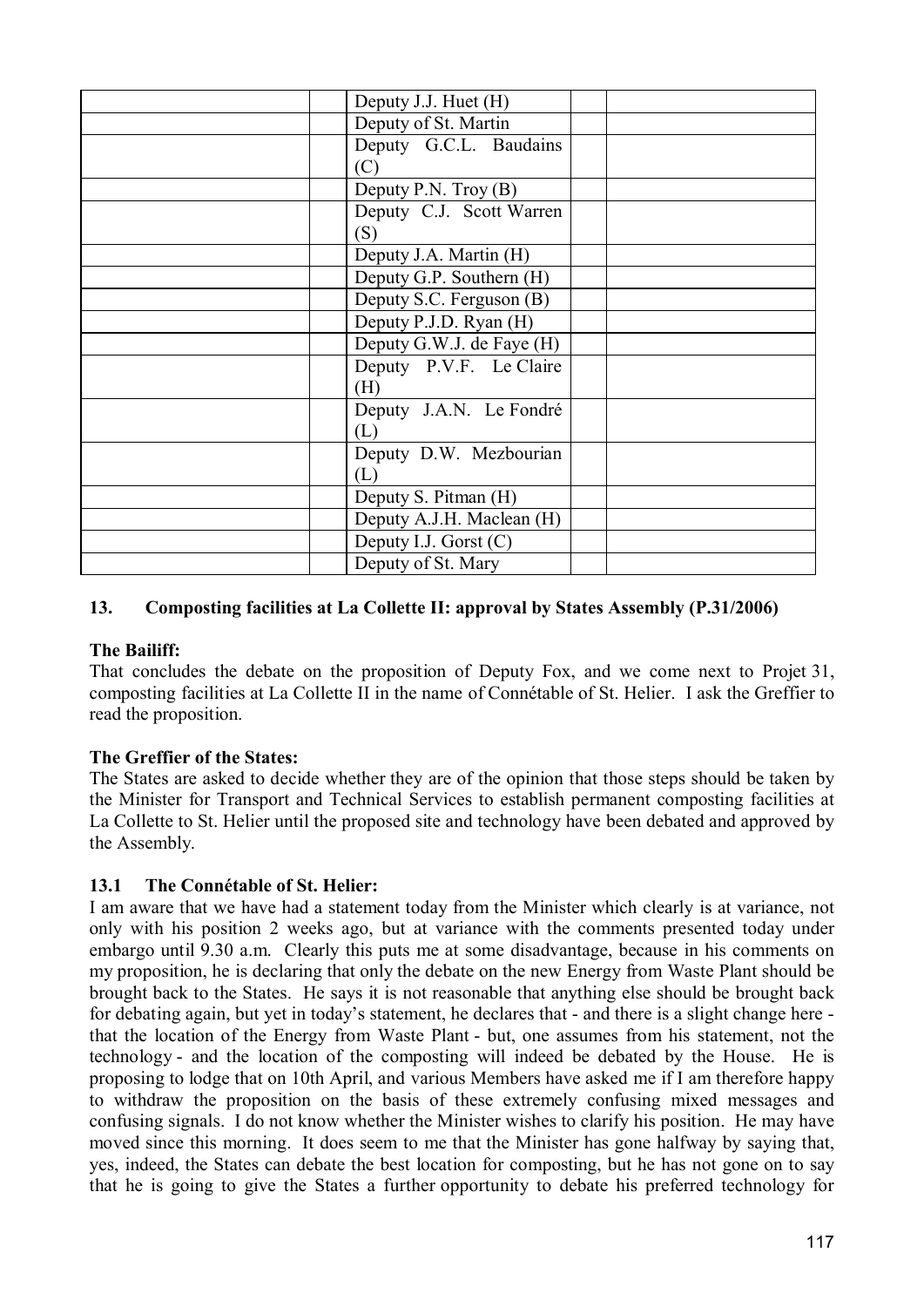| | | | |
|---|---|---|---|
| | Deputy J.J. Huet (H) | | |
| | Deputy of St. Martin | | |
| | Deputy G.C.L. Baudains (C) | | |
| | Deputy P.N. Troy (B) | | |
| | Deputy C.J. Scott Warren (S) | | |
| | Deputy J.A. Martin (H) | | |
| | Deputy G.P. Southern (H) | | |
| | Deputy S.C. Ferguson (B) | | |
| | Deputy P.J.D. Ryan (H) | | |
| | Deputy G.W.J. de Faye (H) | | |
| | Deputy P.V.F. Le Claire (H) | | |
| | Deputy J.A.N. Le Fondré (L) | | |
| | Deputy D.W. Mezbourian (L) | | |
| | Deputy S. Pitman (H) | | |
| | Deputy A.J.H. Maclean (H) | | |
| | Deputy I.J. Gorst (C) | | |
| | Deputy of St. Mary | | |

## 13. Composting facilities at La Collette II: approval by States Assembly (P.31/2006)

**The Bailiff:**

That concludes the debate on the proposition of Deputy Fox, and we come next to Projet 31, composting facilities at La Collette II in the name of Connétable of St. Helier. I ask the Greffier to read the proposition.

**The Greffier of the States:**

The States are asked to decide whether they are of the opinion that those steps should be taken by the Minister for Transport and Technical Services to establish permanent composting facilities at La Collette to St. Helier until the proposed site and technology have been debated and approved by the Assembly.

### 13.1 The Connétable of St. Helier:

I am aware that we have had a statement today from the Minister which clearly is at variance, not only with his position 2 weeks ago, but at variance with the comments presented today under embargo until 9.30 a.m. Clearly this puts me at some disadvantage, because in his comments on my proposition, he is declaring that only the debate on the new Energy from Waste Plant should be brought back to the States. He says it is not reasonable that anything else should be brought back for debating again, but yet in today's statement, he declares that - and there is a slight change here - that the location of the Energy from Waste Plant - but, one assumes from his statement, not the technology - and the location of the composting will indeed be debated by the House. He is proposing to lodge that on 10th April, and various Members have asked me if I am therefore happy to withdraw the proposition on the basis of these extremely confusing mixed messages and confusing signals. I do not know whether the Minister wishes to clarify his position. He may have moved since this morning. It does seem to me that the Minister has gone halfway by saying that, yes, indeed, the States can debate the best location for composting, but he has not gone on to say that he is going to give the States a further opportunity to debate his preferred technology for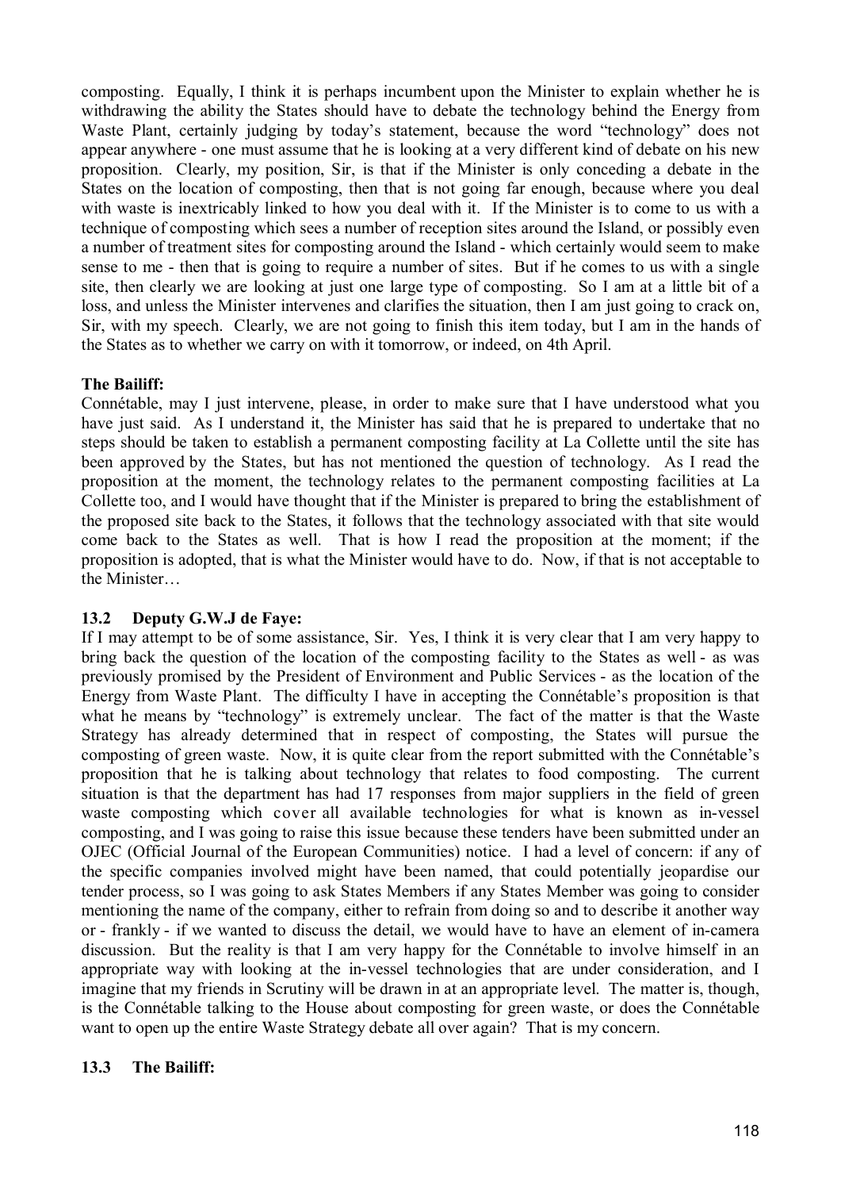composting. Equally, I think it is perhaps incumbent upon the Minister to explain whether he is withdrawing the ability the States should have to debate the technology behind the Energy from Waste Plant, certainly judging by today's statement, because the word "technology" does not appear anywhere - one must assume that he is looking at a very different kind of debate on his new proposition. Clearly, my position, Sir, is that if the Minister is only conceding a debate in the States on the location of composting, then that is not going far enough, because where you deal with waste is inextricably linked to how you deal with it. If the Minister is to come to us with a technique of composting which sees a number of reception sites around the Island, or possibly even a number of treatment sites for composting around the Island - which certainly would seem to make sense to me - then that is going to require a number of sites. But if he comes to us with a single site, then clearly we are looking at just one large type of composting. So I am at a little bit of a loss, and unless the Minister intervenes and clarifies the situation, then I am just going to crack on, Sir, with my speech. Clearly, we are not going to finish this item today, but I am in the hands of the States as to whether we carry on with it tomorrow, or indeed, on 4th April.

**The Bailiff:**

Connétable, may I just intervene, please, in order to make sure that I have understood what you have just said. As I understand it, the Minister has said that he is prepared to undertake that no steps should be taken to establish a permanent composting facility at La Collette until the site has been approved by the States, but has not mentioned the question of technology. As I read the proposition at the moment, the technology relates to the permanent composting facilities at La Collette too, and I would have thought that if the Minister is prepared to bring the establishment of the proposed site back to the States, it follows that the technology associated with that site would come back to the States as well. That is how I read the proposition at the moment; if the proposition is adopted, that is what the Minister would have to do. Now, if that is not acceptable to the Minister…

### 13.2 Deputy G.W.J de Faye:

If I may attempt to be of some assistance, Sir. Yes, I think it is very clear that I am very happy to bring back the question of the location of the composting facility to the States as well - as was previously promised by the President of Environment and Public Services - as the location of the Energy from Waste Plant. The difficulty I have in accepting the Connétable's proposition is that what he means by "technology" is extremely unclear. The fact of the matter is that the Waste Strategy has already determined that in respect of composting, the States will pursue the composting of green waste. Now, it is quite clear from the report submitted with the Connétable's proposition that he is talking about technology that relates to food composting. The current situation is that the department has had 17 responses from major suppliers in the field of green waste composting which cover all available technologies for what is known as in-vessel composting, and I was going to raise this issue because these tenders have been submitted under an OJEC (Official Journal of the European Communities) notice. I had a level of concern: if any of the specific companies involved might have been named, that could potentially jeopardise our tender process, so I was going to ask States Members if any States Member was going to consider mentioning the name of the company, either to refrain from doing so and to describe it another way or - frankly - if we wanted to discuss the detail, we would have to have an element of in-camera discussion. But the reality is that I am very happy for the Connétable to involve himself in an appropriate way with looking at the in-vessel technologies that are under consideration, and I imagine that my friends in Scrutiny will be drawn in at an appropriate level. The matter is, though, is the Connétable talking to the House about composting for green waste, or does the Connétable want to open up the entire Waste Strategy debate all over again? That is my concern.

### 13.3 The Bailiff: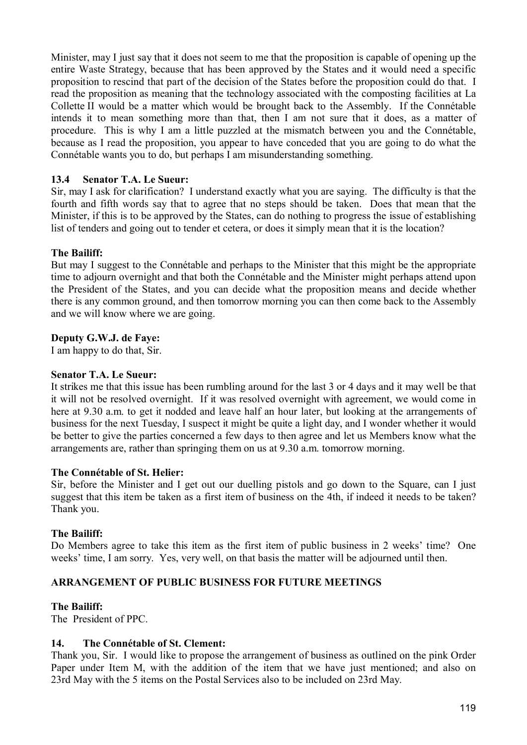Minister, may I just say that it does not seem to me that the proposition is capable of opening up the entire Waste Strategy, because that has been approved by the States and it would need a specific proposition to rescind that part of the decision of the States before the proposition could do that. I read the proposition as meaning that the technology associated with the composting facilities at La Collette II would be a matter which would be brought back to the Assembly. If the Connétable intends it to mean something more than that, then I am not sure that it does, as a matter of procedure. This is why I am a little puzzled at the mismatch between you and the Connétable, because as I read the proposition, you appear to have conceded that you are going to do what the Connétable wants you to do, but perhaps I am misunderstanding something.

### 13.4 Senator T.A. Le Sueur:

Sir, may I ask for clarification? I understand exactly what you are saying. The difficulty is that the fourth and fifth words say that to agree that no steps should be taken. Does that mean that the Minister, if this is to be approved by the States, can do nothing to progress the issue of establishing list of tenders and going out to tender et cetera, or does it simply mean that it is the location?

**The Bailiff:**

But may I suggest to the Connétable and perhaps to the Minister that this might be the appropriate time to adjourn overnight and that both the Connétable and the Minister might perhaps attend upon the President of the States, and you can decide what the proposition means and decide whether there is any common ground, and then tomorrow morning you can then come back to the Assembly and we will know where we are going.

**Deputy G.W.J. de Faye:**

I am happy to do that, Sir.

**Senator T.A. Le Sueur:**

It strikes me that this issue has been rumbling around for the last 3 or 4 days and it may well be that it will not be resolved overnight. If it was resolved overnight with agreement, we would come in here at 9.30 a.m. to get it nodded and leave half an hour later, but looking at the arrangements of business for the next Tuesday, I suspect it might be quite a light day, and I wonder whether it would be better to give the parties concerned a few days to then agree and let us Members know what the arrangements are, rather than springing them on us at 9.30 a.m. tomorrow morning.

**The Connétable of St. Helier:**

Sir, before the Minister and I get out our duelling pistols and go down to the Square, can I just suggest that this item be taken as a first item of business on the 4th, if indeed it needs to be taken? Thank you.

**The Bailiff:**

Do Members agree to take this item as the first item of public business in 2 weeks' time? One weeks' time, I am sorry. Yes, very well, on that basis the matter will be adjourned until then.

## ARRANGEMENT OF PUBLIC BUSINESS FOR FUTURE MEETINGS

**The Bailiff:**

The President of PPC.

### 14. The Connétable of St. Clement:

Thank you, Sir. I would like to propose the arrangement of business as outlined on the pink Order Paper under Item M, with the addition of the item that we have just mentioned; and also on 23rd May with the 5 items on the Postal Services also to be included on 23rd May.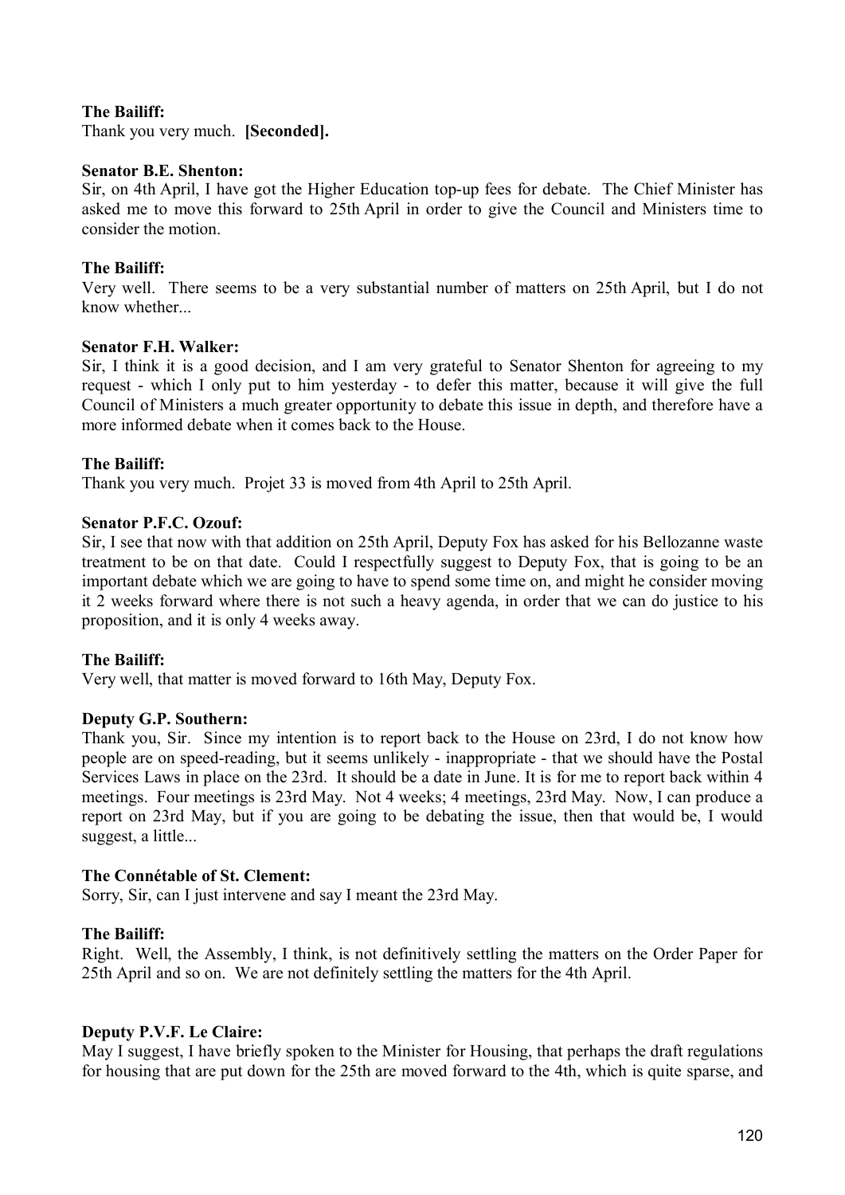**The Bailiff:**

Thank you very much. **[Seconded].**

**Senator B.E. Shenton:**

Sir, on 4th April, I have got the Higher Education top-up fees for debate. The Chief Minister has asked me to move this forward to 25th April in order to give the Council and Ministers time to consider the motion.

**The Bailiff:**

Very well. There seems to be a very substantial number of matters on 25th April, but I do not know whether...

**Senator F.H. Walker:**

Sir, I think it is a good decision, and I am very grateful to Senator Shenton for agreeing to my request - which I only put to him yesterday - to defer this matter, because it will give the full Council of Ministers a much greater opportunity to debate this issue in depth, and therefore have a more informed debate when it comes back to the House.

**The Bailiff:**

Thank you very much. Projet 33 is moved from 4th April to 25th April.

**Senator P.F.C. Ozouf:**

Sir, I see that now with that addition on 25th April, Deputy Fox has asked for his Bellozanne waste treatment to be on that date. Could I respectfully suggest to Deputy Fox, that is going to be an important debate which we are going to have to spend some time on, and might he consider moving it 2 weeks forward where there is not such a heavy agenda, in order that we can do justice to his proposition, and it is only 4 weeks away.

**The Bailiff:**

Very well, that matter is moved forward to 16th May, Deputy Fox.

**Deputy G.P. Southern:**

Thank you, Sir. Since my intention is to report back to the House on 23rd, I do not know how people are on speed-reading, but it seems unlikely - inappropriate - that we should have the Postal Services Laws in place on the 23rd. It should be a date in June. It is for me to report back within 4 meetings. Four meetings is 23rd May. Not 4 weeks; 4 meetings, 23rd May. Now, I can produce a report on 23rd May, but if you are going to be debating the issue, then that would be, I would suggest, a little...

**The Connétable of St. Clement:**

Sorry, Sir, can I just intervene and say I meant the 23rd May.

**The Bailiff:**

Right. Well, the Assembly, I think, is not definitively settling the matters on the Order Paper for 25th April and so on. We are not definitely settling the matters for the 4th April.

**Deputy P.V.F. Le Claire:**

May I suggest, I have briefly spoken to the Minister for Housing, that perhaps the draft regulations for housing that are put down for the 25th are moved forward to the 4th, which is quite sparse, and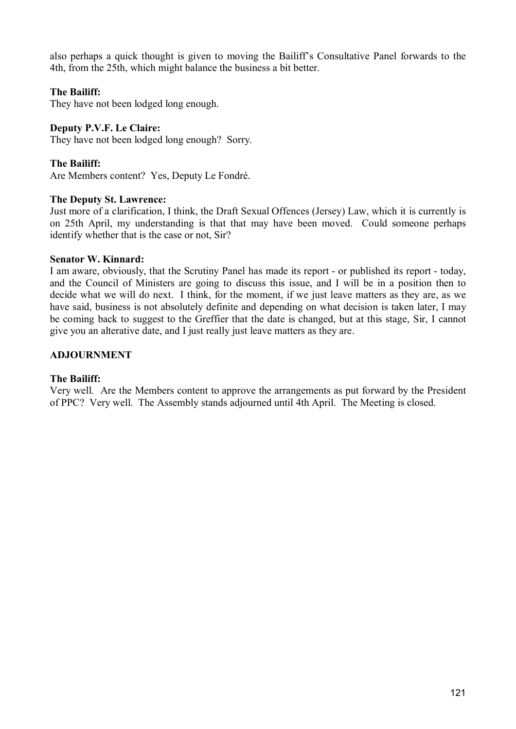also perhaps a quick thought is given to moving the Bailiff's Consultative Panel forwards to the 4th, from the 25th, which might balance the business a bit better.

**The Bailiff:**

They have not been lodged long enough.

**Deputy P.V.F. Le Claire:**

They have not been lodged long enough? Sorry.

**The Bailiff:**

Are Members content? Yes, Deputy Le Fondré.

**The Deputy St. Lawrence:**

Just more of a clarification, I think, the Draft Sexual Offences (Jersey) Law, which it is currently is on 25th April, my understanding is that that may have been moved. Could someone perhaps identify whether that is the case or not, Sir?

**Senator W. Kinnard:**

I am aware, obviously, that the Scrutiny Panel has made its report - or published its report - today, and the Council of Ministers are going to discuss this issue, and I will be in a position then to decide what we will do next. I think, for the moment, if we just leave matters as they are, as we have said, business is not absolutely definite and depending on what decision is taken later, I may be coming back to suggest to the Greffier that the date is changed, but at this stage, Sir, I cannot give you an alterative date, and I just really just leave matters as they are.

**ADJOURNMENT**

**The Bailiff:**

Very well. Are the Members content to approve the arrangements as put forward by the President of PPC? Very well. The Assembly stands adjourned until 4th April. The Meeting is closed.